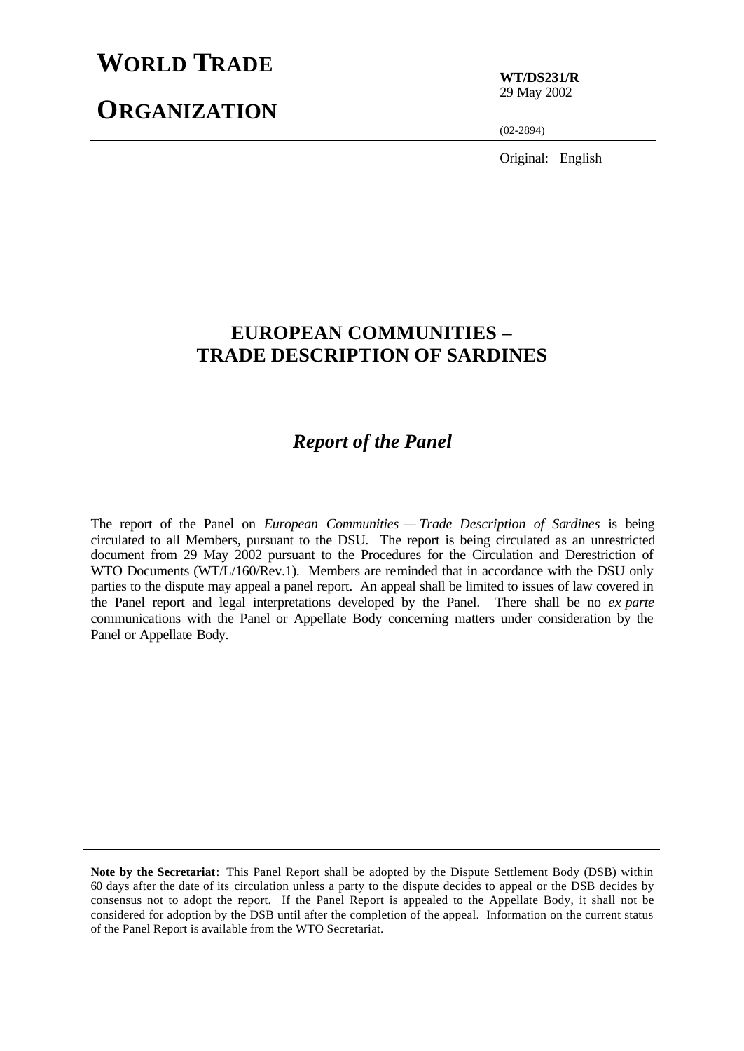# WORLD TRADE ORGANIZATION

**WT/DS231/R**
29 May 2002

(02-2894)

Original: English

## EUROPEAN COMMUNITIES – TRADE DESCRIPTION OF SARDINES

### *Report of the Panel*

The report of the Panel on *European Communities — Trade Description of Sardines* is being circulated to all Members, pursuant to the DSU. The report is being circulated as an unrestricted document from 29 May 2002 pursuant to the Procedures for the Circulation and Derestriction of WTO Documents (WT/L/160/Rev.1). Members are reminded that in accordance with the DSU only parties to the dispute may appeal a panel report. An appeal shall be limited to issues of law covered in the Panel report and legal interpretations developed by the Panel. There shall be no *ex parte* communications with the Panel or Appellate Body concerning matters under consideration by the Panel or Appellate Body.

**Note by the Secretariat**: This Panel Report shall be adopted by the Dispute Settlement Body (DSB) within 60 days after the date of its circulation unless a party to the dispute decides to appeal or the DSB decides by consensus not to adopt the report. If the Panel Report is appealed to the Appellate Body, it shall not be considered for adoption by the DSB until after the completion of the appeal. Information on the current status of the Panel Report is available from the WTO Secretariat.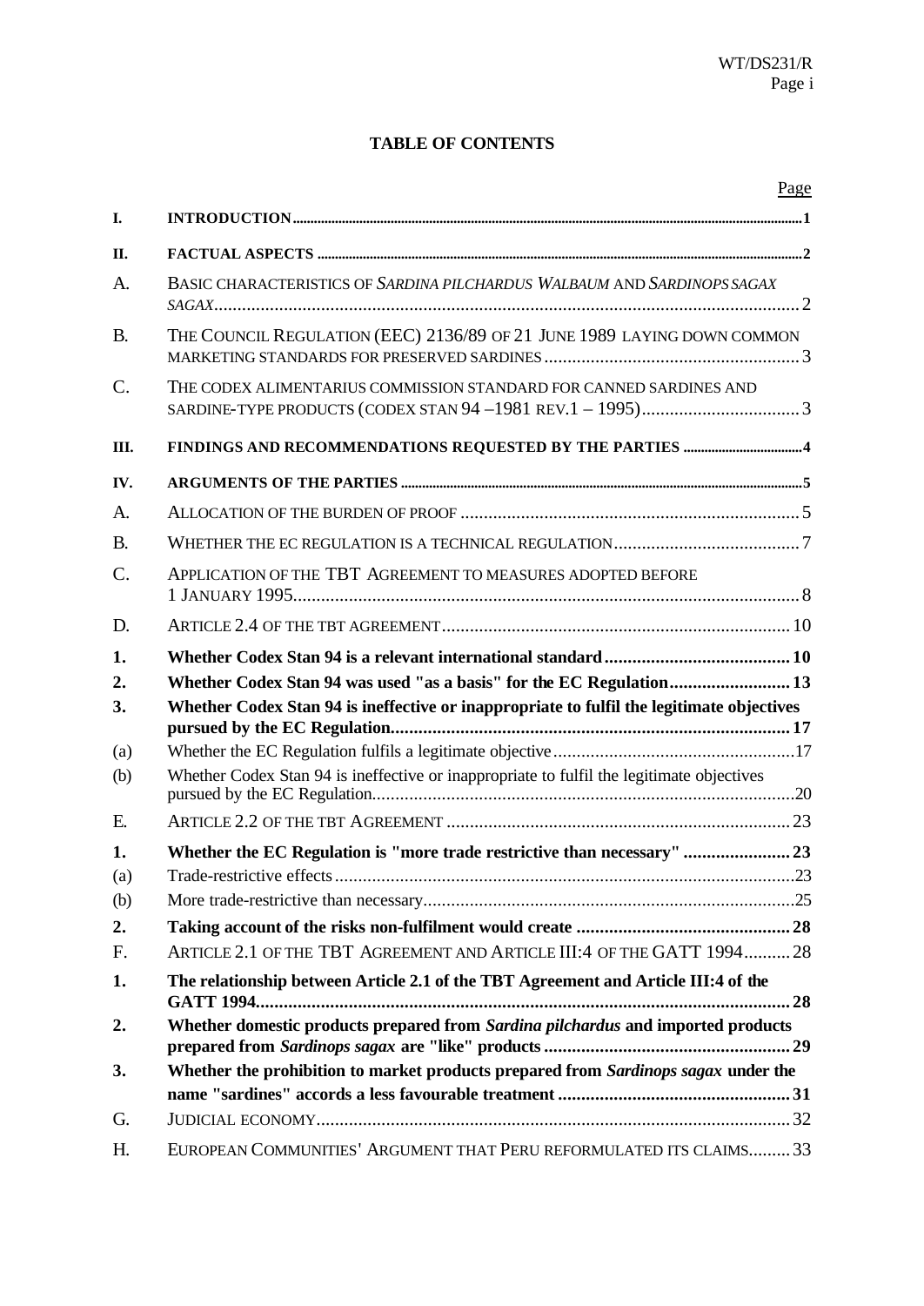**TABLE OF CONTENTS**

| | | Page |
|---|---|---|
| **I.** | **INTRODUCTION** | **1** |
| **II.** | **FACTUAL ASPECTS** | **2** |
| A. | BASIC CHARACTERISTICS OF *SARDINA PILCHARDUS WALBAUM* AND *SARDINOPS SAGAX SAGAX* | 2 |
| B. | THE COUNCIL REGULATION (EEC) 2136/89 OF 21 JUNE 1989 LAYING DOWN COMMON MARKETING STANDARDS FOR PRESERVED SARDINES | 3 |
| C. | THE CODEX ALIMENTARIUS COMMISSION STANDARD FOR CANNED SARDINES AND SARDINE-TYPE PRODUCTS (CODEX STAN 94 –1981 REV.1 – 1995) | 3 |
| **III.** | **FINDINGS AND RECOMMENDATIONS REQUESTED BY THE PARTIES** | **4** |
| **IV.** | **ARGUMENTS OF THE PARTIES** | **5** |
| A. | ALLOCATION OF THE BURDEN OF PROOF | 5 |
| B. | WHETHER THE EC REGULATION IS A TECHNICAL REGULATION | 7 |
| C. | APPLICATION OF THE TBT AGREEMENT TO MEASURES ADOPTED BEFORE 1 JANUARY 1995 | 8 |
| D. | ARTICLE 2.4 OF THE TBT AGREEMENT | 10 |
| **1.** | **Whether Codex Stan 94 is a relevant international standard** | **10** |
| **2.** | **Whether Codex Stan 94 was used "as a basis" for the EC Regulation** | **13** |
| **3.** | **Whether Codex Stan 94 is ineffective or inappropriate to fulfil the legitimate objectives pursued by the EC Regulation** | **17** |
| (a) | Whether the EC Regulation fulfils a legitimate objective | 17 |
| (b) | Whether Codex Stan 94 is ineffective or inappropriate to fulfil the legitimate objectives pursued by the EC Regulation | 20 |
| E. | ARTICLE 2.2 OF THE TBT AGREEMENT | 23 |
| **1.** | **Whether the EC Regulation is "more trade restrictive than necessary"** | **23** |
| (a) | Trade-restrictive effects | 23 |
| (b) | More trade-restrictive than necessary | 25 |
| **2.** | **Taking account of the risks non-fulfilment would create** | **28** |
| F. | ARTICLE 2.1 OF THE TBT AGREEMENT AND ARTICLE III:4 OF THE GATT 1994 | 28 |
| **1.** | **The relationship between Article 2.1 of the TBT Agreement and Article III:4 of the GATT 1994** | **28** |
| **2.** | **Whether domestic products prepared from *Sardina pilchardus* and imported products prepared from *Sardinops sagax* are "like" products** | **29** |
| **3.** | **Whether the prohibition to market products prepared from *Sardinops sagax* under the name "sardines" accords a less favourable treatment** | **31** |
| G. | JUDICIAL ECONOMY | 32 |
| H. | EUROPEAN COMMUNITIES' ARGUMENT THAT PERU REFORMULATED ITS CLAIMS | 33 |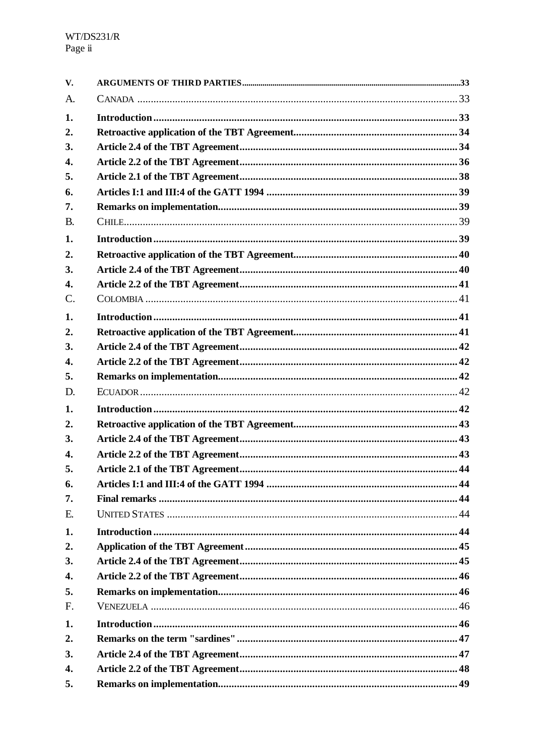| | | |
|---|---|---|
| **V.** | **ARGUMENTS OF THIRD PARTIES** | **33** |
| A. | CANADA | 33 |
| **1.** | **Introduction** | **33** |
| **2.** | **Retroactive application of the TBT Agreement** | **34** |
| **3.** | **Article 2.4 of the TBT Agreement** | **34** |
| **4.** | **Article 2.2 of the TBT Agreement** | **36** |
| **5.** | **Article 2.1 of the TBT Agreement** | **38** |
| **6.** | **Articles I:1 and III:4 of the GATT 1994** | **39** |
| **7.** | **Remarks on implementation** | **39** |
| B. | CHILE | 39 |
| **1.** | **Introduction** | **39** |
| **2.** | **Retroactive application of the TBT Agreement** | **40** |
| **3.** | **Article 2.4 of the TBT Agreement** | **40** |
| **4.** | **Article 2.2 of the TBT Agreement** | **41** |
| C. | COLOMBIA | 41 |
| **1.** | **Introduction** | **41** |
| **2.** | **Retroactive application of the TBT Agreement** | **41** |
| **3.** | **Article 2.4 of the TBT Agreement** | **42** |
| **4.** | **Article 2.2 of the TBT Agreement** | **42** |
| **5.** | **Remarks on implementation** | **42** |
| D. | ECUADOR | 42 |
| **1.** | **Introduction** | **42** |
| **2.** | **Retroactive application of the TBT Agreement** | **43** |
| **3.** | **Article 2.4 of the TBT Agreement** | **43** |
| **4.** | **Article 2.2 of the TBT Agreement** | **43** |
| **5.** | **Article 2.1 of the TBT Agreement** | **44** |
| **6.** | **Articles I:1 and III:4 of the GATT 1994** | **44** |
| **7.** | **Final remarks** | **44** |
| E. | UNITED STATES | 44 |
| **1.** | **Introduction** | **44** |
| **2.** | **Application of the TBT Agreement** | **45** |
| **3.** | **Article 2.4 of the TBT Agreement** | **45** |
| **4.** | **Article 2.2 of the TBT Agreement** | **46** |
| **5.** | **Remarks on implementation** | **46** |
| F. | VENEZUELA | 46 |
| **1.** | **Introduction** | **46** |
| **2.** | **Remarks on the term "sardines"** | **47** |
| **3.** | **Article 2.4 of the TBT Agreement** | **47** |
| **4.** | **Article 2.2 of the TBT Agreement** | **48** |
| **5.** | **Remarks on implementation** | **49** |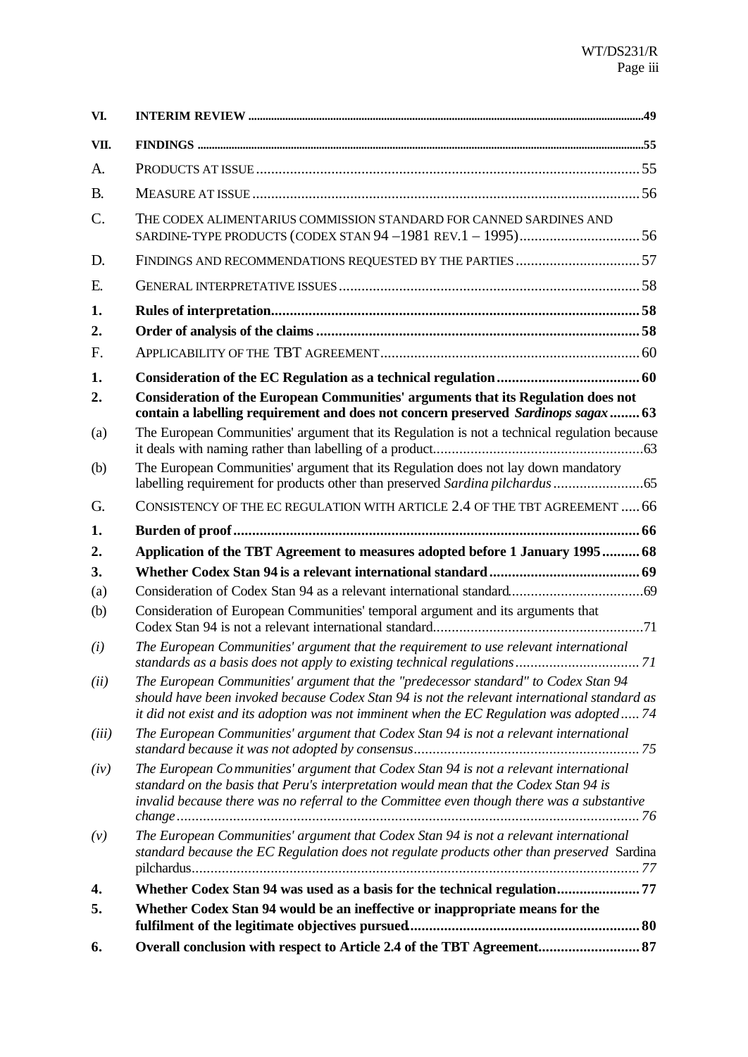| | | |
|---|---|---|
| **VI.** | **INTERIM REVIEW** | **49** |
| **VII.** | **FINDINGS** | **55** |
| A. | PRODUCTS AT ISSUE | 55 |
| B. | MEASURE AT ISSUE | 56 |
| C. | THE CODEX ALIMENTARIUS COMMISSION STANDARD FOR CANNED SARDINES AND SARDINE-TYPE PRODUCTS (CODEX STAN 94 –1981 REV.1 – 1995) | 56 |
| D. | FINDINGS AND RECOMMENDATIONS REQUESTED BY THE PARTIES | 57 |
| E. | GENERAL INTERPRETATIVE ISSUES | 58 |
| **1.** | **Rules of interpretation** | **58** |
| **2.** | **Order of analysis of the claims** | **58** |
| F. | APPLICABILITY OF THE TBT AGREEMENT | 60 |
| **1.** | **Consideration of the EC Regulation as a technical regulation** | **60** |
| **2.** | **Consideration of the European Communities' arguments that its Regulation does not contain a labelling requirement and does not concern preserved *Sardinops sagax*** | **63** |
| (a) | The European Communities' argument that its Regulation is not a technical regulation because it deals with naming rather than labelling of a product | 63 |
| (b) | The European Communities' argument that its Regulation does not lay down mandatory labelling requirement for products other than preserved *Sardina pilchardus* | 65 |
| G. | CONSISTENCY OF THE EC REGULATION WITH ARTICLE 2.4 OF THE TBT AGREEMENT | 66 |
| **1.** | **Burden of proof** | **66** |
| **2.** | **Application of the TBT Agreement to measures adopted before 1 January 1995** | **68** |
| **3.** | **Whether Codex Stan 94 is a relevant international standard** | **69** |
| (a) | Consideration of Codex Stan 94 as a relevant international standard | 69 |
| (b) | Consideration of European Communities' temporal argument and its arguments that Codex Stan 94 is not a relevant international standard | 71 |
| *(i)* | *The European Communities' argument that the requirement to use relevant international standards as a basis does not apply to existing technical regulations* | *71* |
| *(ii)* | *The European Communities' argument that the "predecessor standard" to Codex Stan 94 should have been invoked because Codex Stan 94 is not the relevant international standard as it did not exist and its adoption was not imminent when the EC Regulation was adopted* | *74* |
| *(iii)* | *The European Communities' argument that Codex Stan 94 is not a relevant international standard because it was not adopted by consensus* | *75* |
| *(iv)* | *The European Communities' argument that Codex Stan 94 is not a relevant international standard on the basis that Peru's interpretation would mean that the Codex Stan 94 is invalid because there was no referral to the Committee even though there was a substantive change* | *76* |
| *(v)* | *The European Communities' argument that Codex Stan 94 is not a relevant international standard because the EC Regulation does not regulate products other than preserved* Sardina pilchardus | *77* |
| **4.** | **Whether Codex Stan 94 was used as a basis for the technical regulation** | **77** |
| **5.** | **Whether Codex Stan 94 would be an ineffective or inappropriate means for the fulfilment of the legitimate objectives pursued** | **80** |
| **6.** | **Overall conclusion with respect to Article 2.4 of the TBT Agreement** | **87** |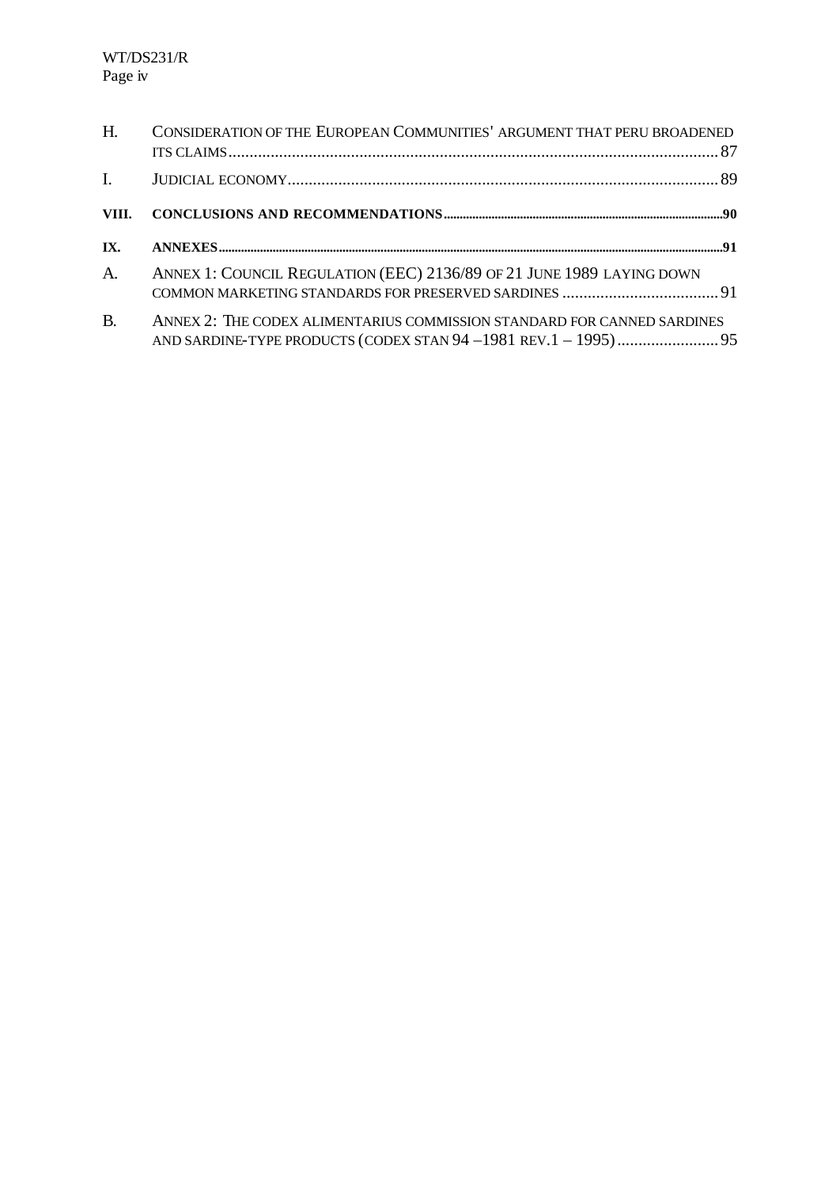H. CONSIDERATION OF THE EUROPEAN COMMUNITIES' ARGUMENT THAT PERU BROADENED ITS CLAIMS .......... 87

I. JUDICIAL ECONOMY .......... 89

**VIII. CONCLUSIONS AND RECOMMENDATIONS .......... 90**

**IX. ANNEXES .......... 91**

A. ANNEX 1: COUNCIL REGULATION (EEC) 2136/89 OF 21 JUNE 1989 LAYING DOWN COMMON MARKETING STANDARDS FOR PRESERVED SARDINES .......... 91

B. ANNEX 2: THE CODEX ALIMENTARIUS COMMISSION STANDARD FOR CANNED SARDINES AND SARDINE-TYPE PRODUCTS (CODEX STAN 94 –1981 REV.1 – 1995) .......... 95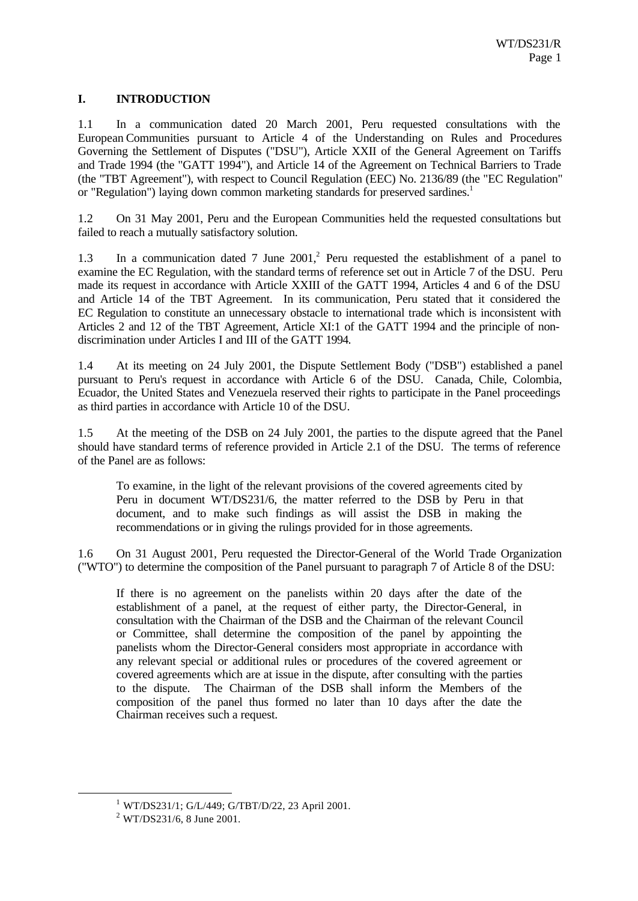# I. INTRODUCTION

1.1 In a communication dated 20 March 2001, Peru requested consultations with the European Communities pursuant to Article 4 of the Understanding on Rules and Procedures Governing the Settlement of Disputes ("DSU"), Article XXII of the General Agreement on Tariffs and Trade 1994 (the "GATT 1994"), and Article 14 of the Agreement on Technical Barriers to Trade (the "TBT Agreement"), with respect to Council Regulation (EEC) No. 2136/89 (the "EC Regulation" or "Regulation") laying down common marketing standards for preserved sardines.[1]

1.2 On 31 May 2001, Peru and the European Communities held the requested consultations but failed to reach a mutually satisfactory solution.

1.3 In a communication dated 7 June 2001,[2] Peru requested the establishment of a panel to examine the EC Regulation, with the standard terms of reference set out in Article 7 of the DSU. Peru made its request in accordance with Article XXIII of the GATT 1994, Articles 4 and 6 of the DSU and Article 14 of the TBT Agreement. In its communication, Peru stated that it considered the EC Regulation to constitute an unnecessary obstacle to international trade which is inconsistent with Articles 2 and 12 of the TBT Agreement, Article XI:1 of the GATT 1994 and the principle of non-discrimination under Articles I and III of the GATT 1994.

1.4 At its meeting on 24 July 2001, the Dispute Settlement Body ("DSB") established a panel pursuant to Peru's request in accordance with Article 6 of the DSU. Canada, Chile, Colombia, Ecuador, the United States and Venezuela reserved their rights to participate in the Panel proceedings as third parties in accordance with Article 10 of the DSU.

1.5 At the meeting of the DSB on 24 July 2001, the parties to the dispute agreed that the Panel should have standard terms of reference provided in Article 2.1 of the DSU. The terms of reference of the Panel are as follows:

> To examine, in the light of the relevant provisions of the covered agreements cited by Peru in document WT/DS231/6, the matter referred to the DSB by Peru in that document, and to make such findings as will assist the DSB in making the recommendations or in giving the rulings provided for in those agreements.

1.6 On 31 August 2001, Peru requested the Director-General of the World Trade Organization ("WTO") to determine the composition of the Panel pursuant to paragraph 7 of Article 8 of the DSU:

> If there is no agreement on the panelists within 20 days after the date of the establishment of a panel, at the request of either party, the Director-General, in consultation with the Chairman of the DSB and the Chairman of the relevant Council or Committee, shall determine the composition of the panel by appointing the panelists whom the Director-General considers most appropriate in accordance with any relevant special or additional rules or procedures of the covered agreement or covered agreements which are at issue in the dispute, after consulting with the parties to the dispute. The Chairman of the DSB shall inform the Members of the composition of the panel thus formed no later than 10 days after the date the Chairman receives such a request.

---

[1] WT/DS231/1; G/L/449; G/TBT/D/22, 23 April 2001.

[2] WT/DS231/6, 8 June 2001.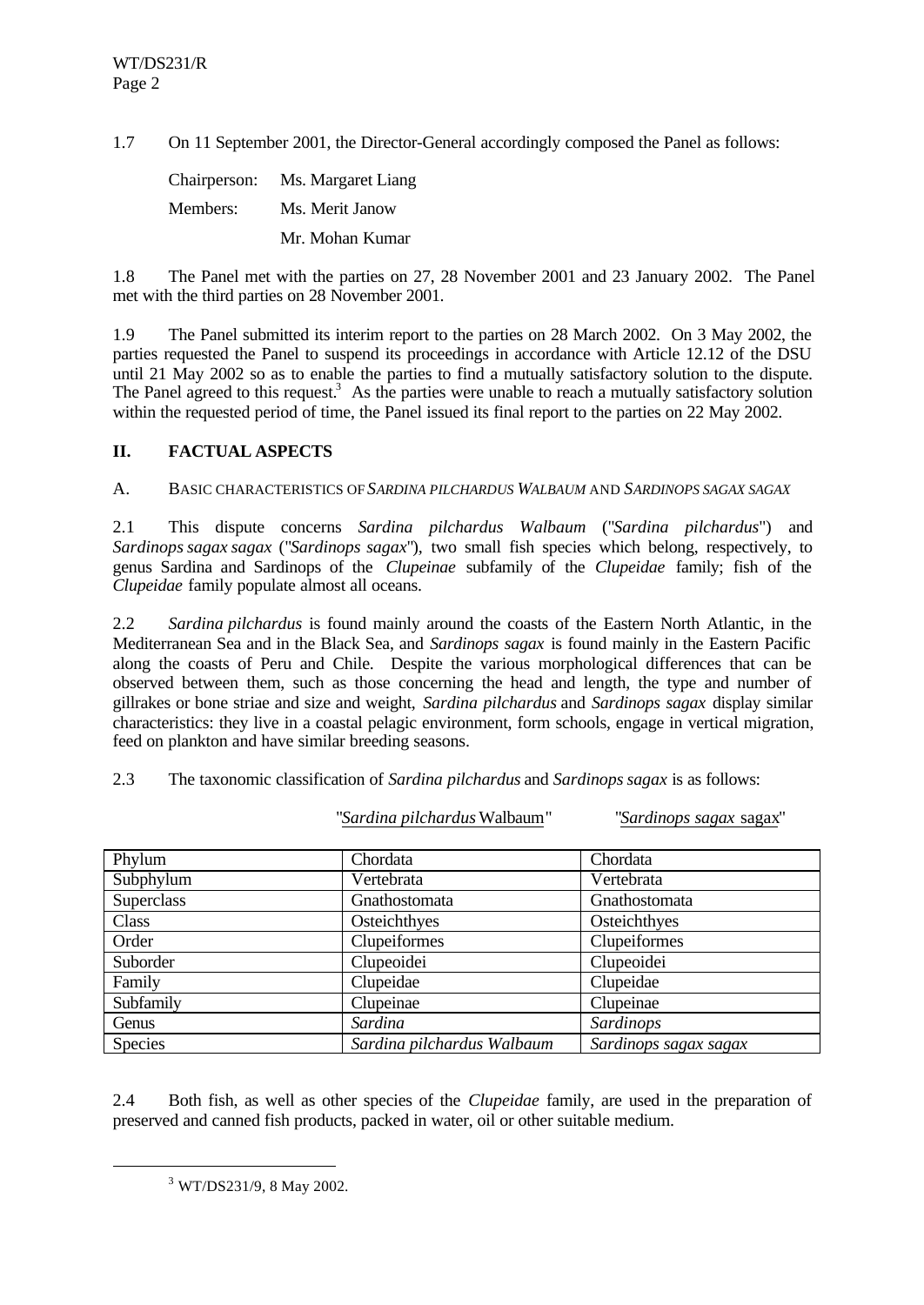1.7 On 11 September 2001, the Director-General accordingly composed the Panel as follows:

Chairperson: Ms. Margaret Liang

Members: Ms. Merit Janow

Mr. Mohan Kumar

1.8 The Panel met with the parties on 27, 28 November 2001 and 23 January 2002. The Panel met with the third parties on 28 November 2001.

1.9 The Panel submitted its interim report to the parties on 28 March 2002. On 3 May 2002, the parties requested the Panel to suspend its proceedings in accordance with Article 12.12 of the DSU until 21 May 2002 so as to enable the parties to find a mutually satisfactory solution to the dispute. The Panel agreed to this request.[3] As the parties were unable to reach a mutually satisfactory solution within the requested period of time, the Panel issued its final report to the parties on 22 May 2002.

## II. FACTUAL ASPECTS

### A. BASIC CHARACTERISTICS OF *SARDINA PILCHARDUS WALBAUM* AND *SARDINOPS SAGAX SAGAX*

2.1 This dispute concerns *Sardina pilchardus Walbaum* ("*Sardina pilchardus*") and *Sardinops sagax sagax* ("*Sardinops sagax*"), two small fish species which belong, respectively, to genus Sardina and Sardinops of the *Clupeinae* subfamily of the *Clupeidae* family; fish of the *Clupeidae* family populate almost all oceans.

2.2 *Sardina pilchardus* is found mainly around the coasts of the Eastern North Atlantic, in the Mediterranean Sea and in the Black Sea, and *Sardinops sagax* is found mainly in the Eastern Pacific along the coasts of Peru and Chile. Despite the various morphological differences that can be observed between them, such as those concerning the head and length, the type and number of gillrakes or bone striae and size and weight, *Sardina pilchardus* and *Sardinops sagax* display similar characteristics: they live in a coastal pelagic environment, form schools, engage in vertical migration, feed on plankton and have similar breeding seasons.

2.3 The taxonomic classification of *Sardina pilchardus* and *Sardinops sagax* is as follows:

| | "*Sardina pilchardus* Walbaum" | "*Sardinops sagax* sagax" |
|---|---|---|
| Phylum | Chordata | Chordata |
| Subphylum | Vertebrata | Vertebrata |
| Superclass | Gnathostomata | Gnathostomata |
| Class | Osteichthyes | Osteichthyes |
| Order | Clupeiformes | Clupeiformes |
| Suborder | Clupeoidei | Clupeoidei |
| Family | Clupeidae | Clupeidae |
| Subfamily | Clupeinae | Clupeinae |
| Genus | *Sardina* | *Sardinops* |
| Species | *Sardina pilchardus Walbaum* | *Sardinops sagax sagax* |

2.4 Both fish, as well as other species of the *Clupeidae* family, are used in the preparation of preserved and canned fish products, packed in water, oil or other suitable medium.

[3] WT/DS231/9, 8 May 2002.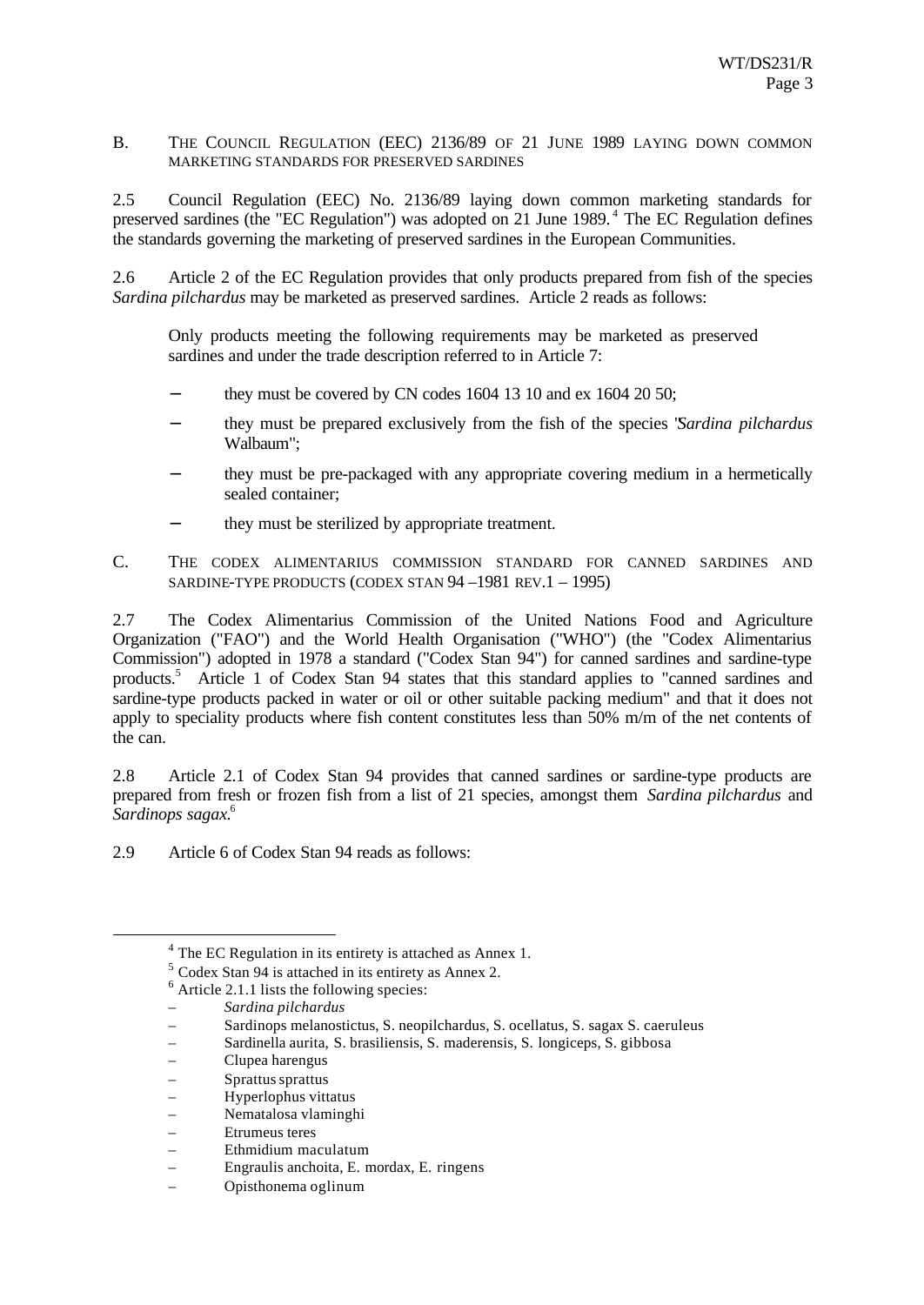## B. THE COUNCIL REGULATION (EEC) 2136/89 OF 21 JUNE 1989 LAYING DOWN COMMON MARKETING STANDARDS FOR PRESERVED SARDINES

2.5 Council Regulation (EEC) No. 2136/89 laying down common marketing standards for preserved sardines (the "EC Regulation") was adopted on 21 June 1989.[4] The EC Regulation defines the standards governing the marketing of preserved sardines in the European Communities.

2.6 Article 2 of the EC Regulation provides that only products prepared from fish of the species *Sardina pilchardus* may be marketed as preserved sardines. Article 2 reads as follows:

> Only products meeting the following requirements may be marketed as preserved sardines and under the trade description referred to in Article 7:
>
> - they must be covered by CN codes 1604 13 10 and ex 1604 20 50;
> - they must be prepared exclusively from the fish of the species "*Sardina pilchardus* Walbaum";
> - they must be pre-packaged with any appropriate covering medium in a hermetically sealed container;
> - they must be sterilized by appropriate treatment.

## C. THE CODEX ALIMENTARIUS COMMISSION STANDARD FOR CANNED SARDINES AND SARDINE-TYPE PRODUCTS (CODEX STAN 94 –1981 REV.1 – 1995)

2.7 The Codex Alimentarius Commission of the United Nations Food and Agriculture Organization ("FAO") and the World Health Organisation ("WHO") (the "Codex Alimentarius Commission") adopted in 1978 a standard ("Codex Stan 94") for canned sardines and sardine-type products.[5] Article 1 of Codex Stan 94 states that this standard applies to "canned sardines and sardine-type products packed in water or oil or other suitable packing medium" and that it does not apply to speciality products where fish content constitutes less than 50% m/m of the net contents of the can.

2.8 Article 2.1 of Codex Stan 94 provides that canned sardines or sardine-type products are prepared from fresh or frozen fish from a list of 21 species, amongst them *Sardina pilchardus* and *Sardinops sagax*.[6]

2.9 Article 6 of Codex Stan 94 reads as follows:

---

[4] The EC Regulation in its entirety is attached as Annex 1.

[5] Codex Stan 94 is attached in its entirety as Annex 2.

[6] Article 2.1.1 lists the following species:

- *Sardina pilchardus*
- Sardinops melanostictus, S. neopilchardus, S. ocellatus, S. sagax S. caeruleus
- Sardinella aurita, S. brasiliensis, S. maderensis, S. longiceps, S. gibbosa
- Clupea harengus
- Sprattus sprattus
- Hyperlophus vittatus
- Nematalosa vlaminghi
- Etrumeus teres
- Ethmidium maculatum
- Engraulis anchoita, E. mordax, E. ringens
- Opisthonema oglinum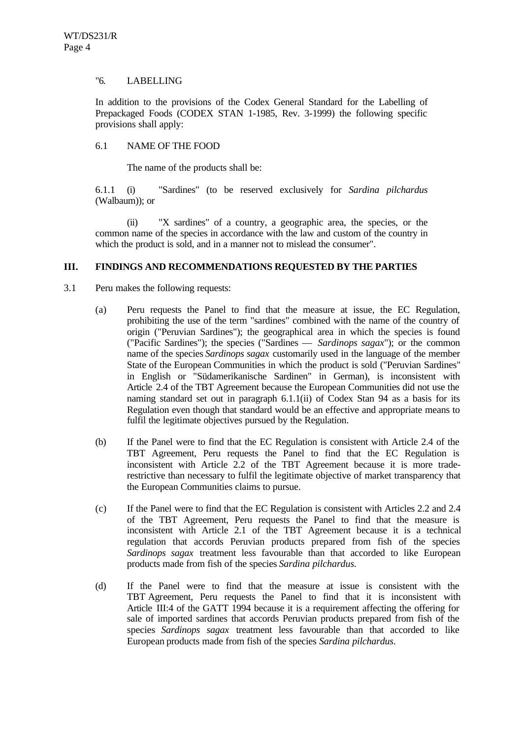"6. LABELLING

In addition to the provisions of the Codex General Standard for the Labelling of Prepackaged Foods (CODEX STAN 1-1985, Rev. 3-1999) the following specific provisions shall apply:

6.1 NAME OF THE FOOD

The name of the products shall be:

6.1.1 (i) "Sardines" (to be reserved exclusively for *Sardina pilchardus* (Walbaum)); or

(ii) "X sardines" of a country, a geographic area, the species, or the common name of the species in accordance with the law and custom of the country in which the product is sold, and in a manner not to mislead the consumer".

## III. FINDINGS AND RECOMMENDATIONS REQUESTED BY THE PARTIES

3.1 Peru makes the following requests:

(a) Peru requests the Panel to find that the measure at issue, the EC Regulation, prohibiting the use of the term "sardines" combined with the name of the country of origin ("Peruvian Sardines"); the geographical area in which the species is found ("Pacific Sardines"); the species ("Sardines — *Sardinops sagax*"); or the common name of the species *Sardinops sagax* customarily used in the language of the member State of the European Communities in which the product is sold ("Peruvian Sardines" in English or "Südamerikanische Sardinen" in German), is inconsistent with Article 2.4 of the TBT Agreement because the European Communities did not use the naming standard set out in paragraph 6.1.1(ii) of Codex Stan 94 as a basis for its Regulation even though that standard would be an effective and appropriate means to fulfil the legitimate objectives pursued by the Regulation.

(b) If the Panel were to find that the EC Regulation is consistent with Article 2.4 of the TBT Agreement, Peru requests the Panel to find that the EC Regulation is inconsistent with Article 2.2 of the TBT Agreement because it is more trade-restrictive than necessary to fulfil the legitimate objective of market transparency that the European Communities claims to pursue.

(c) If the Panel were to find that the EC Regulation is consistent with Articles 2.2 and 2.4 of the TBT Agreement, Peru requests the Panel to find that the measure is inconsistent with Article 2.1 of the TBT Agreement because it is a technical regulation that accords Peruvian products prepared from fish of the species *Sardinops sagax* treatment less favourable than that accorded to like European products made from fish of the species *Sardina pilchardus.*

(d) If the Panel were to find that the measure at issue is consistent with the TBT Agreement, Peru requests the Panel to find that it is inconsistent with Article III:4 of the GATT 1994 because it is a requirement affecting the offering for sale of imported sardines that accords Peruvian products prepared from fish of the species *Sardinops sagax* treatment less favourable than that accorded to like European products made from fish of the species *Sardina pilchardus*.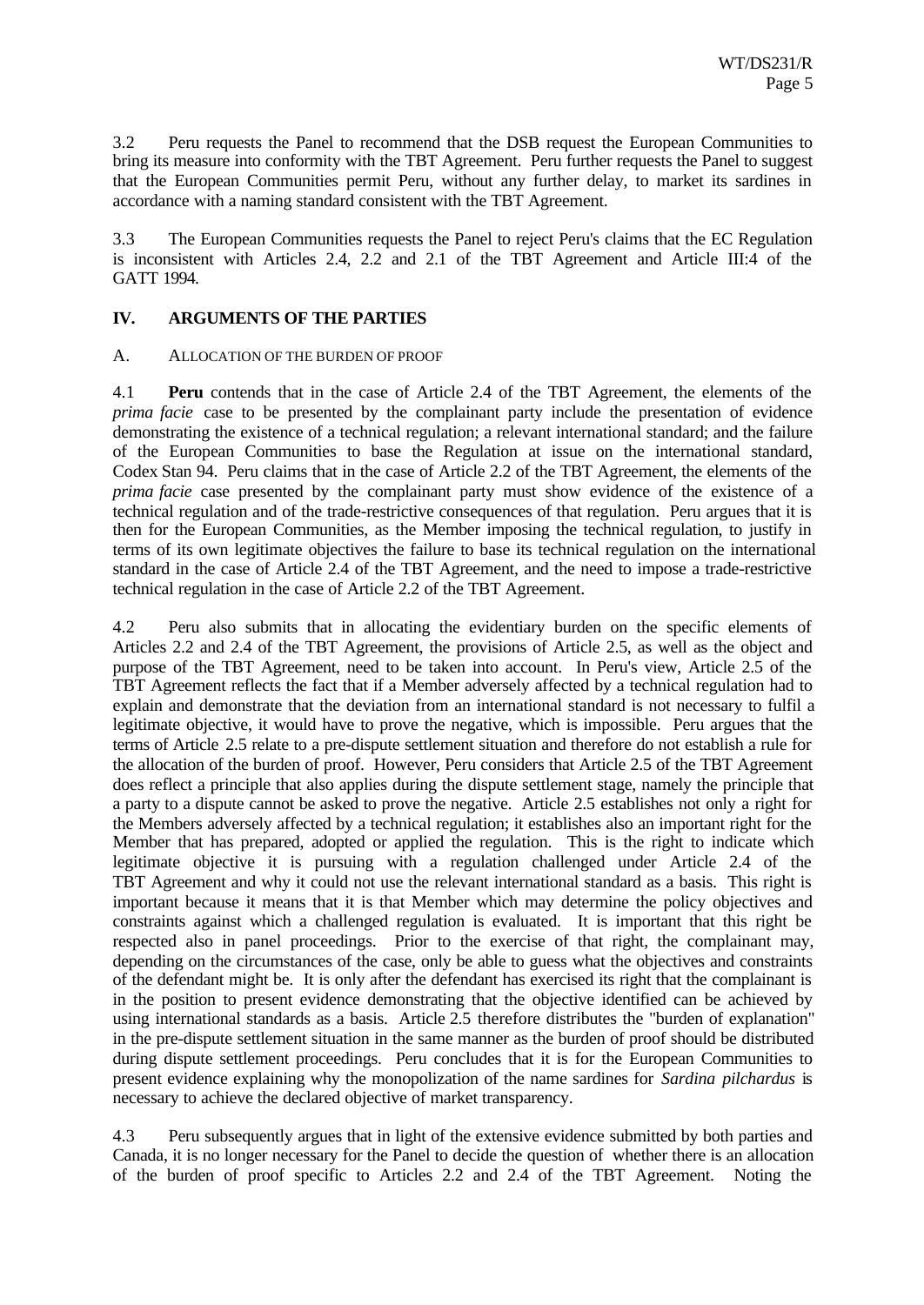3.2 Peru requests the Panel to recommend that the DSB request the European Communities to bring its measure into conformity with the TBT Agreement. Peru further requests the Panel to suggest that the European Communities permit Peru, without any further delay, to market its sardines in accordance with a naming standard consistent with the TBT Agreement.

3.3 The European Communities requests the Panel to reject Peru's claims that the EC Regulation is inconsistent with Articles 2.4, 2.2 and 2.1 of the TBT Agreement and Article III:4 of the GATT 1994.

## IV. ARGUMENTS OF THE PARTIES

### A. ALLOCATION OF THE BURDEN OF PROOF

4.1 **Peru** contends that in the case of Article 2.4 of the TBT Agreement, the elements of the *prima facie* case to be presented by the complainant party include the presentation of evidence demonstrating the existence of a technical regulation; a relevant international standard; and the failure of the European Communities to base the Regulation at issue on the international standard, Codex Stan 94. Peru claims that in the case of Article 2.2 of the TBT Agreement, the elements of the *prima facie* case presented by the complainant party must show evidence of the existence of a technical regulation and of the trade-restrictive consequences of that regulation. Peru argues that it is then for the European Communities, as the Member imposing the technical regulation, to justify in terms of its own legitimate objectives the failure to base its technical regulation on the international standard in the case of Article 2.4 of the TBT Agreement, and the need to impose a trade-restrictive technical regulation in the case of Article 2.2 of the TBT Agreement.

4.2 Peru also submits that in allocating the evidentiary burden on the specific elements of Articles 2.2 and 2.4 of the TBT Agreement, the provisions of Article 2.5, as well as the object and purpose of the TBT Agreement, need to be taken into account. In Peru's view, Article 2.5 of the TBT Agreement reflects the fact that if a Member adversely affected by a technical regulation had to explain and demonstrate that the deviation from an international standard is not necessary to fulfil a legitimate objective, it would have to prove the negative, which is impossible. Peru argues that the terms of Article 2.5 relate to a pre-dispute settlement situation and therefore do not establish a rule for the allocation of the burden of proof. However, Peru considers that Article 2.5 of the TBT Agreement does reflect a principle that also applies during the dispute settlement stage, namely the principle that a party to a dispute cannot be asked to prove the negative. Article 2.5 establishes not only a right for the Members adversely affected by a technical regulation; it establishes also an important right for the Member that has prepared, adopted or applied the regulation. This is the right to indicate which legitimate objective it is pursuing with a regulation challenged under Article 2.4 of the TBT Agreement and why it could not use the relevant international standard as a basis. This right is important because it means that it is that Member which may determine the policy objectives and constraints against which a challenged regulation is evaluated. It is important that this right be respected also in panel proceedings. Prior to the exercise of that right, the complainant may, depending on the circumstances of the case, only be able to guess what the objectives and constraints of the defendant might be. It is only after the defendant has exercised its right that the complainant is in the position to present evidence demonstrating that the objective identified can be achieved by using international standards as a basis. Article 2.5 therefore distributes the "burden of explanation" in the pre-dispute settlement situation in the same manner as the burden of proof should be distributed during dispute settlement proceedings. Peru concludes that it is for the European Communities to present evidence explaining why the monopolization of the name sardines for *Sardina pilchardus* is necessary to achieve the declared objective of market transparency.

4.3 Peru subsequently argues that in light of the extensive evidence submitted by both parties and Canada, it is no longer necessary for the Panel to decide the question of whether there is an allocation of the burden of proof specific to Articles 2.2 and 2.4 of the TBT Agreement. Noting the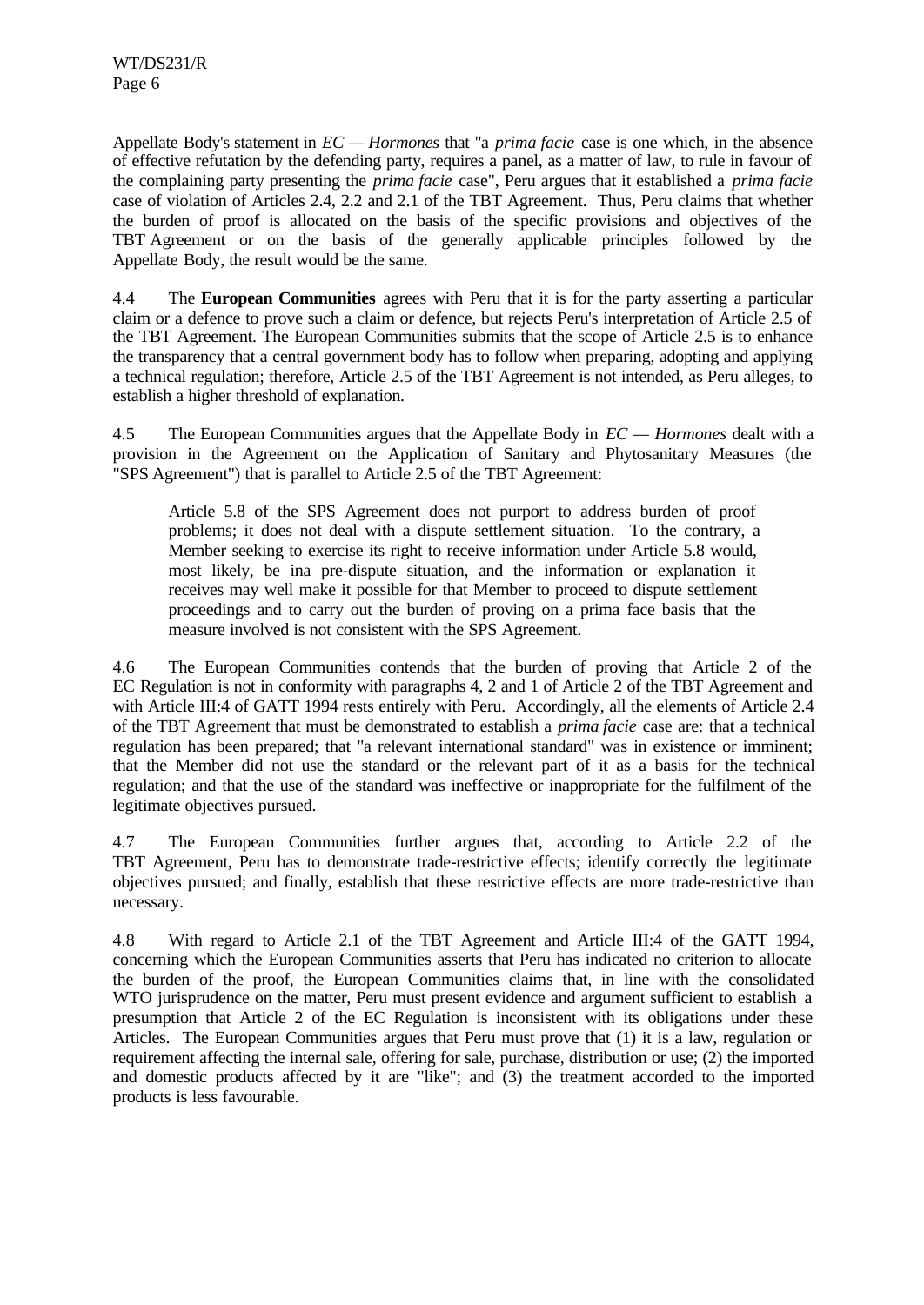Appellate Body's statement in *EC — Hormones* that "a *prima facie* case is one which, in the absence of effective refutation by the defending party, requires a panel, as a matter of law, to rule in favour of the complaining party presenting the *prima facie* case", Peru argues that it established a *prima facie* case of violation of Articles 2.4, 2.2 and 2.1 of the TBT Agreement. Thus, Peru claims that whether the burden of proof is allocated on the basis of the specific provisions and objectives of the TBT Agreement or on the basis of the generally applicable principles followed by the Appellate Body, the result would be the same.

4.4 The **European Communities** agrees with Peru that it is for the party asserting a particular claim or a defence to prove such a claim or defence, but rejects Peru's interpretation of Article 2.5 of the TBT Agreement. The European Communities submits that the scope of Article 2.5 is to enhance the transparency that a central government body has to follow when preparing, adopting and applying a technical regulation; therefore, Article 2.5 of the TBT Agreement is not intended, as Peru alleges, to establish a higher threshold of explanation.

4.5 The European Communities argues that the Appellate Body in *EC — Hormones* dealt with a provision in the Agreement on the Application of Sanitary and Phytosanitary Measures (the "SPS Agreement") that is parallel to Article 2.5 of the TBT Agreement:

> Article 5.8 of the SPS Agreement does not purport to address burden of proof problems; it does not deal with a dispute settlement situation. To the contrary, a Member seeking to exercise its right to receive information under Article 5.8 would, most likely, be ina pre-dispute situation, and the information or explanation it receives may well make it possible for that Member to proceed to dispute settlement proceedings and to carry out the burden of proving on a prima face basis that the measure involved is not consistent with the SPS Agreement.

4.6 The European Communities contends that the burden of proving that Article 2 of the EC Regulation is not in conformity with paragraphs 4, 2 and 1 of Article 2 of the TBT Agreement and with Article III:4 of GATT 1994 rests entirely with Peru. Accordingly, all the elements of Article 2.4 of the TBT Agreement that must be demonstrated to establish a *prima facie* case are: that a technical regulation has been prepared; that "a relevant international standard" was in existence or imminent; that the Member did not use the standard or the relevant part of it as a basis for the technical regulation; and that the use of the standard was ineffective or inappropriate for the fulfilment of the legitimate objectives pursued.

4.7 The European Communities further argues that, according to Article 2.2 of the TBT Agreement, Peru has to demonstrate trade-restrictive effects; identify correctly the legitimate objectives pursued; and finally, establish that these restrictive effects are more trade-restrictive than necessary.

4.8 With regard to Article 2.1 of the TBT Agreement and Article III:4 of the GATT 1994, concerning which the European Communities asserts that Peru has indicated no criterion to allocate the burden of the proof, the European Communities claims that, in line with the consolidated WTO jurisprudence on the matter, Peru must present evidence and argument sufficient to establish a presumption that Article 2 of the EC Regulation is inconsistent with its obligations under these Articles. The European Communities argues that Peru must prove that (1) it is a law, regulation or requirement affecting the internal sale, offering for sale, purchase, distribution or use; (2) the imported and domestic products affected by it are "like"; and (3) the treatment accorded to the imported products is less favourable.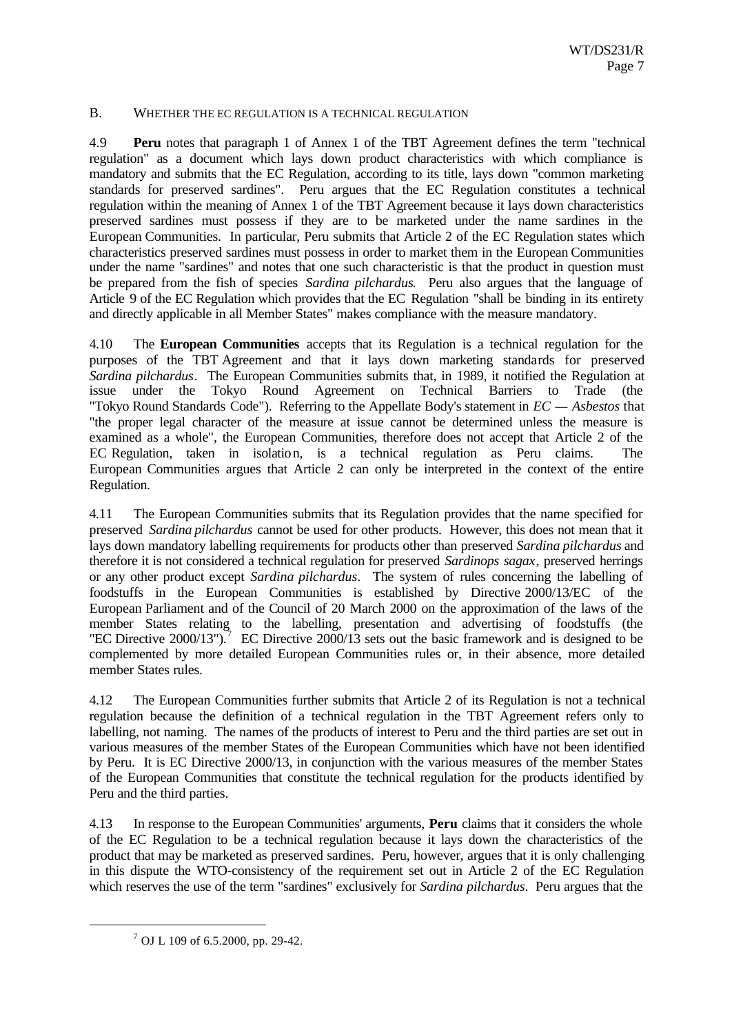## B. WHETHER THE EC REGULATION IS A TECHNICAL REGULATION

4.9 **Peru** notes that paragraph 1 of Annex 1 of the TBT Agreement defines the term "technical regulation" as a document which lays down product characteristics with which compliance is mandatory and submits that the EC Regulation, according to its title, lays down "common marketing standards for preserved sardines". Peru argues that the EC Regulation constitutes a technical regulation within the meaning of Annex 1 of the TBT Agreement because it lays down characteristics preserved sardines must possess if they are to be marketed under the name sardines in the European Communities. In particular, Peru submits that Article 2 of the EC Regulation states which characteristics preserved sardines must possess in order to market them in the European Communities under the name "sardines" and notes that one such characteristic is that the product in question must be prepared from the fish of species *Sardina pilchardus*. Peru also argues that the language of Article 9 of the EC Regulation which provides that the EC Regulation "shall be binding in its entirety and directly applicable in all Member States" makes compliance with the measure mandatory.

4.10 The **European Communities** accepts that its Regulation is a technical regulation for the purposes of the TBT Agreement and that it lays down marketing standards for preserved *Sardina pilchardus*. The European Communities submits that, in 1989, it notified the Regulation at issue under the Tokyo Round Agreement on Technical Barriers to Trade (the "Tokyo Round Standards Code"). Referring to the Appellate Body's statement in *EC — Asbestos* that "the proper legal character of the measure at issue cannot be determined unless the measure is examined as a whole", the European Communities, therefore does not accept that Article 2 of the EC Regulation, taken in isolation, is a technical regulation as Peru claims. The European Communities argues that Article 2 can only be interpreted in the context of the entire Regulation.

4.11 The European Communities submits that its Regulation provides that the name specified for preserved *Sardina pilchardus* cannot be used for other products. However, this does not mean that it lays down mandatory labelling requirements for products other than preserved *Sardina pilchardus* and therefore it is not considered a technical regulation for preserved *Sardinops sagax*, preserved herrings or any other product except *Sardina pilchardus*. The system of rules concerning the labelling of foodstuffs in the European Communities is established by Directive 2000/13/EC of the European Parliament and of the Council of 20 March 2000 on the approximation of the laws of the member States relating to the labelling, presentation and advertising of foodstuffs (the "EC Directive 2000/13").[7] EC Directive 2000/13 sets out the basic framework and is designed to be complemented by more detailed European Communities rules or, in their absence, more detailed member States rules.

4.12 The European Communities further submits that Article 2 of its Regulation is not a technical regulation because the definition of a technical regulation in the TBT Agreement refers only to labelling, not naming. The names of the products of interest to Peru and the third parties are set out in various measures of the member States of the European Communities which have not been identified by Peru. It is EC Directive 2000/13, in conjunction with the various measures of the member States of the European Communities that constitute the technical regulation for the products identified by Peru and the third parties.

4.13 In response to the European Communities' arguments, **Peru** claims that it considers the whole of the EC Regulation to be a technical regulation because it lays down the characteristics of the product that may be marketed as preserved sardines. Peru, however, argues that it is only challenging in this dispute the WTO-consistency of the requirement set out in Article 2 of the EC Regulation which reserves the use of the term "sardines" exclusively for *Sardina pilchardus*. Peru argues that the

---

[7] OJ L 109 of 6.5.2000, pp. 29-42.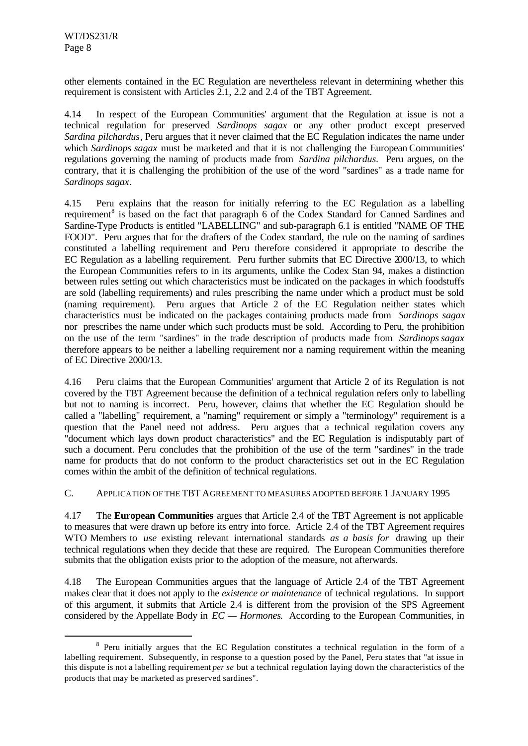other elements contained in the EC Regulation are nevertheless relevant in determining whether this requirement is consistent with Articles 2.1, 2.2 and 2.4 of the TBT Agreement.

4.14 In respect of the European Communities' argument that the Regulation at issue is not a technical regulation for preserved *Sardinops sagax* or any other product except preserved *Sardina pilchardus*, Peru argues that it never claimed that the EC Regulation indicates the name under which *Sardinops sagax* must be marketed and that it is not challenging the European Communities' regulations governing the naming of products made from *Sardina pilchardus*. Peru argues, on the contrary, that it is challenging the prohibition of the use of the word "sardines" as a trade name for *Sardinops sagax*.

4.15 Peru explains that the reason for initially referring to the EC Regulation as a labelling requirement[8] is based on the fact that paragraph 6 of the Codex Standard for Canned Sardines and Sardine-Type Products is entitled "LABELLING" and sub-paragraph 6.1 is entitled "NAME OF THE FOOD". Peru argues that for the drafters of the Codex standard, the rule on the naming of sardines constituted a labelling requirement and Peru therefore considered it appropriate to describe the EC Regulation as a labelling requirement. Peru further submits that EC Directive 2000/13, to which the European Communities refers to in its arguments, unlike the Codex Stan 94, makes a distinction between rules setting out which characteristics must be indicated on the packages in which foodstuffs are sold (labelling requirements) and rules prescribing the name under which a product must be sold (naming requirement). Peru argues that Article 2 of the EC Regulation neither states which characteristics must be indicated on the packages containing products made from *Sardinops sagax* nor prescribes the name under which such products must be sold. According to Peru, the prohibition on the use of the term "sardines" in the trade description of products made from *Sardinops sagax* therefore appears to be neither a labelling requirement nor a naming requirement within the meaning of EC Directive 2000/13.

4.16 Peru claims that the European Communities' argument that Article 2 of its Regulation is not covered by the TBT Agreement because the definition of a technical regulation refers only to labelling but not to naming is incorrect. Peru, however, claims that whether the EC Regulation should be called a "labelling" requirement, a "naming" requirement or simply a "terminology" requirement is a question that the Panel need not address. Peru argues that a technical regulation covers any "document which lays down product characteristics" and the EC Regulation is indisputably part of such a document. Peru concludes that the prohibition of the use of the term "sardines" in the trade name for products that do not conform to the product characteristics set out in the EC Regulation comes within the ambit of the definition of technical regulations.

### C. APPLICATION OF THE TBT AGREEMENT TO MEASURES ADOPTED BEFORE 1 JANUARY 1995

4.17 The **European Communities** argues that Article 2.4 of the TBT Agreement is not applicable to measures that were drawn up before its entry into force. Article 2.4 of the TBT Agreement requires WTO Members to *use* existing relevant international standards *as a basis for* drawing up their technical regulations when they decide that these are required. The European Communities therefore submits that the obligation exists prior to the adoption of the measure, not afterwards.

4.18 The European Communities argues that the language of Article 2.4 of the TBT Agreement makes clear that it does not apply to the *existence or maintenance* of technical regulations. In support of this argument, it submits that Article 2.4 is different from the provision of the SPS Agreement considered by the Appellate Body in *EC — Hormones*. According to the European Communities, in

[8] Peru initially argues that the EC Regulation constitutes a technical regulation in the form of a labelling requirement. Subsequently, in response to a question posed by the Panel, Peru states that "at issue in this dispute is not a labelling requirement *per se* but a technical regulation laying down the characteristics of the products that may be marketed as preserved sardines".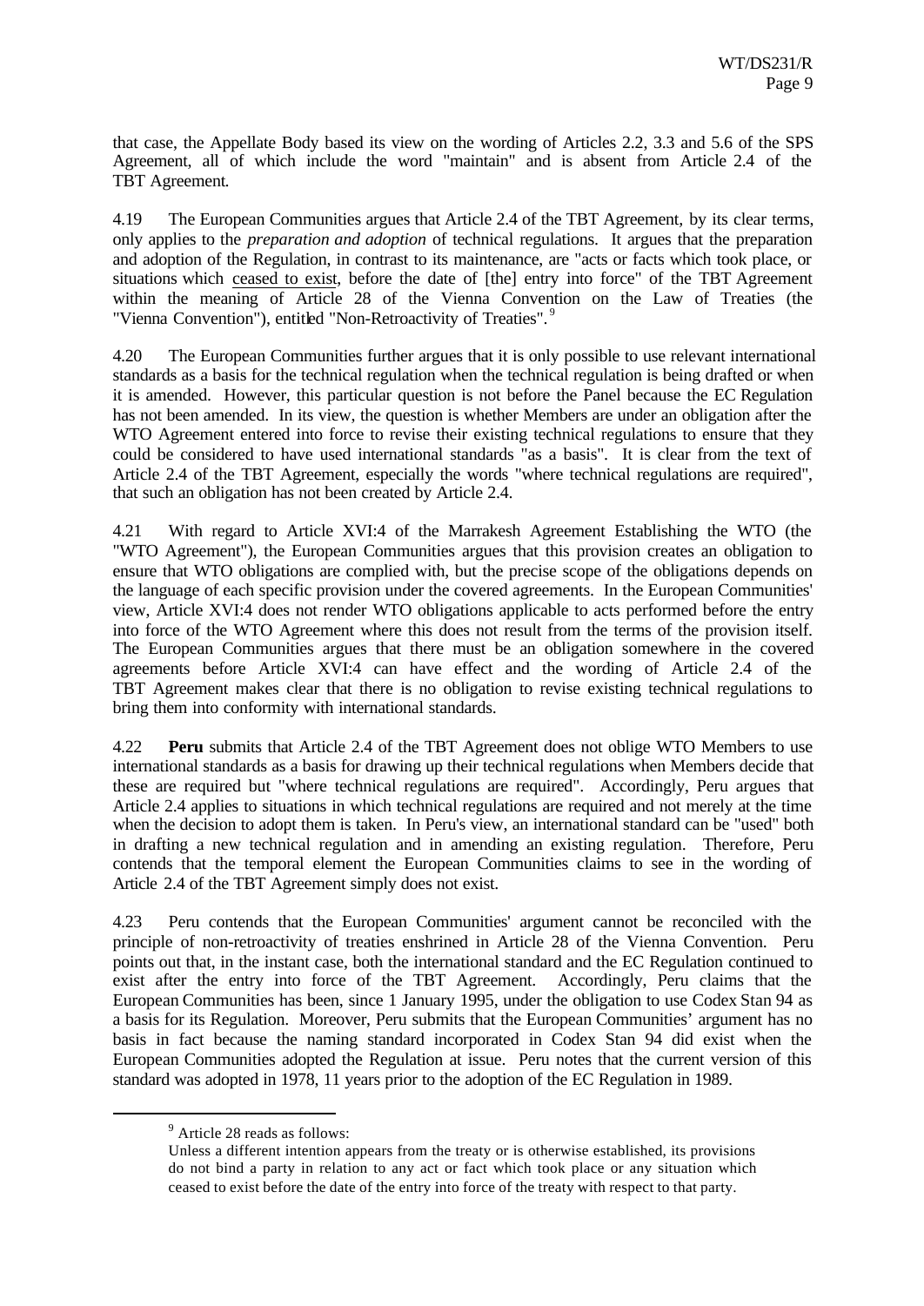that case, the Appellate Body based its view on the wording of Articles 2.2, 3.3 and 5.6 of the SPS Agreement, all of which include the word "maintain" and is absent from Article 2.4 of the TBT Agreement.

4.19 The European Communities argues that Article 2.4 of the TBT Agreement, by its clear terms, only applies to the *preparation and adoption* of technical regulations. It argues that the preparation and adoption of the Regulation, in contrast to its maintenance, are "acts or facts which took place, or situations which ceased to exist, before the date of [the] entry into force" of the TBT Agreement within the meaning of Article 28 of the Vienna Convention on the Law of Treaties (the "Vienna Convention"), entitled "Non-Retroactivity of Treaties".[9]

4.20 The European Communities further argues that it is only possible to use relevant international standards as a basis for the technical regulation when the technical regulation is being drafted or when it is amended. However, this particular question is not before the Panel because the EC Regulation has not been amended. In its view, the question is whether Members are under an obligation after the WTO Agreement entered into force to revise their existing technical regulations to ensure that they could be considered to have used international standards "as a basis". It is clear from the text of Article 2.4 of the TBT Agreement, especially the words "where technical regulations are required", that such an obligation has not been created by Article 2.4.

4.21 With regard to Article XVI:4 of the Marrakesh Agreement Establishing the WTO (the "WTO Agreement"), the European Communities argues that this provision creates an obligation to ensure that WTO obligations are complied with, but the precise scope of the obligations depends on the language of each specific provision under the covered agreements. In the European Communities' view, Article XVI:4 does not render WTO obligations applicable to acts performed before the entry into force of the WTO Agreement where this does not result from the terms of the provision itself. The European Communities argues that there must be an obligation somewhere in the covered agreements before Article XVI:4 can have effect and the wording of Article 2.4 of the TBT Agreement makes clear that there is no obligation to revise existing technical regulations to bring them into conformity with international standards.

4.22 **Peru** submits that Article 2.4 of the TBT Agreement does not oblige WTO Members to use international standards as a basis for drawing up their technical regulations when Members decide that these are required but "where technical regulations are required". Accordingly, Peru argues that Article 2.4 applies to situations in which technical regulations are required and not merely at the time when the decision to adopt them is taken. In Peru's view, an international standard can be "used" both in drafting a new technical regulation and in amending an existing regulation. Therefore, Peru contends that the temporal element the European Communities claims to see in the wording of Article 2.4 of the TBT Agreement simply does not exist.

4.23 Peru contends that the European Communities' argument cannot be reconciled with the principle of non-retroactivity of treaties enshrined in Article 28 of the Vienna Convention. Peru points out that, in the instant case, both the international standard and the EC Regulation continued to exist after the entry into force of the TBT Agreement. Accordingly, Peru claims that the European Communities has been, since 1 January 1995, under the obligation to use Codex Stan 94 as a basis for its Regulation. Moreover, Peru submits that the European Communities' argument has no basis in fact because the naming standard incorporated in Codex Stan 94 did exist when the European Communities adopted the Regulation at issue. Peru notes that the current version of this standard was adopted in 1978, 11 years prior to the adoption of the EC Regulation in 1989.

---

[9] Article 28 reads as follows:

Unless a different intention appears from the treaty or is otherwise established, its provisions do not bind a party in relation to any act or fact which took place or any situation which ceased to exist before the date of the entry into force of the treaty with respect to that party.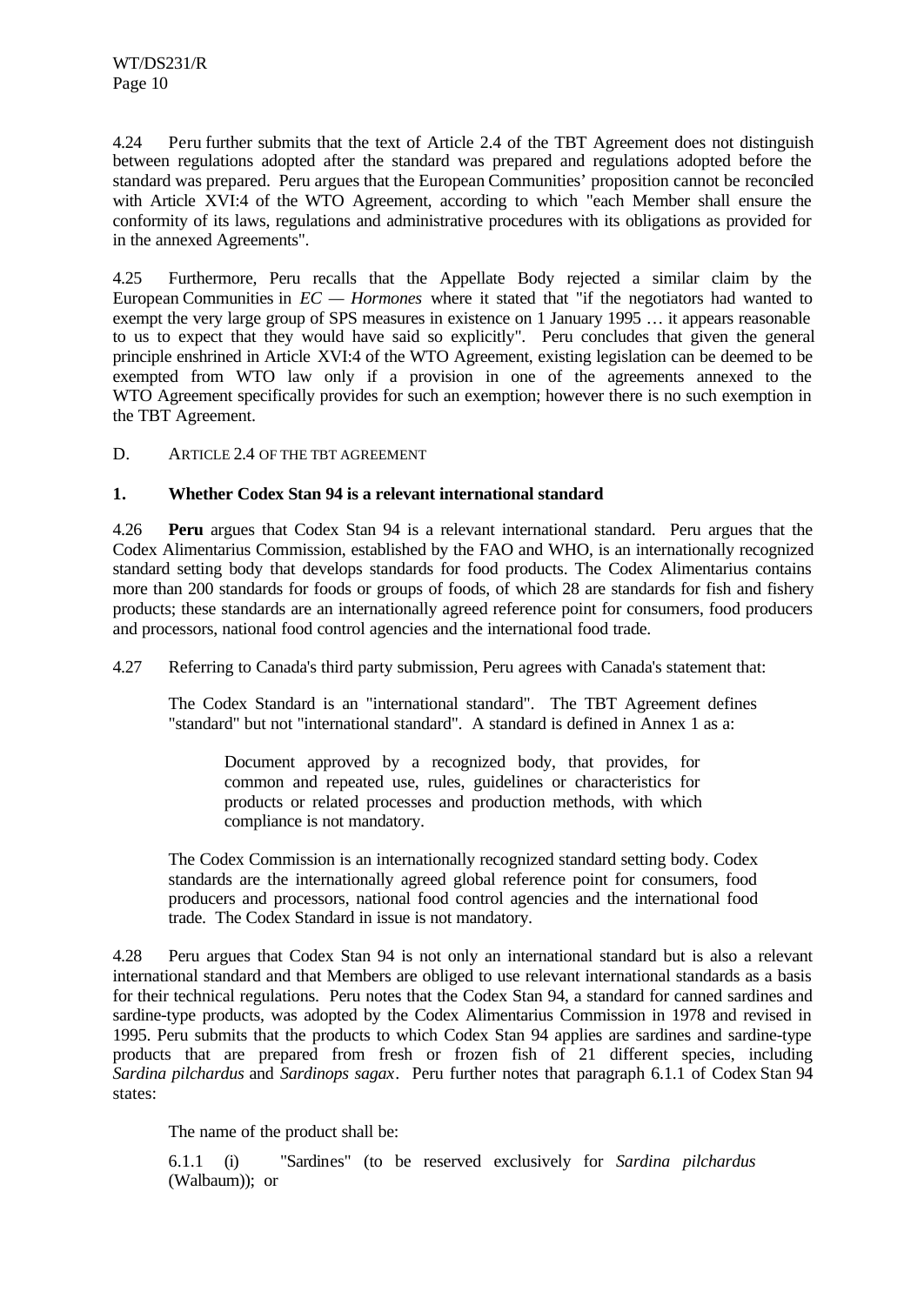4.24 Peru further submits that the text of Article 2.4 of the TBT Agreement does not distinguish between regulations adopted after the standard was prepared and regulations adopted before the standard was prepared. Peru argues that the European Communities' proposition cannot be reconciled with Article XVI:4 of the WTO Agreement, according to which "each Member shall ensure the conformity of its laws, regulations and administrative procedures with its obligations as provided for in the annexed Agreements".

4.25 Furthermore, Peru recalls that the Appellate Body rejected a similar claim by the European Communities in *EC — Hormones* where it stated that "if the negotiators had wanted to exempt the very large group of SPS measures in existence on 1 January 1995 … it appears reasonable to us to expect that they would have said so explicitly". Peru concludes that given the general principle enshrined in Article XVI:4 of the WTO Agreement, existing legislation can be deemed to be exempted from WTO law only if a provision in one of the agreements annexed to the WTO Agreement specifically provides for such an exemption; however there is no such exemption in the TBT Agreement.

## D. ARTICLE 2.4 OF THE TBT AGREEMENT

### 1. Whether Codex Stan 94 is a relevant international standard

4.26 **Peru** argues that Codex Stan 94 is a relevant international standard. Peru argues that the Codex Alimentarius Commission, established by the FAO and WHO, is an internationally recognized standard setting body that develops standards for food products. The Codex Alimentarius contains more than 200 standards for foods or groups of foods, of which 28 are standards for fish and fishery products; these standards are an internationally agreed reference point for consumers, food producers and processors, national food control agencies and the international food trade.

4.27 Referring to Canada's third party submission, Peru agrees with Canada's statement that:

> The Codex Standard is an "international standard". The TBT Agreement defines "standard" but not "international standard". A standard is defined in Annex 1 as a:
>
> > Document approved by a recognized body, that provides, for common and repeated use, rules, guidelines or characteristics for products or related processes and production methods, with which compliance is not mandatory.
>
> The Codex Commission is an internationally recognized standard setting body. Codex standards are the internationally agreed global reference point for consumers, food producers and processors, national food control agencies and the international food trade. The Codex Standard in issue is not mandatory.

4.28 Peru argues that Codex Stan 94 is not only an international standard but is also a relevant international standard and that Members are obliged to use relevant international standards as a basis for their technical regulations. Peru notes that the Codex Stan 94, a standard for canned sardines and sardine-type products, was adopted by the Codex Alimentarius Commission in 1978 and revised in 1995. Peru submits that the products to which Codex Stan 94 applies are sardines and sardine-type products that are prepared from fresh or frozen fish of 21 different species, including *Sardina pilchardus* and *Sardinops sagax*. Peru further notes that paragraph 6.1.1 of Codex Stan 94 states:

> The name of the product shall be:
>
> 6.1.1 (i) "Sardines" (to be reserved exclusively for *Sardina pilchardus* (Walbaum)); or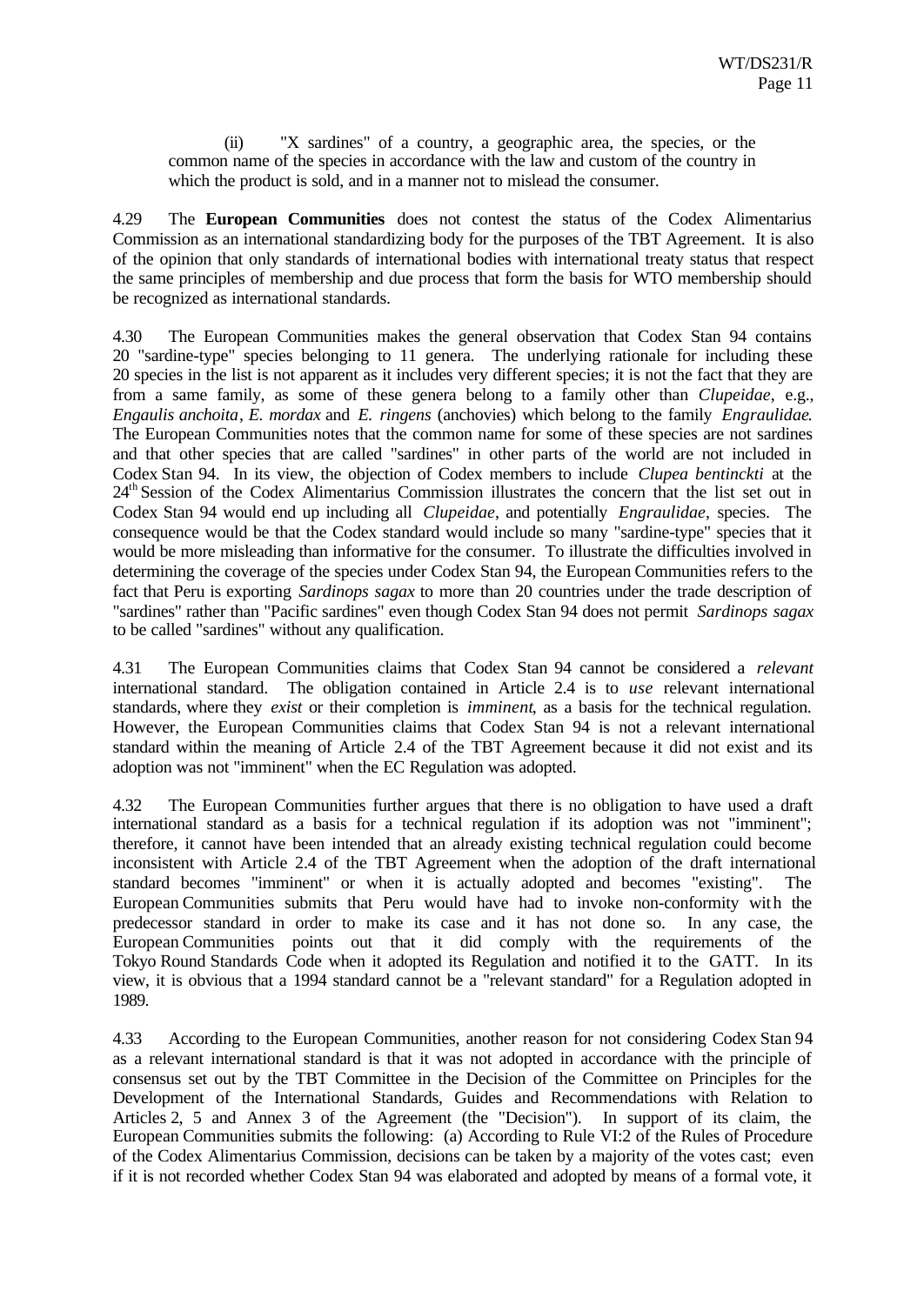(ii) "X sardines" of a country, a geographic area, the species, or the common name of the species in accordance with the law and custom of the country in which the product is sold, and in a manner not to mislead the consumer.

4.29 The **European Communities** does not contest the status of the Codex Alimentarius Commission as an international standardizing body for the purposes of the TBT Agreement. It is also of the opinion that only standards of international bodies with international treaty status that respect the same principles of membership and due process that form the basis for WTO membership should be recognized as international standards.

4.30 The European Communities makes the general observation that Codex Stan 94 contains 20 "sardine-type" species belonging to 11 genera. The underlying rationale for including these 20 species in the list is not apparent as it includes very different species; it is not the fact that they are from a same family, as some of these genera belong to a family other than *Clupeidae*, e.g., *Engaulis anchoita*, *E. mordax* and *E. ringens* (anchovies) which belong to the family *Engraulidae*. The European Communities notes that the common name for some of these species are not sardines and that other species that are called "sardines" in other parts of the world are not included in Codex Stan 94. In its view, the objection of Codex members to include *Clupea bentinckti* at the 24[th] Session of the Codex Alimentarius Commission illustrates the concern that the list set out in Codex Stan 94 would end up including all *Clupeidae*, and potentially *Engraulidae*, species. The consequence would be that the Codex standard would include so many "sardine-type" species that it would be more misleading than informative for the consumer. To illustrate the difficulties involved in determining the coverage of the species under Codex Stan 94, the European Communities refers to the fact that Peru is exporting *Sardinops sagax* to more than 20 countries under the trade description of "sardines" rather than "Pacific sardines" even though Codex Stan 94 does not permit *Sardinops sagax* to be called "sardines" without any qualification.

4.31 The European Communities claims that Codex Stan 94 cannot be considered a *relevant* international standard. The obligation contained in Article 2.4 is to *use* relevant international standards, where they *exist* or their completion is *imminent*, as a basis for the technical regulation. However, the European Communities claims that Codex Stan 94 is not a relevant international standard within the meaning of Article 2.4 of the TBT Agreement because it did not exist and its adoption was not "imminent" when the EC Regulation was adopted.

4.32 The European Communities further argues that there is no obligation to have used a draft international standard as a basis for a technical regulation if its adoption was not "imminent"; therefore, it cannot have been intended that an already existing technical regulation could become inconsistent with Article 2.4 of the TBT Agreement when the adoption of the draft international standard becomes "imminent" or when it is actually adopted and becomes "existing". The European Communities submits that Peru would have had to invoke non-conformity with the predecessor standard in order to make its case and it has not done so. In any case, the European Communities points out that it did comply with the requirements of the Tokyo Round Standards Code when it adopted its Regulation and notified it to the GATT. In its view, it is obvious that a 1994 standard cannot be a "relevant standard" for a Regulation adopted in 1989.

4.33 According to the European Communities, another reason for not considering Codex Stan 94 as a relevant international standard is that it was not adopted in accordance with the principle of consensus set out by the TBT Committee in the Decision of the Committee on Principles for the Development of the International Standards, Guides and Recommendations with Relation to Articles 2, 5 and Annex 3 of the Agreement (the "Decision"). In support of its claim, the European Communities submits the following: (a) According to Rule VI:2 of the Rules of Procedure of the Codex Alimentarius Commission, decisions can be taken by a majority of the votes cast; even if it is not recorded whether Codex Stan 94 was elaborated and adopted by means of a formal vote, it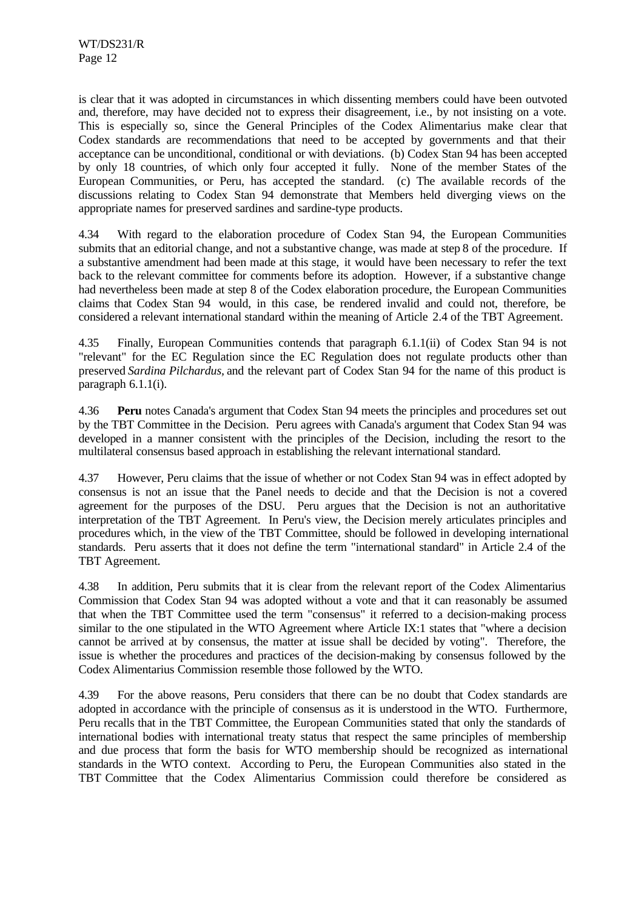is clear that it was adopted in circumstances in which dissenting members could have been outvoted and, therefore, may have decided not to express their disagreement, i.e., by not insisting on a vote. This is especially so, since the General Principles of the Codex Alimentarius make clear that Codex standards are recommendations that need to be accepted by governments and that their acceptance can be unconditional, conditional or with deviations. (b) Codex Stan 94 has been accepted by only 18 countries, of which only four accepted it fully. None of the member States of the European Communities, or Peru, has accepted the standard. (c) The available records of the discussions relating to Codex Stan 94 demonstrate that Members held diverging views on the appropriate names for preserved sardines and sardine-type products.

4.34 With regard to the elaboration procedure of Codex Stan 94, the European Communities submits that an editorial change, and not a substantive change, was made at step 8 of the procedure. If a substantive amendment had been made at this stage, it would have been necessary to refer the text back to the relevant committee for comments before its adoption. However, if a substantive change had nevertheless been made at step 8 of the Codex elaboration procedure, the European Communities claims that Codex Stan 94 would, in this case, be rendered invalid and could not, therefore, be considered a relevant international standard within the meaning of Article 2.4 of the TBT Agreement.

4.35 Finally, European Communities contends that paragraph 6.1.1(ii) of Codex Stan 94 is not "relevant" for the EC Regulation since the EC Regulation does not regulate products other than preserved *Sardina Pilchardus,* and the relevant part of Codex Stan 94 for the name of this product is paragraph 6.1.1(i).

4.36 **Peru** notes Canada's argument that Codex Stan 94 meets the principles and procedures set out by the TBT Committee in the Decision. Peru agrees with Canada's argument that Codex Stan 94 was developed in a manner consistent with the principles of the Decision, including the resort to the multilateral consensus based approach in establishing the relevant international standard.

4.37 However, Peru claims that the issue of whether or not Codex Stan 94 was in effect adopted by consensus is not an issue that the Panel needs to decide and that the Decision is not a covered agreement for the purposes of the DSU. Peru argues that the Decision is not an authoritative interpretation of the TBT Agreement. In Peru's view, the Decision merely articulates principles and procedures which, in the view of the TBT Committee, should be followed in developing international standards. Peru asserts that it does not define the term "international standard" in Article 2.4 of the TBT Agreement.

4.38 In addition, Peru submits that it is clear from the relevant report of the Codex Alimentarius Commission that Codex Stan 94 was adopted without a vote and that it can reasonably be assumed that when the TBT Committee used the term "consensus" it referred to a decision-making process similar to the one stipulated in the WTO Agreement where Article IX:1 states that "where a decision cannot be arrived at by consensus, the matter at issue shall be decided by voting". Therefore, the issue is whether the procedures and practices of the decision-making by consensus followed by the Codex Alimentarius Commission resemble those followed by the WTO.

4.39 For the above reasons, Peru considers that there can be no doubt that Codex standards are adopted in accordance with the principle of consensus as it is understood in the WTO. Furthermore, Peru recalls that in the TBT Committee, the European Communities stated that only the standards of international bodies with international treaty status that respect the same principles of membership and due process that form the basis for WTO membership should be recognized as international standards in the WTO context. According to Peru, the European Communities also stated in the TBT Committee that the Codex Alimentarius Commission could therefore be considered as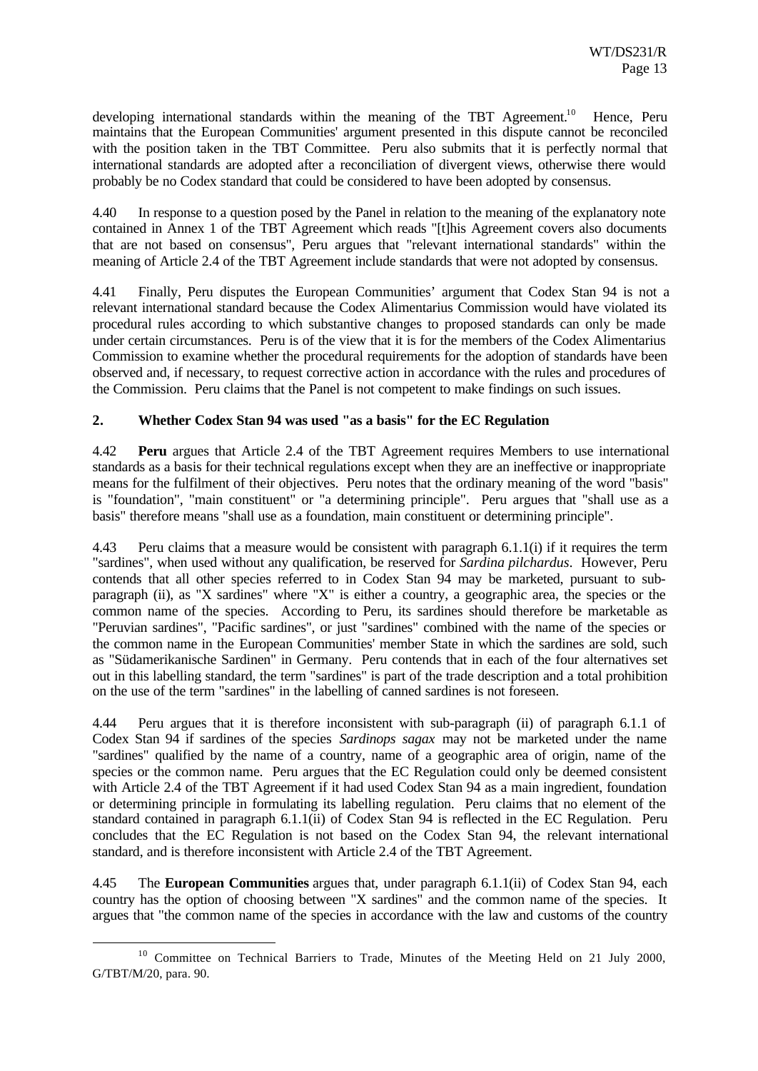developing international standards within the meaning of the TBT Agreement.[10] Hence, Peru maintains that the European Communities' argument presented in this dispute cannot be reconciled with the position taken in the TBT Committee. Peru also submits that it is perfectly normal that international standards are adopted after a reconciliation of divergent views, otherwise there would probably be no Codex standard that could be considered to have been adopted by consensus.

4.40 In response to a question posed by the Panel in relation to the meaning of the explanatory note contained in Annex 1 of the TBT Agreement which reads "[t]his Agreement covers also documents that are not based on consensus", Peru argues that "relevant international standards" within the meaning of Article 2.4 of the TBT Agreement include standards that were not adopted by consensus.

4.41 Finally, Peru disputes the European Communities' argument that Codex Stan 94 is not a relevant international standard because the Codex Alimentarius Commission would have violated its procedural rules according to which substantive changes to proposed standards can only be made under certain circumstances. Peru is of the view that it is for the members of the Codex Alimentarius Commission to examine whether the procedural requirements for the adoption of standards have been observed and, if necessary, to request corrective action in accordance with the rules and procedures of the Commission. Peru claims that the Panel is not competent to make findings on such issues.

## 2. Whether Codex Stan 94 was used "as a basis" for the EC Regulation

4.42 **Peru** argues that Article 2.4 of the TBT Agreement requires Members to use international standards as a basis for their technical regulations except when they are an ineffective or inappropriate means for the fulfilment of their objectives. Peru notes that the ordinary meaning of the word "basis" is "foundation", "main constituent" or "a determining principle". Peru argues that "shall use as a basis" therefore means "shall use as a foundation, main constituent or determining principle".

4.43 Peru claims that a measure would be consistent with paragraph 6.1.1(i) if it requires the term "sardines", when used without any qualification, be reserved for *Sardina pilchardus*. However, Peru contends that all other species referred to in Codex Stan 94 may be marketed, pursuant to sub-paragraph (ii), as "X sardines" where "X" is either a country, a geographic area, the species or the common name of the species. According to Peru, its sardines should therefore be marketable as "Peruvian sardines", "Pacific sardines", or just "sardines" combined with the name of the species or the common name in the European Communities' member State in which the sardines are sold, such as "Südamerikanische Sardinen" in Germany. Peru contends that in each of the four alternatives set out in this labelling standard, the term "sardines" is part of the trade description and a total prohibition on the use of the term "sardines" in the labelling of canned sardines is not foreseen.

4.44 Peru argues that it is therefore inconsistent with sub-paragraph (ii) of paragraph 6.1.1 of Codex Stan 94 if sardines of the species *Sardinops sagax* may not be marketed under the name "sardines" qualified by the name of a country, name of a geographic area of origin, name of the species or the common name. Peru argues that the EC Regulation could only be deemed consistent with Article 2.4 of the TBT Agreement if it had used Codex Stan 94 as a main ingredient, foundation or determining principle in formulating its labelling regulation. Peru claims that no element of the standard contained in paragraph 6.1.1(ii) of Codex Stan 94 is reflected in the EC Regulation. Peru concludes that the EC Regulation is not based on the Codex Stan 94, the relevant international standard, and is therefore inconsistent with Article 2.4 of the TBT Agreement.

4.45 The **European Communities** argues that, under paragraph 6.1.1(ii) of Codex Stan 94, each country has the option of choosing between "X sardines" and the common name of the species. It argues that "the common name of the species in accordance with the law and customs of the country

[10] Committee on Technical Barriers to Trade, Minutes of the Meeting Held on 21 July 2000, G/TBT/M/20, para. 90.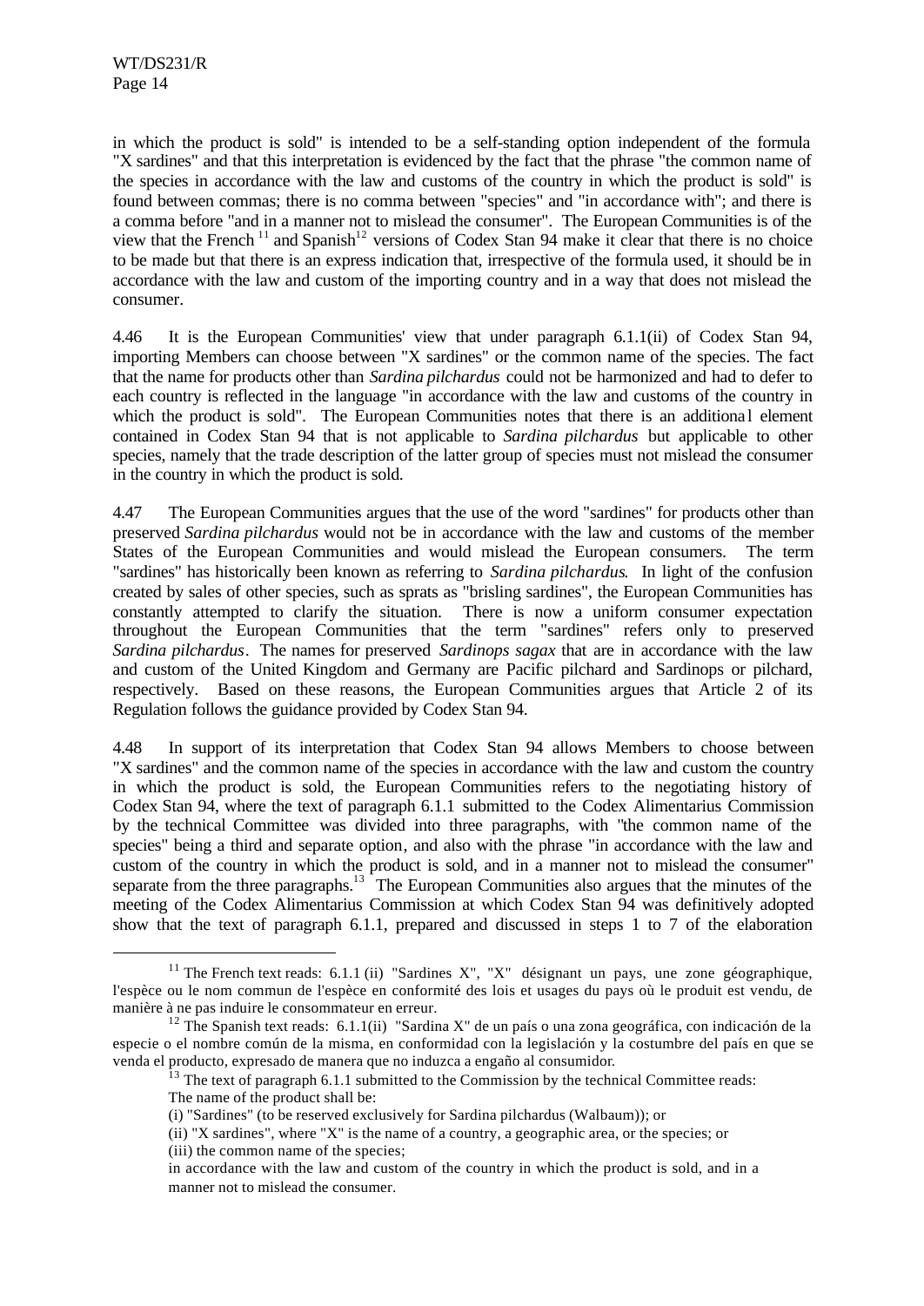in which the product is sold" is intended to be a self-standing option independent of the formula "X sardines" and that this interpretation is evidenced by the fact that the phrase "the common name of the species in accordance with the law and customs of the country in which the product is sold" is found between commas; there is no comma between "species" and "in accordance with"; and there is a comma before "and in a manner not to mislead the consumer". The European Communities is of the view that the French [11] and Spanish[12] versions of Codex Stan 94 make it clear that there is no choice to be made but that there is an express indication that, irrespective of the formula used, it should be in accordance with the law and custom of the importing country and in a way that does not mislead the consumer.

4.46 It is the European Communities' view that under paragraph 6.1.1(ii) of Codex Stan 94, importing Members can choose between "X sardines" or the common name of the species. The fact that the name for products other than *Sardina pilchardus* could not be harmonized and had to defer to each country is reflected in the language "in accordance with the law and customs of the country in which the product is sold". The European Communities notes that there is an additional element contained in Codex Stan 94 that is not applicable to *Sardina pilchardus* but applicable to other species, namely that the trade description of the latter group of species must not mislead the consumer in the country in which the product is sold.

4.47 The European Communities argues that the use of the word "sardines" for products other than preserved *Sardina pilchardus* would not be in accordance with the law and customs of the member States of the European Communities and would mislead the European consumers. The term "sardines" has historically been known as referring to *Sardina pilchardus*. In light of the confusion created by sales of other species, such as sprats as "brisling sardines", the European Communities has constantly attempted to clarify the situation. There is now a uniform consumer expectation throughout the European Communities that the term "sardines" refers only to preserved *Sardina pilchardus*. The names for preserved *Sardinops sagax* that are in accordance with the law and custom of the United Kingdom and Germany are Pacific pilchard and Sardinops or pilchard, respectively. Based on these reasons, the European Communities argues that Article 2 of its Regulation follows the guidance provided by Codex Stan 94.

4.48 In support of its interpretation that Codex Stan 94 allows Members to choose between "X sardines" and the common name of the species in accordance with the law and custom the country in which the product is sold, the European Communities refers to the negotiating history of Codex Stan 94, where the text of paragraph 6.1.1 submitted to the Codex Alimentarius Commission by the technical Committee was divided into three paragraphs, with "the common name of the species" being a third and separate option, and also with the phrase "in accordance with the law and custom of the country in which the product is sold, and in a manner not to mislead the consumer" separate from the three paragraphs.[13] The European Communities also argues that the minutes of the meeting of the Codex Alimentarius Commission at which Codex Stan 94 was definitively adopted show that the text of paragraph 6.1.1, prepared and discussed in steps 1 to 7 of the elaboration

---

[11] The French text reads: 6.1.1 (ii) "Sardines X", "X" désignant un pays, une zone géographique, l'espèce ou le nom commun de l'espèce en conformité des lois et usages du pays où le produit est vendu, de manière à ne pas induire le consommateur en erreur.

[12] The Spanish text reads: 6.1.1(ii) "Sardina X" de un país o una zona geográfica, con indicación de la especie o el nombre común de la misma, en conformidad con la legislación y la costumbre del país en que se venda el producto, expresado de manera que no induzca a engaño al consumidor.

[13] The text of paragraph 6.1.1 submitted to the Commission by the technical Committee reads:

The name of the product shall be:

(i) "Sardines" (to be reserved exclusively for Sardina pilchardus (Walbaum)); or

(ii) "X sardines", where "X" is the name of a country, a geographic area, or the species; or

(iii) the common name of the species;

in accordance with the law and custom of the country in which the product is sold, and in a manner not to mislead the consumer.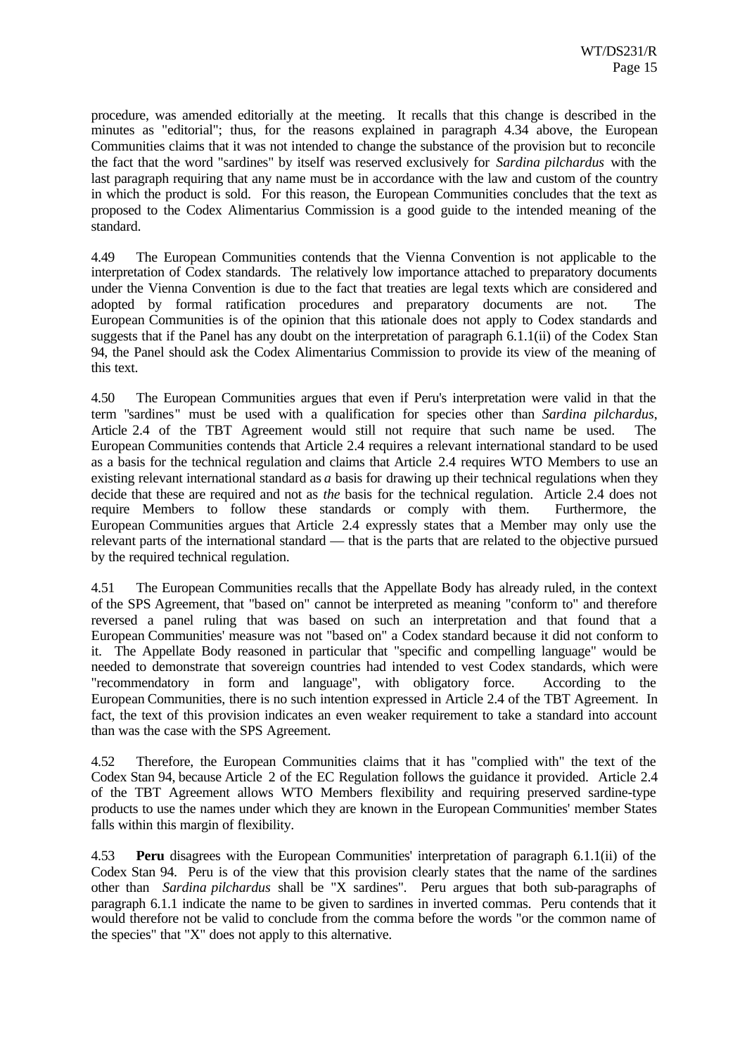procedure, was amended editorially at the meeting. It recalls that this change is described in the minutes as "editorial"; thus, for the reasons explained in paragraph 4.34 above, the European Communities claims that it was not intended to change the substance of the provision but to reconcile the fact that the word "sardines" by itself was reserved exclusively for *Sardina pilchardus* with the last paragraph requiring that any name must be in accordance with the law and custom of the country in which the product is sold. For this reason, the European Communities concludes that the text as proposed to the Codex Alimentarius Commission is a good guide to the intended meaning of the standard.

4.49 The European Communities contends that the Vienna Convention is not applicable to the interpretation of Codex standards. The relatively low importance attached to preparatory documents under the Vienna Convention is due to the fact that treaties are legal texts which are considered and adopted by formal ratification procedures and preparatory documents are not. The European Communities is of the opinion that this rationale does not apply to Codex standards and suggests that if the Panel has any doubt on the interpretation of paragraph 6.1.1(ii) of the Codex Stan 94, the Panel should ask the Codex Alimentarius Commission to provide its view of the meaning of this text.

4.50 The European Communities argues that even if Peru's interpretation were valid in that the term "sardines" must be used with a qualification for species other than *Sardina pilchardus*, Article 2.4 of the TBT Agreement would still not require that such name be used. The European Communities contends that Article 2.4 requires a relevant international standard to be used as a basis for the technical regulation and claims that Article 2.4 requires WTO Members to use an existing relevant international standard as *a* basis for drawing up their technical regulations when they decide that these are required and not as *the* basis for the technical regulation. Article 2.4 does not require Members to follow these standards or comply with them. Furthermore, the European Communities argues that Article 2.4 expressly states that a Member may only use the relevant parts of the international standard — that is the parts that are related to the objective pursued by the required technical regulation.

4.51 The European Communities recalls that the Appellate Body has already ruled, in the context of the SPS Agreement, that "based on" cannot be interpreted as meaning "conform to" and therefore reversed a panel ruling that was based on such an interpretation and that found that a European Communities' measure was not "based on" a Codex standard because it did not conform to it. The Appellate Body reasoned in particular that "specific and compelling language" would be needed to demonstrate that sovereign countries had intended to vest Codex standards, which were "recommendatory in form and language", with obligatory force. According to the European Communities, there is no such intention expressed in Article 2.4 of the TBT Agreement. In fact, the text of this provision indicates an even weaker requirement to take a standard into account than was the case with the SPS Agreement.

4.52 Therefore, the European Communities claims that it has "complied with" the text of the Codex Stan 94, because Article 2 of the EC Regulation follows the guidance it provided. Article 2.4 of the TBT Agreement allows WTO Members flexibility and requiring preserved sardine-type products to use the names under which they are known in the European Communities' member States falls within this margin of flexibility.

4.53 **Peru** disagrees with the European Communities' interpretation of paragraph 6.1.1(ii) of the Codex Stan 94. Peru is of the view that this provision clearly states that the name of the sardines other than *Sardina pilchardus* shall be "X sardines". Peru argues that both sub-paragraphs of paragraph 6.1.1 indicate the name to be given to sardines in inverted commas. Peru contends that it would therefore not be valid to conclude from the comma before the words "or the common name of the species" that "X" does not apply to this alternative.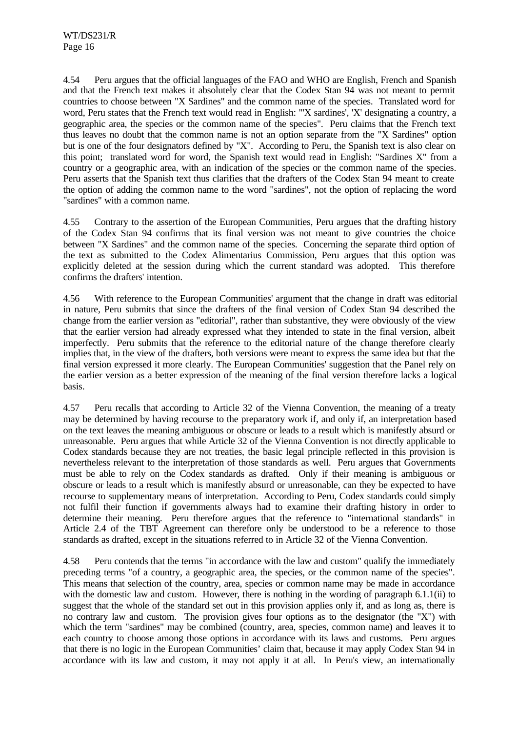4.54 Peru argues that the official languages of the FAO and WHO are English, French and Spanish and that the French text makes it absolutely clear that the Codex Stan 94 was not meant to permit countries to choose between "X Sardines" and the common name of the species. Translated word for word, Peru states that the French text would read in English: "'X sardines', 'X' designating a country, a geographic area, the species or the common name of the species". Peru claims that the French text thus leaves no doubt that the common name is not an option separate from the "X Sardines" option but is one of the four designators defined by "X". According to Peru, the Spanish text is also clear on this point; translated word for word, the Spanish text would read in English: "Sardines X" from a country or a geographic area, with an indication of the species or the common name of the species. Peru asserts that the Spanish text thus clarifies that the drafters of the Codex Stan 94 meant to create the option of adding the common name to the word "sardines", not the option of replacing the word "sardines" with a common name.

4.55 Contrary to the assertion of the European Communities, Peru argues that the drafting history of the Codex Stan 94 confirms that its final version was not meant to give countries the choice between "X Sardines" and the common name of the species. Concerning the separate third option of the text as submitted to the Codex Alimentarius Commission, Peru argues that this option was explicitly deleted at the session during which the current standard was adopted. This therefore confirms the drafters' intention.

4.56 With reference to the European Communities' argument that the change in draft was editorial in nature, Peru submits that since the drafters of the final version of Codex Stan 94 described the change from the earlier version as "editorial", rather than substantive, they were obviously of the view that the earlier version had already expressed what they intended to state in the final version, albeit imperfectly. Peru submits that the reference to the editorial nature of the change therefore clearly implies that, in the view of the drafters, both versions were meant to express the same idea but that the final version expressed it more clearly. The European Communities' suggestion that the Panel rely on the earlier version as a better expression of the meaning of the final version therefore lacks a logical basis.

4.57 Peru recalls that according to Article 32 of the Vienna Convention, the meaning of a treaty may be determined by having recourse to the preparatory work if, and only if, an interpretation based on the text leaves the meaning ambiguous or obscure or leads to a result which is manifestly absurd or unreasonable. Peru argues that while Article 32 of the Vienna Convention is not directly applicable to Codex standards because they are not treaties, the basic legal principle reflected in this provision is nevertheless relevant to the interpretation of those standards as well. Peru argues that Governments must be able to rely on the Codex standards as drafted. Only if their meaning is ambiguous or obscure or leads to a result which is manifestly absurd or unreasonable, can they be expected to have recourse to supplementary means of interpretation. According to Peru, Codex standards could simply not fulfil their function if governments always had to examine their drafting history in order to determine their meaning. Peru therefore argues that the reference to "international standards" in Article 2.4 of the TBT Agreement can therefore only be understood to be a reference to those standards as drafted, except in the situations referred to in Article 32 of the Vienna Convention.

4.58 Peru contends that the terms "in accordance with the law and custom" qualify the immediately preceding terms "of a country, a geographic area, the species, or the common name of the species". This means that selection of the country, area, species or common name may be made in accordance with the domestic law and custom. However, there is nothing in the wording of paragraph 6.1.1(ii) to suggest that the whole of the standard set out in this provision applies only if, and as long as, there is no contrary law and custom. The provision gives four options as to the designator (the "X") with which the term "sardines" may be combined (country, area, species, common name) and leaves it to each country to choose among those options in accordance with its laws and customs. Peru argues that there is no logic in the European Communities' claim that, because it may apply Codex Stan 94 in accordance with its law and custom, it may not apply it at all. In Peru's view, an internationally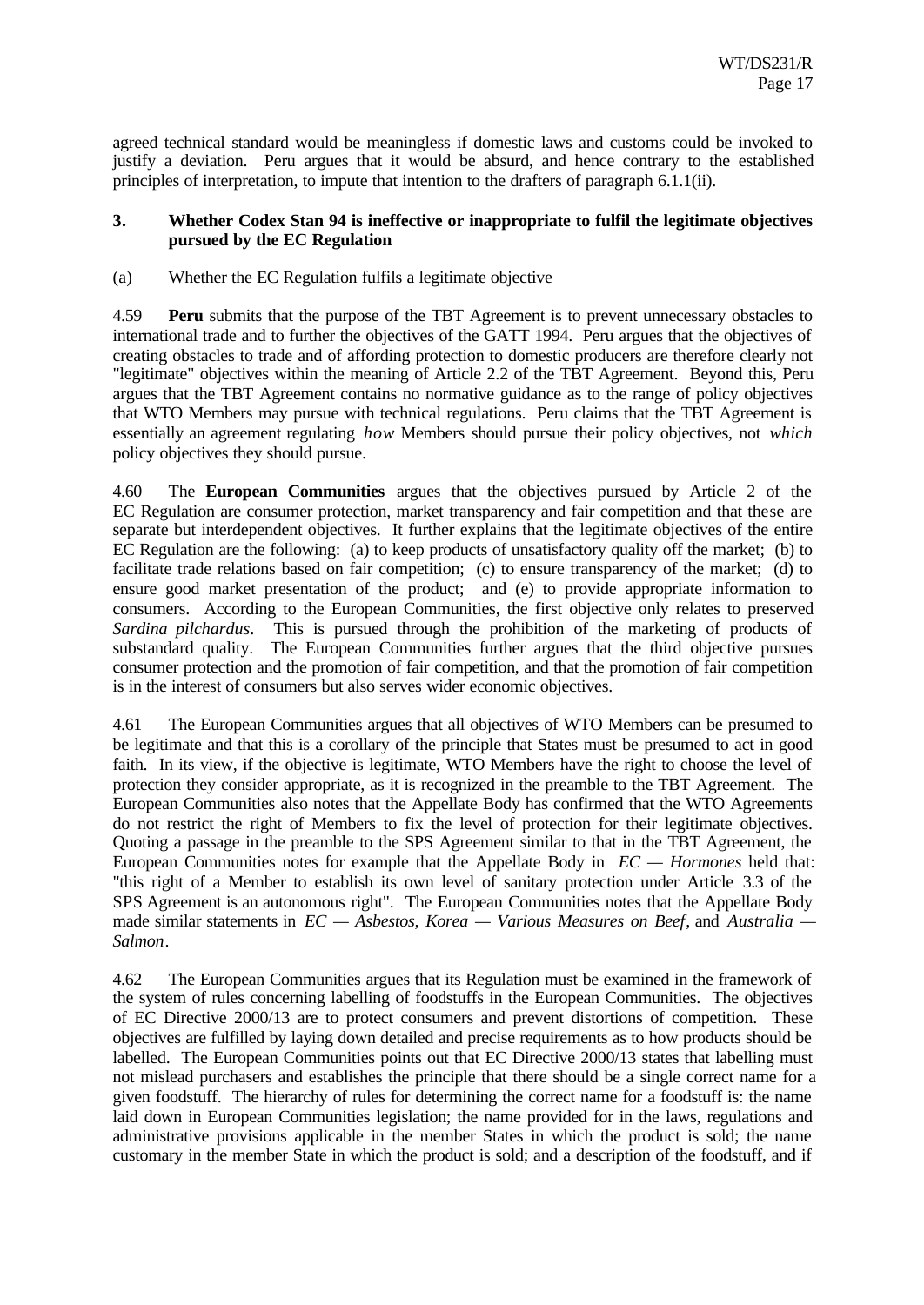agreed technical standard would be meaningless if domestic laws and customs could be invoked to justify a deviation. Peru argues that it would be absurd, and hence contrary to the established principles of interpretation, to impute that intention to the drafters of paragraph 6.1.1(ii).

### 3. Whether Codex Stan 94 is ineffective or inappropriate to fulfil the legitimate objectives pursued by the EC Regulation

(a) Whether the EC Regulation fulfils a legitimate objective

4.59 **Peru** submits that the purpose of the TBT Agreement is to prevent unnecessary obstacles to international trade and to further the objectives of the GATT 1994. Peru argues that the objectives of creating obstacles to trade and of affording protection to domestic producers are therefore clearly not "legitimate" objectives within the meaning of Article 2.2 of the TBT Agreement. Beyond this, Peru argues that the TBT Agreement contains no normative guidance as to the range of policy objectives that WTO Members may pursue with technical regulations. Peru claims that the TBT Agreement is essentially an agreement regulating *how* Members should pursue their policy objectives, not *which* policy objectives they should pursue.

4.60 The **European Communities** argues that the objectives pursued by Article 2 of the EC Regulation are consumer protection, market transparency and fair competition and that these are separate but interdependent objectives. It further explains that the legitimate objectives of the entire EC Regulation are the following: (a) to keep products of unsatisfactory quality off the market; (b) to facilitate trade relations based on fair competition; (c) to ensure transparency of the market; (d) to ensure good market presentation of the product; and (e) to provide appropriate information to consumers. According to the European Communities, the first objective only relates to preserved *Sardina pilchardus*. This is pursued through the prohibition of the marketing of products of substandard quality. The European Communities further argues that the third objective pursues consumer protection and the promotion of fair competition, and that the promotion of fair competition is in the interest of consumers but also serves wider economic objectives.

4.61 The European Communities argues that all objectives of WTO Members can be presumed to be legitimate and that this is a corollary of the principle that States must be presumed to act in good faith. In its view, if the objective is legitimate, WTO Members have the right to choose the level of protection they consider appropriate, as it is recognized in the preamble to the TBT Agreement. The European Communities also notes that the Appellate Body has confirmed that the WTO Agreements do not restrict the right of Members to fix the level of protection for their legitimate objectives. Quoting a passage in the preamble to the SPS Agreement similar to that in the TBT Agreement, the European Communities notes for example that the Appellate Body in *EC — Hormones* held that: "this right of a Member to establish its own level of sanitary protection under Article 3.3 of the SPS Agreement is an autonomous right". The European Communities notes that the Appellate Body made similar statements in *EC — Asbestos, Korea — Various Measures on Beef*, and *Australia — Salmon*.

4.62 The European Communities argues that its Regulation must be examined in the framework of the system of rules concerning labelling of foodstuffs in the European Communities. The objectives of EC Directive 2000/13 are to protect consumers and prevent distortions of competition. These objectives are fulfilled by laying down detailed and precise requirements as to how products should be labelled. The European Communities points out that EC Directive 2000/13 states that labelling must not mislead purchasers and establishes the principle that there should be a single correct name for a given foodstuff. The hierarchy of rules for determining the correct name for a foodstuff is: the name laid down in European Communities legislation; the name provided for in the laws, regulations and administrative provisions applicable in the member States in which the product is sold; the name customary in the member State in which the product is sold; and a description of the foodstuff, and if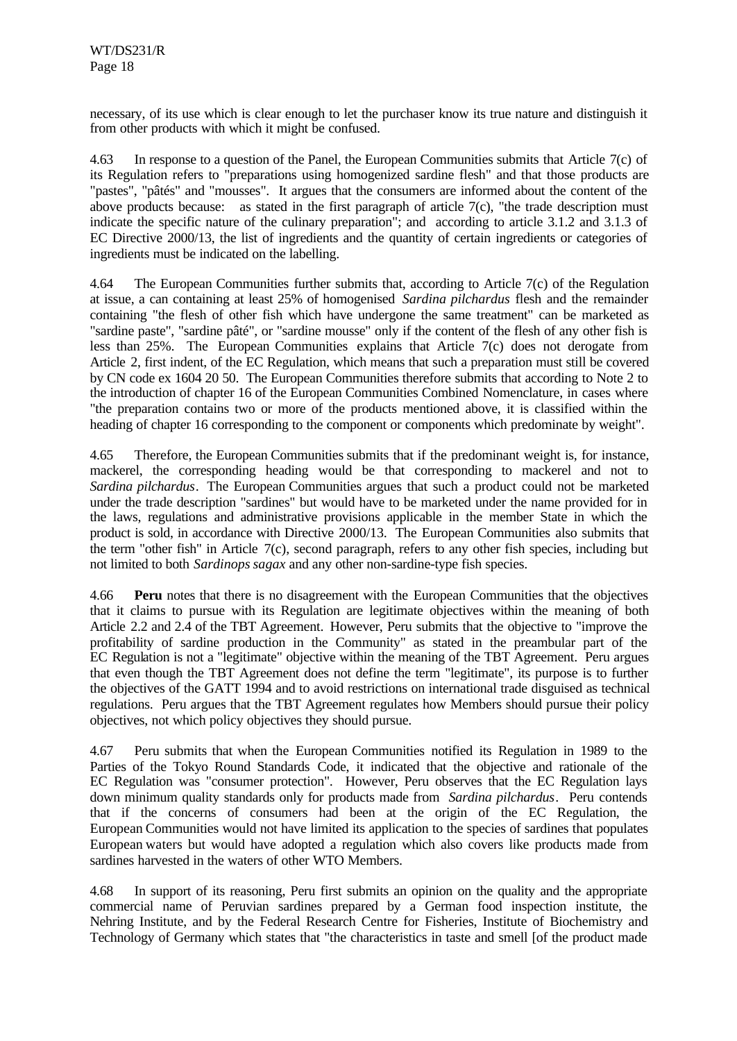necessary, of its use which is clear enough to let the purchaser know its true nature and distinguish it from other products with which it might be confused.

4.63 In response to a question of the Panel, the European Communities submits that Article 7(c) of its Regulation refers to "preparations using homogenized sardine flesh" and that those products are "pastes", "pâtés" and "mousses". It argues that the consumers are informed about the content of the above products because: as stated in the first paragraph of article 7(c), "the trade description must indicate the specific nature of the culinary preparation"; and according to article 3.1.2 and 3.1.3 of EC Directive 2000/13, the list of ingredients and the quantity of certain ingredients or categories of ingredients must be indicated on the labelling.

4.64 The European Communities further submits that, according to Article 7(c) of the Regulation at issue, a can containing at least 25% of homogenised *Sardina pilchardus* flesh and the remainder containing "the flesh of other fish which have undergone the same treatment" can be marketed as "sardine paste", "sardine pâté", or "sardine mousse" only if the content of the flesh of any other fish is less than 25%. The European Communities explains that Article 7(c) does not derogate from Article 2, first indent, of the EC Regulation, which means that such a preparation must still be covered by CN code ex 1604 20 50. The European Communities therefore submits that according to Note 2 to the introduction of chapter 16 of the European Communities Combined Nomenclature, in cases where "the preparation contains two or more of the products mentioned above, it is classified within the heading of chapter 16 corresponding to the component or components which predominate by weight".

4.65 Therefore, the European Communities submits that if the predominant weight is, for instance, mackerel, the corresponding heading would be that corresponding to mackerel and not to *Sardina pilchardus*. The European Communities argues that such a product could not be marketed under the trade description "sardines" but would have to be marketed under the name provided for in the laws, regulations and administrative provisions applicable in the member State in which the product is sold, in accordance with Directive 2000/13. The European Communities also submits that the term "other fish" in Article 7(c), second paragraph, refers to any other fish species, including but not limited to both *Sardinops sagax* and any other non-sardine-type fish species.

4.66 **Peru** notes that there is no disagreement with the European Communities that the objectives that it claims to pursue with its Regulation are legitimate objectives within the meaning of both Article 2.2 and 2.4 of the TBT Agreement. However, Peru submits that the objective to "improve the profitability of sardine production in the Community" as stated in the preambular part of the EC Regulation is not a "legitimate" objective within the meaning of the TBT Agreement. Peru argues that even though the TBT Agreement does not define the term "legitimate", its purpose is to further the objectives of the GATT 1994 and to avoid restrictions on international trade disguised as technical regulations. Peru argues that the TBT Agreement regulates how Members should pursue their policy objectives, not which policy objectives they should pursue.

4.67 Peru submits that when the European Communities notified its Regulation in 1989 to the Parties of the Tokyo Round Standards Code, it indicated that the objective and rationale of the EC Regulation was "consumer protection". However, Peru observes that the EC Regulation lays down minimum quality standards only for products made from *Sardina pilchardus*. Peru contends that if the concerns of consumers had been at the origin of the EC Regulation, the European Communities would not have limited its application to the species of sardines that populates European waters but would have adopted a regulation which also covers like products made from sardines harvested in the waters of other WTO Members.

4.68 In support of its reasoning, Peru first submits an opinion on the quality and the appropriate commercial name of Peruvian sardines prepared by a German food inspection institute, the Nehring Institute, and by the Federal Research Centre for Fisheries, Institute of Biochemistry and Technology of Germany which states that "the characteristics in taste and smell [of the product made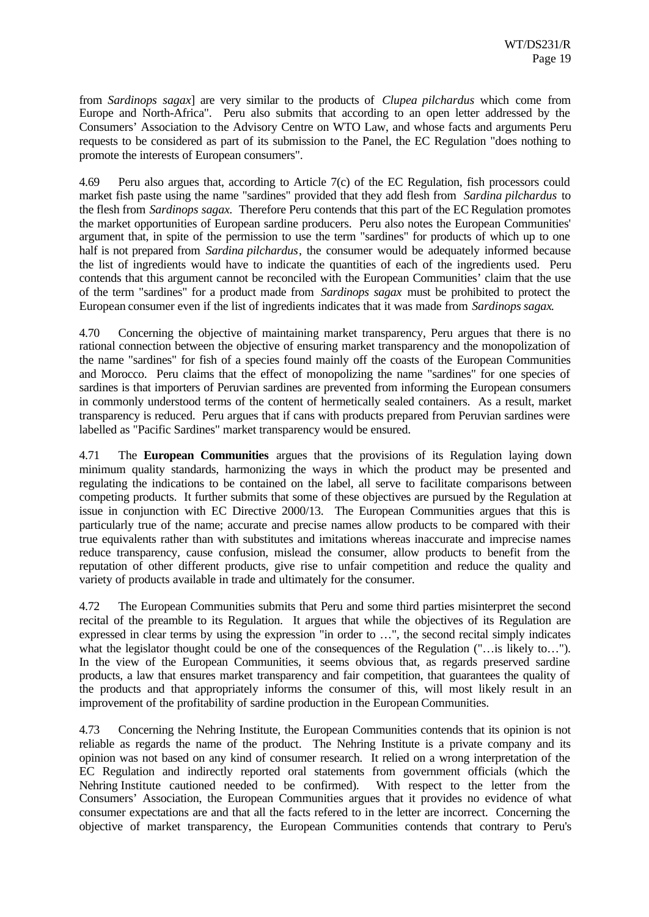from *Sardinops sagax*] are very similar to the products of *Clupea pilchardus* which come from Europe and North-Africa". Peru also submits that according to an open letter addressed by the Consumers' Association to the Advisory Centre on WTO Law, and whose facts and arguments Peru requests to be considered as part of its submission to the Panel, the EC Regulation "does nothing to promote the interests of European consumers".

4.69 Peru also argues that, according to Article 7(c) of the EC Regulation, fish processors could market fish paste using the name "sardines" provided that they add flesh from *Sardina pilchardus* to the flesh from *Sardinops sagax*. Therefore Peru contends that this part of the EC Regulation promotes the market opportunities of European sardine producers. Peru also notes the European Communities' argument that, in spite of the permission to use the term "sardines" for products of which up to one half is not prepared from *Sardina pilchardus*, the consumer would be adequately informed because the list of ingredients would have to indicate the quantities of each of the ingredients used. Peru contends that this argument cannot be reconciled with the European Communities' claim that the use of the term "sardines" for a product made from *Sardinops sagax* must be prohibited to protect the European consumer even if the list of ingredients indicates that it was made from *Sardinops sagax*.

4.70 Concerning the objective of maintaining market transparency, Peru argues that there is no rational connection between the objective of ensuring market transparency and the monopolization of the name "sardines" for fish of a species found mainly off the coasts of the European Communities and Morocco. Peru claims that the effect of monopolizing the name "sardines" for one species of sardines is that importers of Peruvian sardines are prevented from informing the European consumers in commonly understood terms of the content of hermetically sealed containers. As a result, market transparency is reduced. Peru argues that if cans with products prepared from Peruvian sardines were labelled as "Pacific Sardines" market transparency would be ensured.

4.71 The **European Communities** argues that the provisions of its Regulation laying down minimum quality standards, harmonizing the ways in which the product may be presented and regulating the indications to be contained on the label, all serve to facilitate comparisons between competing products. It further submits that some of these objectives are pursued by the Regulation at issue in conjunction with EC Directive 2000/13. The European Communities argues that this is particularly true of the name; accurate and precise names allow products to be compared with their true equivalents rather than with substitutes and imitations whereas inaccurate and imprecise names reduce transparency, cause confusion, mislead the consumer, allow products to benefit from the reputation of other different products, give rise to unfair competition and reduce the quality and variety of products available in trade and ultimately for the consumer.

4.72 The European Communities submits that Peru and some third parties misinterpret the second recital of the preamble to its Regulation. It argues that while the objectives of its Regulation are expressed in clear terms by using the expression "in order to …", the second recital simply indicates what the legislator thought could be one of the consequences of the Regulation ("…is likely to…"). In the view of the European Communities, it seems obvious that, as regards preserved sardine products, a law that ensures market transparency and fair competition, that guarantees the quality of the products and that appropriately informs the consumer of this, will most likely result in an improvement of the profitability of sardine production in the European Communities.

4.73 Concerning the Nehring Institute, the European Communities contends that its opinion is not reliable as regards the name of the product. The Nehring Institute is a private company and its opinion was not based on any kind of consumer research. It relied on a wrong interpretation of the EC Regulation and indirectly reported oral statements from government officials (which the Nehring Institute cautioned needed to be confirmed). With respect to the letter from the Consumers' Association, the European Communities argues that it provides no evidence of what consumer expectations are and that all the facts refered to in the letter are incorrect. Concerning the objective of market transparency, the European Communities contends that contrary to Peru's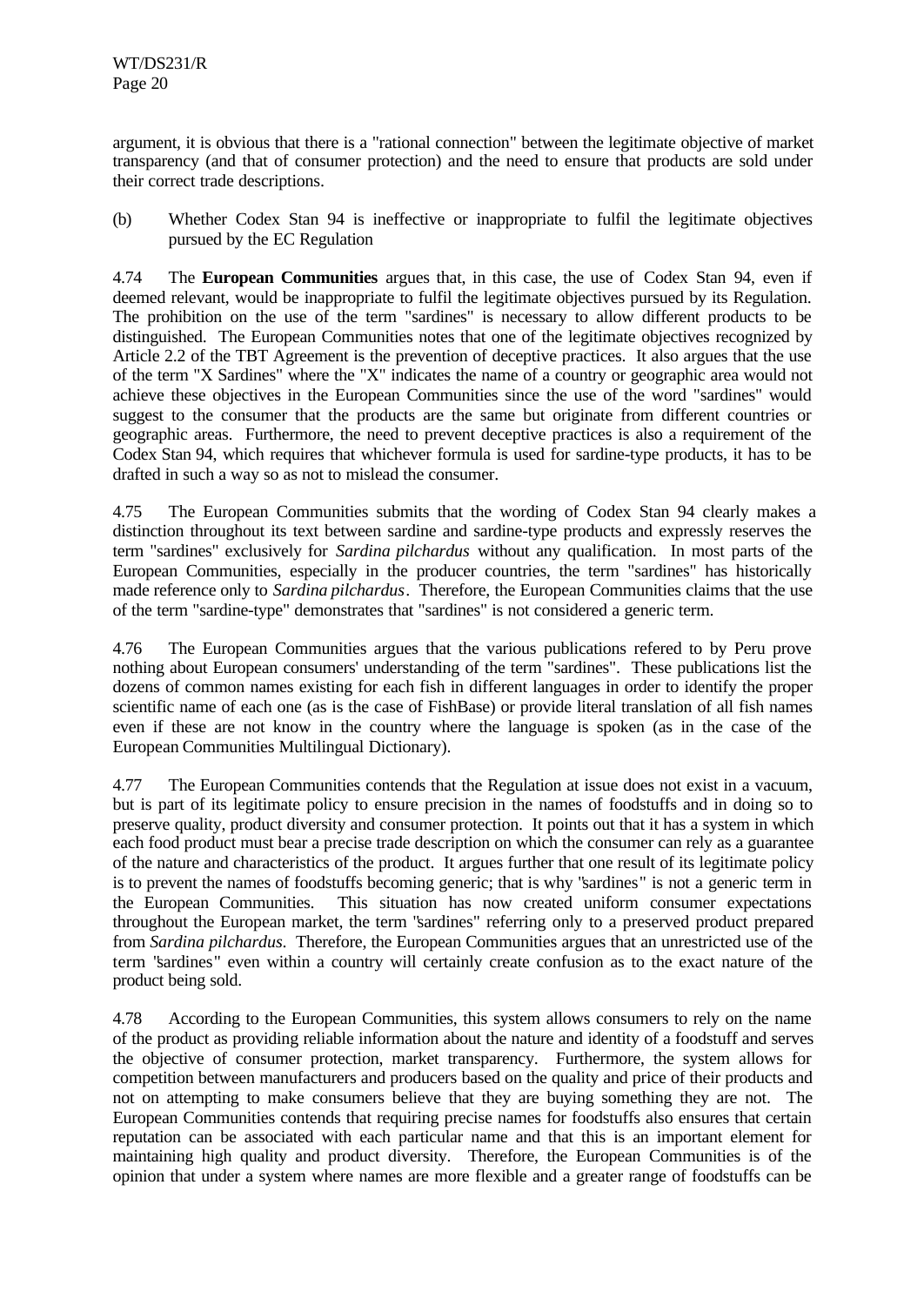argument, it is obvious that there is a "rational connection" between the legitimate objective of market transparency (and that of consumer protection) and the need to ensure that products are sold under their correct trade descriptions.

(b) Whether Codex Stan 94 is ineffective or inappropriate to fulfil the legitimate objectives pursued by the EC Regulation

4.74 The **European Communities** argues that, in this case, the use of Codex Stan 94, even if deemed relevant, would be inappropriate to fulfil the legitimate objectives pursued by its Regulation. The prohibition on the use of the term "sardines" is necessary to allow different products to be distinguished. The European Communities notes that one of the legitimate objectives recognized by Article 2.2 of the TBT Agreement is the prevention of deceptive practices. It also argues that the use of the term "X Sardines" where the "X" indicates the name of a country or geographic area would not achieve these objectives in the European Communities since the use of the word "sardines" would suggest to the consumer that the products are the same but originate from different countries or geographic areas. Furthermore, the need to prevent deceptive practices is also a requirement of the Codex Stan 94, which requires that whichever formula is used for sardine-type products, it has to be drafted in such a way so as not to mislead the consumer.

4.75 The European Communities submits that the wording of Codex Stan 94 clearly makes a distinction throughout its text between sardine and sardine-type products and expressly reserves the term "sardines" exclusively for *Sardina pilchardus* without any qualification. In most parts of the European Communities, especially in the producer countries, the term "sardines" has historically made reference only to *Sardina pilchardus*. Therefore, the European Communities claims that the use of the term "sardine-type" demonstrates that "sardines" is not considered a generic term.

4.76 The European Communities argues that the various publications refered to by Peru prove nothing about European consumers' understanding of the term "sardines". These publications list the dozens of common names existing for each fish in different languages in order to identify the proper scientific name of each one (as is the case of FishBase) or provide literal translation of all fish names even if these are not know in the country where the language is spoken (as in the case of the European Communities Multilingual Dictionary).

4.77 The European Communities contends that the Regulation at issue does not exist in a vacuum, but is part of its legitimate policy to ensure precision in the names of foodstuffs and in doing so to preserve quality, product diversity and consumer protection. It points out that it has a system in which each food product must bear a precise trade description on which the consumer can rely as a guarantee of the nature and characteristics of the product. It argues further that one result of its legitimate policy is to prevent the names of foodstuffs becoming generic; that is why "sardines" is not a generic term in the European Communities. This situation has now created uniform consumer expectations throughout the European market, the term "sardines" referring only to a preserved product prepared from *Sardina pilchardus*. Therefore, the European Communities argues that an unrestricted use of the term "sardines" even within a country will certainly create confusion as to the exact nature of the product being sold.

4.78 According to the European Communities, this system allows consumers to rely on the name of the product as providing reliable information about the nature and identity of a foodstuff and serves the objective of consumer protection, market transparency. Furthermore, the system allows for competition between manufacturers and producers based on the quality and price of their products and not on attempting to make consumers believe that they are buying something they are not. The European Communities contends that requiring precise names for foodstuffs also ensures that certain reputation can be associated with each particular name and that this is an important element for maintaining high quality and product diversity. Therefore, the European Communities is of the opinion that under a system where names are more flexible and a greater range of foodstuffs can be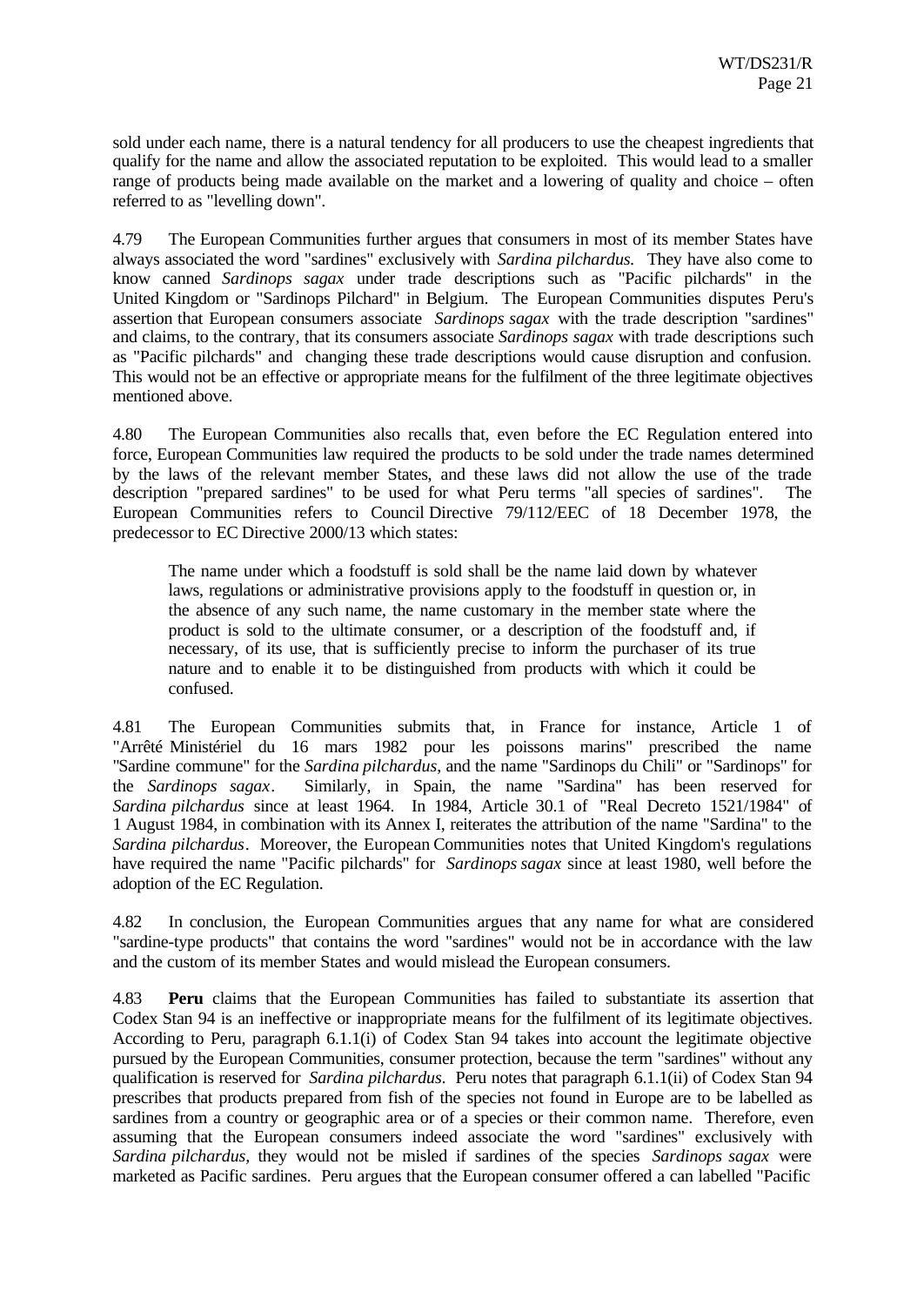sold under each name, there is a natural tendency for all producers to use the cheapest ingredients that qualify for the name and allow the associated reputation to be exploited. This would lead to a smaller range of products being made available on the market and a lowering of quality and choice – often referred to as "levelling down".

4.79 The European Communities further argues that consumers in most of its member States have always associated the word "sardines" exclusively with *Sardina pilchardus.* They have also come to know canned *Sardinops sagax* under trade descriptions such as "Pacific pilchards" in the United Kingdom or "Sardinops Pilchard" in Belgium. The European Communities disputes Peru's assertion that European consumers associate *Sardinops sagax* with the trade description "sardines" and claims, to the contrary, that its consumers associate *Sardinops sagax* with trade descriptions such as "Pacific pilchards" and changing these trade descriptions would cause disruption and confusion. This would not be an effective or appropriate means for the fulfilment of the three legitimate objectives mentioned above.

4.80 The European Communities also recalls that, even before the EC Regulation entered into force, European Communities law required the products to be sold under the trade names determined by the laws of the relevant member States, and these laws did not allow the use of the trade description "prepared sardines" to be used for what Peru terms "all species of sardines". The European Communities refers to Council Directive 79/112/EEC of 18 December 1978, the predecessor to EC Directive 2000/13 which states:

> The name under which a foodstuff is sold shall be the name laid down by whatever laws, regulations or administrative provisions apply to the foodstuff in question or, in the absence of any such name, the name customary in the member state where the product is sold to the ultimate consumer, or a description of the foodstuff and, if necessary, of its use, that is sufficiently precise to inform the purchaser of its true nature and to enable it to be distinguished from products with which it could be confused.

4.81 The European Communities submits that, in France for instance, Article 1 of "Arrêté Ministériel du 16 mars 1982 pour les poissons marins" prescribed the name "Sardine commune" for the *Sardina pilchardus,* and the name "Sardinops du Chili" or "Sardinops" for the *Sardinops sagax*. Similarly, in Spain, the name "Sardina" has been reserved for *Sardina pilchardus* since at least 1964. In 1984, Article 30.1 of "Real Decreto 1521/1984" of 1 August 1984, in combination with its Annex I, reiterates the attribution of the name "Sardina" to the *Sardina pilchardus*. Moreover, the European Communities notes that United Kingdom's regulations have required the name "Pacific pilchards" for *Sardinops sagax* since at least 1980, well before the adoption of the EC Regulation.

4.82 In conclusion, the European Communities argues that any name for what are considered "sardine-type products" that contains the word "sardines" would not be in accordance with the law and the custom of its member States and would mislead the European consumers.

4.83 **Peru** claims that the European Communities has failed to substantiate its assertion that Codex Stan 94 is an ineffective or inappropriate means for the fulfilment of its legitimate objectives. According to Peru, paragraph 6.1.1(i) of Codex Stan 94 takes into account the legitimate objective pursued by the European Communities, consumer protection, because the term "sardines" without any qualification is reserved for *Sardina pilchardus*. Peru notes that paragraph 6.1.1(ii) of Codex Stan 94 prescribes that products prepared from fish of the species not found in Europe are to be labelled as sardines from a country or geographic area or of a species or their common name. Therefore, even assuming that the European consumers indeed associate the word "sardines" exclusively with *Sardina pilchardus,* they would not be misled if sardines of the species *Sardinops sagax* were marketed as Pacific sardines. Peru argues that the European consumer offered a can labelled "Pacific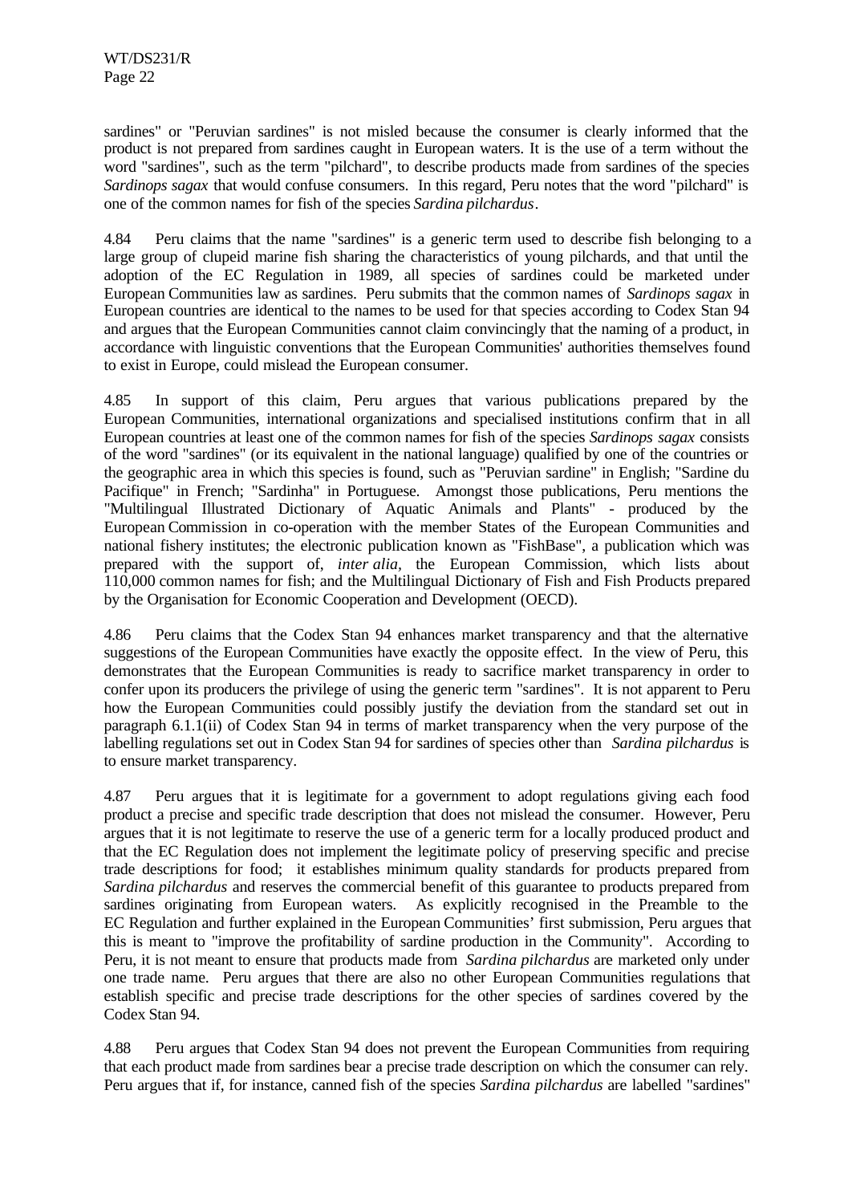sardines" or "Peruvian sardines" is not misled because the consumer is clearly informed that the product is not prepared from sardines caught in European waters. It is the use of a term without the word "sardines", such as the term "pilchard", to describe products made from sardines of the species *Sardinops sagax* that would confuse consumers. In this regard, Peru notes that the word "pilchard" is one of the common names for fish of the species *Sardina pilchardus*.

4.84 Peru claims that the name "sardines" is a generic term used to describe fish belonging to a large group of clupeid marine fish sharing the characteristics of young pilchards, and that until the adoption of the EC Regulation in 1989, all species of sardines could be marketed under European Communities law as sardines. Peru submits that the common names of *Sardinops sagax* in European countries are identical to the names to be used for that species according to Codex Stan 94 and argues that the European Communities cannot claim convincingly that the naming of a product, in accordance with linguistic conventions that the European Communities' authorities themselves found to exist in Europe, could mislead the European consumer.

4.85 In support of this claim, Peru argues that various publications prepared by the European Communities, international organizations and specialised institutions confirm that in all European countries at least one of the common names for fish of the species *Sardinops sagax* consists of the word "sardines" (or its equivalent in the national language) qualified by one of the countries or the geographic area in which this species is found, such as "Peruvian sardine" in English; "Sardine du Pacifique" in French; "Sardinha" in Portuguese. Amongst those publications, Peru mentions the "Multilingual Illustrated Dictionary of Aquatic Animals and Plants" - produced by the European Commission in co-operation with the member States of the European Communities and national fishery institutes; the electronic publication known as "FishBase", a publication which was prepared with the support of, *inter alia*, the European Commission, which lists about 110,000 common names for fish; and the Multilingual Dictionary of Fish and Fish Products prepared by the Organisation for Economic Cooperation and Development (OECD).

4.86 Peru claims that the Codex Stan 94 enhances market transparency and that the alternative suggestions of the European Communities have exactly the opposite effect. In the view of Peru, this demonstrates that the European Communities is ready to sacrifice market transparency in order to confer upon its producers the privilege of using the generic term "sardines". It is not apparent to Peru how the European Communities could possibly justify the deviation from the standard set out in paragraph 6.1.1(ii) of Codex Stan 94 in terms of market transparency when the very purpose of the labelling regulations set out in Codex Stan 94 for sardines of species other than *Sardina pilchardus* is to ensure market transparency.

4.87 Peru argues that it is legitimate for a government to adopt regulations giving each food product a precise and specific trade description that does not mislead the consumer. However, Peru argues that it is not legitimate to reserve the use of a generic term for a locally produced product and that the EC Regulation does not implement the legitimate policy of preserving specific and precise trade descriptions for food; it establishes minimum quality standards for products prepared from *Sardina pilchardus* and reserves the commercial benefit of this guarantee to products prepared from sardines originating from European waters. As explicitly recognised in the Preamble to the EC Regulation and further explained in the European Communities' first submission, Peru argues that this is meant to "improve the profitability of sardine production in the Community". According to Peru, it is not meant to ensure that products made from *Sardina pilchardus* are marketed only under one trade name. Peru argues that there are also no other European Communities regulations that establish specific and precise trade descriptions for the other species of sardines covered by the Codex Stan 94.

4.88 Peru argues that Codex Stan 94 does not prevent the European Communities from requiring that each product made from sardines bear a precise trade description on which the consumer can rely. Peru argues that if, for instance, canned fish of the species *Sardina pilchardus* are labelled "sardines"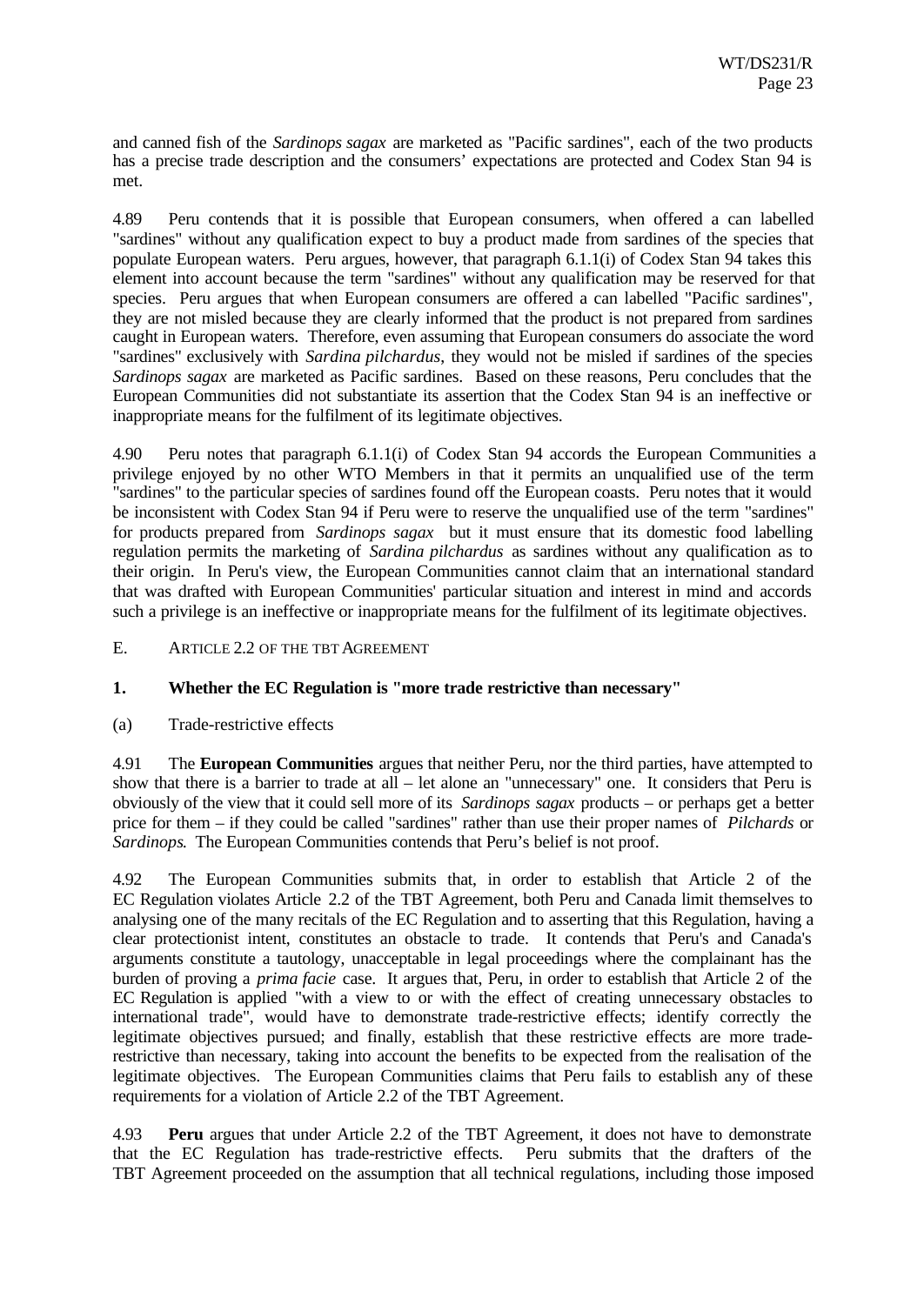and canned fish of the *Sardinops sagax* are marketed as "Pacific sardines", each of the two products has a precise trade description and the consumers' expectations are protected and Codex Stan 94 is met.

4.89 Peru contends that it is possible that European consumers, when offered a can labelled "sardines" without any qualification expect to buy a product made from sardines of the species that populate European waters. Peru argues, however, that paragraph 6.1.1(i) of Codex Stan 94 takes this element into account because the term "sardines" without any qualification may be reserved for that species. Peru argues that when European consumers are offered a can labelled "Pacific sardines", they are not misled because they are clearly informed that the product is not prepared from sardines caught in European waters. Therefore, even assuming that European consumers do associate the word "sardines" exclusively with *Sardina pilchardus*, they would not be misled if sardines of the species *Sardinops sagax* are marketed as Pacific sardines. Based on these reasons, Peru concludes that the European Communities did not substantiate its assertion that the Codex Stan 94 is an ineffective or inappropriate means for the fulfilment of its legitimate objectives.

4.90 Peru notes that paragraph 6.1.1(i) of Codex Stan 94 accords the European Communities a privilege enjoyed by no other WTO Members in that it permits an unqualified use of the term "sardines" to the particular species of sardines found off the European coasts. Peru notes that it would be inconsistent with Codex Stan 94 if Peru were to reserve the unqualified use of the term "sardines" for products prepared from *Sardinops sagax* but it must ensure that its domestic food labelling regulation permits the marketing of *Sardina pilchardus* as sardines without any qualification as to their origin. In Peru's view, the European Communities cannot claim that an international standard that was drafted with European Communities' particular situation and interest in mind and accords such a privilege is an ineffective or inappropriate means for the fulfilment of its legitimate objectives.

## E. ARTICLE 2.2 OF THE TBT AGREEMENT

### 1. Whether the EC Regulation is "more trade restrictive than necessary"

#### (a) Trade-restrictive effects

4.91 The **European Communities** argues that neither Peru, nor the third parties, have attempted to show that there is a barrier to trade at all – let alone an "unnecessary" one. It considers that Peru is obviously of the view that it could sell more of its *Sardinops sagax* products – or perhaps get a better price for them – if they could be called "sardines" rather than use their proper names of *Pilchards* or *Sardinops*. The European Communities contends that Peru's belief is not proof.

4.92 The European Communities submits that, in order to establish that Article 2 of the EC Regulation violates Article 2.2 of the TBT Agreement, both Peru and Canada limit themselves to analysing one of the many recitals of the EC Regulation and to asserting that this Regulation, having a clear protectionist intent, constitutes an obstacle to trade. It contends that Peru's and Canada's arguments constitute a tautology, unacceptable in legal proceedings where the complainant has the burden of proving a *prima facie* case. It argues that, Peru, in order to establish that Article 2 of the EC Regulation is applied "with a view to or with the effect of creating unnecessary obstacles to international trade", would have to demonstrate trade-restrictive effects; identify correctly the legitimate objectives pursued; and finally, establish that these restrictive effects are more trade-restrictive than necessary, taking into account the benefits to be expected from the realisation of the legitimate objectives. The European Communities claims that Peru fails to establish any of these requirements for a violation of Article 2.2 of the TBT Agreement.

4.93 **Peru** argues that under Article 2.2 of the TBT Agreement, it does not have to demonstrate that the EC Regulation has trade-restrictive effects. Peru submits that the drafters of the TBT Agreement proceeded on the assumption that all technical regulations, including those imposed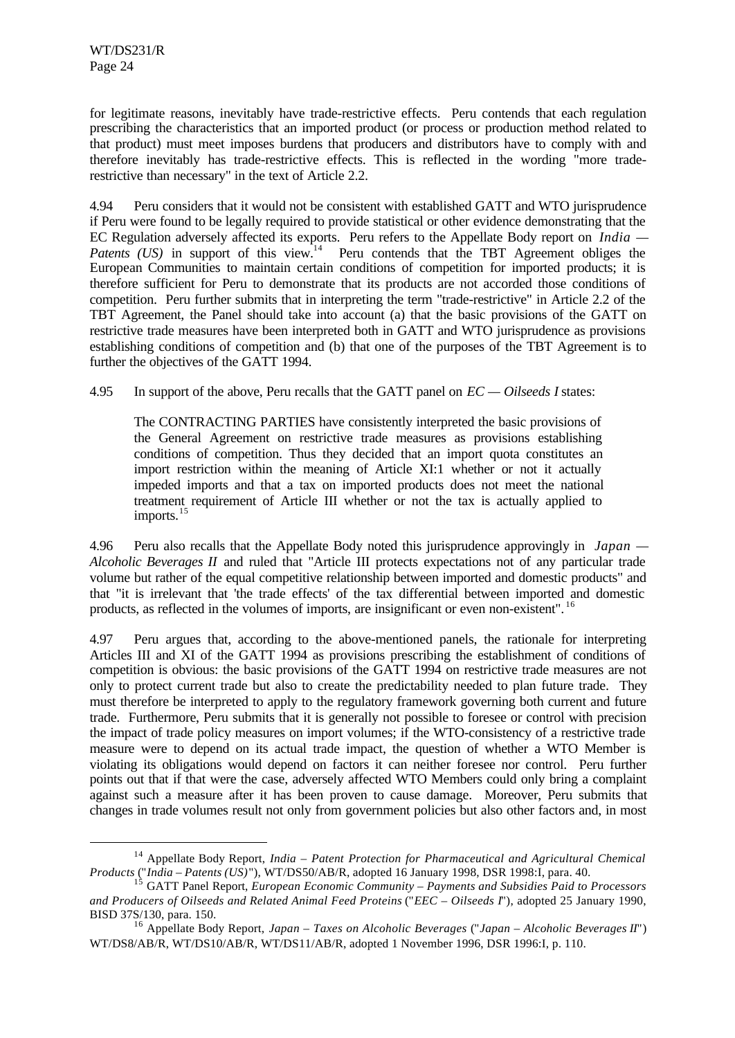for legitimate reasons, inevitably have trade-restrictive effects. Peru contends that each regulation prescribing the characteristics that an imported product (or process or production method related to that product) must meet imposes burdens that producers and distributors have to comply with and therefore inevitably has trade-restrictive effects. This is reflected in the wording "more trade-restrictive than necessary" in the text of Article 2.2.

4.94 Peru considers that it would not be consistent with established GATT and WTO jurisprudence if Peru were found to be legally required to provide statistical or other evidence demonstrating that the EC Regulation adversely affected its exports. Peru refers to the Appellate Body report on *India — Patents (US)* in support of this view.[14] Peru contends that the TBT Agreement obliges the European Communities to maintain certain conditions of competition for imported products; it is therefore sufficient for Peru to demonstrate that its products are not accorded those conditions of competition. Peru further submits that in interpreting the term "trade-restrictive" in Article 2.2 of the TBT Agreement, the Panel should take into account (a) that the basic provisions of the GATT on restrictive trade measures have been interpreted both in GATT and WTO jurisprudence as provisions establishing conditions of competition and (b) that one of the purposes of the TBT Agreement is to further the objectives of the GATT 1994.

4.95 In support of the above, Peru recalls that the GATT panel on *EC — Oilseeds I* states:

> The CONTRACTING PARTIES have consistently interpreted the basic provisions of the General Agreement on restrictive trade measures as provisions establishing conditions of competition. Thus they decided that an import quota constitutes an import restriction within the meaning of Article XI:1 whether or not it actually impeded imports and that a tax on imported products does not meet the national treatment requirement of Article III whether or not the tax is actually applied to imports.[15]

4.96 Peru also recalls that the Appellate Body noted this jurisprudence approvingly in *Japan — Alcoholic Beverages II* and ruled that "Article III protects expectations not of any particular trade volume but rather of the equal competitive relationship between imported and domestic products" and that "it is irrelevant that 'the trade effects' of the tax differential between imported and domestic products, as reflected in the volumes of imports, are insignificant or even non-existent".[16]

4.97 Peru argues that, according to the above-mentioned panels, the rationale for interpreting Articles III and XI of the GATT 1994 as provisions prescribing the establishment of conditions of competition is obvious: the basic provisions of the GATT 1994 on restrictive trade measures are not only to protect current trade but also to create the predictability needed to plan future trade. They must therefore be interpreted to apply to the regulatory framework governing both current and future trade. Furthermore, Peru submits that it is generally not possible to foresee or control with precision the impact of trade policy measures on import volumes; if the WTO-consistency of a restrictive trade measure were to depend on its actual trade impact, the question of whether a WTO Member is violating its obligations would depend on factors it can neither foresee nor control. Peru further points out that if that were the case, adversely affected WTO Members could only bring a complaint against such a measure after it has been proven to cause damage. Moreover, Peru submits that changes in trade volumes result not only from government policies but also other factors and, in most

---

[14] Appellate Body Report, *India – Patent Protection for Pharmaceutical and Agricultural Chemical Products* ("*India – Patents (US)*"), WT/DS50/AB/R, adopted 16 January 1998, DSR 1998:I, para. 40.

[15] GATT Panel Report, *European Economic Community – Payments and Subsidies Paid to Processors and Producers of Oilseeds and Related Animal Feed Proteins* ("*EEC – Oilseeds I*"), adopted 25 January 1990, BISD 37S/130, para. 150.

[16] Appellate Body Report, *Japan – Taxes on Alcoholic Beverages* ("*Japan – Alcoholic Beverages II*") WT/DS8/AB/R, WT/DS10/AB/R, WT/DS11/AB/R, adopted 1 November 1996, DSR 1996:I, p. 110.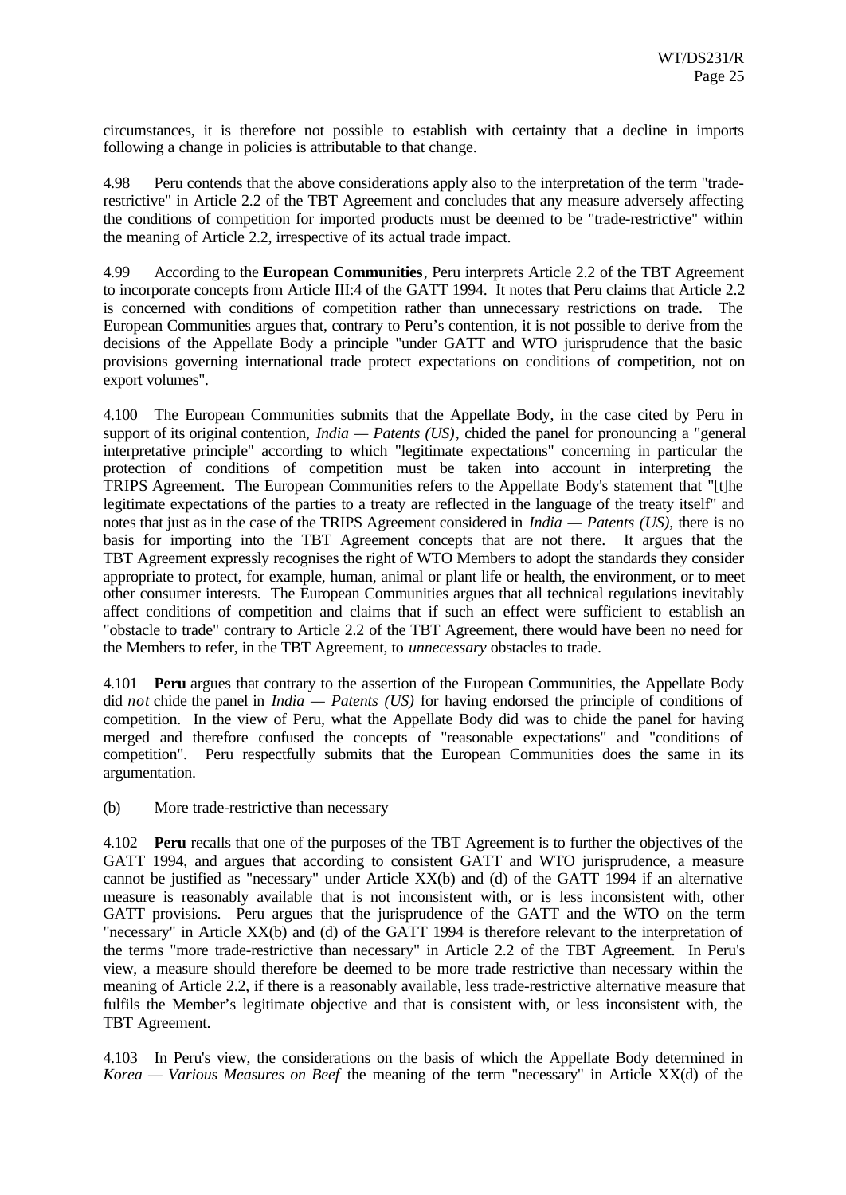circumstances, it is therefore not possible to establish with certainty that a decline in imports following a change in policies is attributable to that change.

4.98 Peru contends that the above considerations apply also to the interpretation of the term "trade-restrictive" in Article 2.2 of the TBT Agreement and concludes that any measure adversely affecting the conditions of competition for imported products must be deemed to be "trade-restrictive" within the meaning of Article 2.2, irrespective of its actual trade impact.

4.99 According to the **European Communities**, Peru interprets Article 2.2 of the TBT Agreement to incorporate concepts from Article III:4 of the GATT 1994. It notes that Peru claims that Article 2.2 is concerned with conditions of competition rather than unnecessary restrictions on trade. The European Communities argues that, contrary to Peru's contention, it is not possible to derive from the decisions of the Appellate Body a principle "under GATT and WTO jurisprudence that the basic provisions governing international trade protect expectations on conditions of competition, not on export volumes".

4.100 The European Communities submits that the Appellate Body, in the case cited by Peru in support of its original contention, *India — Patents (US)*, chided the panel for pronouncing a "general interpretative principle" according to which "legitimate expectations" concerning in particular the protection of conditions of competition must be taken into account in interpreting the TRIPS Agreement. The European Communities refers to the Appellate Body's statement that "[t]he legitimate expectations of the parties to a treaty are reflected in the language of the treaty itself" and notes that just as in the case of the TRIPS Agreement considered in *India — Patents (US)*, there is no basis for importing into the TBT Agreement concepts that are not there. It argues that the TBT Agreement expressly recognises the right of WTO Members to adopt the standards they consider appropriate to protect, for example, human, animal or plant life or health, the environment, or to meet other consumer interests. The European Communities argues that all technical regulations inevitably affect conditions of competition and claims that if such an effect were sufficient to establish an "obstacle to trade" contrary to Article 2.2 of the TBT Agreement, there would have been no need for the Members to refer, in the TBT Agreement, to *unnecessary* obstacles to trade.

4.101 **Peru** argues that contrary to the assertion of the European Communities, the Appellate Body did *not* chide the panel in *India — Patents (US)* for having endorsed the principle of conditions of competition. In the view of Peru, what the Appellate Body did was to chide the panel for having merged and therefore confused the concepts of "reasonable expectations" and "conditions of competition". Peru respectfully submits that the European Communities does the same in its argumentation.

(b) More trade-restrictive than necessary

4.102 **Peru** recalls that one of the purposes of the TBT Agreement is to further the objectives of the GATT 1994, and argues that according to consistent GATT and WTO jurisprudence, a measure cannot be justified as "necessary" under Article XX(b) and (d) of the GATT 1994 if an alternative measure is reasonably available that is not inconsistent with, or is less inconsistent with, other GATT provisions. Peru argues that the jurisprudence of the GATT and the WTO on the term "necessary" in Article XX(b) and (d) of the GATT 1994 is therefore relevant to the interpretation of the terms "more trade-restrictive than necessary" in Article 2.2 of the TBT Agreement. In Peru's view, a measure should therefore be deemed to be more trade restrictive than necessary within the meaning of Article 2.2, if there is a reasonably available, less trade-restrictive alternative measure that fulfils the Member's legitimate objective and that is consistent with, or less inconsistent with, the TBT Agreement.

4.103 In Peru's view, the considerations on the basis of which the Appellate Body determined in *Korea — Various Measures on Beef* the meaning of the term "necessary" in Article XX(d) of the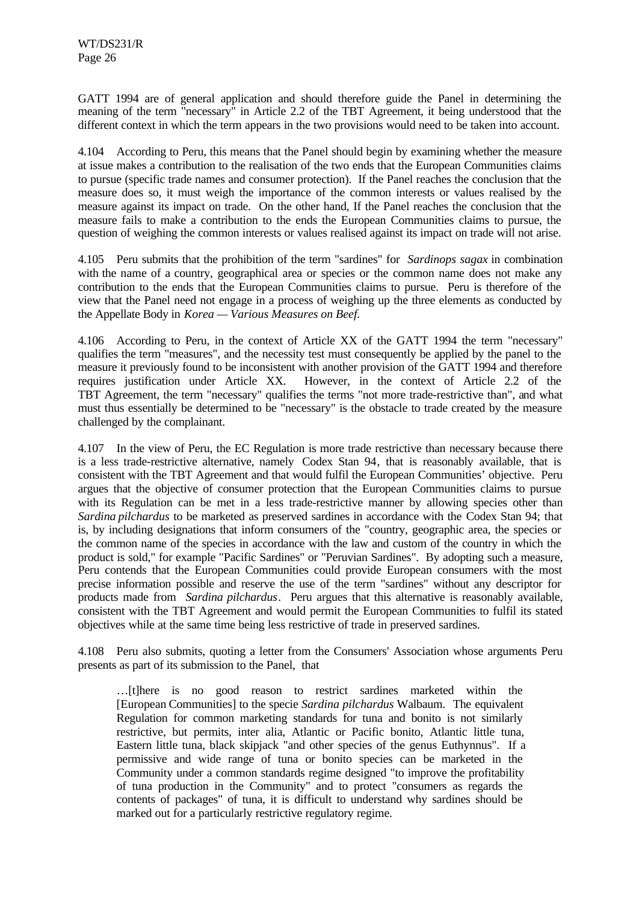GATT 1994 are of general application and should therefore guide the Panel in determining the meaning of the term "necessary" in Article 2.2 of the TBT Agreement, it being understood that the different context in which the term appears in the two provisions would need to be taken into account.

4.104 According to Peru, this means that the Panel should begin by examining whether the measure at issue makes a contribution to the realisation of the two ends that the European Communities claims to pursue (specific trade names and consumer protection). If the Panel reaches the conclusion that the measure does so, it must weigh the importance of the common interests or values realised by the measure against its impact on trade. On the other hand, If the Panel reaches the conclusion that the measure fails to make a contribution to the ends the European Communities claims to pursue, the question of weighing the common interests or values realised against its impact on trade will not arise.

4.105 Peru submits that the prohibition of the term "sardines" for *Sardinops sagax* in combination with the name of a country, geographical area or species or the common name does not make any contribution to the ends that the European Communities claims to pursue. Peru is therefore of the view that the Panel need not engage in a process of weighing up the three elements as conducted by the Appellate Body in *Korea — Various Measures on Beef*.

4.106 According to Peru, in the context of Article XX of the GATT 1994 the term "necessary" qualifies the term "measures", and the necessity test must consequently be applied by the panel to the measure it previously found to be inconsistent with another provision of the GATT 1994 and therefore requires justification under Article XX. However, in the context of Article 2.2 of the TBT Agreement, the term "necessary" qualifies the terms "not more trade-restrictive than", and what must thus essentially be determined to be "necessary" is the obstacle to trade created by the measure challenged by the complainant.

4.107 In the view of Peru, the EC Regulation is more trade restrictive than necessary because there is a less trade-restrictive alternative, namely Codex Stan 94, that is reasonably available, that is consistent with the TBT Agreement and that would fulfil the European Communities' objective. Peru argues that the objective of consumer protection that the European Communities claims to pursue with its Regulation can be met in a less trade-restrictive manner by allowing species other than *Sardina pilchardus* to be marketed as preserved sardines in accordance with the Codex Stan 94; that is, by including designations that inform consumers of the "country, geographic area, the species or the common name of the species in accordance with the law and custom of the country in which the product is sold," for example "Pacific Sardines" or "Peruvian Sardines". By adopting such a measure, Peru contends that the European Communities could provide European consumers with the most precise information possible and reserve the use of the term "sardines" without any descriptor for products made from *Sardina pilchardus*. Peru argues that this alternative is reasonably available, consistent with the TBT Agreement and would permit the European Communities to fulfil its stated objectives while at the same time being less restrictive of trade in preserved sardines.

4.108 Peru also submits, quoting a letter from the Consumers' Association whose arguments Peru presents as part of its submission to the Panel, that

> …[t]here is no good reason to restrict sardines marketed within the [European Communities] to the specie *Sardina pilchardus* Walbaum. The equivalent Regulation for common marketing standards for tuna and bonito is not similarly restrictive, but permits, inter alia, Atlantic or Pacific bonito, Atlantic little tuna, Eastern little tuna, black skipjack "and other species of the genus Euthynnus". If a permissive and wide range of tuna or bonito species can be marketed in the Community under a common standards regime designed "to improve the profitability of tuna production in the Community" and to protect "consumers as regards the contents of packages" of tuna, it is difficult to understand why sardines should be marked out for a particularly restrictive regulatory regime.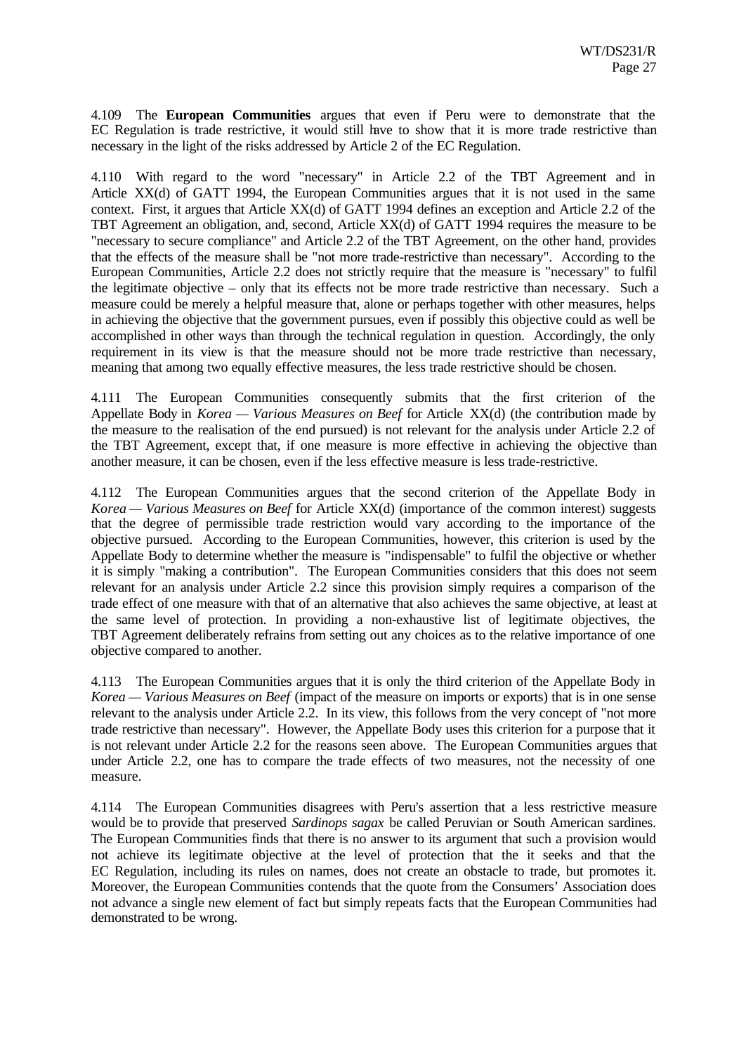4.109 The **European Communities** argues that even if Peru were to demonstrate that the EC Regulation is trade restrictive, it would still have to show that it is more trade restrictive than necessary in the light of the risks addressed by Article 2 of the EC Regulation.

4.110 With regard to the word "necessary" in Article 2.2 of the TBT Agreement and in Article XX(d) of GATT 1994, the European Communities argues that it is not used in the same context. First, it argues that Article XX(d) of GATT 1994 defines an exception and Article 2.2 of the TBT Agreement an obligation, and, second, Article XX(d) of GATT 1994 requires the measure to be "necessary to secure compliance" and Article 2.2 of the TBT Agreement, on the other hand, provides that the effects of the measure shall be "not more trade-restrictive than necessary". According to the European Communities, Article 2.2 does not strictly require that the measure is "necessary" to fulfil the legitimate objective – only that its effects not be more trade restrictive than necessary. Such a measure could be merely a helpful measure that, alone or perhaps together with other measures, helps in achieving the objective that the government pursues, even if possibly this objective could as well be accomplished in other ways than through the technical regulation in question. Accordingly, the only requirement in its view is that the measure should not be more trade restrictive than necessary, meaning that among two equally effective measures, the less trade restrictive should be chosen.

4.111 The European Communities consequently submits that the first criterion of the Appellate Body in *Korea — Various Measures on Beef* for Article XX(d) (the contribution made by the measure to the realisation of the end pursued) is not relevant for the analysis under Article 2.2 of the TBT Agreement, except that, if one measure is more effective in achieving the objective than another measure, it can be chosen, even if the less effective measure is less trade-restrictive.

4.112 The European Communities argues that the second criterion of the Appellate Body in *Korea — Various Measures on Beef* for Article XX(d) (importance of the common interest) suggests that the degree of permissible trade restriction would vary according to the importance of the objective pursued. According to the European Communities, however, this criterion is used by the Appellate Body to determine whether the measure is "indispensable" to fulfil the objective or whether it is simply "making a contribution". The European Communities considers that this does not seem relevant for an analysis under Article 2.2 since this provision simply requires a comparison of the trade effect of one measure with that of an alternative that also achieves the same objective, at least at the same level of protection. In providing a non-exhaustive list of legitimate objectives, the TBT Agreement deliberately refrains from setting out any choices as to the relative importance of one objective compared to another.

4.113 The European Communities argues that it is only the third criterion of the Appellate Body in *Korea — Various Measures on Beef* (impact of the measure on imports or exports) that is in one sense relevant to the analysis under Article 2.2. In its view, this follows from the very concept of "not more trade restrictive than necessary". However, the Appellate Body uses this criterion for a purpose that it is not relevant under Article 2.2 for the reasons seen above. The European Communities argues that under Article 2.2, one has to compare the trade effects of two measures, not the necessity of one measure.

4.114 The European Communities disagrees with Peru's assertion that a less restrictive measure would be to provide that preserved *Sardinops sagax* be called Peruvian or South American sardines. The European Communities finds that there is no answer to its argument that such a provision would not achieve its legitimate objective at the level of protection that the it seeks and that the EC Regulation, including its rules on names, does not create an obstacle to trade, but promotes it. Moreover, the European Communities contends that the quote from the Consumers' Association does not advance a single new element of fact but simply repeats facts that the European Communities had demonstrated to be wrong.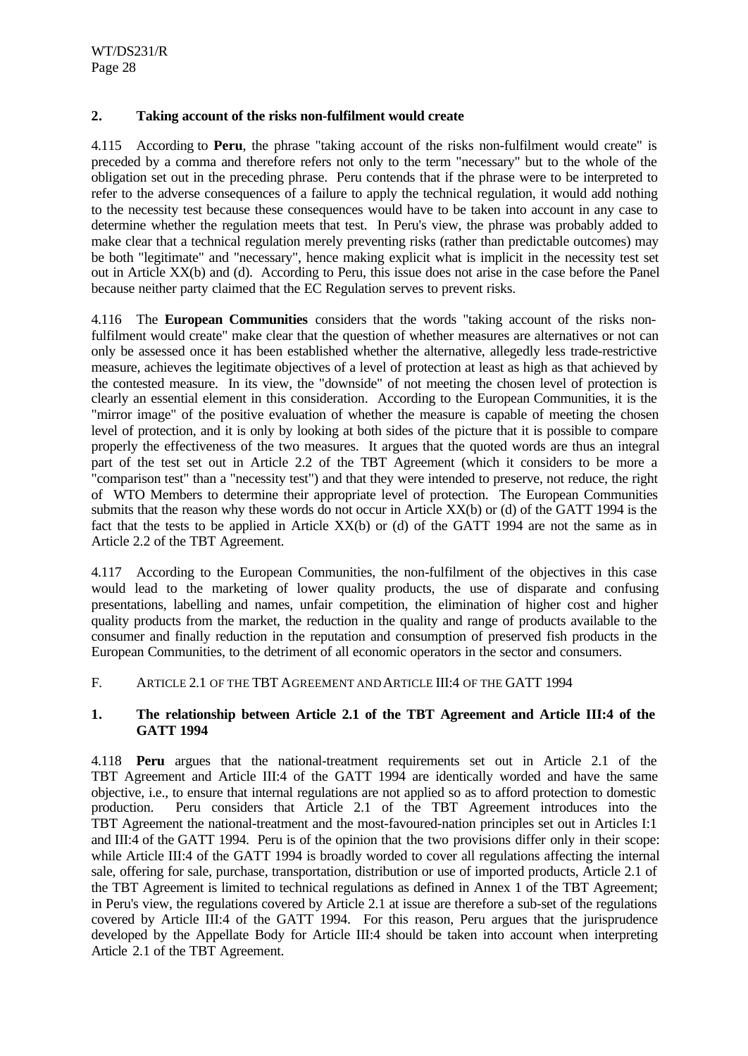### 2. Taking account of the risks non-fulfilment would create

4.115 According to **Peru**, the phrase "taking account of the risks non-fulfilment would create" is preceded by a comma and therefore refers not only to the term "necessary" but to the whole of the obligation set out in the preceding phrase. Peru contends that if the phrase were to be interpreted to refer to the adverse consequences of a failure to apply the technical regulation, it would add nothing to the necessity test because these consequences would have to be taken into account in any case to determine whether the regulation meets that test. In Peru's view, the phrase was probably added to make clear that a technical regulation merely preventing risks (rather than predictable outcomes) may be both "legitimate" and "necessary", hence making explicit what is implicit in the necessity test set out in Article XX(b) and (d). According to Peru, this issue does not arise in the case before the Panel because neither party claimed that the EC Regulation serves to prevent risks.

4.116 The **European Communities** considers that the words "taking account of the risks non-fulfilment would create" make clear that the question of whether measures are alternatives or not can only be assessed once it has been established whether the alternative, allegedly less trade-restrictive measure, achieves the legitimate objectives of a level of protection at least as high as that achieved by the contested measure. In its view, the "downside" of not meeting the chosen level of protection is clearly an essential element in this consideration. According to the European Communities, it is the "mirror image" of the positive evaluation of whether the measure is capable of meeting the chosen level of protection, and it is only by looking at both sides of the picture that it is possible to compare properly the effectiveness of the two measures. It argues that the quoted words are thus an integral part of the test set out in Article 2.2 of the TBT Agreement (which it considers to be more a "comparison test" than a "necessity test") and that they were intended to preserve, not reduce, the right of WTO Members to determine their appropriate level of protection. The European Communities submits that the reason why these words do not occur in Article XX(b) or (d) of the GATT 1994 is the fact that the tests to be applied in Article XX(b) or (d) of the GATT 1994 are not the same as in Article 2.2 of the TBT Agreement.

4.117 According to the European Communities, the non-fulfilment of the objectives in this case would lead to the marketing of lower quality products, the use of disparate and confusing presentations, labelling and names, unfair competition, the elimination of higher cost and higher quality products from the market, the reduction in the quality and range of products available to the consumer and finally reduction in the reputation and consumption of preserved fish products in the European Communities, to the detriment of all economic operators in the sector and consumers.

## F. ARTICLE 2.1 OF THE TBT AGREEMENT AND ARTICLE III:4 OF THE GATT 1994

### 1. The relationship between Article 2.1 of the TBT Agreement and Article III:4 of the GATT 1994

4.118 **Peru** argues that the national-treatment requirements set out in Article 2.1 of the TBT Agreement and Article III:4 of the GATT 1994 are identically worded and have the same objective, i.e., to ensure that internal regulations are not applied so as to afford protection to domestic production. Peru considers that Article 2.1 of the TBT Agreement introduces into the TBT Agreement the national-treatment and the most-favoured-nation principles set out in Articles I:1 and III:4 of the GATT 1994. Peru is of the opinion that the two provisions differ only in their scope: while Article III:4 of the GATT 1994 is broadly worded to cover all regulations affecting the internal sale, offering for sale, purchase, transportation, distribution or use of imported products, Article 2.1 of the TBT Agreement is limited to technical regulations as defined in Annex 1 of the TBT Agreement; in Peru's view, the regulations covered by Article 2.1 at issue are therefore a sub-set of the regulations covered by Article III:4 of the GATT 1994. For this reason, Peru argues that the jurisprudence developed by the Appellate Body for Article III:4 should be taken into account when interpreting Article 2.1 of the TBT Agreement.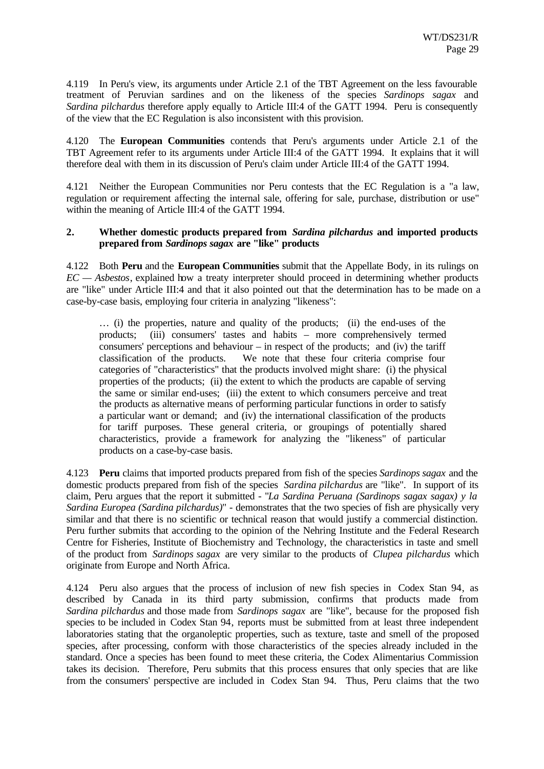4.119 In Peru's view, its arguments under Article 2.1 of the TBT Agreement on the less favourable treatment of Peruvian sardines and on the likeness of the species *Sardinops sagax* and *Sardina pilchardus* therefore apply equally to Article III:4 of the GATT 1994. Peru is consequently of the view that the EC Regulation is also inconsistent with this provision.

4.120 The **European Communities** contends that Peru's arguments under Article 2.1 of the TBT Agreement refer to its arguments under Article III:4 of the GATT 1994. It explains that it will therefore deal with them in its discussion of Peru's claim under Article III:4 of the GATT 1994.

4.121 Neither the European Communities nor Peru contests that the EC Regulation is a "a law, regulation or requirement affecting the internal sale, offering for sale, purchase, distribution or use" within the meaning of Article III:4 of the GATT 1994.

**2. Whether domestic products prepared from *Sardina pilchardus* and imported products prepared from *Sardinops sagax* are "like" products**

4.122 Both **Peru** and the **European Communities** submit that the Appellate Body, in its rulings on *EC — Asbestos*, explained how a treaty interpreter should proceed in determining whether products are "like" under Article III:4 and that it also pointed out that the determination has to be made on a case-by-case basis, employing four criteria in analyzing "likeness":

> … (i) the properties, nature and quality of the products; (ii) the end-uses of the products; (iii) consumers' tastes and habits – more comprehensively termed consumers' perceptions and behaviour – in respect of the products; and (iv) the tariff classification of the products. We note that these four criteria comprise four categories of "characteristics" that the products involved might share: (i) the physical properties of the products; (ii) the extent to which the products are capable of serving the same or similar end-uses; (iii) the extent to which consumers perceive and treat the products as alternative means of performing particular functions in order to satisfy a particular want or demand; and (iv) the international classification of the products for tariff purposes. These general criteria, or groupings of potentially shared characteristics, provide a framework for analyzing the "likeness" of particular products on a case-by-case basis.

4.123 **Peru** claims that imported products prepared from fish of the species *Sardinops sagax* and the domestic products prepared from fish of the species *Sardina pilchardus* are "like". In support of its claim, Peru argues that the report it submitted - "*La Sardina Peruana (Sardinops sagax sagax) y la Sardina Europea (Sardina pilchardus)*" - demonstrates that the two species of fish are physically very similar and that there is no scientific or technical reason that would justify a commercial distinction. Peru further submits that according to the opinion of the Nehring Institute and the Federal Research Centre for Fisheries, Institute of Biochemistry and Technology, the characteristics in taste and smell of the product from *Sardinops sagax* are very similar to the products of *Clupea pilchardus* which originate from Europe and North Africa.

4.124 Peru also argues that the process of inclusion of new fish species in Codex Stan 94, as described by Canada in its third party submission, confirms that products made from *Sardina pilchardus* and those made from *Sardinops sagax* are "like", because for the proposed fish species to be included in Codex Stan 94, reports must be submitted from at least three independent laboratories stating that the organoleptic properties, such as texture, taste and smell of the proposed species, after processing, conform with those characteristics of the species already included in the standard. Once a species has been found to meet these criteria, the Codex Alimentarius Commission takes its decision. Therefore, Peru submits that this process ensures that only species that are like from the consumers' perspective are included in Codex Stan 94. Thus, Peru claims that the two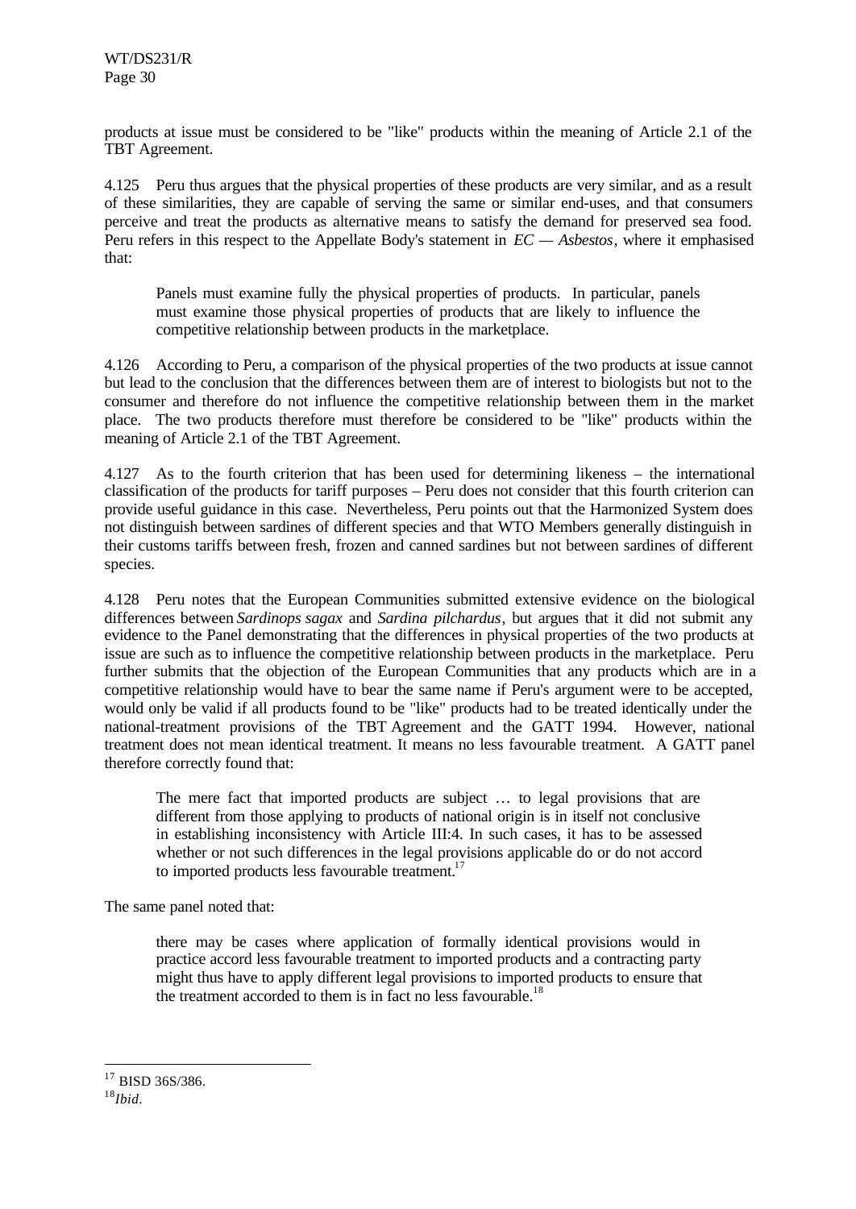products at issue must be considered to be "like" products within the meaning of Article 2.1 of the TBT Agreement.

4.125 Peru thus argues that the physical properties of these products are very similar, and as a result of these similarities, they are capable of serving the same or similar end-uses, and that consumers perceive and treat the products as alternative means to satisfy the demand for preserved sea food. Peru refers in this respect to the Appellate Body's statement in *EC — Asbestos*, where it emphasised that:

> Panels must examine fully the physical properties of products. In particular, panels must examine those physical properties of products that are likely to influence the competitive relationship between products in the marketplace.

4.126 According to Peru, a comparison of the physical properties of the two products at issue cannot but lead to the conclusion that the differences between them are of interest to biologists but not to the consumer and therefore do not influence the competitive relationship between them in the market place. The two products therefore must therefore be considered to be "like" products within the meaning of Article 2.1 of the TBT Agreement.

4.127 As to the fourth criterion that has been used for determining likeness – the international classification of the products for tariff purposes – Peru does not consider that this fourth criterion can provide useful guidance in this case. Nevertheless, Peru points out that the Harmonized System does not distinguish between sardines of different species and that WTO Members generally distinguish in their customs tariffs between fresh, frozen and canned sardines but not between sardines of different species.

4.128 Peru notes that the European Communities submitted extensive evidence on the biological differences between *Sardinops sagax* and *Sardina pilchardus*, but argues that it did not submit any evidence to the Panel demonstrating that the differences in physical properties of the two products at issue are such as to influence the competitive relationship between products in the marketplace. Peru further submits that the objection of the European Communities that any products which are in a competitive relationship would have to bear the same name if Peru's argument were to be accepted, would only be valid if all products found to be "like" products had to be treated identically under the national-treatment provisions of the TBT Agreement and the GATT 1994. However, national treatment does not mean identical treatment. It means no less favourable treatment. A GATT panel therefore correctly found that:

> The mere fact that imported products are subject … to legal provisions that are different from those applying to products of national origin is in itself not conclusive in establishing inconsistency with Article III:4. In such cases, it has to be assessed whether or not such differences in the legal provisions applicable do or do not accord to imported products less favourable treatment.[17]

The same panel noted that:

> there may be cases where application of formally identical provisions would in practice accord less favourable treatment to imported products and a contracting party might thus have to apply different legal provisions to imported products to ensure that the treatment accorded to them is in fact no less favourable.[18]

---

[17] BISD 36S/386.

[18] *Ibid.*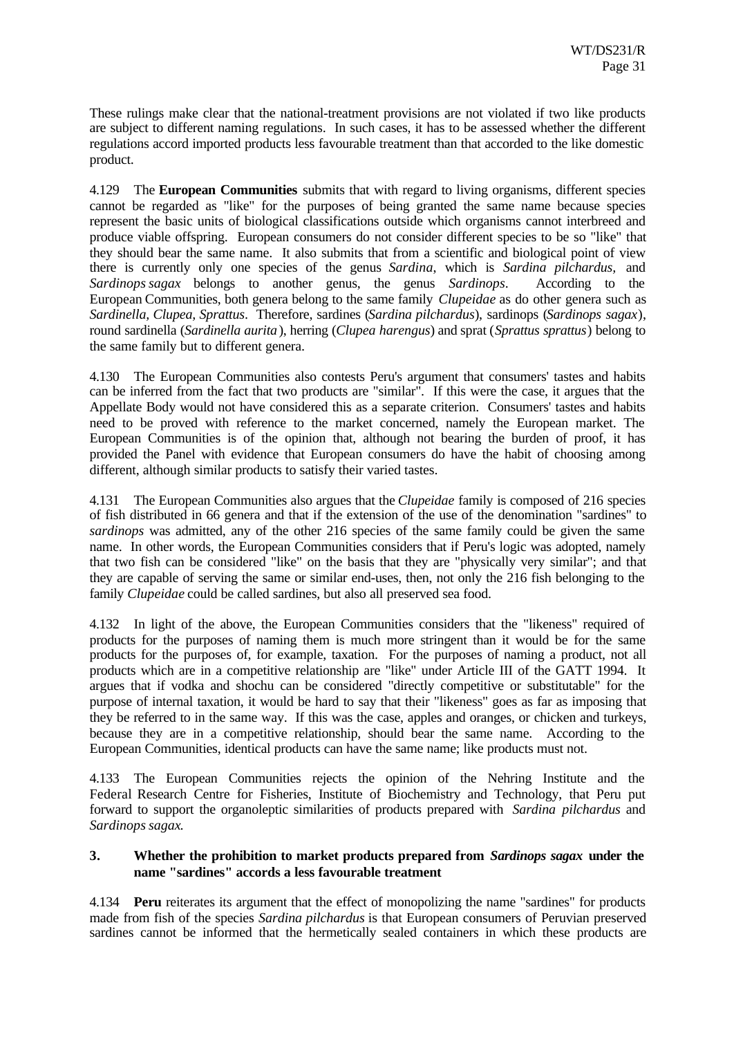These rulings make clear that the national-treatment provisions are not violated if two like products are subject to different naming regulations. In such cases, it has to be assessed whether the different regulations accord imported products less favourable treatment than that accorded to the like domestic product.

4.129 The **European Communities** submits that with regard to living organisms, different species cannot be regarded as "like" for the purposes of being granted the same name because species represent the basic units of biological classifications outside which organisms cannot interbreed and produce viable offspring. European consumers do not consider different species to be so "like" that they should bear the same name. It also submits that from a scientific and biological point of view there is currently only one species of the genus *Sardina*, which is *Sardina pilchardus*, and *Sardinops sagax* belongs to another genus, the genus *Sardinops*. According to the European Communities, both genera belong to the same family *Clupeidae* as do other genera such as *Sardinella*, *Clupea*, *Sprattus*. Therefore, sardines (*Sardina pilchardus*), sardinops (*Sardinops sagax*), round sardinella (*Sardinella aurita*), herring (*Clupea harengus*) and sprat (*Sprattus sprattus*) belong to the same family but to different genera.

4.130 The European Communities also contests Peru's argument that consumers' tastes and habits can be inferred from the fact that two products are "similar". If this were the case, it argues that the Appellate Body would not have considered this as a separate criterion. Consumers' tastes and habits need to be proved with reference to the market concerned, namely the European market. The European Communities is of the opinion that, although not bearing the burden of proof, it has provided the Panel with evidence that European consumers do have the habit of choosing among different, although similar products to satisfy their varied tastes.

4.131 The European Communities also argues that the *Clupeidae* family is composed of 216 species of fish distributed in 66 genera and that if the extension of the use of the denomination "sardines" to *sardinops* was admitted, any of the other 216 species of the same family could be given the same name. In other words, the European Communities considers that if Peru's logic was adopted, namely that two fish can be considered "like" on the basis that they are "physically very similar"; and that they are capable of serving the same or similar end-uses, then, not only the 216 fish belonging to the family *Clupeidae* could be called sardines, but also all preserved sea food.

4.132 In light of the above, the European Communities considers that the "likeness" required of products for the purposes of naming them is much more stringent than it would be for the same products for the purposes of, for example, taxation. For the purposes of naming a product, not all products which are in a competitive relationship are "like" under Article III of the GATT 1994. It argues that if vodka and shochu can be considered "directly competitive or substitutable" for the purpose of internal taxation, it would be hard to say that their "likeness" goes as far as imposing that they be referred to in the same way. If this was the case, apples and oranges, or chicken and turkeys, because they are in a competitive relationship, should bear the same name. According to the European Communities, identical products can have the same name; like products must not.

4.133 The European Communities rejects the opinion of the Nehring Institute and the Federal Research Centre for Fisheries, Institute of Biochemistry and Technology, that Peru put forward to support the organoleptic similarities of products prepared with *Sardina pilchardus* and *Sardinops sagax*.

### 3. Whether the prohibition to market products prepared from *Sardinops sagax* under the name "sardines" accords a less favourable treatment

4.134 **Peru** reiterates its argument that the effect of monopolizing the name "sardines" for products made from fish of the species *Sardina pilchardus* is that European consumers of Peruvian preserved sardines cannot be informed that the hermetically sealed containers in which these products are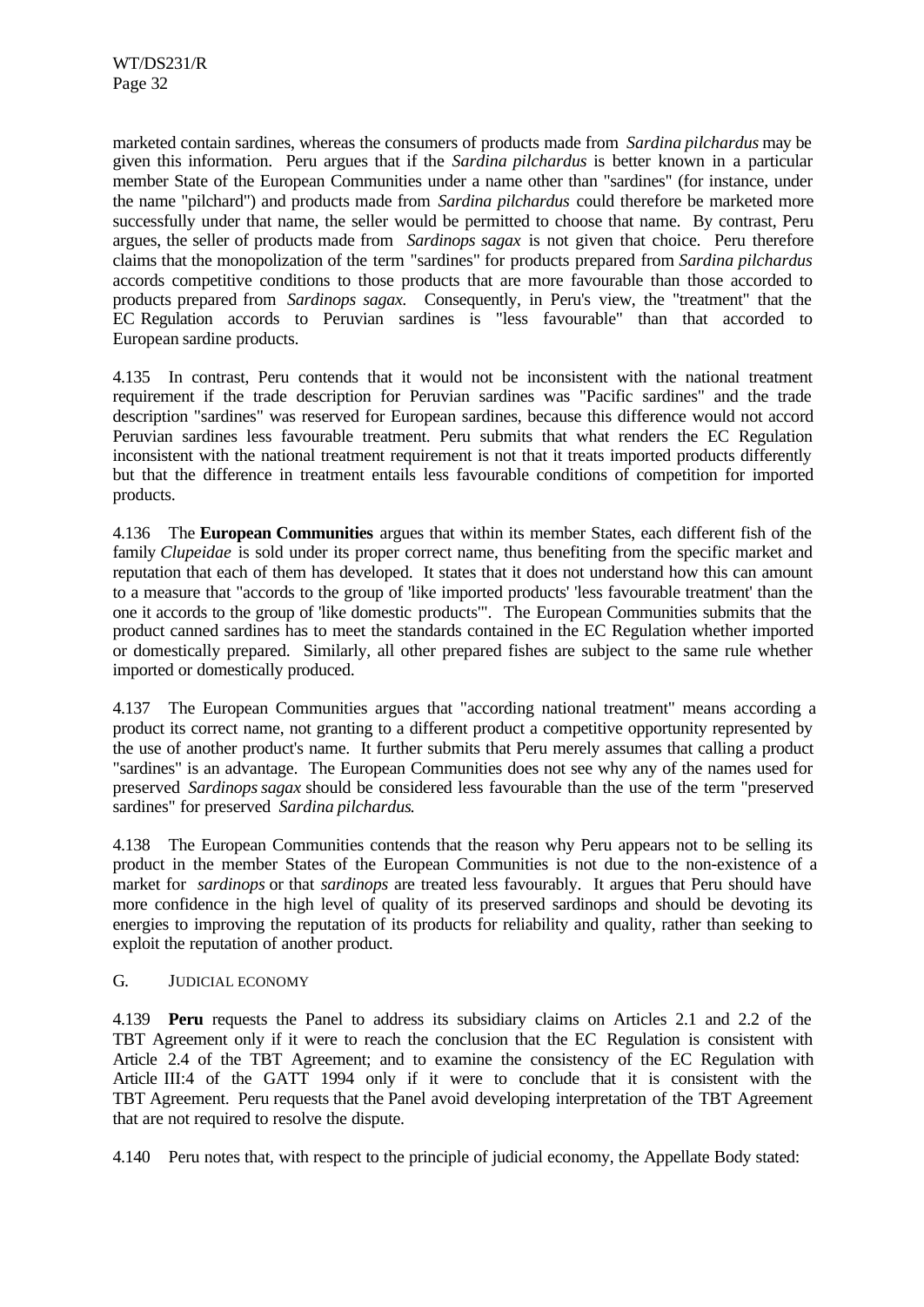marketed contain sardines, whereas the consumers of products made from *Sardina pilchardus* may be given this information. Peru argues that if the *Sardina pilchardus* is better known in a particular member State of the European Communities under a name other than "sardines" (for instance, under the name "pilchard") and products made from *Sardina pilchardus* could therefore be marketed more successfully under that name, the seller would be permitted to choose that name. By contrast, Peru argues, the seller of products made from *Sardinops sagax* is not given that choice. Peru therefore claims that the monopolization of the term "sardines" for products prepared from *Sardina pilchardus* accords competitive conditions to those products that are more favourable than those accorded to products prepared from *Sardinops sagax*. Consequently, in Peru's view, the "treatment" that the EC Regulation accords to Peruvian sardines is "less favourable" than that accorded to European sardine products.

4.135 In contrast, Peru contends that it would not be inconsistent with the national treatment requirement if the trade description for Peruvian sardines was "Pacific sardines" and the trade description "sardines" was reserved for European sardines, because this difference would not accord Peruvian sardines less favourable treatment. Peru submits that what renders the EC Regulation inconsistent with the national treatment requirement is not that it treats imported products differently but that the difference in treatment entails less favourable conditions of competition for imported products.

4.136 The **European Communities** argues that within its member States, each different fish of the family *Clupeidae* is sold under its proper correct name, thus benefiting from the specific market and reputation that each of them has developed. It states that it does not understand how this can amount to a measure that "accords to the group of 'like imported products' 'less favourable treatment' than the one it accords to the group of 'like domestic products'". The European Communities submits that the product canned sardines has to meet the standards contained in the EC Regulation whether imported or domestically prepared. Similarly, all other prepared fishes are subject to the same rule whether imported or domestically produced.

4.137 The European Communities argues that "according national treatment" means according a product its correct name, not granting to a different product a competitive opportunity represented by the use of another product's name. It further submits that Peru merely assumes that calling a product "sardines" is an advantage. The European Communities does not see why any of the names used for preserved *Sardinops sagax* should be considered less favourable than the use of the term "preserved sardines" for preserved *Sardina pilchardus*.

4.138 The European Communities contends that the reason why Peru appears not to be selling its product in the member States of the European Communities is not due to the non-existence of a market for *sardinops* or that *sardinops* are treated less favourably. It argues that Peru should have more confidence in the high level of quality of its preserved sardinops and should be devoting its energies to improving the reputation of its products for reliability and quality, rather than seeking to exploit the reputation of another product.

## G. JUDICIAL ECONOMY

4.139 **Peru** requests the Panel to address its subsidiary claims on Articles 2.1 and 2.2 of the TBT Agreement only if it were to reach the conclusion that the EC Regulation is consistent with Article 2.4 of the TBT Agreement; and to examine the consistency of the EC Regulation with Article III:4 of the GATT 1994 only if it were to conclude that it is consistent with the TBT Agreement. Peru requests that the Panel avoid developing interpretation of the TBT Agreement that are not required to resolve the dispute.

4.140 Peru notes that, with respect to the principle of judicial economy, the Appellate Body stated: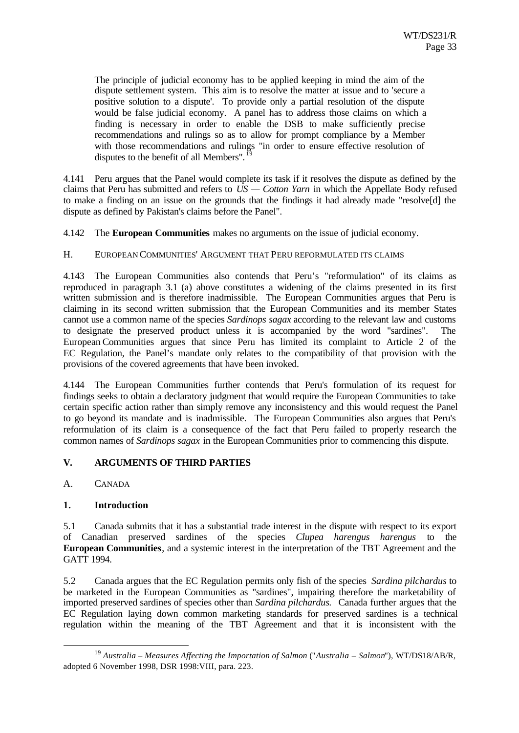> The principle of judicial economy has to be applied keeping in mind the aim of the dispute settlement system. This aim is to resolve the matter at issue and to 'secure a positive solution to a dispute'. To provide only a partial resolution of the dispute would be false judicial economy. A panel has to address those claims on which a finding is necessary in order to enable the DSB to make sufficiently precise recommendations and rulings so as to allow for prompt compliance by a Member with those recommendations and rulings "in order to ensure effective resolution of disputes to the benefit of all Members".[19]

4.141 Peru argues that the Panel would complete its task if it resolves the dispute as defined by the claims that Peru has submitted and refers to *US — Cotton Yarn* in which the Appellate Body refused to make a finding on an issue on the grounds that the findings it had already made "resolve[d] the dispute as defined by Pakistan's claims before the Panel".

4.142 The **European Communities** makes no arguments on the issue of judicial economy.

H. EUROPEAN COMMUNITIES' ARGUMENT THAT PERU REFORMULATED ITS CLAIMS

4.143 The European Communities also contends that Peru's "reformulation" of its claims as reproduced in paragraph 3.1 (a) above constitutes a widening of the claims presented in its first written submission and is therefore inadmissible. The European Communities argues that Peru is claiming in its second written submission that the European Communities and its member States cannot use a common name of the species *Sardinops sagax* according to the relevant law and customs to designate the preserved product unless it is accompanied by the word "sardines". The European Communities argues that since Peru has limited its complaint to Article 2 of the EC Regulation, the Panel's mandate only relates to the compatibility of that provision with the provisions of the covered agreements that have been invoked.

4.144 The European Communities further contends that Peru's formulation of its request for findings seeks to obtain a declaratory judgment that would require the European Communities to take certain specific action rather than simply remove any inconsistency and this would request the Panel to go beyond its mandate and is inadmissible. The European Communities also argues that Peru's reformulation of its claim is a consequence of the fact that Peru failed to properly research the common names of *Sardinops sagax* in the European Communities prior to commencing this dispute.

## V. ARGUMENTS OF THIRD PARTIES

### A. CANADA

#### 1. Introduction

5.1 Canada submits that it has a substantial trade interest in the dispute with respect to its export of Canadian preserved sardines of the species *Clupea harengus harengus* to the **European Communities**, and a systemic interest in the interpretation of the TBT Agreement and the GATT 1994.

5.2 Canada argues that the EC Regulation permits only fish of the species *Sardina pilchardus* to be marketed in the European Communities as "sardines", impairing therefore the marketability of imported preserved sardines of species other than *Sardina pilchardus*. Canada further argues that the EC Regulation laying down common marketing standards for preserved sardines is a technical regulation within the meaning of the TBT Agreement and that it is inconsistent with the

[19] *Australia – Measures Affecting the Importation of Salmon* ("*Australia – Salmon*"), WT/DS18/AB/R, adopted 6 November 1998, DSR 1998:VIII, para. 223.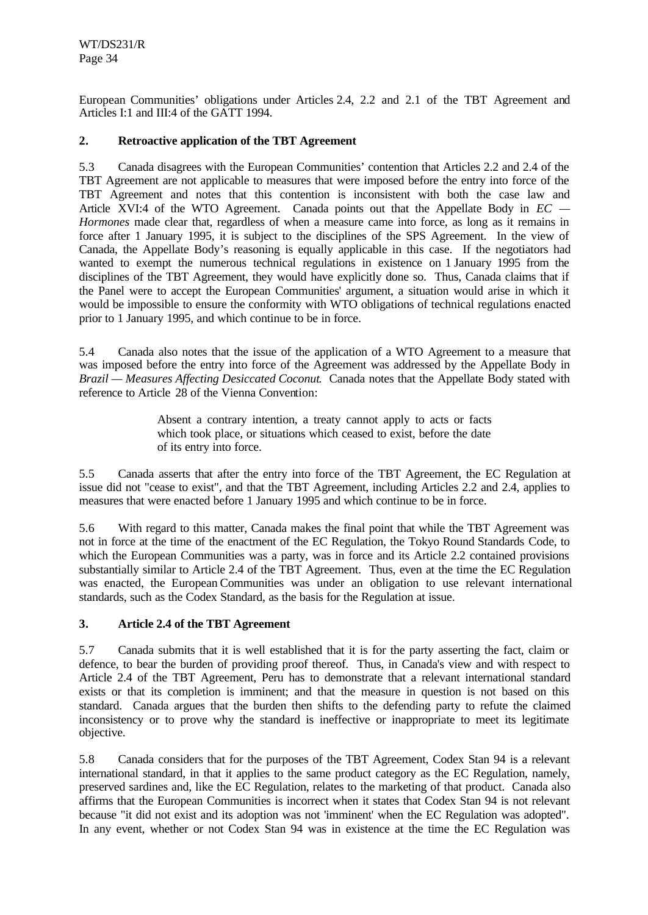European Communities' obligations under Articles 2.4, 2.2 and 2.1 of the TBT Agreement and Articles I:1 and III:4 of the GATT 1994.

### 2. Retroactive application of the TBT Agreement

5.3 Canada disagrees with the European Communities' contention that Articles 2.2 and 2.4 of the TBT Agreement are not applicable to measures that were imposed before the entry into force of the TBT Agreement and notes that this contention is inconsistent with both the case law and Article XVI:4 of the WTO Agreement. Canada points out that the Appellate Body in *EC — Hormones* made clear that, regardless of when a measure came into force, as long as it remains in force after 1 January 1995, it is subject to the disciplines of the SPS Agreement. In the view of Canada, the Appellate Body's reasoning is equally applicable in this case. If the negotiators had wanted to exempt the numerous technical regulations in existence on 1 January 1995 from the disciplines of the TBT Agreement, they would have explicitly done so. Thus, Canada claims that if the Panel were to accept the European Communities' argument, a situation would arise in which it would be impossible to ensure the conformity with WTO obligations of technical regulations enacted prior to 1 January 1995, and which continue to be in force.

5.4 Canada also notes that the issue of the application of a WTO Agreement to a measure that was imposed before the entry into force of the Agreement was addressed by the Appellate Body in *Brazil — Measures Affecting Desiccated Coconut*. Canada notes that the Appellate Body stated with reference to Article 28 of the Vienna Convention:

> Absent a contrary intention, a treaty cannot apply to acts or facts which took place, or situations which ceased to exist, before the date of its entry into force.

5.5 Canada asserts that after the entry into force of the TBT Agreement, the EC Regulation at issue did not "cease to exist", and that the TBT Agreement, including Articles 2.2 and 2.4, applies to measures that were enacted before 1 January 1995 and which continue to be in force.

5.6 With regard to this matter, Canada makes the final point that while the TBT Agreement was not in force at the time of the enactment of the EC Regulation, the Tokyo Round Standards Code, to which the European Communities was a party, was in force and its Article 2.2 contained provisions substantially similar to Article 2.4 of the TBT Agreement. Thus, even at the time the EC Regulation was enacted, the European Communities was under an obligation to use relevant international standards, such as the Codex Standard, as the basis for the Regulation at issue.

### 3. Article 2.4 of the TBT Agreement

5.7 Canada submits that it is well established that it is for the party asserting the fact, claim or defence, to bear the burden of providing proof thereof. Thus, in Canada's view and with respect to Article 2.4 of the TBT Agreement, Peru has to demonstrate that a relevant international standard exists or that its completion is imminent; and that the measure in question is not based on this standard. Canada argues that the burden then shifts to the defending party to refute the claimed inconsistency or to prove why the standard is ineffective or inappropriate to meet its legitimate objective.

5.8 Canada considers that for the purposes of the TBT Agreement, Codex Stan 94 is a relevant international standard, in that it applies to the same product category as the EC Regulation, namely, preserved sardines and, like the EC Regulation, relates to the marketing of that product. Canada also affirms that the European Communities is incorrect when it states that Codex Stan 94 is not relevant because "it did not exist and its adoption was not 'imminent' when the EC Regulation was adopted". In any event, whether or not Codex Stan 94 was in existence at the time the EC Regulation was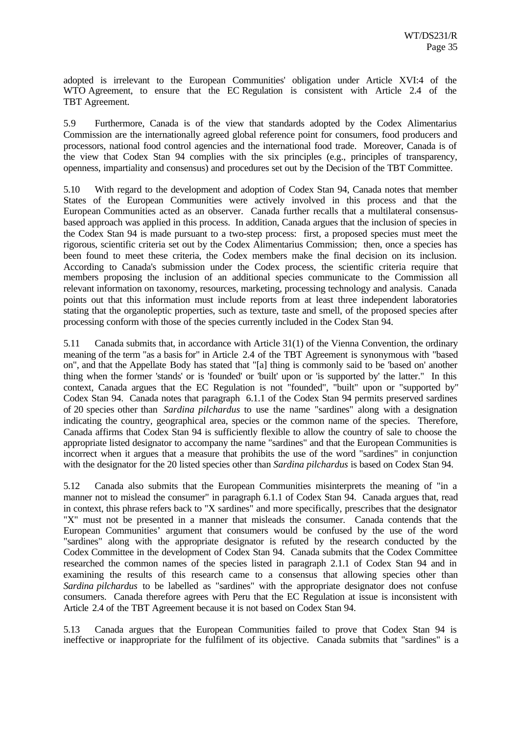adopted is irrelevant to the European Communities' obligation under Article XVI:4 of the WTO Agreement, to ensure that the EC Regulation is consistent with Article 2.4 of the TBT Agreement.

5.9 Furthermore, Canada is of the view that standards adopted by the Codex Alimentarius Commission are the internationally agreed global reference point for consumers, food producers and processors, national food control agencies and the international food trade. Moreover, Canada is of the view that Codex Stan 94 complies with the six principles (e.g., principles of transparency, openness, impartiality and consensus) and procedures set out by the Decision of the TBT Committee.

5.10 With regard to the development and adoption of Codex Stan 94, Canada notes that member States of the European Communities were actively involved in this process and that the European Communities acted as an observer. Canada further recalls that a multilateral consensus-based approach was applied in this process. In addition, Canada argues that the inclusion of species in the Codex Stan 94 is made pursuant to a two-step process: first, a proposed species must meet the rigorous, scientific criteria set out by the Codex Alimentarius Commission; then, once a species has been found to meet these criteria, the Codex members make the final decision on its inclusion. According to Canada's submission under the Codex process, the scientific criteria require that members proposing the inclusion of an additional species communicate to the Commission all relevant information on taxonomy, resources, marketing, processing technology and analysis. Canada points out that this information must include reports from at least three independent laboratories stating that the organoleptic properties, such as texture, taste and smell, of the proposed species after processing conform with those of the species currently included in the Codex Stan 94.

5.11 Canada submits that, in accordance with Article 31(1) of the Vienna Convention, the ordinary meaning of the term "as a basis for" in Article 2.4 of the TBT Agreement is synonymous with "based on", and that the Appellate Body has stated that "[a] thing is commonly said to be 'based on' another thing when the former 'stands' or is 'founded' or 'built' upon or 'is supported by' the latter." In this context, Canada argues that the EC Regulation is not "founded", "built" upon or "supported by" Codex Stan 94. Canada notes that paragraph 6.1.1 of the Codex Stan 94 permits preserved sardines of 20 species other than *Sardina pilchardus* to use the name "sardines" along with a designation indicating the country, geographical area, species or the common name of the species. Therefore, Canada affirms that Codex Stan 94 is sufficiently flexible to allow the country of sale to choose the appropriate listed designator to accompany the name "sardines" and that the European Communities is incorrect when it argues that a measure that prohibits the use of the word "sardines" in conjunction with the designator for the 20 listed species other than *Sardina pilchardus* is based on Codex Stan 94.

5.12 Canada also submits that the European Communities misinterprets the meaning of "in a manner not to mislead the consumer" in paragraph 6.1.1 of Codex Stan 94. Canada argues that, read in context, this phrase refers back to "X sardines" and more specifically, prescribes that the designator "X" must not be presented in a manner that misleads the consumer. Canada contends that the European Communities' argument that consumers would be confused by the use of the word "sardines" along with the appropriate designator is refuted by the research conducted by the Codex Committee in the development of Codex Stan 94. Canada submits that the Codex Committee researched the common names of the species listed in paragraph 2.1.1 of Codex Stan 94 and in examining the results of this research came to a consensus that allowing species other than *Sardina pilchardus* to be labelled as "sardines" with the appropriate designator does not confuse consumers. Canada therefore agrees with Peru that the EC Regulation at issue is inconsistent with Article 2.4 of the TBT Agreement because it is not based on Codex Stan 94.

5.13 Canada argues that the European Communities failed to prove that Codex Stan 94 is ineffective or inappropriate for the fulfilment of its objective. Canada submits that "sardines" is a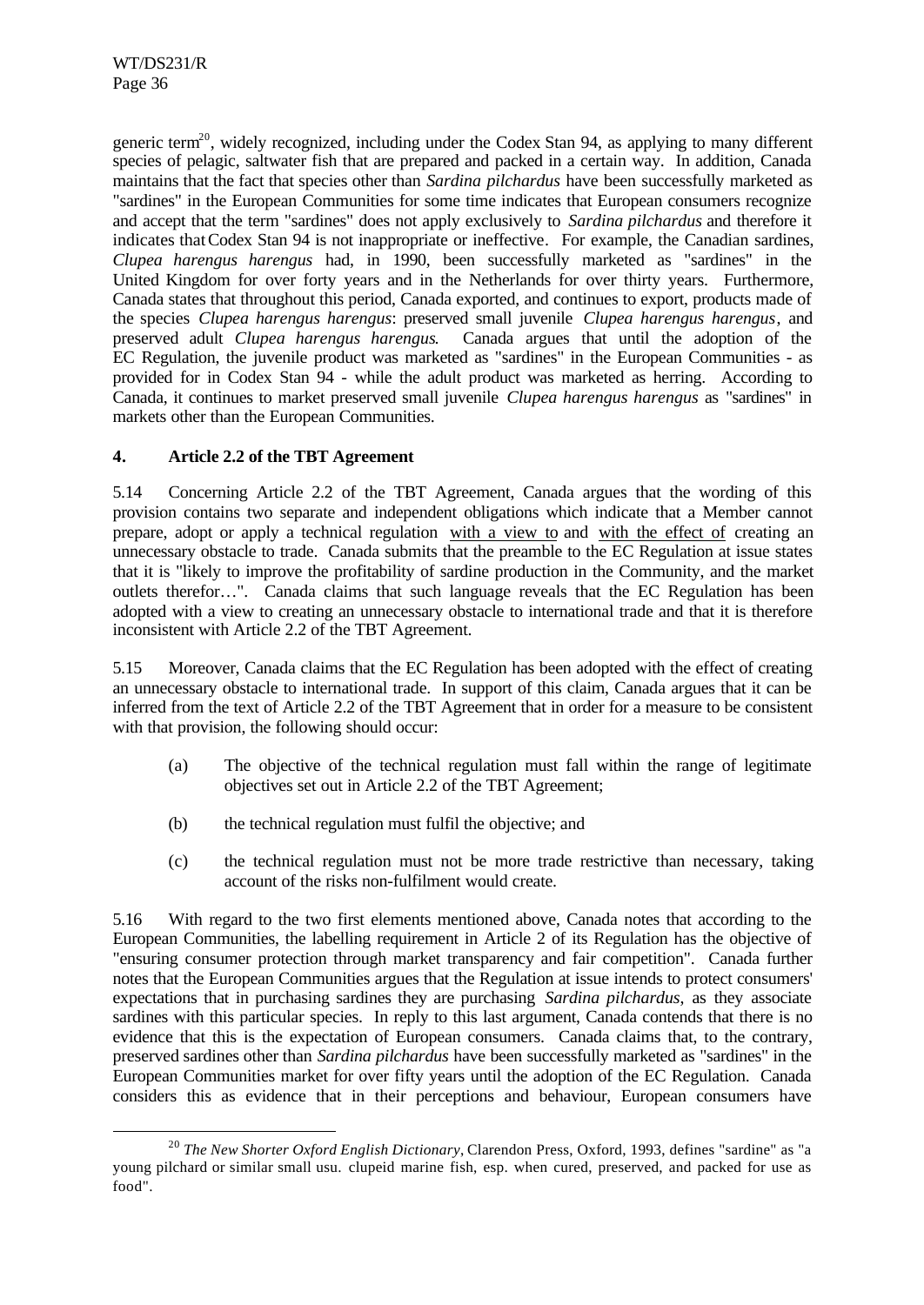generic term[20], widely recognized, including under the Codex Stan 94, as applying to many different species of pelagic, saltwater fish that are prepared and packed in a certain way. In addition, Canada maintains that the fact that species other than *Sardina pilchardus* have been successfully marketed as "sardines" in the European Communities for some time indicates that European consumers recognize and accept that the term "sardines" does not apply exclusively to *Sardina pilchardus* and therefore it indicates that Codex Stan 94 is not inappropriate or ineffective. For example, the Canadian sardines, *Clupea harengus harengus* had, in 1990, been successfully marketed as "sardines" in the United Kingdom for over forty years and in the Netherlands for over thirty years. Furthermore, Canada states that throughout this period, Canada exported, and continues to export, products made of the species *Clupea harengus harengus*: preserved small juvenile *Clupea harengus harengus*, and preserved adult *Clupea harengus harengus*. Canada argues that until the adoption of the EC Regulation, the juvenile product was marketed as "sardines" in the European Communities - as provided for in Codex Stan 94 - while the adult product was marketed as herring. According to Canada, it continues to market preserved small juvenile *Clupea harengus harengus* as "sardines" in markets other than the European Communities.

### 4. Article 2.2 of the TBT Agreement

5.14 Concerning Article 2.2 of the TBT Agreement, Canada argues that the wording of this provision contains two separate and independent obligations which indicate that a Member cannot prepare, adopt or apply a technical regulation <u>with a view to</u> and <u>with the effect of</u> creating an unnecessary obstacle to trade. Canada submits that the preamble to the EC Regulation at issue states that it is "likely to improve the profitability of sardine production in the Community, and the market outlets therefor…". Canada claims that such language reveals that the EC Regulation has been adopted with a view to creating an unnecessary obstacle to international trade and that it is therefore inconsistent with Article 2.2 of the TBT Agreement.

5.15 Moreover, Canada claims that the EC Regulation has been adopted with the effect of creating an unnecessary obstacle to international trade. In support of this claim, Canada argues that it can be inferred from the text of Article 2.2 of the TBT Agreement that in order for a measure to be consistent with that provision, the following should occur:

(a) The objective of the technical regulation must fall within the range of legitimate objectives set out in Article 2.2 of the TBT Agreement;

(b) the technical regulation must fulfil the objective; and

(c) the technical regulation must not be more trade restrictive than necessary, taking account of the risks non-fulfilment would create.

5.16 With regard to the two first elements mentioned above, Canada notes that according to the European Communities, the labelling requirement in Article 2 of its Regulation has the objective of "ensuring consumer protection through market transparency and fair competition". Canada further notes that the European Communities argues that the Regulation at issue intends to protect consumers' expectations that in purchasing sardines they are purchasing *Sardina pilchardus*, as they associate sardines with this particular species. In reply to this last argument, Canada contends that there is no evidence that this is the expectation of European consumers. Canada claims that, to the contrary, preserved sardines other than *Sardina pilchardus* have been successfully marketed as "sardines" in the European Communities market for over fifty years until the adoption of the EC Regulation. Canada considers this as evidence that in their perceptions and behaviour, European consumers have

---

[20] *The New Shorter Oxford English Dictionary*, Clarendon Press, Oxford, 1993, defines "sardine" as "a young pilchard or similar small usu. clupeid marine fish, esp. when cured, preserved, and packed for use as food".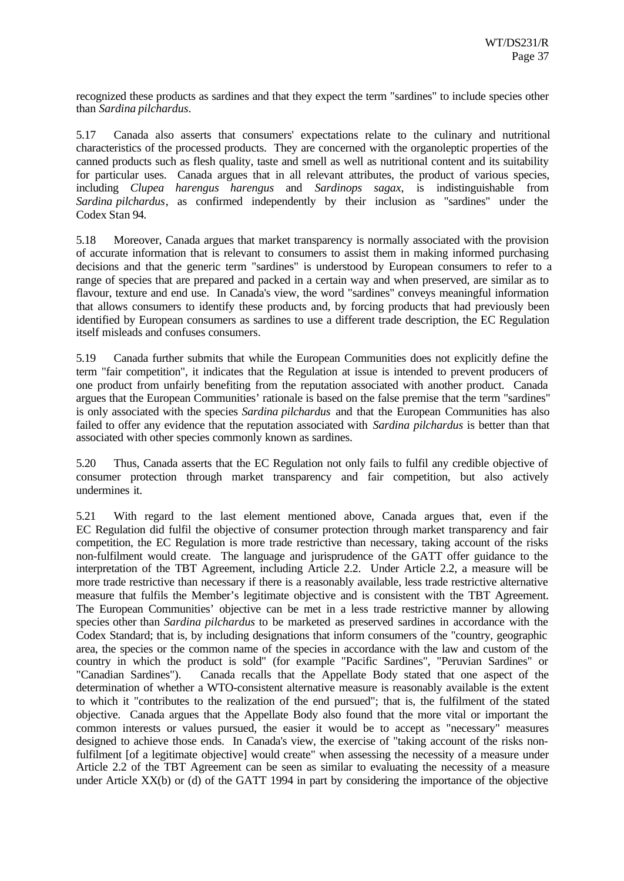recognized these products as sardines and that they expect the term "sardines" to include species other than *Sardina pilchardus*.

5.17 Canada also asserts that consumers' expectations relate to the culinary and nutritional characteristics of the processed products. They are concerned with the organoleptic properties of the canned products such as flesh quality, taste and smell as well as nutritional content and its suitability for particular uses. Canada argues that in all relevant attributes, the product of various species, including *Clupea harengus harengus* and *Sardinops sagax*, is indistinguishable from *Sardina pilchardus*, as confirmed independently by their inclusion as "sardines" under the Codex Stan 94.

5.18 Moreover, Canada argues that market transparency is normally associated with the provision of accurate information that is relevant to consumers to assist them in making informed purchasing decisions and that the generic term "sardines" is understood by European consumers to refer to a range of species that are prepared and packed in a certain way and when preserved, are similar as to flavour, texture and end use. In Canada's view, the word "sardines" conveys meaningful information that allows consumers to identify these products and, by forcing products that had previously been identified by European consumers as sardines to use a different trade description, the EC Regulation itself misleads and confuses consumers.

5.19 Canada further submits that while the European Communities does not explicitly define the term "fair competition", it indicates that the Regulation at issue is intended to prevent producers of one product from unfairly benefiting from the reputation associated with another product. Canada argues that the European Communities' rationale is based on the false premise that the term "sardines" is only associated with the species *Sardina pilchardus* and that the European Communities has also failed to offer any evidence that the reputation associated with *Sardina pilchardus* is better than that associated with other species commonly known as sardines.

5.20 Thus, Canada asserts that the EC Regulation not only fails to fulfil any credible objective of consumer protection through market transparency and fair competition, but also actively undermines it.

5.21 With regard to the last element mentioned above, Canada argues that, even if the EC Regulation did fulfil the objective of consumer protection through market transparency and fair competition, the EC Regulation is more trade restrictive than necessary, taking account of the risks non-fulfilment would create. The language and jurisprudence of the GATT offer guidance to the interpretation of the TBT Agreement, including Article 2.2. Under Article 2.2, a measure will be more trade restrictive than necessary if there is a reasonably available, less trade restrictive alternative measure that fulfils the Member's legitimate objective and is consistent with the TBT Agreement. The European Communities' objective can be met in a less trade restrictive manner by allowing species other than *Sardina pilchardus* to be marketed as preserved sardines in accordance with the Codex Standard; that is, by including designations that inform consumers of the "country, geographic area, the species or the common name of the species in accordance with the law and custom of the country in which the product is sold" (for example "Pacific Sardines", "Peruvian Sardines" or "Canadian Sardines"). Canada recalls that the Appellate Body stated that one aspect of the determination of whether a WTO-consistent alternative measure is reasonably available is the extent to which it "contributes to the realization of the end pursued"; that is, the fulfilment of the stated objective. Canada argues that the Appellate Body also found that the more vital or important the common interests or values pursued, the easier it would be to accept as "necessary" measures designed to achieve those ends. In Canada's view, the exercise of "taking account of the risks non-fulfilment [of a legitimate objective] would create" when assessing the necessity of a measure under Article 2.2 of the TBT Agreement can be seen as similar to evaluating the necessity of a measure under Article XX(b) or (d) of the GATT 1994 in part by considering the importance of the objective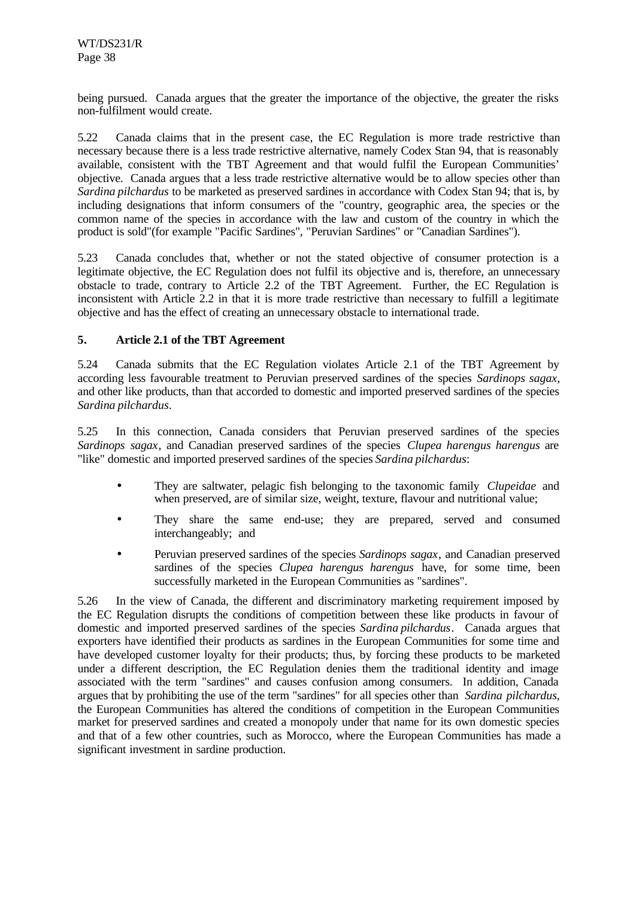being pursued. Canada argues that the greater the importance of the objective, the greater the risks non-fulfilment would create.

5.22 Canada claims that in the present case, the EC Regulation is more trade restrictive than necessary because there is a less trade restrictive alternative, namely Codex Stan 94, that is reasonably available, consistent with the TBT Agreement and that would fulfil the European Communities' objective. Canada argues that a less trade restrictive alternative would be to allow species other than *Sardina pilchardus* to be marketed as preserved sardines in accordance with Codex Stan 94; that is, by including designations that inform consumers of the "country, geographic area, the species or the common name of the species in accordance with the law and custom of the country in which the product is sold"(for example "Pacific Sardines", "Peruvian Sardines" or "Canadian Sardines").

5.23 Canada concludes that, whether or not the stated objective of consumer protection is a legitimate objective, the EC Regulation does not fulfil its objective and is, therefore, an unnecessary obstacle to trade, contrary to Article 2.2 of the TBT Agreement. Further, the EC Regulation is inconsistent with Article 2.2 in that it is more trade restrictive than necessary to fulfill a legitimate objective and has the effect of creating an unnecessary obstacle to international trade.

### 5. Article 2.1 of the TBT Agreement

5.24 Canada submits that the EC Regulation violates Article 2.1 of the TBT Agreement by according less favourable treatment to Peruvian preserved sardines of the species *Sardinops sagax*, and other like products, than that accorded to domestic and imported preserved sardines of the species *Sardina pilchardus*.

5.25 In this connection, Canada considers that Peruvian preserved sardines of the species *Sardinops sagax*, and Canadian preserved sardines of the species *Clupea harengus harengus* are "like" domestic and imported preserved sardines of the species *Sardina pilchardus*:

- They are saltwater, pelagic fish belonging to the taxonomic family *Clupeidae* and when preserved, are of similar size, weight, texture, flavour and nutritional value;
- They share the same end-use; they are prepared, served and consumed interchangeably; and
- Peruvian preserved sardines of the species *Sardinops sagax*, and Canadian preserved sardines of the species *Clupea harengus harengus* have, for some time, been successfully marketed in the European Communities as "sardines".

5.26 In the view of Canada, the different and discriminatory marketing requirement imposed by the EC Regulation disrupts the conditions of competition between these like products in favour of domestic and imported preserved sardines of the species *Sardina pilchardus*. Canada argues that exporters have identified their products as sardines in the European Communities for some time and have developed customer loyalty for their products; thus, by forcing these products to be marketed under a different description, the EC Regulation denies them the traditional identity and image associated with the term "sardines" and causes confusion among consumers. In addition, Canada argues that by prohibiting the use of the term "sardines" for all species other than *Sardina pilchardus*, the European Communities has altered the conditions of competition in the European Communities market for preserved sardines and created a monopoly under that name for its own domestic species and that of a few other countries, such as Morocco, where the European Communities has made a significant investment in sardine production.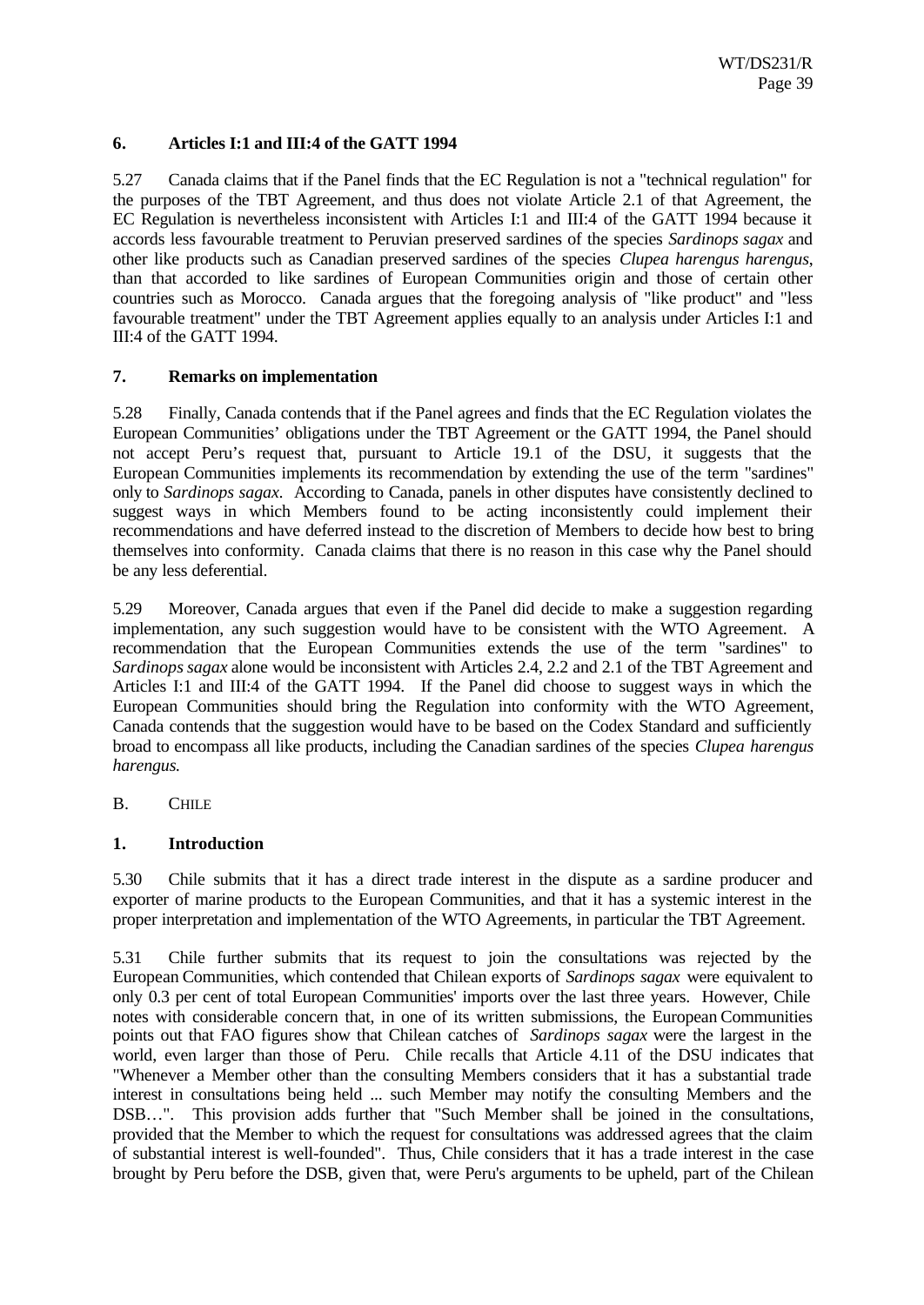### 6. Articles I:1 and III:4 of the GATT 1994

5.27 Canada claims that if the Panel finds that the EC Regulation is not a "technical regulation" for the purposes of the TBT Agreement, and thus does not violate Article 2.1 of that Agreement, the EC Regulation is nevertheless inconsistent with Articles I:1 and III:4 of the GATT 1994 because it accords less favourable treatment to Peruvian preserved sardines of the species *Sardinops sagax* and other like products such as Canadian preserved sardines of the species *Clupea harengus harengus*, than that accorded to like sardines of European Communities origin and those of certain other countries such as Morocco. Canada argues that the foregoing analysis of "like product" and "less favourable treatment" under the TBT Agreement applies equally to an analysis under Articles I:1 and III:4 of the GATT 1994.

### 7. Remarks on implementation

5.28 Finally, Canada contends that if the Panel agrees and finds that the EC Regulation violates the European Communities' obligations under the TBT Agreement or the GATT 1994, the Panel should not accept Peru's request that, pursuant to Article 19.1 of the DSU, it suggests that the European Communities implements its recommendation by extending the use of the term "sardines" only to *Sardinops sagax*. According to Canada, panels in other disputes have consistently declined to suggest ways in which Members found to be acting inconsistently could implement their recommendations and have deferred instead to the discretion of Members to decide how best to bring themselves into conformity. Canada claims that there is no reason in this case why the Panel should be any less deferential.

5.29 Moreover, Canada argues that even if the Panel did decide to make a suggestion regarding implementation, any such suggestion would have to be consistent with the WTO Agreement. A recommendation that the European Communities extends the use of the term "sardines" to *Sardinops sagax* alone would be inconsistent with Articles 2.4, 2.2 and 2.1 of the TBT Agreement and Articles I:1 and III:4 of the GATT 1994. If the Panel did choose to suggest ways in which the European Communities should bring the Regulation into conformity with the WTO Agreement, Canada contends that the suggestion would have to be based on the Codex Standard and sufficiently broad to encompass all like products, including the Canadian sardines of the species *Clupea harengus harengus.*

## B. CHILE

### 1. Introduction

5.30 Chile submits that it has a direct trade interest in the dispute as a sardine producer and exporter of marine products to the European Communities, and that it has a systemic interest in the proper interpretation and implementation of the WTO Agreements, in particular the TBT Agreement.

5.31 Chile further submits that its request to join the consultations was rejected by the European Communities, which contended that Chilean exports of *Sardinops sagax* were equivalent to only 0.3 per cent of total European Communities' imports over the last three years. However, Chile notes with considerable concern that, in one of its written submissions, the European Communities points out that FAO figures show that Chilean catches of *Sardinops sagax* were the largest in the world, even larger than those of Peru. Chile recalls that Article 4.11 of the DSU indicates that "Whenever a Member other than the consulting Members considers that it has a substantial trade interest in consultations being held ... such Member may notify the consulting Members and the DSB…". This provision adds further that "Such Member shall be joined in the consultations, provided that the Member to which the request for consultations was addressed agrees that the claim of substantial interest is well-founded". Thus, Chile considers that it has a trade interest in the case brought by Peru before the DSB, given that, were Peru's arguments to be upheld, part of the Chilean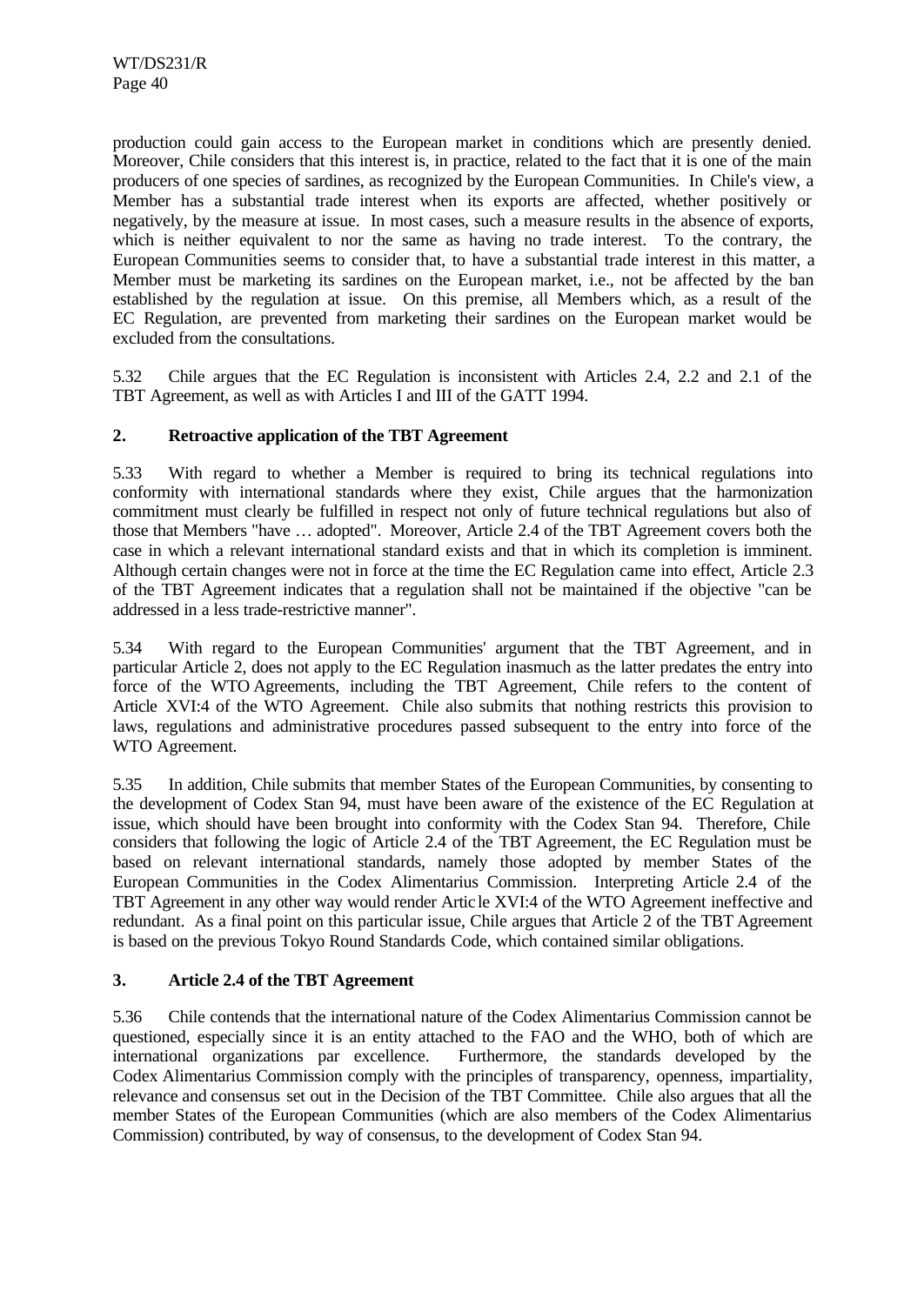production could gain access to the European market in conditions which are presently denied. Moreover, Chile considers that this interest is, in practice, related to the fact that it is one of the main producers of one species of sardines, as recognized by the European Communities. In Chile's view, a Member has a substantial trade interest when its exports are affected, whether positively or negatively, by the measure at issue. In most cases, such a measure results in the absence of exports, which is neither equivalent to nor the same as having no trade interest. To the contrary, the European Communities seems to consider that, to have a substantial trade interest in this matter, a Member must be marketing its sardines on the European market, i.e., not be affected by the ban established by the regulation at issue. On this premise, all Members which, as a result of the EC Regulation, are prevented from marketing their sardines on the European market would be excluded from the consultations.

5.32 Chile argues that the EC Regulation is inconsistent with Articles 2.4, 2.2 and 2.1 of the TBT Agreement, as well as with Articles I and III of the GATT 1994.

## 2. Retroactive application of the TBT Agreement

5.33 With regard to whether a Member is required to bring its technical regulations into conformity with international standards where they exist, Chile argues that the harmonization commitment must clearly be fulfilled in respect not only of future technical regulations but also of those that Members "have … adopted". Moreover, Article 2.4 of the TBT Agreement covers both the case in which a relevant international standard exists and that in which its completion is imminent. Although certain changes were not in force at the time the EC Regulation came into effect, Article 2.3 of the TBT Agreement indicates that a regulation shall not be maintained if the objective "can be addressed in a less trade-restrictive manner".

5.34 With regard to the European Communities' argument that the TBT Agreement, and in particular Article 2, does not apply to the EC Regulation inasmuch as the latter predates the entry into force of the WTO Agreements, including the TBT Agreement, Chile refers to the content of Article XVI:4 of the WTO Agreement. Chile also submits that nothing restricts this provision to laws, regulations and administrative procedures passed subsequent to the entry into force of the WTO Agreement.

5.35 In addition, Chile submits that member States of the European Communities, by consenting to the development of Codex Stan 94, must have been aware of the existence of the EC Regulation at issue, which should have been brought into conformity with the Codex Stan 94. Therefore, Chile considers that following the logic of Article 2.4 of the TBT Agreement, the EC Regulation must be based on relevant international standards, namely those adopted by member States of the European Communities in the Codex Alimentarius Commission. Interpreting Article 2.4 of the TBT Agreement in any other way would render Article XVI:4 of the WTO Agreement ineffective and redundant. As a final point on this particular issue, Chile argues that Article 2 of the TBT Agreement is based on the previous Tokyo Round Standards Code, which contained similar obligations.

## 3. Article 2.4 of the TBT Agreement

5.36 Chile contends that the international nature of the Codex Alimentarius Commission cannot be questioned, especially since it is an entity attached to the FAO and the WHO, both of which are international organizations par excellence. Furthermore, the standards developed by the Codex Alimentarius Commission comply with the principles of transparency, openness, impartiality, relevance and consensus set out in the Decision of the TBT Committee. Chile also argues that all the member States of the European Communities (which are also members of the Codex Alimentarius Commission) contributed, by way of consensus, to the development of Codex Stan 94.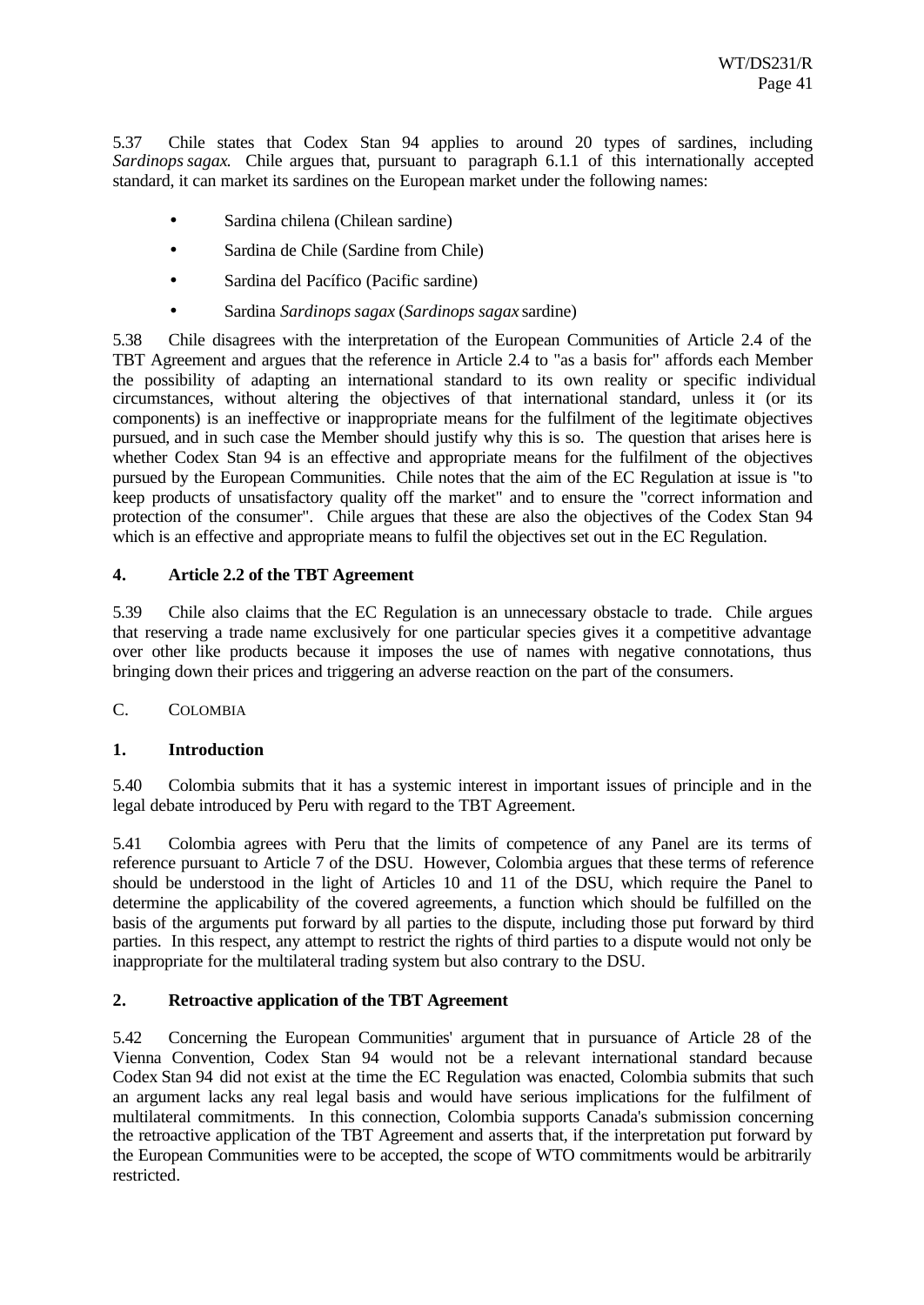5.37 Chile states that Codex Stan 94 applies to around 20 types of sardines, including *Sardinops sagax*. Chile argues that, pursuant to paragraph 6.1.1 of this internationally accepted standard, it can market its sardines on the European market under the following names:

- Sardina chilena (Chilean sardine)
- Sardina de Chile (Sardine from Chile)
- Sardina del Pacífico (Pacific sardine)
- Sardina *Sardinops sagax* (*Sardinops sagax* sardine)

5.38 Chile disagrees with the interpretation of the European Communities of Article 2.4 of the TBT Agreement and argues that the reference in Article 2.4 to "as a basis for" affords each Member the possibility of adapting an international standard to its own reality or specific individual circumstances, without altering the objectives of that international standard, unless it (or its components) is an ineffective or inappropriate means for the fulfilment of the legitimate objectives pursued, and in such case the Member should justify why this is so. The question that arises here is whether Codex Stan 94 is an effective and appropriate means for the fulfilment of the objectives pursued by the European Communities. Chile notes that the aim of the EC Regulation at issue is "to keep products of unsatisfactory quality off the market" and to ensure the "correct information and protection of the consumer". Chile argues that these are also the objectives of the Codex Stan 94 which is an effective and appropriate means to fulfil the objectives set out in the EC Regulation.

### 4. Article 2.2 of the TBT Agreement

5.39 Chile also claims that the EC Regulation is an unnecessary obstacle to trade. Chile argues that reserving a trade name exclusively for one particular species gives it a competitive advantage over other like products because it imposes the use of names with negative connotations, thus bringing down their prices and triggering an adverse reaction on the part of the consumers.

## C. Colombia

### 1. Introduction

5.40 Colombia submits that it has a systemic interest in important issues of principle and in the legal debate introduced by Peru with regard to the TBT Agreement.

5.41 Colombia agrees with Peru that the limits of competence of any Panel are its terms of reference pursuant to Article 7 of the DSU. However, Colombia argues that these terms of reference should be understood in the light of Articles 10 and 11 of the DSU, which require the Panel to determine the applicability of the covered agreements, a function which should be fulfilled on the basis of the arguments put forward by all parties to the dispute, including those put forward by third parties. In this respect, any attempt to restrict the rights of third parties to a dispute would not only be inappropriate for the multilateral trading system but also contrary to the DSU.

### 2. Retroactive application of the TBT Agreement

5.42 Concerning the European Communities' argument that in pursuance of Article 28 of the Vienna Convention, Codex Stan 94 would not be a relevant international standard because Codex Stan 94 did not exist at the time the EC Regulation was enacted, Colombia submits that such an argument lacks any real legal basis and would have serious implications for the fulfilment of multilateral commitments. In this connection, Colombia supports Canada's submission concerning the retroactive application of the TBT Agreement and asserts that, if the interpretation put forward by the European Communities were to be accepted, the scope of WTO commitments would be arbitrarily restricted.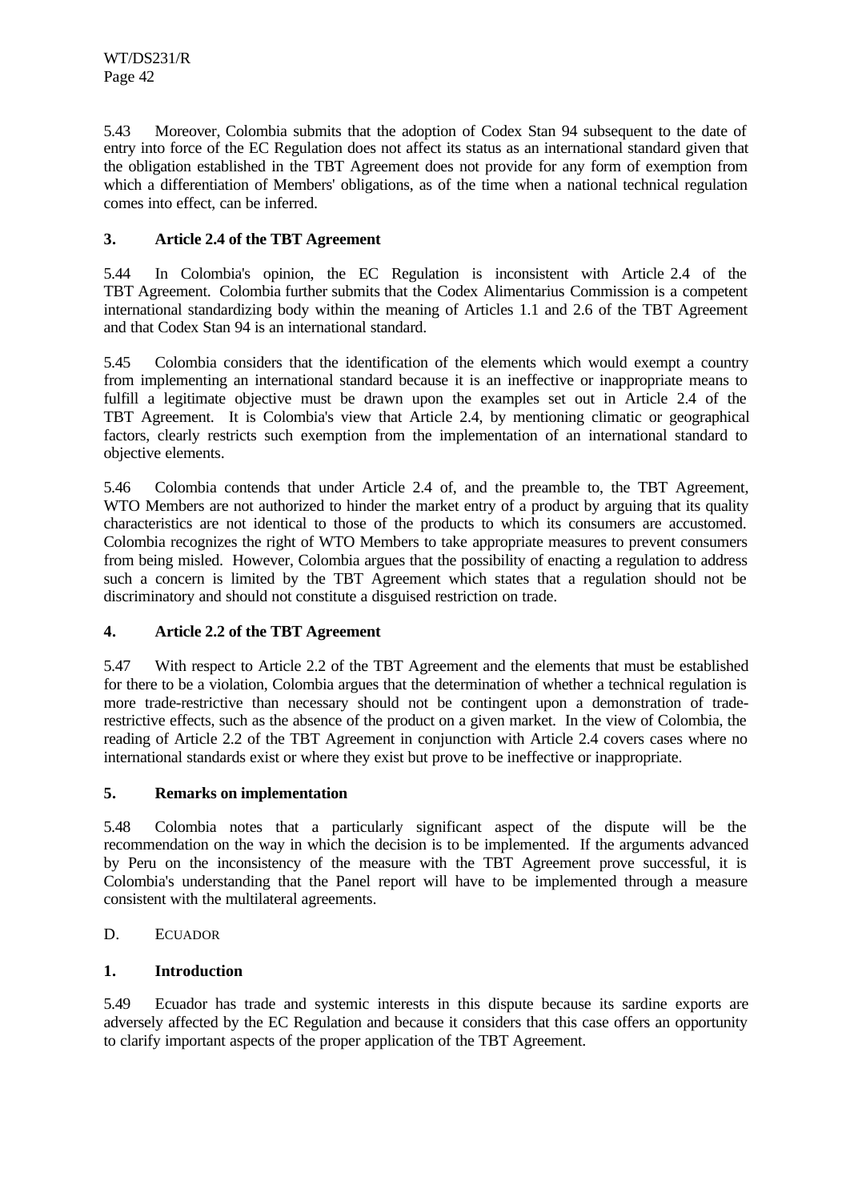5.43 Moreover, Colombia submits that the adoption of Codex Stan 94 subsequent to the date of entry into force of the EC Regulation does not affect its status as an international standard given that the obligation established in the TBT Agreement does not provide for any form of exemption from which a differentiation of Members' obligations, as of the time when a national technical regulation comes into effect, can be inferred.

### 3. Article 2.4 of the TBT Agreement

5.44 In Colombia's opinion, the EC Regulation is inconsistent with Article 2.4 of the TBT Agreement. Colombia further submits that the Codex Alimentarius Commission is a competent international standardizing body within the meaning of Articles 1.1 and 2.6 of the TBT Agreement and that Codex Stan 94 is an international standard.

5.45 Colombia considers that the identification of the elements which would exempt a country from implementing an international standard because it is an ineffective or inappropriate means to fulfill a legitimate objective must be drawn upon the examples set out in Article 2.4 of the TBT Agreement. It is Colombia's view that Article 2.4, by mentioning climatic or geographical factors, clearly restricts such exemption from the implementation of an international standard to objective elements.

5.46 Colombia contends that under Article 2.4 of, and the preamble to, the TBT Agreement, WTO Members are not authorized to hinder the market entry of a product by arguing that its quality characteristics are not identical to those of the products to which its consumers are accustomed. Colombia recognizes the right of WTO Members to take appropriate measures to prevent consumers from being misled. However, Colombia argues that the possibility of enacting a regulation to address such a concern is limited by the TBT Agreement which states that a regulation should not be discriminatory and should not constitute a disguised restriction on trade.

### 4. Article 2.2 of the TBT Agreement

5.47 With respect to Article 2.2 of the TBT Agreement and the elements that must be established for there to be a violation, Colombia argues that the determination of whether a technical regulation is more trade-restrictive than necessary should not be contingent upon a demonstration of trade-restrictive effects, such as the absence of the product on a given market. In the view of Colombia, the reading of Article 2.2 of the TBT Agreement in conjunction with Article 2.4 covers cases where no international standards exist or where they exist but prove to be ineffective or inappropriate.

### 5. Remarks on implementation

5.48 Colombia notes that a particularly significant aspect of the dispute will be the recommendation on the way in which the decision is to be implemented. If the arguments advanced by Peru on the inconsistency of the measure with the TBT Agreement prove successful, it is Colombia's understanding that the Panel report will have to be implemented through a measure consistent with the multilateral agreements.

## D. ECUADOR

### 1. Introduction

5.49 Ecuador has trade and systemic interests in this dispute because its sardine exports are adversely affected by the EC Regulation and because it considers that this case offers an opportunity to clarify important aspects of the proper application of the TBT Agreement.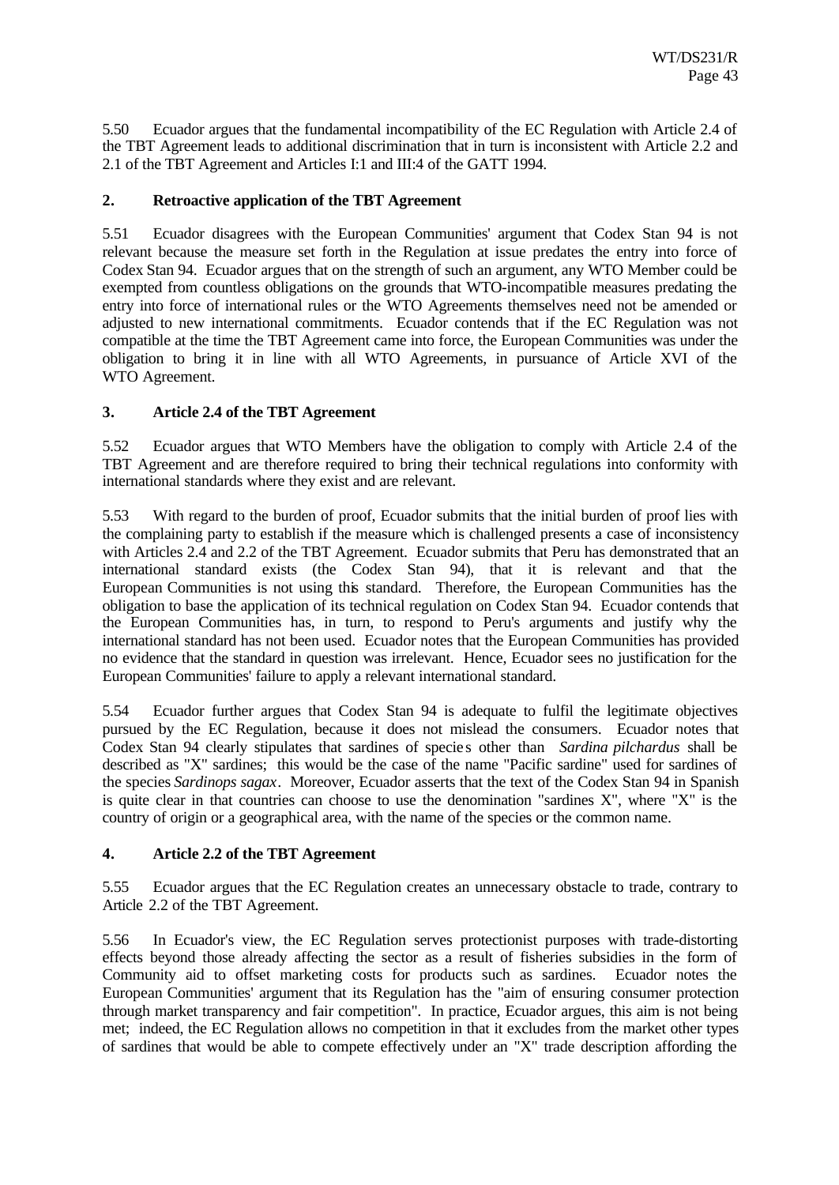5.50 Ecuador argues that the fundamental incompatibility of the EC Regulation with Article 2.4 of the TBT Agreement leads to additional discrimination that in turn is inconsistent with Article 2.2 and 2.1 of the TBT Agreement and Articles I:1 and III:4 of the GATT 1994.

## 2. Retroactive application of the TBT Agreement

5.51 Ecuador disagrees with the European Communities' argument that Codex Stan 94 is not relevant because the measure set forth in the Regulation at issue predates the entry into force of Codex Stan 94. Ecuador argues that on the strength of such an argument, any WTO Member could be exempted from countless obligations on the grounds that WTO-incompatible measures predating the entry into force of international rules or the WTO Agreements themselves need not be amended or adjusted to new international commitments. Ecuador contends that if the EC Regulation was not compatible at the time the TBT Agreement came into force, the European Communities was under the obligation to bring it in line with all WTO Agreements, in pursuance of Article XVI of the WTO Agreement.

## 3. Article 2.4 of the TBT Agreement

5.52 Ecuador argues that WTO Members have the obligation to comply with Article 2.4 of the TBT Agreement and are therefore required to bring their technical regulations into conformity with international standards where they exist and are relevant.

5.53 With regard to the burden of proof, Ecuador submits that the initial burden of proof lies with the complaining party to establish if the measure which is challenged presents a case of inconsistency with Articles 2.4 and 2.2 of the TBT Agreement. Ecuador submits that Peru has demonstrated that an international standard exists (the Codex Stan 94), that it is relevant and that the European Communities is not using this standard. Therefore, the European Communities has the obligation to base the application of its technical regulation on Codex Stan 94. Ecuador contends that the European Communities has, in turn, to respond to Peru's arguments and justify why the international standard has not been used. Ecuador notes that the European Communities has provided no evidence that the standard in question was irrelevant. Hence, Ecuador sees no justification for the European Communities' failure to apply a relevant international standard.

5.54 Ecuador further argues that Codex Stan 94 is adequate to fulfil the legitimate objectives pursued by the EC Regulation, because it does not mislead the consumers. Ecuador notes that Codex Stan 94 clearly stipulates that sardines of species other than *Sardina pilchardus* shall be described as "X" sardines; this would be the case of the name "Pacific sardine" used for sardines of the species *Sardinops sagax*. Moreover, Ecuador asserts that the text of the Codex Stan 94 in Spanish is quite clear in that countries can choose to use the denomination "sardines X", where "X" is the country of origin or a geographical area, with the name of the species or the common name.

## 4. Article 2.2 of the TBT Agreement

5.55 Ecuador argues that the EC Regulation creates an unnecessary obstacle to trade, contrary to Article 2.2 of the TBT Agreement.

5.56 In Ecuador's view, the EC Regulation serves protectionist purposes with trade-distorting effects beyond those already affecting the sector as a result of fisheries subsidies in the form of Community aid to offset marketing costs for products such as sardines. Ecuador notes the European Communities' argument that its Regulation has the "aim of ensuring consumer protection through market transparency and fair competition". In practice, Ecuador argues, this aim is not being met; indeed, the EC Regulation allows no competition in that it excludes from the market other types of sardines that would be able to compete effectively under an "X" trade description affording the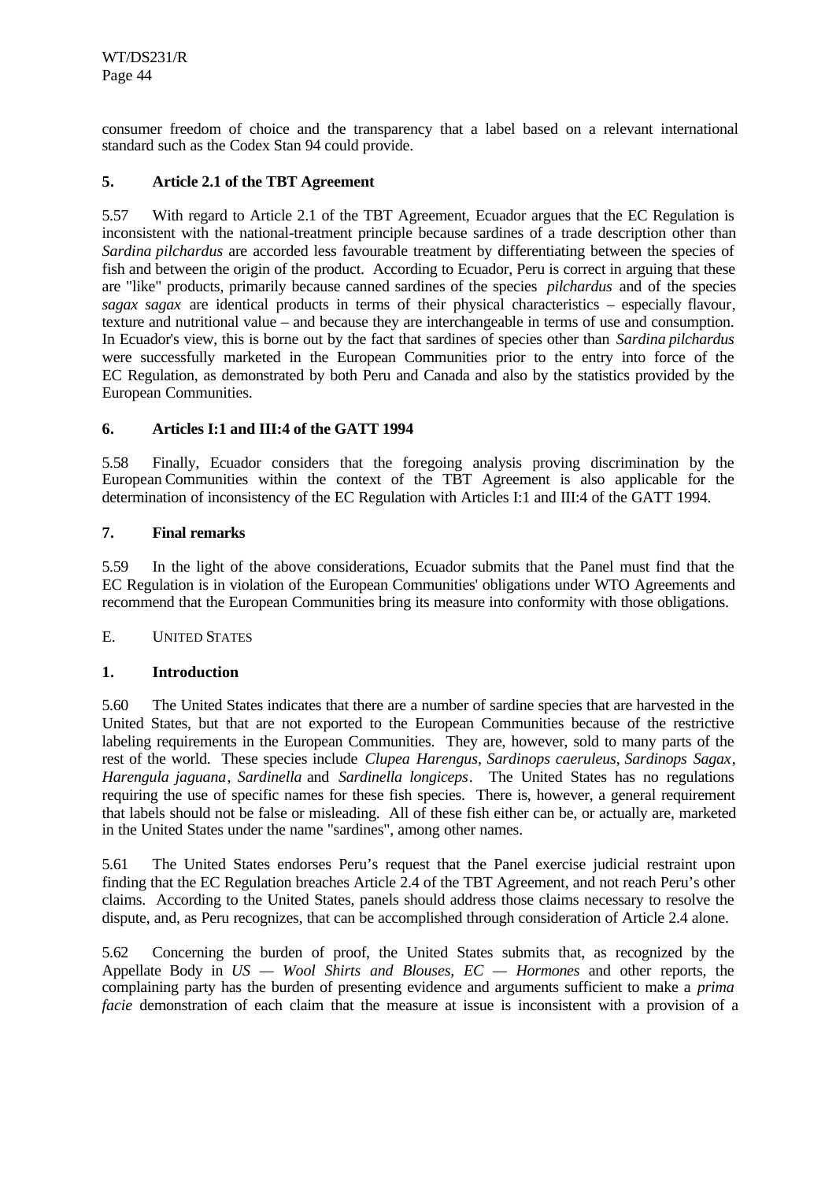consumer freedom of choice and the transparency that a label based on a relevant international standard such as the Codex Stan 94 could provide.

### 5. Article 2.1 of the TBT Agreement

5.57 With regard to Article 2.1 of the TBT Agreement, Ecuador argues that the EC Regulation is inconsistent with the national-treatment principle because sardines of a trade description other than *Sardina pilchardus* are accorded less favourable treatment by differentiating between the species of fish and between the origin of the product. According to Ecuador, Peru is correct in arguing that these are "like" products, primarily because canned sardines of the species *pilchardus* and of the species *sagax sagax* are identical products in terms of their physical characteristics – especially flavour, texture and nutritional value – and because they are interchangeable in terms of use and consumption. In Ecuador's view, this is borne out by the fact that sardines of species other than *Sardina pilchardus* were successfully marketed in the European Communities prior to the entry into force of the EC Regulation, as demonstrated by both Peru and Canada and also by the statistics provided by the European Communities.

### 6. Articles I:1 and III:4 of the GATT 1994

5.58 Finally, Ecuador considers that the foregoing analysis proving discrimination by the European Communities within the context of the TBT Agreement is also applicable for the determination of inconsistency of the EC Regulation with Articles I:1 and III:4 of the GATT 1994.

### 7. Final remarks

5.59 In the light of the above considerations, Ecuador submits that the Panel must find that the EC Regulation is in violation of the European Communities' obligations under WTO Agreements and recommend that the European Communities bring its measure into conformity with those obligations.

## E. UNITED STATES

### 1. Introduction

5.60 The United States indicates that there are a number of sardine species that are harvested in the United States, but that are not exported to the European Communities because of the restrictive labeling requirements in the European Communities. They are, however, sold to many parts of the rest of the world. These species include *Clupea Harengus*, *Sardinops caeruleus*, *Sardinops Sagax*, *Harengula jaguana*, *Sardinella* and *Sardinella longiceps*. The United States has no regulations requiring the use of specific names for these fish species. There is, however, a general requirement that labels should not be false or misleading. All of these fish either can be, or actually are, marketed in the United States under the name "sardines", among other names.

5.61 The United States endorses Peru's request that the Panel exercise judicial restraint upon finding that the EC Regulation breaches Article 2.4 of the TBT Agreement, and not reach Peru's other claims. According to the United States, panels should address those claims necessary to resolve the dispute, and, as Peru recognizes, that can be accomplished through consideration of Article 2.4 alone.

5.62 Concerning the burden of proof, the United States submits that, as recognized by the Appellate Body in *US — Wool Shirts and Blouses, EC — Hormones* and other reports, the complaining party has the burden of presenting evidence and arguments sufficient to make a *prima facie* demonstration of each claim that the measure at issue is inconsistent with a provision of a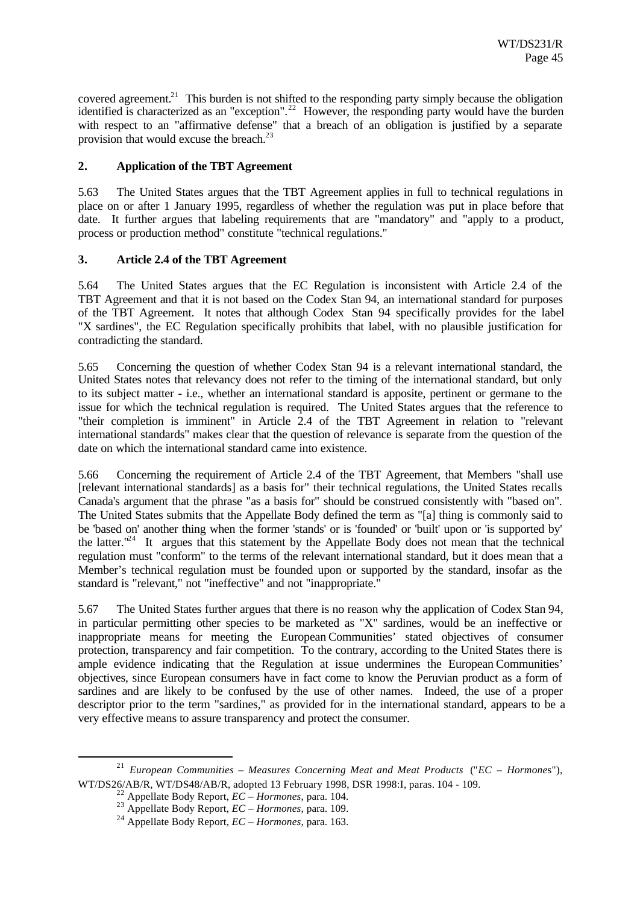covered agreement.[21] This burden is not shifted to the responding party simply because the obligation identified is characterized as an "exception".[22] However, the responding party would have the burden with respect to an "affirmative defense" that a breach of an obligation is justified by a separate provision that would excuse the breach.[23]

### 2. Application of the TBT Agreement

5.63 The United States argues that the TBT Agreement applies in full to technical regulations in place on or after 1 January 1995, regardless of whether the regulation was put in place before that date. It further argues that labeling requirements that are "mandatory" and "apply to a product, process or production method" constitute "technical regulations."

### 3. Article 2.4 of the TBT Agreement

5.64 The United States argues that the EC Regulation is inconsistent with Article 2.4 of the TBT Agreement and that it is not based on the Codex Stan 94, an international standard for purposes of the TBT Agreement. It notes that although Codex Stan 94 specifically provides for the label "X sardines", the EC Regulation specifically prohibits that label, with no plausible justification for contradicting the standard.

5.65 Concerning the question of whether Codex Stan 94 is a relevant international standard, the United States notes that relevancy does not refer to the timing of the international standard, but only to its subject matter - i.e., whether an international standard is apposite, pertinent or germane to the issue for which the technical regulation is required. The United States argues that the reference to "their completion is imminent" in Article 2.4 of the TBT Agreement in relation to "relevant international standards" makes clear that the question of relevance is separate from the question of the date on which the international standard came into existence.

5.66 Concerning the requirement of Article 2.4 of the TBT Agreement, that Members "shall use [relevant international standards] as a basis for" their technical regulations, the United States recalls Canada's argument that the phrase "as a basis for" should be construed consistently with "based on". The United States submits that the Appellate Body defined the term as "[a] thing is commonly said to be 'based on' another thing when the former 'stands' or is 'founded' or 'built' upon or 'is supported by' the latter."[24] It argues that this statement by the Appellate Body does not mean that the technical regulation must "conform" to the terms of the relevant international standard, but it does mean that a Member's technical regulation must be founded upon or supported by the standard, insofar as the standard is "relevant," not "ineffective" and not "inappropriate."

5.67 The United States further argues that there is no reason why the application of Codex Stan 94, in particular permitting other species to be marketed as "X" sardines, would be an ineffective or inappropriate means for meeting the European Communities' stated objectives of consumer protection, transparency and fair competition. To the contrary, according to the United States there is ample evidence indicating that the Regulation at issue undermines the European Communities' objectives, since European consumers have in fact come to know the Peruvian product as a form of sardines and are likely to be confused by the use of other names. Indeed, the use of a proper descriptor prior to the term "sardines," as provided for in the international standard, appears to be a very effective means to assure transparency and protect the consumer.

---

[21] *European Communities – Measures Concerning Meat and Meat Products* ("*EC – Hormones*"), WT/DS26/AB/R, WT/DS48/AB/R, adopted 13 February 1998, DSR 1998:I, paras. 104 - 109.

[22] Appellate Body Report, *EC – Hormones*, para. 104.

[23] Appellate Body Report, *EC – Hormones*, para. 109.

[24] Appellate Body Report, *EC – Hormones*, para. 163.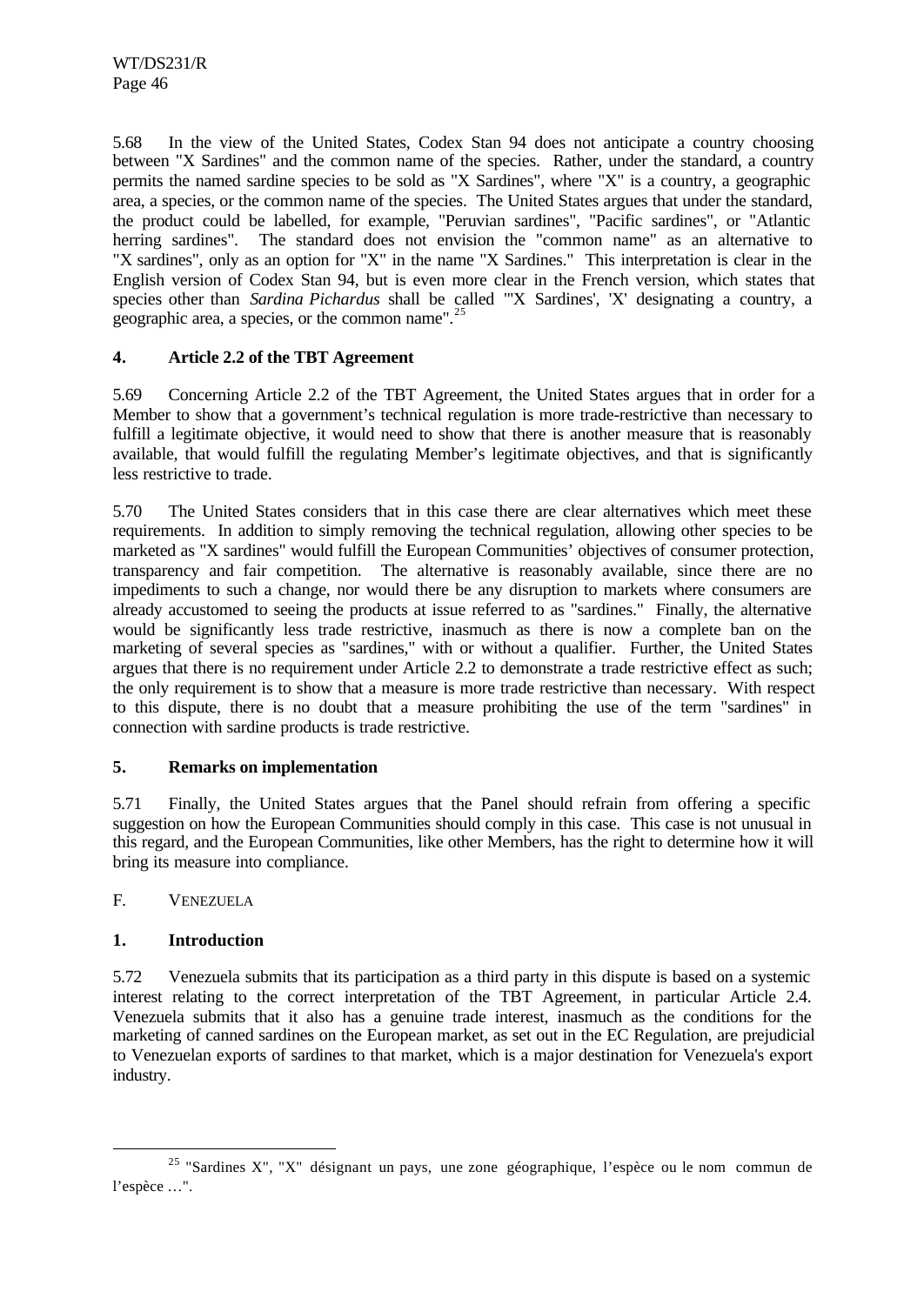5.68 In the view of the United States, Codex Stan 94 does not anticipate a country choosing between "X Sardines" and the common name of the species. Rather, under the standard, a country permits the named sardine species to be sold as "X Sardines", where "X" is a country, a geographic area, a species, or the common name of the species. The United States argues that under the standard, the product could be labelled, for example, "Peruvian sardines", "Pacific sardines", or "Atlantic herring sardines". The standard does not envision the "common name" as an alternative to "X sardines", only as an option for "X" in the name "X Sardines." This interpretation is clear in the English version of Codex Stan 94, but is even more clear in the French version, which states that species other than *Sardina Pichardus* shall be called "'X Sardines', 'X' designating a country, a geographic area, a species, or the common name".[25]

### 4. Article 2.2 of the TBT Agreement

5.69 Concerning Article 2.2 of the TBT Agreement, the United States argues that in order for a Member to show that a government's technical regulation is more trade-restrictive than necessary to fulfill a legitimate objective, it would need to show that there is another measure that is reasonably available, that would fulfill the regulating Member's legitimate objectives, and that is significantly less restrictive to trade.

5.70 The United States considers that in this case there are clear alternatives which meet these requirements. In addition to simply removing the technical regulation, allowing other species to be marketed as "X sardines" would fulfill the European Communities' objectives of consumer protection, transparency and fair competition. The alternative is reasonably available, since there are no impediments to such a change, nor would there be any disruption to markets where consumers are already accustomed to seeing the products at issue referred to as "sardines." Finally, the alternative would be significantly less trade restrictive, inasmuch as there is now a complete ban on the marketing of several species as "sardines," with or without a qualifier. Further, the United States argues that there is no requirement under Article 2.2 to demonstrate a trade restrictive effect as such; the only requirement is to show that a measure is more trade restrictive than necessary. With respect to this dispute, there is no doubt that a measure prohibiting the use of the term "sardines" in connection with sardine products is trade restrictive.

### 5. Remarks on implementation

5.71 Finally, the United States argues that the Panel should refrain from offering a specific suggestion on how the European Communities should comply in this case. This case is not unusual in this regard, and the European Communities, like other Members, has the right to determine how it will bring its measure into compliance.

## F. Venezuela

### 1. Introduction

5.72 Venezuela submits that its participation as a third party in this dispute is based on a systemic interest relating to the correct interpretation of the TBT Agreement, in particular Article 2.4. Venezuela submits that it also has a genuine trade interest, inasmuch as the conditions for the marketing of canned sardines on the European market, as set out in the EC Regulation, are prejudicial to Venezuelan exports of sardines to that market, which is a major destination for Venezuela's export industry.

---

[25] "Sardines X", "X" désignant un pays, une zone géographique, l'espèce ou le nom commun de l'espèce …".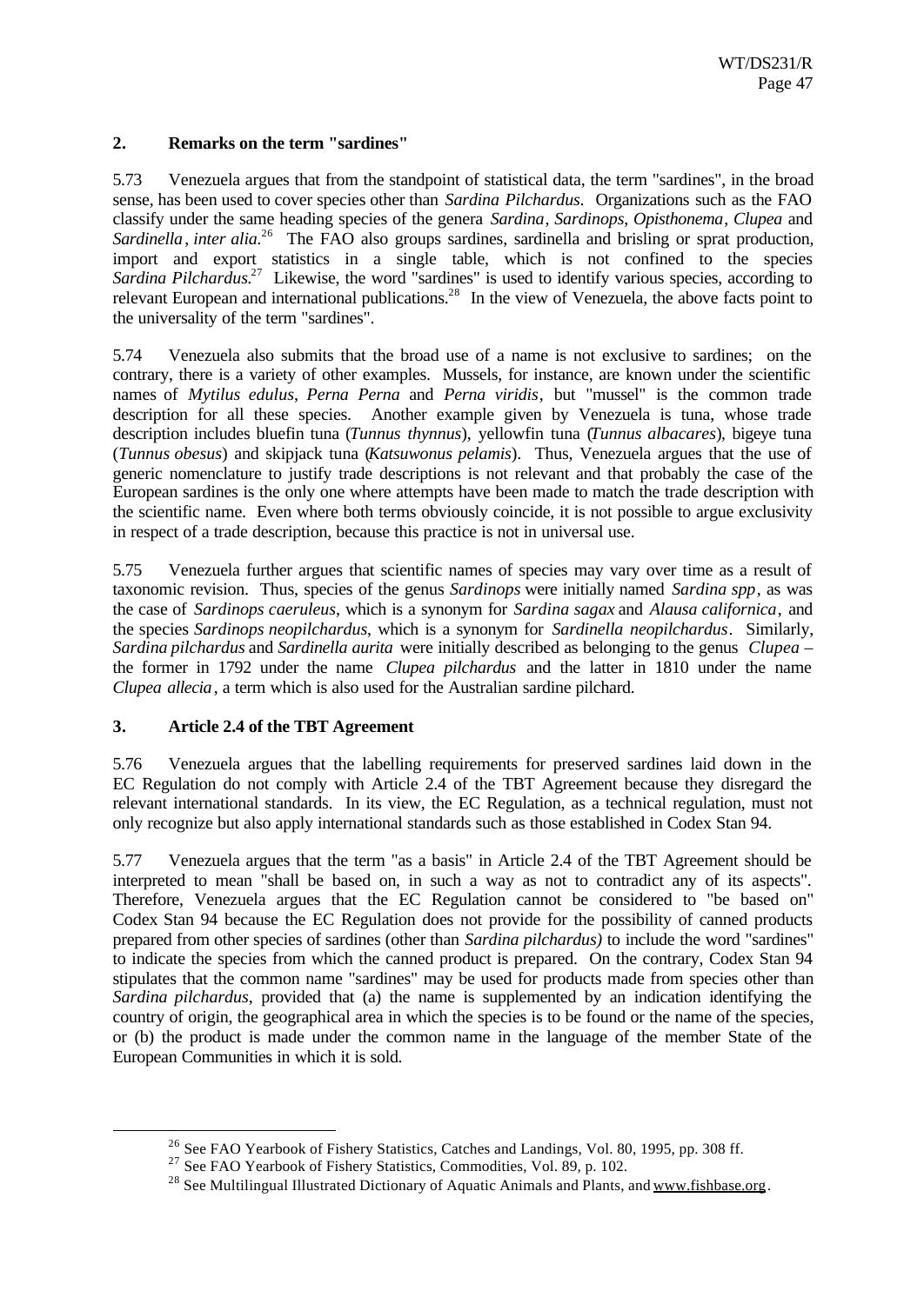## 2. Remarks on the term "sardines"

5.73 Venezuela argues that from the standpoint of statistical data, the term "sardines", in the broad sense, has been used to cover species other than *Sardina Pilchardus*. Organizations such as the FAO classify under the same heading species of the genera *Sardina*, *Sardinops*, *Opisthonema*, *Clupea* and *Sardinella*, *inter alia*.[26] The FAO also groups sardines, sardinella and brisling or sprat production, import and export statistics in a single table, which is not confined to the species *Sardina Pilchardus*.[27] Likewise, the word "sardines" is used to identify various species, according to relevant European and international publications.[28] In the view of Venezuela, the above facts point to the universality of the term "sardines".

5.74 Venezuela also submits that the broad use of a name is not exclusive to sardines; on the contrary, there is a variety of other examples. Mussels, for instance, are known under the scientific names of *Mytilus edulus*, *Perna Perna* and *Perna viridis*, but "mussel" is the common trade description for all these species. Another example given by Venezuela is tuna, whose trade description includes bluefin tuna (*Tunnus thynnus*), yellowfin tuna (*Tunnus albacares*), bigeye tuna (*Tunnus obesus*) and skipjack tuna (*Katsuwonus pelamis*). Thus, Venezuela argues that the use of generic nomenclature to justify trade descriptions is not relevant and that probably the case of the European sardines is the only one where attempts have been made to match the trade description with the scientific name. Even where both terms obviously coincide, it is not possible to argue exclusivity in respect of a trade description, because this practice is not in universal use.

5.75 Venezuela further argues that scientific names of species may vary over time as a result of taxonomic revision. Thus, species of the genus *Sardinops* were initially named *Sardina spp*, as was the case of *Sardinops caeruleus*, which is a synonym for *Sardina sagax* and *Alausa californica*, and the species *Sardinops neopilchardus*, which is a synonym for *Sardinella neopilchardus*. Similarly, *Sardina pilchardus* and *Sardinella aurita* were initially described as belonging to the genus *Clupea* – the former in 1792 under the name *Clupea pilchardus* and the latter in 1810 under the name *Clupea allecia*, a term which is also used for the Australian sardine pilchard.

## 3. Article 2.4 of the TBT Agreement

5.76 Venezuela argues that the labelling requirements for preserved sardines laid down in the EC Regulation do not comply with Article 2.4 of the TBT Agreement because they disregard the relevant international standards. In its view, the EC Regulation, as a technical regulation, must not only recognize but also apply international standards such as those established in Codex Stan 94.

5.77 Venezuela argues that the term "as a basis" in Article 2.4 of the TBT Agreement should be interpreted to mean "shall be based on, in such a way as not to contradict any of its aspects". Therefore, Venezuela argues that the EC Regulation cannot be considered to "be based on" Codex Stan 94 because the EC Regulation does not provide for the possibility of canned products prepared from other species of sardines (other than *Sardina pilchardus)* to include the word "sardines" to indicate the species from which the canned product is prepared. On the contrary, Codex Stan 94 stipulates that the common name "sardines" may be used for products made from species other than *Sardina pilchardus*, provided that (a) the name is supplemented by an indication identifying the country of origin, the geographical area in which the species is to be found or the name of the species, or (b) the product is made under the common name in the language of the member State of the European Communities in which it is sold.

---

[26] See FAO Yearbook of Fishery Statistics, Catches and Landings, Vol. 80, 1995, pp. 308 ff.

[27] See FAO Yearbook of Fishery Statistics, Commodities, Vol. 89, p. 102.

[28] See Multilingual Illustrated Dictionary of Aquatic Animals and Plants, and www.fishbase.org.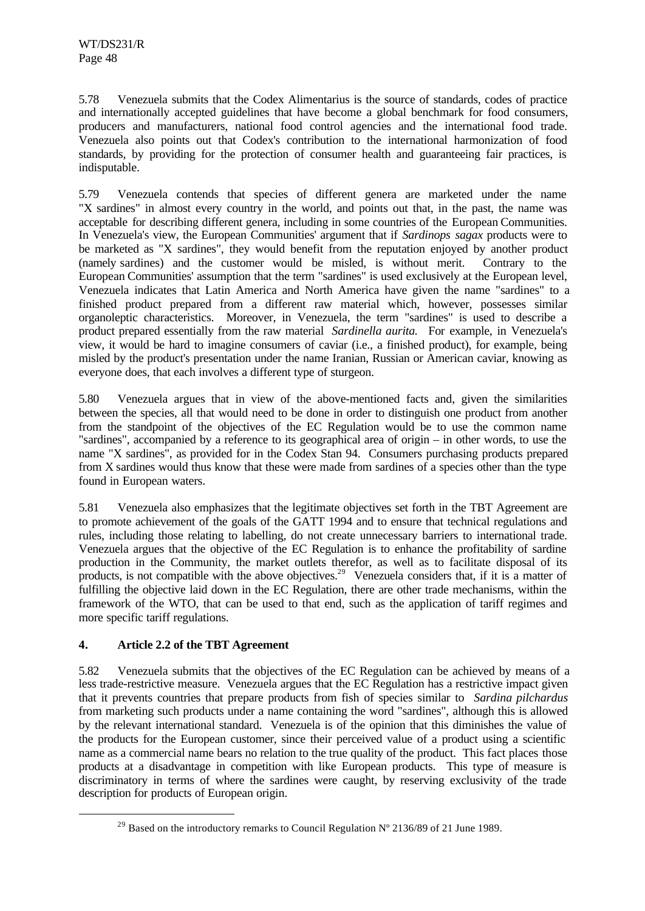5.78 Venezuela submits that the Codex Alimentarius is the source of standards, codes of practice and internationally accepted guidelines that have become a global benchmark for food consumers, producers and manufacturers, national food control agencies and the international food trade. Venezuela also points out that Codex's contribution to the international harmonization of food standards, by providing for the protection of consumer health and guaranteeing fair practices, is indisputable.

5.79 Venezuela contends that species of different genera are marketed under the name "X sardines" in almost every country in the world, and points out that, in the past, the name was acceptable for describing different genera, including in some countries of the European Communities. In Venezuela's view, the European Communities' argument that if *Sardinops sagax* products were to be marketed as "X sardines", they would benefit from the reputation enjoyed by another product (namely sardines) and the customer would be misled, is without merit. Contrary to the European Communities' assumption that the term "sardines" is used exclusively at the European level, Venezuela indicates that Latin America and North America have given the name "sardines" to a finished product prepared from a different raw material which, however, possesses similar organoleptic characteristics. Moreover, in Venezuela, the term "sardines" is used to describe a product prepared essentially from the raw material *Sardinella aurita.* For example, in Venezuela's view, it would be hard to imagine consumers of caviar (i.e., a finished product), for example, being misled by the product's presentation under the name Iranian, Russian or American caviar, knowing as everyone does, that each involves a different type of sturgeon.

5.80 Venezuela argues that in view of the above-mentioned facts and, given the similarities between the species, all that would need to be done in order to distinguish one product from another from the standpoint of the objectives of the EC Regulation would be to use the common name "sardines", accompanied by a reference to its geographical area of origin – in other words, to use the name "X sardines", as provided for in the Codex Stan 94. Consumers purchasing products prepared from X sardines would thus know that these were made from sardines of a species other than the type found in European waters.

5.81 Venezuela also emphasizes that the legitimate objectives set forth in the TBT Agreement are to promote achievement of the goals of the GATT 1994 and to ensure that technical regulations and rules, including those relating to labelling, do not create unnecessary barriers to international trade. Venezuela argues that the objective of the EC Regulation is to enhance the profitability of sardine production in the Community, the market outlets therefor, as well as to facilitate disposal of its products, is not compatible with the above objectives.[29] Venezuela considers that, if it is a matter of fulfilling the objective laid down in the EC Regulation, there are other trade mechanisms, within the framework of the WTO, that can be used to that end, such as the application of tariff regimes and more specific tariff regulations.

### 4. Article 2.2 of the TBT Agreement

5.82 Venezuela submits that the objectives of the EC Regulation can be achieved by means of a less trade-restrictive measure. Venezuela argues that the EC Regulation has a restrictive impact given that it prevents countries that prepare products from fish of species similar to *Sardina pilchardus* from marketing such products under a name containing the word "sardines", although this is allowed by the relevant international standard. Venezuela is of the opinion that this diminishes the value of the products for the European customer, since their perceived value of a product using a scientific name as a commercial name bears no relation to the true quality of the product. This fact places those products at a disadvantage in competition with like European products. This type of measure is discriminatory in terms of where the sardines were caught, by reserving exclusivity of the trade description for products of European origin.

[29] Based on the introductory remarks to Council Regulation Nº 2136/89 of 21 June 1989.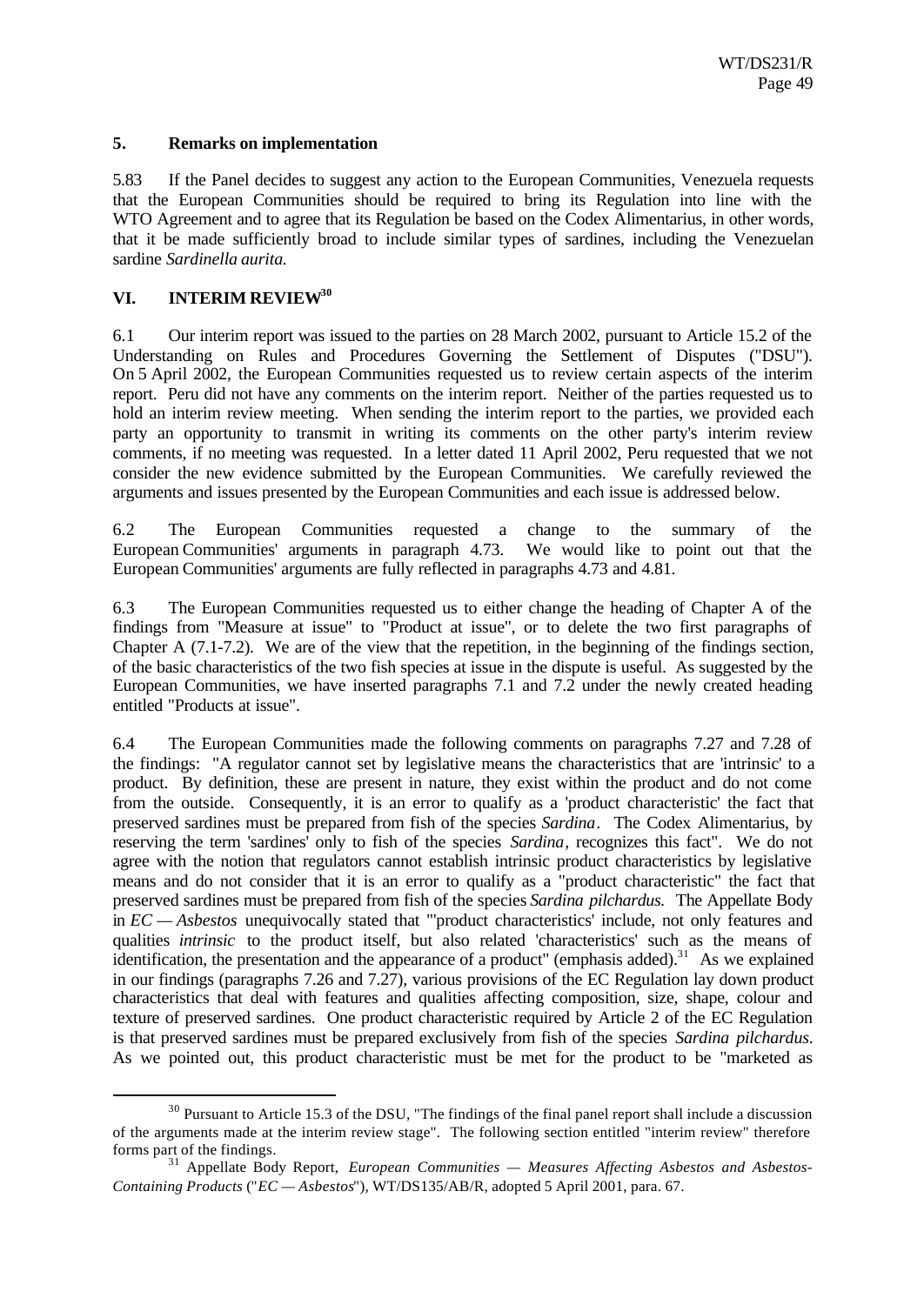### 5. Remarks on implementation

5.83 If the Panel decides to suggest any action to the European Communities, Venezuela requests that the European Communities should be required to bring its Regulation into line with the WTO Agreement and to agree that its Regulation be based on the Codex Alimentarius, in other words, that it be made sufficiently broad to include similar types of sardines, including the Venezuelan sardine *Sardinella aurita.*

## VI. INTERIM REVIEW[30]

6.1 Our interim report was issued to the parties on 28 March 2002, pursuant to Article 15.2 of the Understanding on Rules and Procedures Governing the Settlement of Disputes ("DSU"). On 5 April 2002, the European Communities requested us to review certain aspects of the interim report. Peru did not have any comments on the interim report. Neither of the parties requested us to hold an interim review meeting. When sending the interim report to the parties, we provided each party an opportunity to transmit in writing its comments on the other party's interim review comments, if no meeting was requested. In a letter dated 11 April 2002, Peru requested that we not consider the new evidence submitted by the European Communities. We carefully reviewed the arguments and issues presented by the European Communities and each issue is addressed below.

6.2 The European Communities requested a change to the summary of the European Communities' arguments in paragraph 4.73. We would like to point out that the European Communities' arguments are fully reflected in paragraphs 4.73 and 4.81.

6.3 The European Communities requested us to either change the heading of Chapter A of the findings from "Measure at issue" to "Product at issue", or to delete the two first paragraphs of Chapter A (7.1-7.2). We are of the view that the repetition, in the beginning of the findings section, of the basic characteristics of the two fish species at issue in the dispute is useful. As suggested by the European Communities, we have inserted paragraphs 7.1 and 7.2 under the newly created heading entitled "Products at issue".

6.4 The European Communities made the following comments on paragraphs 7.27 and 7.28 of the findings: "A regulator cannot set by legislative means the characteristics that are 'intrinsic' to a product. By definition, these are present in nature, they exist within the product and do not come from the outside. Consequently, it is an error to qualify as a 'product characteristic' the fact that preserved sardines must be prepared from fish of the species *Sardina*. The Codex Alimentarius, by reserving the term 'sardines' only to fish of the species *Sardina*, recognizes this fact". We do not agree with the notion that regulators cannot establish intrinsic product characteristics by legislative means and do not consider that it is an error to qualify as a "product characteristic" the fact that preserved sardines must be prepared from fish of the species *Sardina pilchardus.* The Appellate Body in *EC — Asbestos* unequivocally stated that "'product characteristics' include, not only features and qualities *intrinsic* to the product itself, but also related 'characteristics' such as the means of identification, the presentation and the appearance of a product" (emphasis added).[31] As we explained in our findings (paragraphs 7.26 and 7.27), various provisions of the EC Regulation lay down product characteristics that deal with features and qualities affecting composition, size, shape, colour and texture of preserved sardines. One product characteristic required by Article 2 of the EC Regulation is that preserved sardines must be prepared exclusively from fish of the species *Sardina pilchardus*. As we pointed out, this product characteristic must be met for the product to be "marketed as

---

[30] Pursuant to Article 15.3 of the DSU, "The findings of the final panel report shall include a discussion of the arguments made at the interim review stage". The following section entitled "interim review" therefore forms part of the findings.

[31] Appellate Body Report, *European Communities — Measures Affecting Asbestos and Asbestos-Containing Products* ("*EC — Asbestos*"), WT/DS135/AB/R, adopted 5 April 2001, para. 67.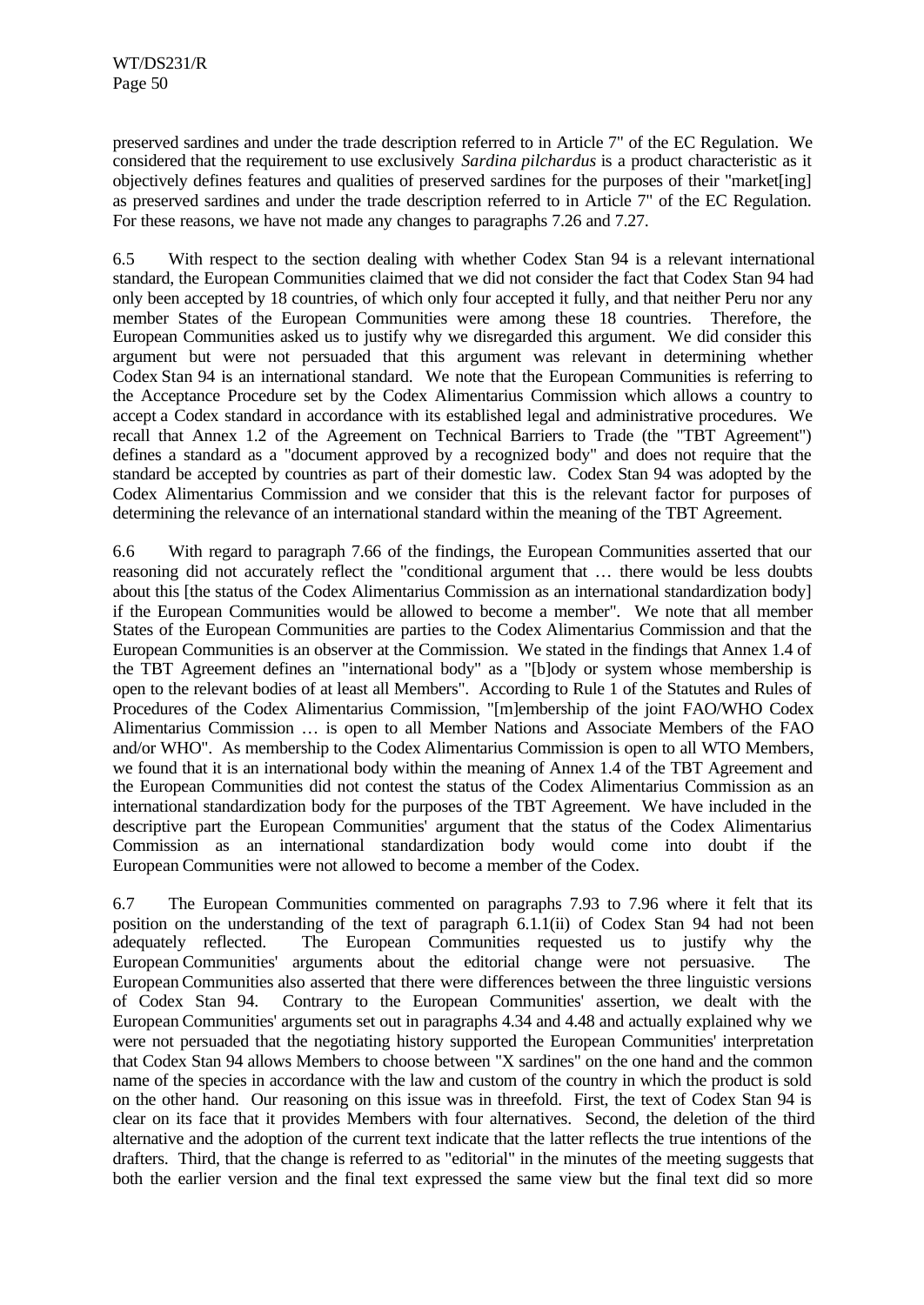preserved sardines and under the trade description referred to in Article 7" of the EC Regulation. We considered that the requirement to use exclusively *Sardina pilchardus* is a product characteristic as it objectively defines features and qualities of preserved sardines for the purposes of their "market[ing] as preserved sardines and under the trade description referred to in Article 7" of the EC Regulation. For these reasons, we have not made any changes to paragraphs 7.26 and 7.27.

6.5 With respect to the section dealing with whether Codex Stan 94 is a relevant international standard, the European Communities claimed that we did not consider the fact that Codex Stan 94 had only been accepted by 18 countries, of which only four accepted it fully, and that neither Peru nor any member States of the European Communities were among these 18 countries. Therefore, the European Communities asked us to justify why we disregarded this argument. We did consider this argument but were not persuaded that this argument was relevant in determining whether Codex Stan 94 is an international standard. We note that the European Communities is referring to the Acceptance Procedure set by the Codex Alimentarius Commission which allows a country to accept a Codex standard in accordance with its established legal and administrative procedures. We recall that Annex 1.2 of the Agreement on Technical Barriers to Trade (the "TBT Agreement") defines a standard as a "document approved by a recognized body" and does not require that the standard be accepted by countries as part of their domestic law. Codex Stan 94 was adopted by the Codex Alimentarius Commission and we consider that this is the relevant factor for purposes of determining the relevance of an international standard within the meaning of the TBT Agreement.

6.6 With regard to paragraph 7.66 of the findings, the European Communities asserted that our reasoning did not accurately reflect the "conditional argument that … there would be less doubts about this [the status of the Codex Alimentarius Commission as an international standardization body] if the European Communities would be allowed to become a member". We note that all member States of the European Communities are parties to the Codex Alimentarius Commission and that the European Communities is an observer at the Commission. We stated in the findings that Annex 1.4 of the TBT Agreement defines an "international body" as a "[b]ody or system whose membership is open to the relevant bodies of at least all Members". According to Rule 1 of the Statutes and Rules of Procedures of the Codex Alimentarius Commission, "[m]embership of the joint FAO/WHO Codex Alimentarius Commission … is open to all Member Nations and Associate Members of the FAO and/or WHO". As membership to the Codex Alimentarius Commission is open to all WTO Members, we found that it is an international body within the meaning of Annex 1.4 of the TBT Agreement and the European Communities did not contest the status of the Codex Alimentarius Commission as an international standardization body for the purposes of the TBT Agreement. We have included in the descriptive part the European Communities' argument that the status of the Codex Alimentarius Commission as an international standardization body would come into doubt if the European Communities were not allowed to become a member of the Codex.

6.7 The European Communities commented on paragraphs 7.93 to 7.96 where it felt that its position on the understanding of the text of paragraph 6.1.1(ii) of Codex Stan 94 had not been adequately reflected. The European Communities requested us to justify why the European Communities' arguments about the editorial change were not persuasive. The European Communities also asserted that there were differences between the three linguistic versions of Codex Stan 94. Contrary to the European Communities' assertion, we dealt with the European Communities' arguments set out in paragraphs 4.34 and 4.48 and actually explained why we were not persuaded that the negotiating history supported the European Communities' interpretation that Codex Stan 94 allows Members to choose between "X sardines" on the one hand and the common name of the species in accordance with the law and custom of the country in which the product is sold on the other hand. Our reasoning on this issue was in threefold. First, the text of Codex Stan 94 is clear on its face that it provides Members with four alternatives. Second, the deletion of the third alternative and the adoption of the current text indicate that the latter reflects the true intentions of the drafters. Third, that the change is referred to as "editorial" in the minutes of the meeting suggests that both the earlier version and the final text expressed the same view but the final text did so more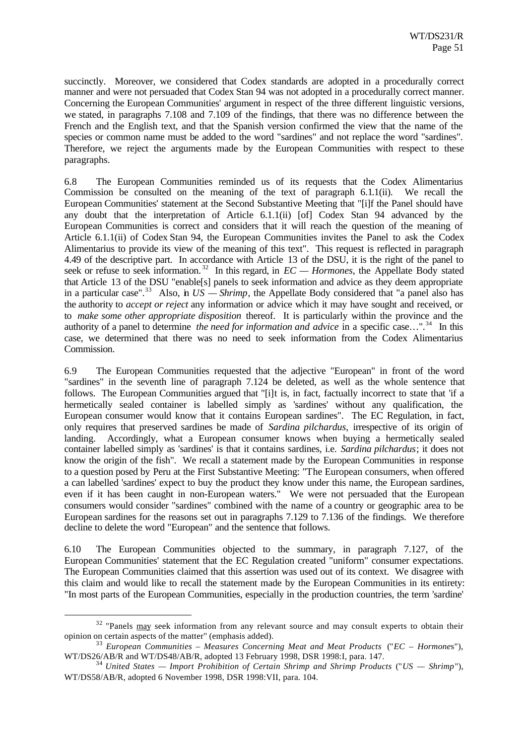succinctly. Moreover, we considered that Codex standards are adopted in a procedurally correct manner and were not persuaded that Codex Stan 94 was not adopted in a procedurally correct manner. Concerning the European Communities' argument in respect of the three different linguistic versions, we stated, in paragraphs 7.108 and 7.109 of the findings, that there was no difference between the French and the English text, and that the Spanish version confirmed the view that the name of the species or common name must be added to the word "sardines" and not replace the word "sardines". Therefore, we reject the arguments made by the European Communities with respect to these paragraphs.

6.8 The European Communities reminded us of its requests that the Codex Alimentarius Commission be consulted on the meaning of the text of paragraph 6.1.1(ii). We recall the European Communities' statement at the Second Substantive Meeting that "[i]f the Panel should have any doubt that the interpretation of Article 6.1.1(ii) [of] Codex Stan 94 advanced by the European Communities is correct and considers that it will reach the question of the meaning of Article 6.1.1(ii) of Codex Stan 94, the European Communities invites the Panel to ask the Codex Alimentarius to provide its view of the meaning of this text". This request is reflected in paragraph 4.49 of the descriptive part. In accordance with Article 13 of the DSU, it is the right of the panel to seek or refuse to seek information.[32] In this regard, in *EC — Hormones*, the Appellate Body stated that Article 13 of the DSU "enable[s] panels to seek information and advice as they deem appropriate in a particular case".[33] Also, in *US — Shrimp*, the Appellate Body considered that "a panel also has the authority to *accept or reject* any information or advice which it may have sought and received, or to *make some other appropriate disposition* thereof. It is particularly within the province and the authority of a panel to determine *the need for information and advice* in a specific case…".[34] In this case, we determined that there was no need to seek information from the Codex Alimentarius Commission.

6.9 The European Communities requested that the adjective "European" in front of the word "sardines" in the seventh line of paragraph 7.124 be deleted, as well as the whole sentence that follows. The European Communities argued that "[i]t is, in fact, factually incorrect to state that 'if a hermetically sealed container is labelled simply as 'sardines' without any qualification, the European consumer would know that it contains European sardines". The EC Regulation, in fact, only requires that preserved sardines be made of *Sardina pilchardus*, irrespective of its origin of landing. Accordingly, what a European consumer knows when buying a hermetically sealed container labelled simply as 'sardines' is that it contains sardines, i.e. *Sardina pilchardus*; it does not know the origin of the fish". We recall a statement made by the European Communities in response to a question posed by Peru at the First Substantive Meeting: "The European consumers, when offered a can labelled 'sardines' expect to buy the product they know under this name, the European sardines, even if it has been caught in non-European waters." We were not persuaded that the European consumers would consider "sardines" combined with the name of a country or geographic area to be European sardines for the reasons set out in paragraphs 7.129 to 7.136 of the findings. We therefore decline to delete the word "European" and the sentence that follows.

6.10 The European Communities objected to the summary, in paragraph 7.127, of the European Communities' statement that the EC Regulation created "uniform" consumer expectations. The European Communities claimed that this assertion was used out of its context. We disagree with this claim and would like to recall the statement made by the European Communities in its entirety: "In most parts of the European Communities, especially in the production countries, the term 'sardine'

---

[32] "Panels may seek information from any relevant source and may consult experts to obtain their opinion on certain aspects of the matter" (emphasis added).

[33] *European Communities – Measures Concerning Meat and Meat Products* ("*EC – Hormones*"), WT/DS26/AB/R and WT/DS48/AB/R, adopted 13 February 1998, DSR 1998:I, para. 147.

[34] *United States — Import Prohibition of Certain Shrimp and Shrimp Products* ("*US — Shrimp*"), WT/DS58/AB/R, adopted 6 November 1998, DSR 1998:VII, para. 104.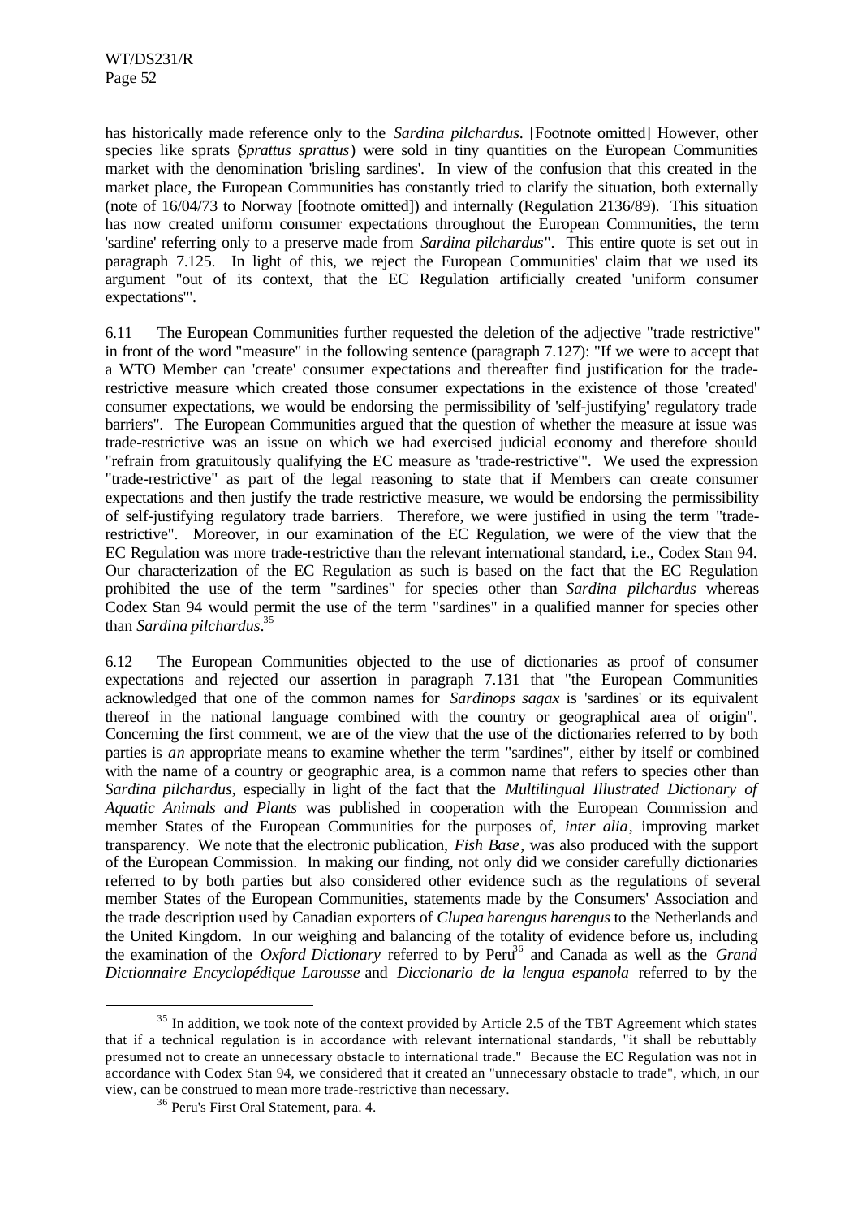has historically made reference only to the *Sardina pilchardus*. [Footnote omitted] However, other species like sprats (*Sprattus sprattus*) were sold in tiny quantities on the European Communities market with the denomination 'brisling sardines'. In view of the confusion that this created in the market place, the European Communities has constantly tried to clarify the situation, both externally (note of 16/04/73 to Norway [footnote omitted]) and internally (Regulation 2136/89). This situation has now created uniform consumer expectations throughout the European Communities, the term 'sardine' referring only to a preserve made from *Sardina pilchardus*". This entire quote is set out in paragraph 7.125. In light of this, we reject the European Communities' claim that we used its argument "out of its context, that the EC Regulation artificially created 'uniform consumer expectations'".

6.11 The European Communities further requested the deletion of the adjective "trade restrictive" in front of the word "measure" in the following sentence (paragraph 7.127): "If we were to accept that a WTO Member can 'create' consumer expectations and thereafter find justification for the trade-restrictive measure which created those consumer expectations in the existence of those 'created' consumer expectations, we would be endorsing the permissibility of 'self-justifying' regulatory trade barriers". The European Communities argued that the question of whether the measure at issue was trade-restrictive was an issue on which we had exercised judicial economy and therefore should "refrain from gratuitously qualifying the EC measure as 'trade-restrictive'". We used the expression "trade-restrictive" as part of the legal reasoning to state that if Members can create consumer expectations and then justify the trade restrictive measure, we would be endorsing the permissibility of self-justifying regulatory trade barriers. Therefore, we were justified in using the term "trade-restrictive". Moreover, in our examination of the EC Regulation, we were of the view that the EC Regulation was more trade-restrictive than the relevant international standard, i.e., Codex Stan 94. Our characterization of the EC Regulation as such is based on the fact that the EC Regulation prohibited the use of the term "sardines" for species other than *Sardina pilchardus* whereas Codex Stan 94 would permit the use of the term "sardines" in a qualified manner for species other than *Sardina pilchardus*.[35]

6.12 The European Communities objected to the use of dictionaries as proof of consumer expectations and rejected our assertion in paragraph 7.131 that "the European Communities acknowledged that one of the common names for *Sardinops sagax* is 'sardines' or its equivalent thereof in the national language combined with the country or geographical area of origin". Concerning the first comment, we are of the view that the use of the dictionaries referred to by both parties is *an* appropriate means to examine whether the term "sardines", either by itself or combined with the name of a country or geographic area, is a common name that refers to species other than *Sardina pilchardus*, especially in light of the fact that the *Multilingual Illustrated Dictionary of Aquatic Animals and Plants* was published in cooperation with the European Commission and member States of the European Communities for the purposes of, *inter alia*, improving market transparency. We note that the electronic publication, *Fish Base*, was also produced with the support of the European Commission. In making our finding, not only did we consider carefully dictionaries referred to by both parties but also considered other evidence such as the regulations of several member States of the European Communities, statements made by the Consumers' Association and the trade description used by Canadian exporters of *Clupea harengus harengus* to the Netherlands and the United Kingdom. In our weighing and balancing of the totality of evidence before us, including the examination of the *Oxford Dictionary* referred to by Peru[36] and Canada as well as the *Grand Dictionnaire Encyclopédique Larousse* and *Diccionario de la lengua espanola* referred to by the

---

[35] In addition, we took note of the context provided by Article 2.5 of the TBT Agreement which states that if a technical regulation is in accordance with relevant international standards, "it shall be rebuttably presumed not to create an unnecessary obstacle to international trade." Because the EC Regulation was not in accordance with Codex Stan 94, we considered that it created an "unnecessary obstacle to trade", which, in our view, can be construed to mean more trade-restrictive than necessary.

[36] Peru's First Oral Statement, para. 4.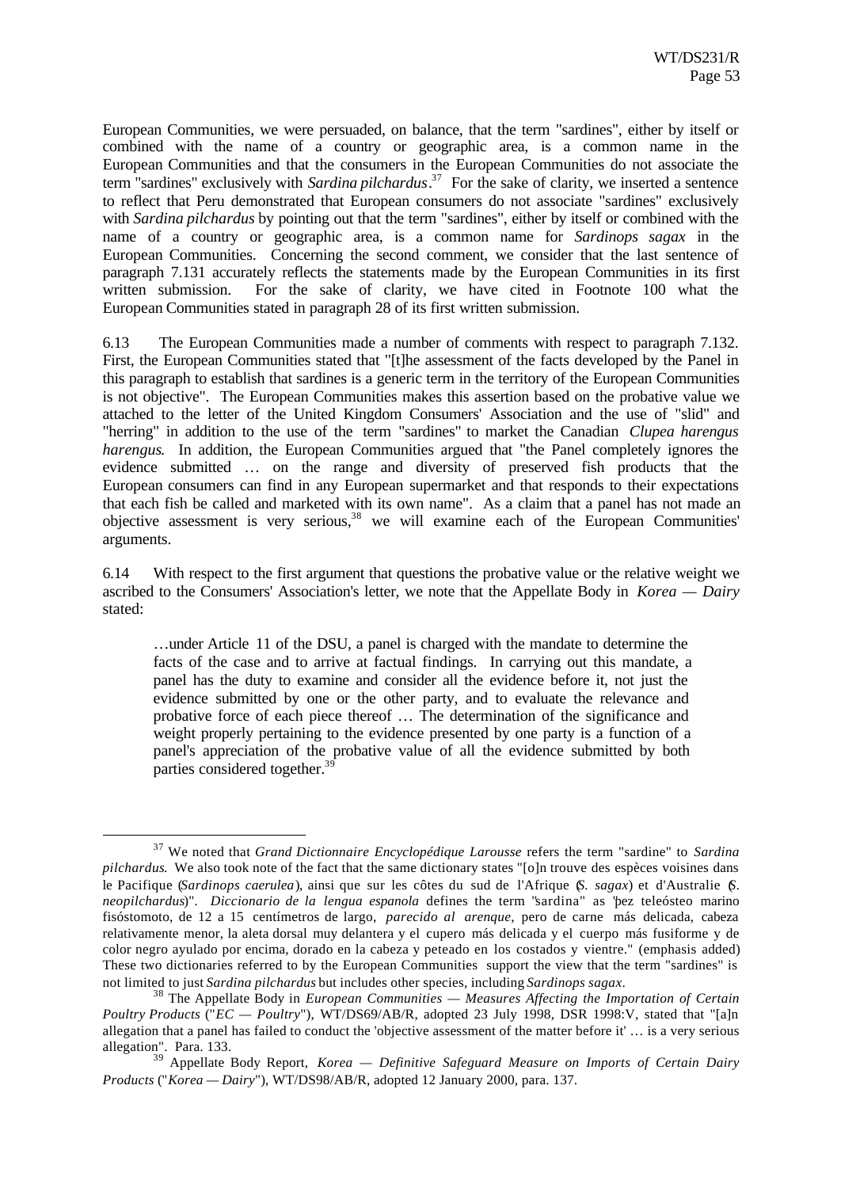European Communities, we were persuaded, on balance, that the term "sardines", either by itself or combined with the name of a country or geographic area, is a common name in the European Communities and that the consumers in the European Communities do not associate the term "sardines" exclusively with *Sardina pilchardus*.[37] For the sake of clarity, we inserted a sentence to reflect that Peru demonstrated that European consumers do not associate "sardines" exclusively with *Sardina pilchardus* by pointing out that the term "sardines", either by itself or combined with the name of a country or geographic area, is a common name for *Sardinops sagax* in the European Communities. Concerning the second comment, we consider that the last sentence of paragraph 7.131 accurately reflects the statements made by the European Communities in its first written submission. For the sake of clarity, we have cited in Footnote 100 what the European Communities stated in paragraph 28 of its first written submission.

6.13 The European Communities made a number of comments with respect to paragraph 7.132. First, the European Communities stated that "[t]he assessment of the facts developed by the Panel in this paragraph to establish that sardines is a generic term in the territory of the European Communities is not objective". The European Communities makes this assertion based on the probative value we attached to the letter of the United Kingdom Consumers' Association and the use of "slid" and "herring" in addition to the use of the term "sardines" to market the Canadian *Clupea harengus harengus*. In addition, the European Communities argued that "the Panel completely ignores the evidence submitted … on the range and diversity of preserved fish products that the European consumers can find in any European supermarket and that responds to their expectations that each fish be called and marketed with its own name". As a claim that a panel has not made an objective assessment is very serious,[38] we will examine each of the European Communities' arguments.

6.14 With respect to the first argument that questions the probative value or the relative weight we ascribed to the Consumers' Association's letter, we note that the Appellate Body in *Korea — Dairy* stated:

> …under Article 11 of the DSU, a panel is charged with the mandate to determine the facts of the case and to arrive at factual findings. In carrying out this mandate, a panel has the duty to examine and consider all the evidence before it, not just the evidence submitted by one or the other party, and to evaluate the relevance and probative force of each piece thereof … The determination of the significance and weight properly pertaining to the evidence presented by one party is a function of a panel's appreciation of the probative value of all the evidence submitted by both parties considered together.[39]

---

[37] We noted that *Grand Dictionnaire Encyclopédique Larousse* refers the term "sardine" to *Sardina pilchardus*. We also took note of the fact that the same dictionary states "[o]n trouve des espèces voisines dans le Pacifique (*Sardinops caerulea*), ainsi que sur les côtes du sud de l'Afrique (*S. sagax*) et d'Australie (*S. neopilchardus*)". *Diccionario de la lengua espanola* defines the term "sardina" as "pez teleósteo marino fisóstomoto, de 12 a 15 centímetros de largo, *parecido al arenque*, pero de carne más delicada, cabeza relativamente menor, la aleta dorsal muy delantera y el cupero más delicada y el cuerpo más fusiforme y de color negro ayulado por encima, dorado en la cabeza y peteado en los costados y vientre." (emphasis added) These two dictionaries referred to by the European Communities support the view that the term "sardines" is not limited to just *Sardina pilchardus* but includes other species, including *Sardinops sagax*.

[38] The Appellate Body in *European Communities — Measures Affecting the Importation of Certain Poultry Products* ("*EC — Poultry*"), WT/DS69/AB/R, adopted 23 July 1998, DSR 1998:V, stated that "[a]n allegation that a panel has failed to conduct the 'objective assessment of the matter before it' … is a very serious allegation". Para. 133.

[39] Appellate Body Report, *Korea — Definitive Safeguard Measure on Imports of Certain Dairy Products* ("*Korea — Dairy*"), WT/DS98/AB/R, adopted 12 January 2000, para. 137.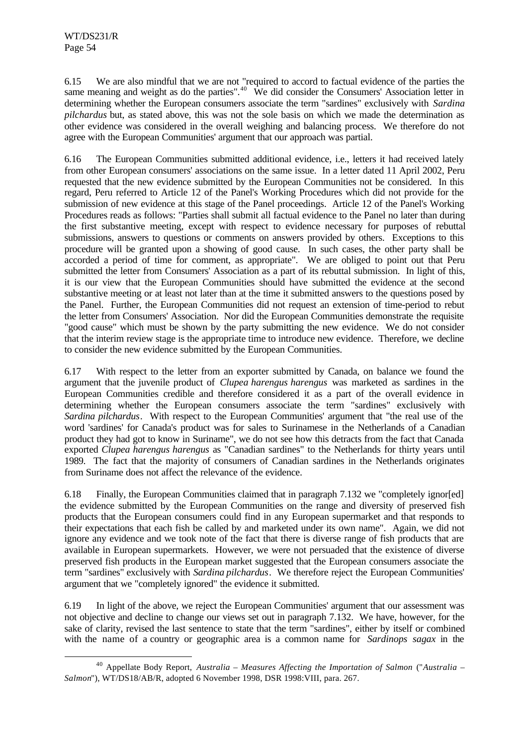6.15 We are also mindful that we are not "required to accord to factual evidence of the parties the same meaning and weight as do the parties".[40] We did consider the Consumers' Association letter in determining whether the European consumers associate the term "sardines" exclusively with *Sardina pilchardus* but, as stated above, this was not the sole basis on which we made the determination as other evidence was considered in the overall weighing and balancing process. We therefore do not agree with the European Communities' argument that our approach was partial.

6.16 The European Communities submitted additional evidence, i.e., letters it had received lately from other European consumers' associations on the same issue. In a letter dated 11 April 2002, Peru requested that the new evidence submitted by the European Communities not be considered. In this regard, Peru referred to Article 12 of the Panel's Working Procedures which did not provide for the submission of new evidence at this stage of the Panel proceedings. Article 12 of the Panel's Working Procedures reads as follows: "Parties shall submit all factual evidence to the Panel no later than during the first substantive meeting, except with respect to evidence necessary for purposes of rebuttal submissions, answers to questions or comments on answers provided by others. Exceptions to this procedure will be granted upon a showing of good cause. In such cases, the other party shall be accorded a period of time for comment, as appropriate". We are obliged to point out that Peru submitted the letter from Consumers' Association as a part of its rebuttal submission. In light of this, it is our view that the European Communities should have submitted the evidence at the second substantive meeting or at least not later than at the time it submitted answers to the questions posed by the Panel. Further, the European Communities did not request an extension of time-period to rebut the letter from Consumers' Association. Nor did the European Communities demonstrate the requisite "good cause" which must be shown by the party submitting the new evidence. We do not consider that the interim review stage is the appropriate time to introduce new evidence. Therefore, we decline to consider the new evidence submitted by the European Communities.

6.17 With respect to the letter from an exporter submitted by Canada, on balance we found the argument that the juvenile product of *Clupea harengus harengus* was marketed as sardines in the European Communities credible and therefore considered it as a part of the overall evidence in determining whether the European consumers associate the term "sardines" exclusively with *Sardina pilchardus*. With respect to the European Communities' argument that "the real use of the word 'sardines' for Canada's product was for sales to Surinamese in the Netherlands of a Canadian product they had got to know in Suriname", we do not see how this detracts from the fact that Canada exported *Clupea harengus harengus* as "Canadian sardines" to the Netherlands for thirty years until 1989. The fact that the majority of consumers of Canadian sardines in the Netherlands originates from Suriname does not affect the relevance of the evidence.

6.18 Finally, the European Communities claimed that in paragraph 7.132 we "completely ignor[ed] the evidence submitted by the European Communities on the range and diversity of preserved fish products that the European consumers could find in any European supermarket and that responds to their expectations that each fish be called by and marketed under its own name". Again, we did not ignore any evidence and we took note of the fact that there is diverse range of fish products that are available in European supermarkets. However, we were not persuaded that the existence of diverse preserved fish products in the European market suggested that the European consumers associate the term "sardines" exclusively with *Sardina pilchardus*. We therefore reject the European Communities' argument that we "completely ignored" the evidence it submitted.

6.19 In light of the above, we reject the European Communities' argument that our assessment was not objective and decline to change our views set out in paragraph 7.132. We have, however, for the sake of clarity, revised the last sentence to state that the term "sardines", either by itself or combined with the name of a country or geographic area is a common name for *Sardinops sagax* in the

[40] Appellate Body Report, *Australia – Measures Affecting the Importation of Salmon* ("*Australia – Salmon*"), WT/DS18/AB/R, adopted 6 November 1998, DSR 1998:VIII, para. 267.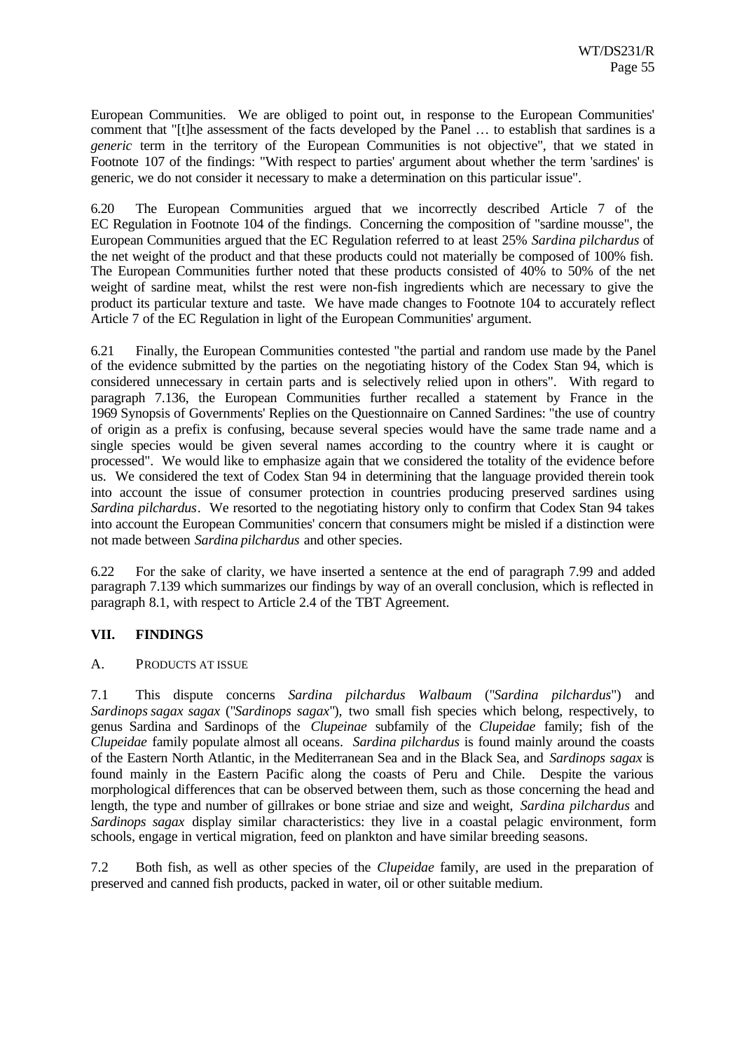European Communities. We are obliged to point out, in response to the European Communities' comment that "[t]he assessment of the facts developed by the Panel … to establish that sardines is a *generic* term in the territory of the European Communities is not objective", that we stated in Footnote 107 of the findings: "With respect to parties' argument about whether the term 'sardines' is generic, we do not consider it necessary to make a determination on this particular issue".

6.20 The European Communities argued that we incorrectly described Article 7 of the EC Regulation in Footnote 104 of the findings. Concerning the composition of "sardine mousse", the European Communities argued that the EC Regulation referred to at least 25% *Sardina pilchardus* of the net weight of the product and that these products could not materially be composed of 100% fish. The European Communities further noted that these products consisted of 40% to 50% of the net weight of sardine meat, whilst the rest were non-fish ingredients which are necessary to give the product its particular texture and taste. We have made changes to Footnote 104 to accurately reflect Article 7 of the EC Regulation in light of the European Communities' argument.

6.21 Finally, the European Communities contested "the partial and random use made by the Panel of the evidence submitted by the parties on the negotiating history of the Codex Stan 94, which is considered unnecessary in certain parts and is selectively relied upon in others". With regard to paragraph 7.136, the European Communities further recalled a statement by France in the 1969 Synopsis of Governments' Replies on the Questionnaire on Canned Sardines: "the use of country of origin as a prefix is confusing, because several species would have the same trade name and a single species would be given several names according to the country where it is caught or processed". We would like to emphasize again that we considered the totality of the evidence before us. We considered the text of Codex Stan 94 in determining that the language provided therein took into account the issue of consumer protection in countries producing preserved sardines using *Sardina pilchardus*. We resorted to the negotiating history only to confirm that Codex Stan 94 takes into account the European Communities' concern that consumers might be misled if a distinction were not made between *Sardina pilchardus* and other species.

6.22 For the sake of clarity, we have inserted a sentence at the end of paragraph 7.99 and added paragraph 7.139 which summarizes our findings by way of an overall conclusion, which is reflected in paragraph 8.1, with respect to Article 2.4 of the TBT Agreement.

## VII. FINDINGS

### A. PRODUCTS AT ISSUE

7.1 This dispute concerns *Sardina pilchardus Walbaum* ("*Sardina pilchardus*") and *Sardinops sagax sagax* ("*Sardinops sagax*"), two small fish species which belong, respectively, to genus Sardina and Sardinops of the *Clupeinae* subfamily of the *Clupeidae* family; fish of the *Clupeidae* family populate almost all oceans. *Sardina pilchardus* is found mainly around the coasts of the Eastern North Atlantic, in the Mediterranean Sea and in the Black Sea, and *Sardinops sagax* is found mainly in the Eastern Pacific along the coasts of Peru and Chile. Despite the various morphological differences that can be observed between them, such as those concerning the head and length, the type and number of gillrakes or bone striae and size and weight, *Sardina pilchardus* and *Sardinops sagax* display similar characteristics: they live in a coastal pelagic environment, form schools, engage in vertical migration, feed on plankton and have similar breeding seasons.

7.2 Both fish, as well as other species of the *Clupeidae* family, are used in the preparation of preserved and canned fish products, packed in water, oil or other suitable medium.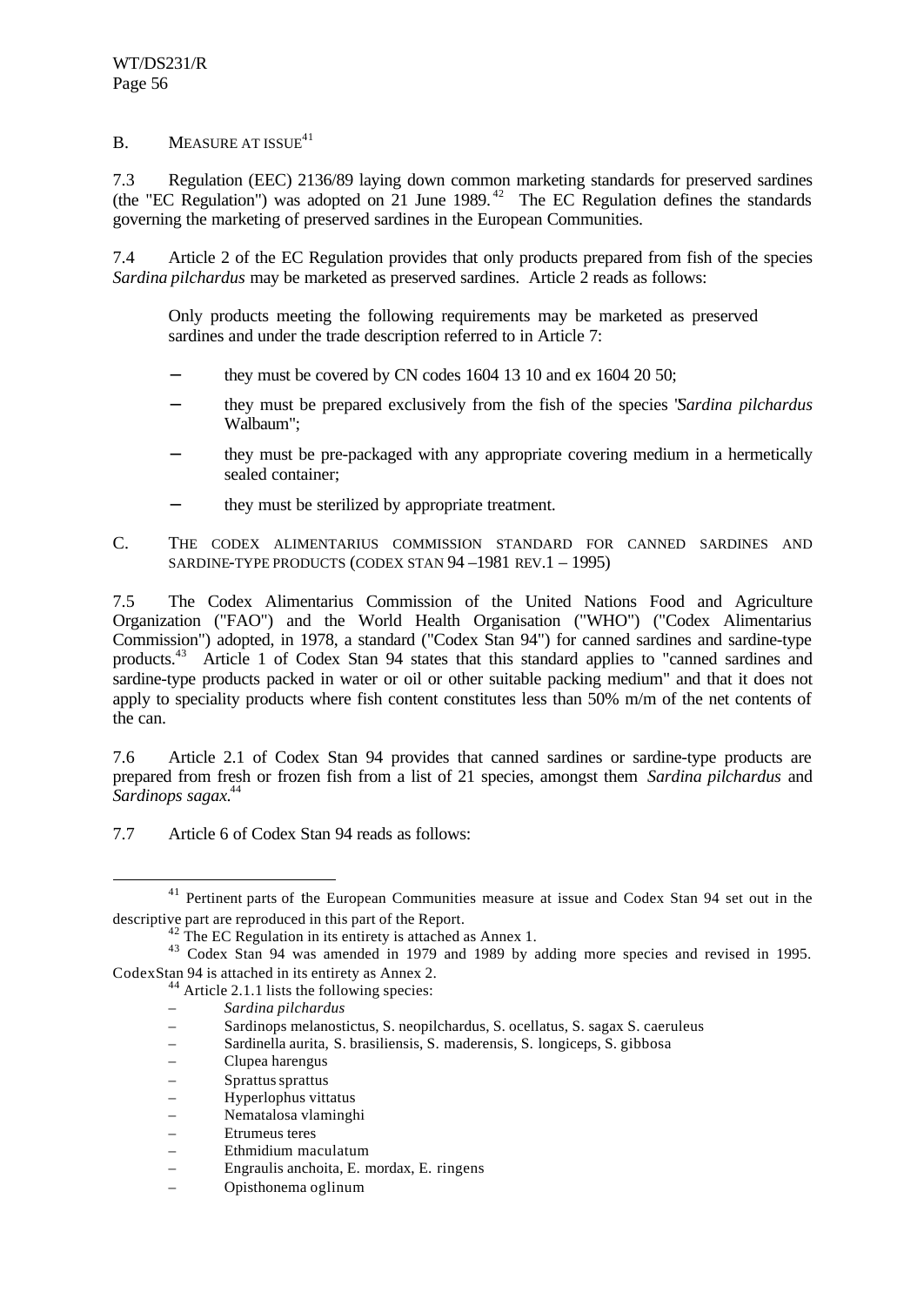## B. MEASURE AT ISSUE[41]

7.3 Regulation (EEC) 2136/89 laying down common marketing standards for preserved sardines (the "EC Regulation") was adopted on 21 June 1989.[42] The EC Regulation defines the standards governing the marketing of preserved sardines in the European Communities.

7.4 Article 2 of the EC Regulation provides that only products prepared from fish of the species *Sardina pilchardus* may be marketed as preserved sardines. Article 2 reads as follows:

> Only products meeting the following requirements may be marketed as preserved sardines and under the trade description referred to in Article 7:
>
> − they must be covered by CN codes 1604 13 10 and ex 1604 20 50;
>
> − they must be prepared exclusively from the fish of the species "*Sardina pilchardus* Walbaum";
>
> − they must be pre-packaged with any appropriate covering medium in a hermetically sealed container;
>
> − they must be sterilized by appropriate treatment.

## C. THE CODEX ALIMENTARIUS COMMISSION STANDARD FOR CANNED SARDINES AND SARDINE-TYPE PRODUCTS (CODEX STAN 94 –1981 REV.1 – 1995)

7.5 The Codex Alimentarius Commission of the United Nations Food and Agriculture Organization ("FAO") and the World Health Organisation ("WHO") ("Codex Alimentarius Commission") adopted, in 1978, a standard ("Codex Stan 94") for canned sardines and sardine-type products.[43] Article 1 of Codex Stan 94 states that this standard applies to "canned sardines and sardine-type products packed in water or oil or other suitable packing medium" and that it does not apply to speciality products where fish content constitutes less than 50% m/m of the net contents of the can.

7.6 Article 2.1 of Codex Stan 94 provides that canned sardines or sardine-type products are prepared from fresh or frozen fish from a list of 21 species, amongst them *Sardina pilchardus* and *Sardinops sagax*.[44]

7.7 Article 6 of Codex Stan 94 reads as follows:

---

[41] Pertinent parts of the European Communities measure at issue and Codex Stan 94 set out in the descriptive part are reproduced in this part of the Report.

[42] The EC Regulation in its entirety is attached as Annex 1.

[43] Codex Stan 94 was amended in 1979 and 1989 by adding more species and revised in 1995. CodexStan 94 is attached in its entirety as Annex 2.

[44] Article 2.1.1 lists the following species:

- *Sardina pilchardus*
- Sardinops melanostictus, S. neopilchardus, S. ocellatus, S. sagax S. caeruleus
- Sardinella aurita, S. brasiliensis, S. maderensis, S. longiceps, S. gibbosa
- Clupea harengus
- Sprattus sprattus
- Hyperlophus vittatus
- Nematalosa vlaminghi
- Etrumeus teres
- Ethmidium maculatum
- Engraulis anchoita, E. mordax, E. ringens
- Opisthonema oglinum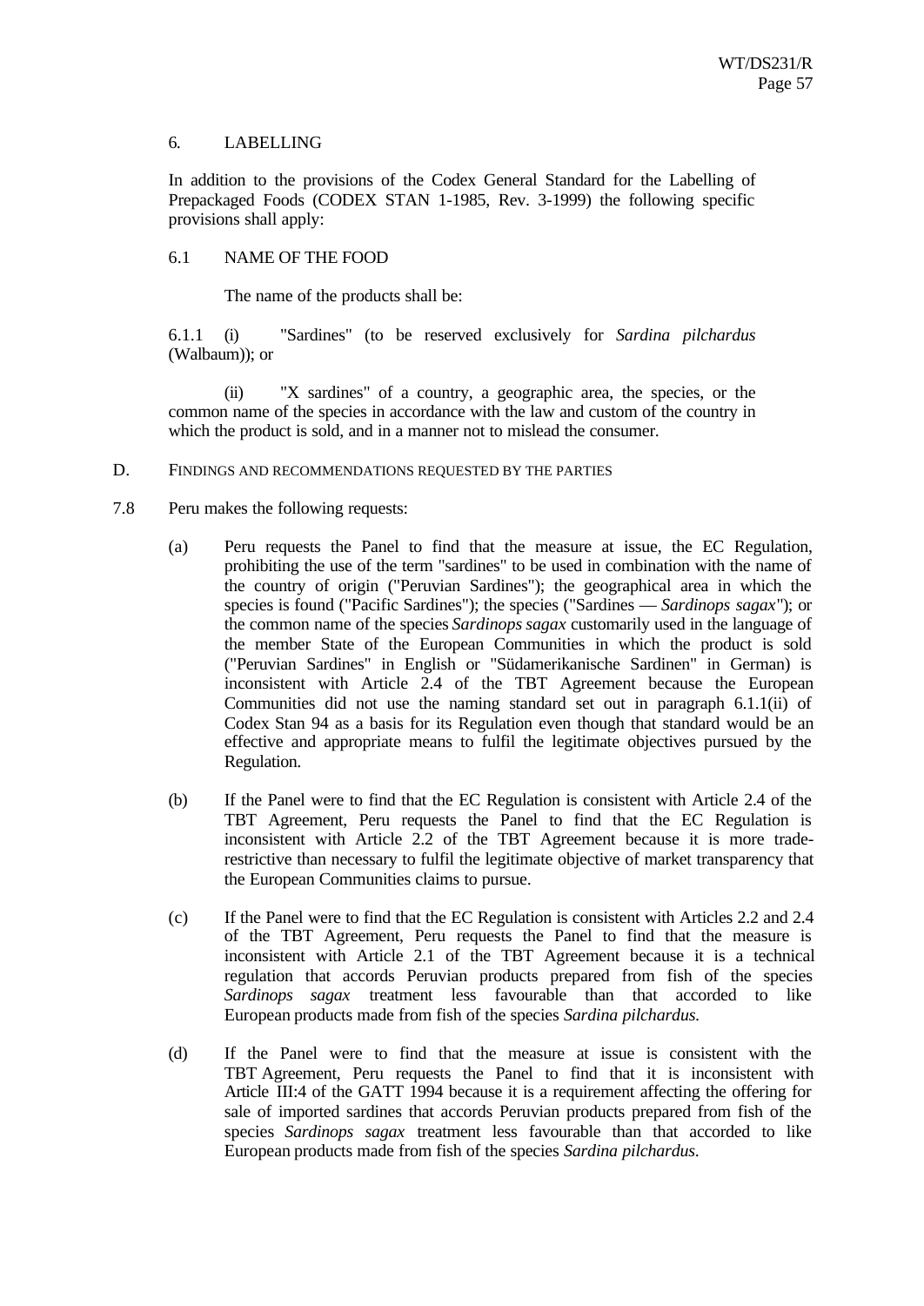6. LABELLING

In addition to the provisions of the Codex General Standard for the Labelling of Prepackaged Foods (CODEX STAN 1-1985, Rev. 3-1999) the following specific provisions shall apply:

6.1 NAME OF THE FOOD

The name of the products shall be:

6.1.1 (i) "Sardines" (to be reserved exclusively for *Sardina pilchardus* (Walbaum)); or

(ii) "X sardines" of a country, a geographic area, the species, or the common name of the species in accordance with the law and custom of the country in which the product is sold, and in a manner not to mislead the consumer.

D. FINDINGS AND RECOMMENDATIONS REQUESTED BY THE PARTIES

7.8 Peru makes the following requests:

(a) Peru requests the Panel to find that the measure at issue, the EC Regulation, prohibiting the use of the term "sardines" to be used in combination with the name of the country of origin ("Peruvian Sardines"); the geographical area in which the species is found ("Pacific Sardines"); the species ("Sardines — *Sardinops sagax*"); or the common name of the species *Sardinops sagax* customarily used in the language of the member State of the European Communities in which the product is sold ("Peruvian Sardines" in English or "Südamerikanische Sardinen" in German) is inconsistent with Article 2.4 of the TBT Agreement because the European Communities did not use the naming standard set out in paragraph 6.1.1(ii) of Codex Stan 94 as a basis for its Regulation even though that standard would be an effective and appropriate means to fulfil the legitimate objectives pursued by the Regulation.

(b) If the Panel were to find that the EC Regulation is consistent with Article 2.4 of the TBT Agreement, Peru requests the Panel to find that the EC Regulation is inconsistent with Article 2.2 of the TBT Agreement because it is more trade-restrictive than necessary to fulfil the legitimate objective of market transparency that the European Communities claims to pursue.

(c) If the Panel were to find that the EC Regulation is consistent with Articles 2.2 and 2.4 of the TBT Agreement, Peru requests the Panel to find that the measure is inconsistent with Article 2.1 of the TBT Agreement because it is a technical regulation that accords Peruvian products prepared from fish of the species *Sardinops sagax* treatment less favourable than that accorded to like European products made from fish of the species *Sardina pilchardus*.

(d) If the Panel were to find that the measure at issue is consistent with the TBT Agreement, Peru requests the Panel to find that it is inconsistent with Article III:4 of the GATT 1994 because it is a requirement affecting the offering for sale of imported sardines that accords Peruvian products prepared from fish of the species *Sardinops sagax* treatment less favourable than that accorded to like European products made from fish of the species *Sardina pilchardus*.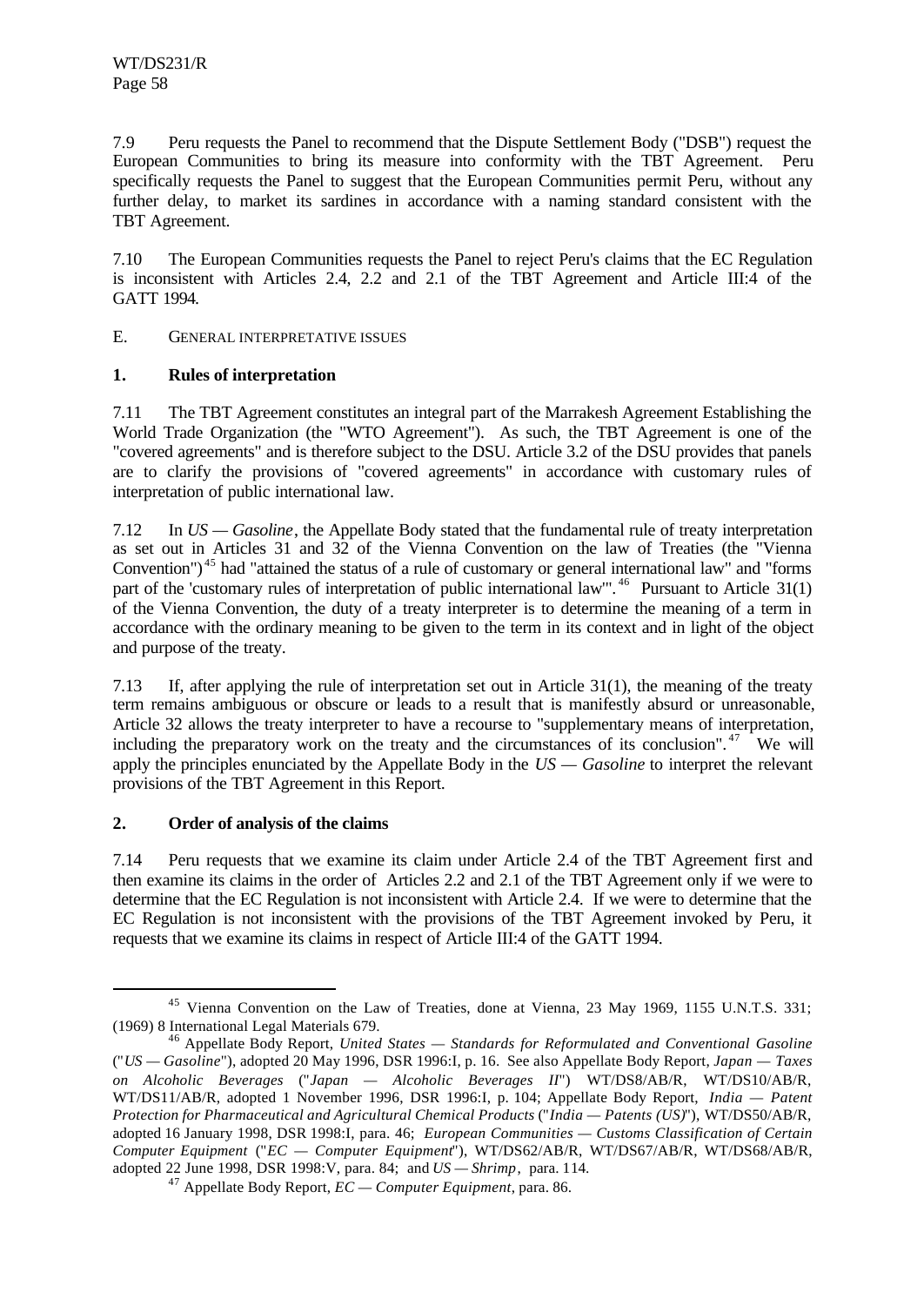7.9 Peru requests the Panel to recommend that the Dispute Settlement Body ("DSB") request the European Communities to bring its measure into conformity with the TBT Agreement. Peru specifically requests the Panel to suggest that the European Communities permit Peru, without any further delay, to market its sardines in accordance with a naming standard consistent with the TBT Agreement.

7.10 The European Communities requests the Panel to reject Peru's claims that the EC Regulation is inconsistent with Articles 2.4, 2.2 and 2.1 of the TBT Agreement and Article III:4 of the GATT 1994.

## E. GENERAL INTERPRETATIVE ISSUES

### 1. Rules of interpretation

7.11 The TBT Agreement constitutes an integral part of the Marrakesh Agreement Establishing the World Trade Organization (the "WTO Agreement"). As such, the TBT Agreement is one of the "covered agreements" and is therefore subject to the DSU. Article 3.2 of the DSU provides that panels are to clarify the provisions of "covered agreements" in accordance with customary rules of interpretation of public international law.

7.12 In *US — Gasoline*, the Appellate Body stated that the fundamental rule of treaty interpretation as set out in Articles 31 and 32 of the Vienna Convention on the law of Treaties (the "Vienna Convention")[45] had "attained the status of a rule of customary or general international law" and "forms part of the 'customary rules of interpretation of public international law'".[46] Pursuant to Article 31(1) of the Vienna Convention, the duty of a treaty interpreter is to determine the meaning of a term in accordance with the ordinary meaning to be given to the term in its context and in light of the object and purpose of the treaty.

7.13 If, after applying the rule of interpretation set out in Article 31(1), the meaning of the treaty term remains ambiguous or obscure or leads to a result that is manifestly absurd or unreasonable, Article 32 allows the treaty interpreter to have a recourse to "supplementary means of interpretation, including the preparatory work on the treaty and the circumstances of its conclusion".[47] We will apply the principles enunciated by the Appellate Body in the *US — Gasoline* to interpret the relevant provisions of the TBT Agreement in this Report.

### 2. Order of analysis of the claims

7.14 Peru requests that we examine its claim under Article 2.4 of the TBT Agreement first and then examine its claims in the order of Articles 2.2 and 2.1 of the TBT Agreement only if we were to determine that the EC Regulation is not inconsistent with Article 2.4. If we were to determine that the EC Regulation is not inconsistent with the provisions of the TBT Agreement invoked by Peru, it requests that we examine its claims in respect of Article III:4 of the GATT 1994.

---

[45] Vienna Convention on the Law of Treaties, done at Vienna, 23 May 1969, 1155 U.N.T.S. 331; (1969) 8 International Legal Materials 679.

[46] Appellate Body Report, *United States — Standards for Reformulated and Conventional Gasoline* ("*US — Gasoline*"), adopted 20 May 1996, DSR 1996:I, p. 16. See also Appellate Body Report, *Japan — Taxes on Alcoholic Beverages* ("*Japan — Alcoholic Beverages II*") WT/DS8/AB/R, WT/DS10/AB/R, WT/DS11/AB/R, adopted 1 November 1996, DSR 1996:I, p. 104; Appellate Body Report, *India — Patent Protection for Pharmaceutical and Agricultural Chemical Products* ("*India — Patents (US)*"), WT/DS50/AB/R, adopted 16 January 1998, DSR 1998:I, para. 46; *European Communities — Customs Classification of Certain Computer Equipment* ("*EC — Computer Equipment*"), WT/DS62/AB/R, WT/DS67/AB/R, WT/DS68/AB/R, adopted 22 June 1998, DSR 1998:V, para. 84; and *US — Shrimp*, para. 114.

[47] Appellate Body Report, *EC — Computer Equipment*, para. 86.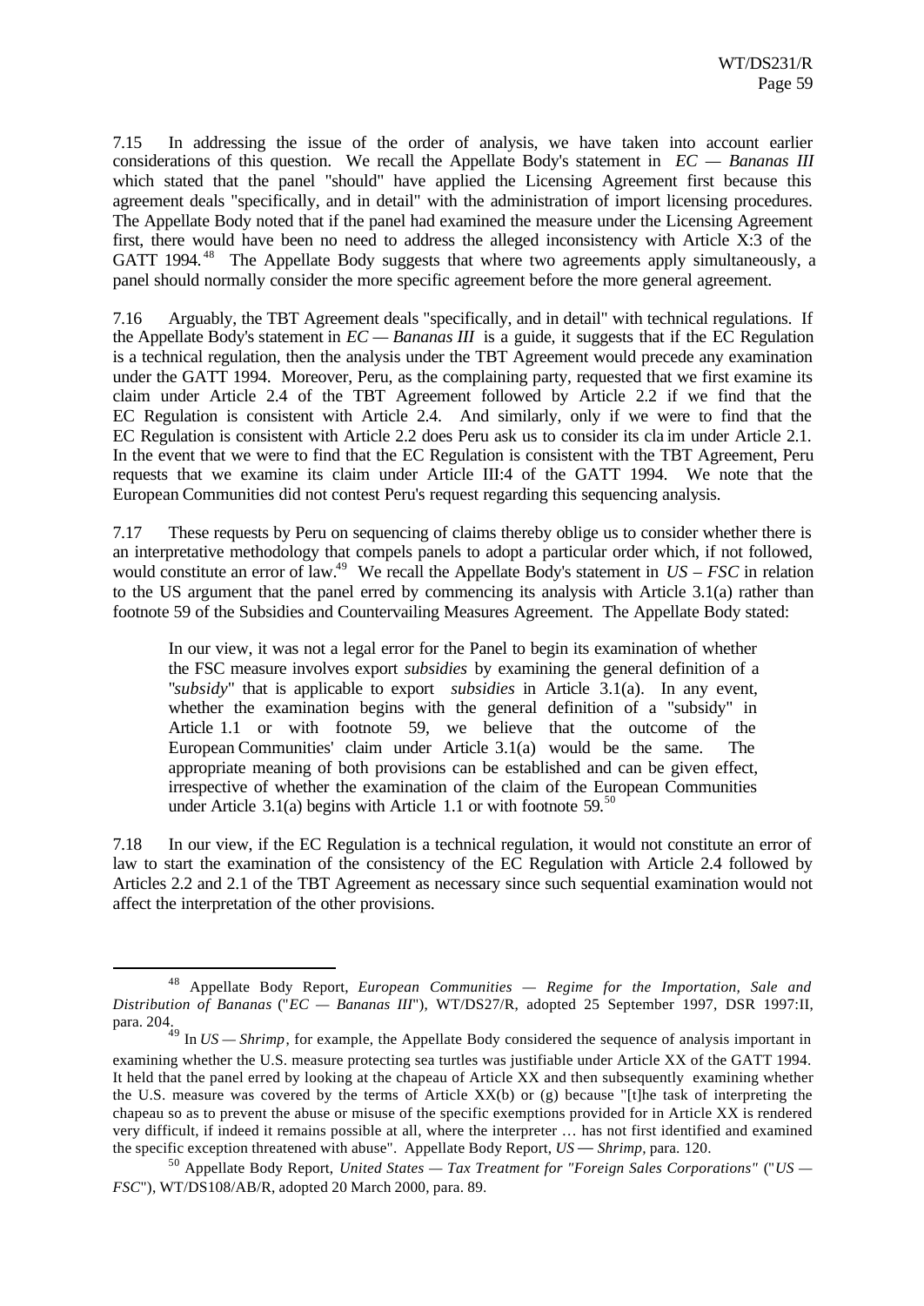7.15 In addressing the issue of the order of analysis, we have taken into account earlier considerations of this question. We recall the Appellate Body's statement in *EC — Bananas III* which stated that the panel "should" have applied the Licensing Agreement first because this agreement deals "specifically, and in detail" with the administration of import licensing procedures. The Appellate Body noted that if the panel had examined the measure under the Licensing Agreement first, there would have been no need to address the alleged inconsistency with Article X:3 of the GATT 1994.[48] The Appellate Body suggests that where two agreements apply simultaneously, a panel should normally consider the more specific agreement before the more general agreement.

7.16 Arguably, the TBT Agreement deals "specifically, and in detail" with technical regulations. If the Appellate Body's statement in *EC — Bananas III* is a guide, it suggests that if the EC Regulation is a technical regulation, then the analysis under the TBT Agreement would precede any examination under the GATT 1994. Moreover, Peru, as the complaining party, requested that we first examine its claim under Article 2.4 of the TBT Agreement followed by Article 2.2 if we find that the EC Regulation is consistent with Article 2.4. And similarly, only if we were to find that the EC Regulation is consistent with Article 2.2 does Peru ask us to consider its claim under Article 2.1. In the event that we were to find that the EC Regulation is consistent with the TBT Agreement, Peru requests that we examine its claim under Article III:4 of the GATT 1994. We note that the European Communities did not contest Peru's request regarding this sequencing analysis.

7.17 These requests by Peru on sequencing of claims thereby oblige us to consider whether there is an interpretative methodology that compels panels to adopt a particular order which, if not followed, would constitute an error of law.[49] We recall the Appellate Body's statement in *US – FSC* in relation to the US argument that the panel erred by commencing its analysis with Article 3.1(a) rather than footnote 59 of the Subsidies and Countervailing Measures Agreement. The Appellate Body stated:

> In our view, it was not a legal error for the Panel to begin its examination of whether the FSC measure involves export *subsidies* by examining the general definition of a "*subsidy*" that is applicable to export *subsidies* in Article 3.1(a). In any event, whether the examination begins with the general definition of a "subsidy" in Article 1.1 or with footnote 59, we believe that the outcome of the European Communities' claim under Article 3.1(a) would be the same. The appropriate meaning of both provisions can be established and can be given effect, irrespective of whether the examination of the claim of the European Communities under Article 3.1(a) begins with Article 1.1 or with footnote 59.[50]

7.18 In our view, if the EC Regulation is a technical regulation, it would not constitute an error of law to start the examination of the consistency of the EC Regulation with Article 2.4 followed by Articles 2.2 and 2.1 of the TBT Agreement as necessary since such sequential examination would not affect the interpretation of the other provisions.

---

[48] Appellate Body Report, *European Communities — Regime for the Importation, Sale and Distribution of Bananas* ("*EC — Bananas III*"), WT/DS27/R, adopted 25 September 1997, DSR 1997:II, para. 204.

[49] In *US — Shrimp*, for example, the Appellate Body considered the sequence of analysis important in examining whether the U.S. measure protecting sea turtles was justifiable under Article XX of the GATT 1994. It held that the panel erred by looking at the chapeau of Article XX and then subsequently examining whether the U.S. measure was covered by the terms of Article XX(b) or (g) because "[t]he task of interpreting the chapeau so as to prevent the abuse or misuse of the specific exemptions provided for in Article XX is rendered very difficult, if indeed it remains possible at all, where the interpreter … has not first identified and examined the specific exception threatened with abuse". Appellate Body Report, *US — Shrimp*, para. 120.

[50] Appellate Body Report, *United States — Tax Treatment for "Foreign Sales Corporations"* ("*US — FSC*"), WT/DS108/AB/R, adopted 20 March 2000, para. 89.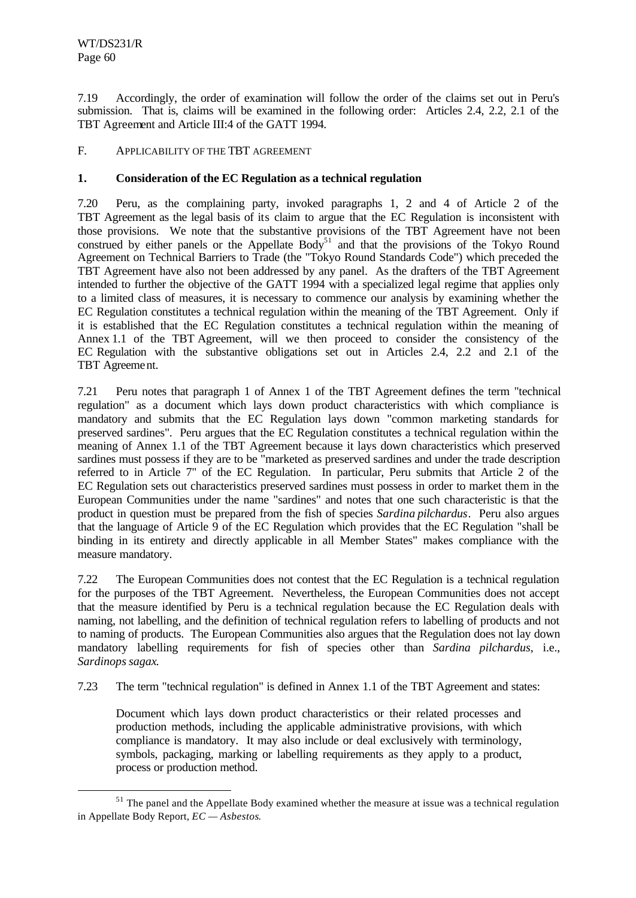7.19 Accordingly, the order of examination will follow the order of the claims set out in Peru's submission. That is, claims will be examined in the following order: Articles 2.4, 2.2, 2.1 of the TBT Agreement and Article III:4 of the GATT 1994.

F. APPLICABILITY OF THE TBT AGREEMENT

**1. Consideration of the EC Regulation as a technical regulation**

7.20 Peru, as the complaining party, invoked paragraphs 1, 2 and 4 of Article 2 of the TBT Agreement as the legal basis of its claim to argue that the EC Regulation is inconsistent with those provisions. We note that the substantive provisions of the TBT Agreement have not been construed by either panels or the Appellate Body[51] and that the provisions of the Tokyo Round Agreement on Technical Barriers to Trade (the "Tokyo Round Standards Code") which preceded the TBT Agreement have also not been addressed by any panel. As the drafters of the TBT Agreement intended to further the objective of the GATT 1994 with a specialized legal regime that applies only to a limited class of measures, it is necessary to commence our analysis by examining whether the EC Regulation constitutes a technical regulation within the meaning of the TBT Agreement. Only if it is established that the EC Regulation constitutes a technical regulation within the meaning of Annex 1.1 of the TBT Agreement, will we then proceed to consider the consistency of the EC Regulation with the substantive obligations set out in Articles 2.4, 2.2 and 2.1 of the TBT Agreement.

7.21 Peru notes that paragraph 1 of Annex 1 of the TBT Agreement defines the term "technical regulation" as a document which lays down product characteristics with which compliance is mandatory and submits that the EC Regulation lays down "common marketing standards for preserved sardines". Peru argues that the EC Regulation constitutes a technical regulation within the meaning of Annex 1.1 of the TBT Agreement because it lays down characteristics which preserved sardines must possess if they are to be "marketed as preserved sardines and under the trade description referred to in Article 7" of the EC Regulation. In particular, Peru submits that Article 2 of the EC Regulation sets out characteristics preserved sardines must possess in order to market them in the European Communities under the name "sardines" and notes that one such characteristic is that the product in question must be prepared from the fish of species *Sardina pilchardus*. Peru also argues that the language of Article 9 of the EC Regulation which provides that the EC Regulation "shall be binding in its entirety and directly applicable in all Member States" makes compliance with the measure mandatory.

7.22 The European Communities does not contest that the EC Regulation is a technical regulation for the purposes of the TBT Agreement. Nevertheless, the European Communities does not accept that the measure identified by Peru is a technical regulation because the EC Regulation deals with naming, not labelling, and the definition of technical regulation refers to labelling of products and not to naming of products. The European Communities also argues that the Regulation does not lay down mandatory labelling requirements for fish of species other than *Sardina pilchardus*, i.e., *Sardinops sagax*.

7.23 The term "technical regulation" is defined in Annex 1.1 of the TBT Agreement and states:

> Document which lays down product characteristics or their related processes and production methods, including the applicable administrative provisions, with which compliance is mandatory. It may also include or deal exclusively with terminology, symbols, packaging, marking or labelling requirements as they apply to a product, process or production method.

[51] The panel and the Appellate Body examined whether the measure at issue was a technical regulation in Appellate Body Report, *EC — Asbestos*.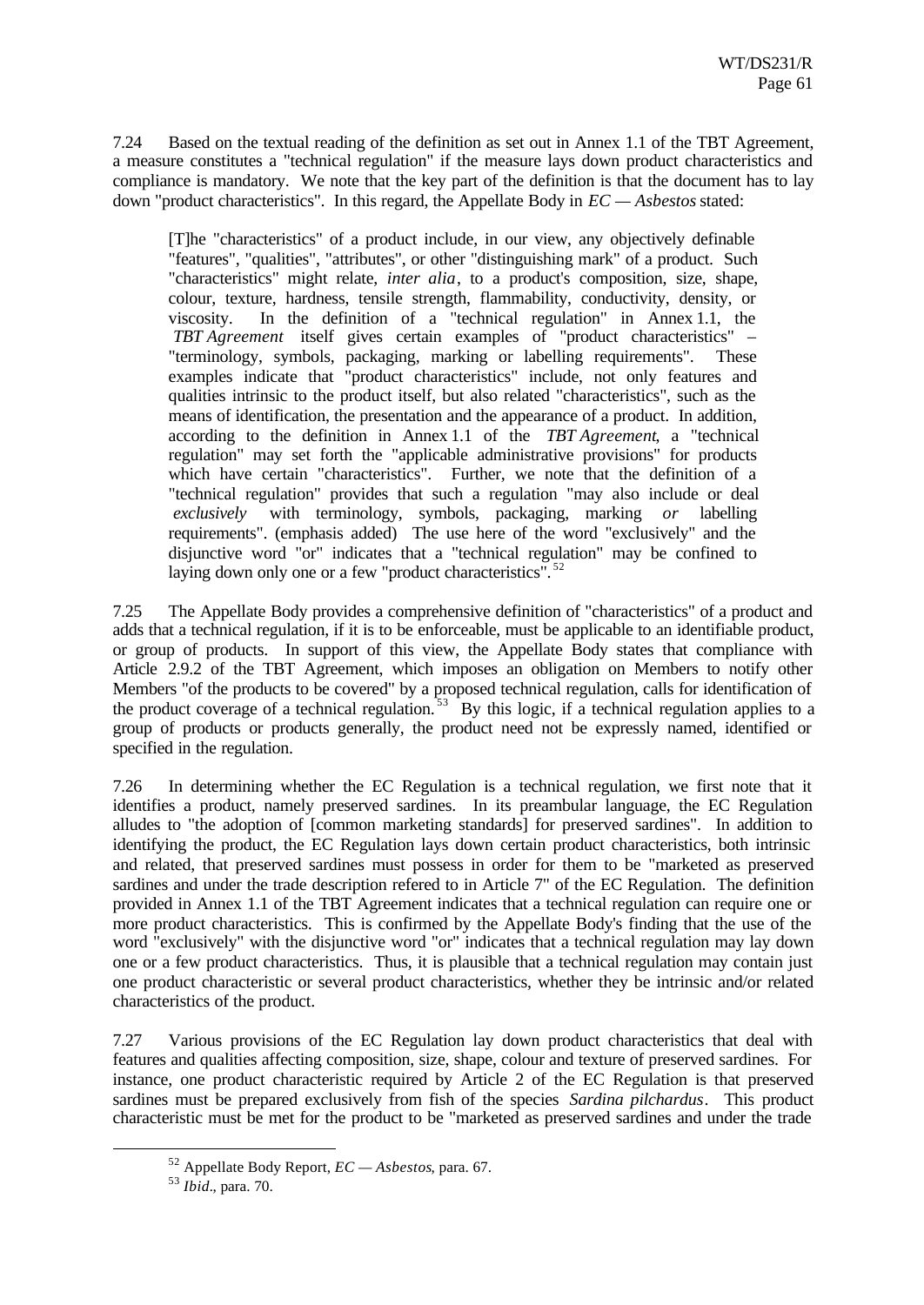7.24 Based on the textual reading of the definition as set out in Annex 1.1 of the TBT Agreement, a measure constitutes a "technical regulation" if the measure lays down product characteristics and compliance is mandatory. We note that the key part of the definition is that the document has to lay down "product characteristics". In this regard, the Appellate Body in *EC — Asbestos* stated:

> [T]he "characteristics" of a product include, in our view, any objectively definable "features", "qualities", "attributes", or other "distinguishing mark" of a product. Such "characteristics" might relate, *inter alia*, to a product's composition, size, shape, colour, texture, hardness, tensile strength, flammability, conductivity, density, or viscosity. In the definition of a "technical regulation" in Annex 1.1, the *TBT Agreement* itself gives certain examples of "product characteristics" – "terminology, symbols, packaging, marking or labelling requirements". These examples indicate that "product characteristics" include, not only features and qualities intrinsic to the product itself, but also related "characteristics", such as the means of identification, the presentation and the appearance of a product. In addition, according to the definition in Annex 1.1 of the *TBT Agreement*, a "technical regulation" may set forth the "applicable administrative provisions" for products which have certain "characteristics". Further, we note that the definition of a "technical regulation" provides that such a regulation "may also include or deal *exclusively* with terminology, symbols, packaging, marking *or* labelling requirements". (emphasis added) The use here of the word "exclusively" and the disjunctive word "or" indicates that a "technical regulation" may be confined to laying down only one or a few "product characteristics".[52]

7.25 The Appellate Body provides a comprehensive definition of "characteristics" of a product and adds that a technical regulation, if it is to be enforceable, must be applicable to an identifiable product, or group of products. In support of this view, the Appellate Body states that compliance with Article 2.9.2 of the TBT Agreement, which imposes an obligation on Members to notify other Members "of the products to be covered" by a proposed technical regulation, calls for identification of the product coverage of a technical regulation.[53] By this logic, if a technical regulation applies to a group of products or products generally, the product need not be expressly named, identified or specified in the regulation.

7.26 In determining whether the EC Regulation is a technical regulation, we first note that it identifies a product, namely preserved sardines. In its preambular language, the EC Regulation alludes to "the adoption of [common marketing standards] for preserved sardines". In addition to identifying the product, the EC Regulation lays down certain product characteristics, both intrinsic and related, that preserved sardines must possess in order for them to be "marketed as preserved sardines and under the trade description refered to in Article 7" of the EC Regulation. The definition provided in Annex 1.1 of the TBT Agreement indicates that a technical regulation can require one or more product characteristics. This is confirmed by the Appellate Body's finding that the use of the word "exclusively" with the disjunctive word "or" indicates that a technical regulation may lay down one or a few product characteristics. Thus, it is plausible that a technical regulation may contain just one product characteristic or several product characteristics, whether they be intrinsic and/or related characteristics of the product.

7.27 Various provisions of the EC Regulation lay down product characteristics that deal with features and qualities affecting composition, size, shape, colour and texture of preserved sardines. For instance, one product characteristic required by Article 2 of the EC Regulation is that preserved sardines must be prepared exclusively from fish of the species *Sardina pilchardus*. This product characteristic must be met for the product to be "marketed as preserved sardines and under the trade

---

[52] Appellate Body Report, *EC — Asbestos*, para. 67.

[53] *Ibid*., para. 70.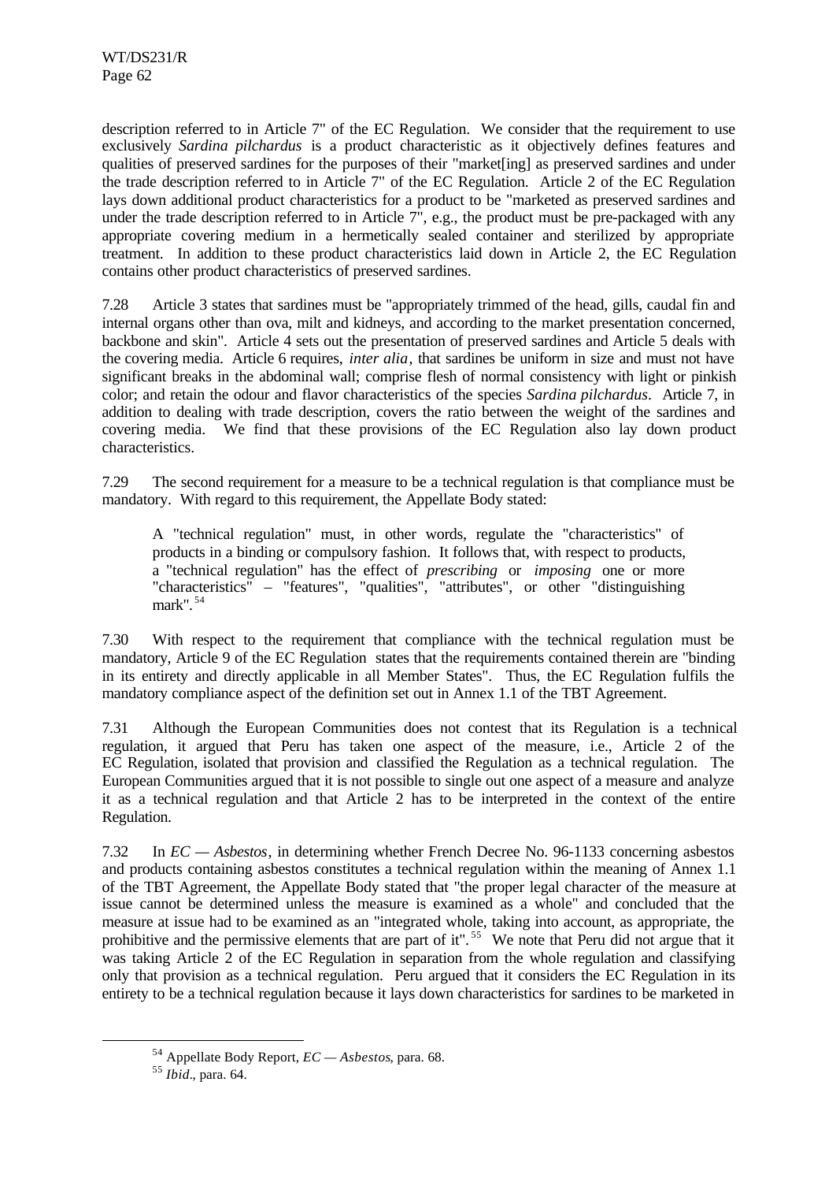description referred to in Article 7" of the EC Regulation. We consider that the requirement to use exclusively *Sardina pilchardus* is a product characteristic as it objectively defines features and qualities of preserved sardines for the purposes of their "market[ing] as preserved sardines and under the trade description referred to in Article 7" of the EC Regulation. Article 2 of the EC Regulation lays down additional product characteristics for a product to be "marketed as preserved sardines and under the trade description referred to in Article 7", e.g., the product must be pre-packaged with any appropriate covering medium in a hermetically sealed container and sterilized by appropriate treatment. In addition to these product characteristics laid down in Article 2, the EC Regulation contains other product characteristics of preserved sardines.

7.28 Article 3 states that sardines must be "appropriately trimmed of the head, gills, caudal fin and internal organs other than ova, milt and kidneys, and according to the market presentation concerned, backbone and skin". Article 4 sets out the presentation of preserved sardines and Article 5 deals with the covering media. Article 6 requires, *inter alia*, that sardines be uniform in size and must not have significant breaks in the abdominal wall; comprise flesh of normal consistency with light or pinkish color; and retain the odour and flavor characteristics of the species *Sardina pilchardus*. Article 7, in addition to dealing with trade description, covers the ratio between the weight of the sardines and covering media. We find that these provisions of the EC Regulation also lay down product characteristics.

7.29 The second requirement for a measure to be a technical regulation is that compliance must be mandatory. With regard to this requirement, the Appellate Body stated:

> A "technical regulation" must, in other words, regulate the "characteristics" of products in a binding or compulsory fashion. It follows that, with respect to products, a "technical regulation" has the effect of *prescribing* or *imposing* one or more "characteristics" – "features", "qualities", "attributes", or other "distinguishing mark".[54]

7.30 With respect to the requirement that compliance with the technical regulation must be mandatory, Article 9 of the EC Regulation states that the requirements contained therein are "binding in its entirety and directly applicable in all Member States". Thus, the EC Regulation fulfils the mandatory compliance aspect of the definition set out in Annex 1.1 of the TBT Agreement.

7.31 Although the European Communities does not contest that its Regulation is a technical regulation, it argued that Peru has taken one aspect of the measure, i.e., Article 2 of the EC Regulation, isolated that provision and classified the Regulation as a technical regulation. The European Communities argued that it is not possible to single out one aspect of a measure and analyze it as a technical regulation and that Article 2 has to be interpreted in the context of the entire Regulation.

7.32 In *EC — Asbestos*, in determining whether French Decree No. 96-1133 concerning asbestos and products containing asbestos constitutes a technical regulation within the meaning of Annex 1.1 of the TBT Agreement, the Appellate Body stated that "the proper legal character of the measure at issue cannot be determined unless the measure is examined as a whole" and concluded that the measure at issue had to be examined as an "integrated whole, taking into account, as appropriate, the prohibitive and the permissive elements that are part of it".[55] We note that Peru did not argue that it was taking Article 2 of the EC Regulation in separation from the whole regulation and classifying only that provision as a technical regulation. Peru argued that it considers the EC Regulation in its entirety to be a technical regulation because it lays down characteristics for sardines to be marketed in

---

[54] Appellate Body Report, *EC — Asbestos*, para. 68.

[55] *Ibid*., para. 64.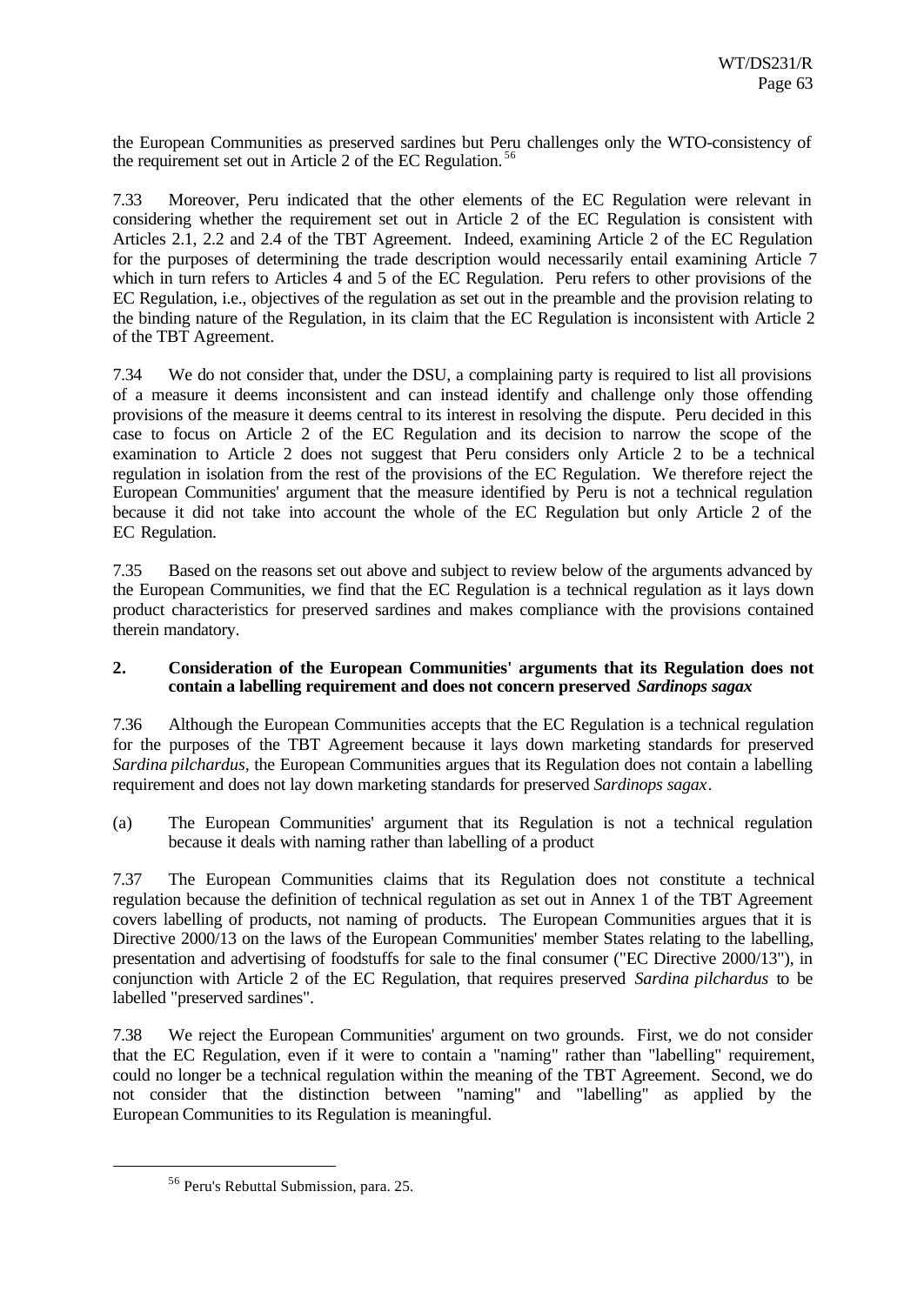the European Communities as preserved sardines but Peru challenges only the WTO-consistency of the requirement set out in Article 2 of the EC Regulation.[56]

7.33 Moreover, Peru indicated that the other elements of the EC Regulation were relevant in considering whether the requirement set out in Article 2 of the EC Regulation is consistent with Articles 2.1, 2.2 and 2.4 of the TBT Agreement. Indeed, examining Article 2 of the EC Regulation for the purposes of determining the trade description would necessarily entail examining Article 7 which in turn refers to Articles 4 and 5 of the EC Regulation. Peru refers to other provisions of the EC Regulation, i.e., objectives of the regulation as set out in the preamble and the provision relating to the binding nature of the Regulation, in its claim that the EC Regulation is inconsistent with Article 2 of the TBT Agreement.

7.34 We do not consider that, under the DSU, a complaining party is required to list all provisions of a measure it deems inconsistent and can instead identify and challenge only those offending provisions of the measure it deems central to its interest in resolving the dispute. Peru decided in this case to focus on Article 2 of the EC Regulation and its decision to narrow the scope of the examination to Article 2 does not suggest that Peru considers only Article 2 to be a technical regulation in isolation from the rest of the provisions of the EC Regulation. We therefore reject the European Communities' argument that the measure identified by Peru is not a technical regulation because it did not take into account the whole of the EC Regulation but only Article 2 of the EC Regulation.

7.35 Based on the reasons set out above and subject to review below of the arguments advanced by the European Communities, we find that the EC Regulation is a technical regulation as it lays down product characteristics for preserved sardines and makes compliance with the provisions contained therein mandatory.

### 2. Consideration of the European Communities' arguments that its Regulation does not contain a labelling requirement and does not concern preserved *Sardinops sagax*

7.36 Although the European Communities accepts that the EC Regulation is a technical regulation for the purposes of the TBT Agreement because it lays down marketing standards for preserved *Sardina pilchardus*, the European Communities argues that its Regulation does not contain a labelling requirement and does not lay down marketing standards for preserved *Sardinops sagax*.

(a) The European Communities' argument that its Regulation is not a technical regulation because it deals with naming rather than labelling of a product

7.37 The European Communities claims that its Regulation does not constitute a technical regulation because the definition of technical regulation as set out in Annex 1 of the TBT Agreement covers labelling of products, not naming of products. The European Communities argues that it is Directive 2000/13 on the laws of the European Communities' member States relating to the labelling, presentation and advertising of foodstuffs for sale to the final consumer ("EC Directive 2000/13"), in conjunction with Article 2 of the EC Regulation, that requires preserved *Sardina pilchardus* to be labelled "preserved sardines".

7.38 We reject the European Communities' argument on two grounds. First, we do not consider that the EC Regulation, even if it were to contain a "naming" rather than "labelling" requirement, could no longer be a technical regulation within the meaning of the TBT Agreement. Second, we do not consider that the distinction between "naming" and "labelling" as applied by the European Communities to its Regulation is meaningful.

---

[56] Peru's Rebuttal Submission, para. 25.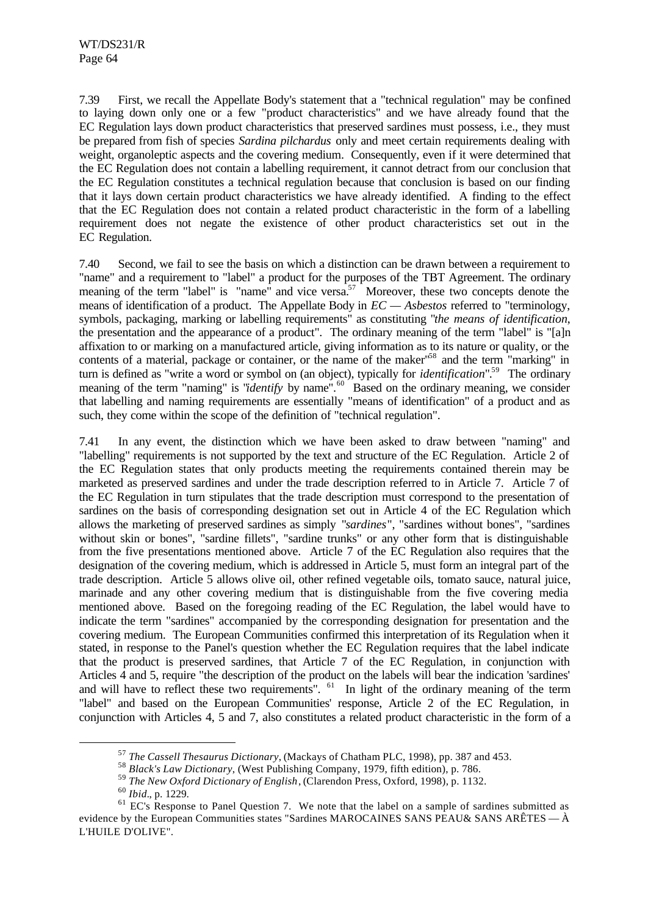7.39 First, we recall the Appellate Body's statement that a "technical regulation" may be confined to laying down only one or a few "product characteristics" and we have already found that the EC Regulation lays down product characteristics that preserved sardines must possess, i.e., they must be prepared from fish of species *Sardina pilchardus* only and meet certain requirements dealing with weight, organoleptic aspects and the covering medium. Consequently, even if it were determined that the EC Regulation does not contain a labelling requirement, it cannot detract from our conclusion that the EC Regulation constitutes a technical regulation because that conclusion is based on our finding that it lays down certain product characteristics we have already identified. A finding to the effect that the EC Regulation does not contain a related product characteristic in the form of a labelling requirement does not negate the existence of other product characteristics set out in the EC Regulation.

7.40 Second, we fail to see the basis on which a distinction can be drawn between a requirement to "name" and a requirement to "label" a product for the purposes of the TBT Agreement. The ordinary meaning of the term "label" is "name" and vice versa.[57] Moreover, these two concepts denote the means of identification of a product. The Appellate Body in *EC — Asbestos* referred to "terminology, symbols, packaging, marking or labelling requirements" as constituting "*the means of identification*, the presentation and the appearance of a product". The ordinary meaning of the term "label" is "[a]n affixation to or marking on a manufactured article, giving information as to its nature or quality, or the contents of a material, package or container, or the name of the maker"[58] and the term "marking" in turn is defined as "write a word or symbol on (an object), typically for *identification*".[59] The ordinary meaning of the term "naming" is "*identify* by name".[60] Based on the ordinary meaning, we consider that labelling and naming requirements are essentially "means of identification" of a product and as such, they come within the scope of the definition of "technical regulation".

7.41 In any event, the distinction which we have been asked to draw between "naming" and "labelling" requirements is not supported by the text and structure of the EC Regulation. Article 2 of the EC Regulation states that only products meeting the requirements contained therein may be marketed as preserved sardines and under the trade description referred to in Article 7. Article 7 of the EC Regulation in turn stipulates that the trade description must correspond to the presentation of sardines on the basis of corresponding designation set out in Article 4 of the EC Regulation which allows the marketing of preserved sardines as simply "*sardines*", "sardines without bones", "sardines without skin or bones", "sardine fillets", "sardine trunks" or any other form that is distinguishable from the five presentations mentioned above. Article 7 of the EC Regulation also requires that the designation of the covering medium, which is addressed in Article 5, must form an integral part of the trade description. Article 5 allows olive oil, other refined vegetable oils, tomato sauce, natural juice, marinade and any other covering medium that is distinguishable from the five covering media mentioned above. Based on the foregoing reading of the EC Regulation, the label would have to indicate the term "sardines" accompanied by the corresponding designation for presentation and the covering medium. The European Communities confirmed this interpretation of its Regulation when it stated, in response to the Panel's question whether the EC Regulation requires that the label indicate that the product is preserved sardines, that Article 7 of the EC Regulation, in conjunction with Articles 4 and 5, require "the description of the product on the labels will bear the indication 'sardines' and will have to reflect these two requirements".[61] In light of the ordinary meaning of the term "label" and based on the European Communities' response, Article 2 of the EC Regulation, in conjunction with Articles 4, 5 and 7, also constitutes a related product characteristic in the form of a

---

[57] *The Cassell Thesaurus Dictionary*, (Mackays of Chatham PLC, 1998), pp. 387 and 453.

[58] *Black's Law Dictionary*, (West Publishing Company, 1979, fifth edition), p. 786.

[59] *The New Oxford Dictionary of English*, (Clarendon Press, Oxford, 1998), p. 1132.

[60] *Ibid*., p. 1229.

[61] EC's Response to Panel Question 7. We note that the label on a sample of sardines submitted as evidence by the European Communities states "Sardines MAROCAINES SANS PEAU& SANS ARÊTES — À L'HUILE D'OLIVE".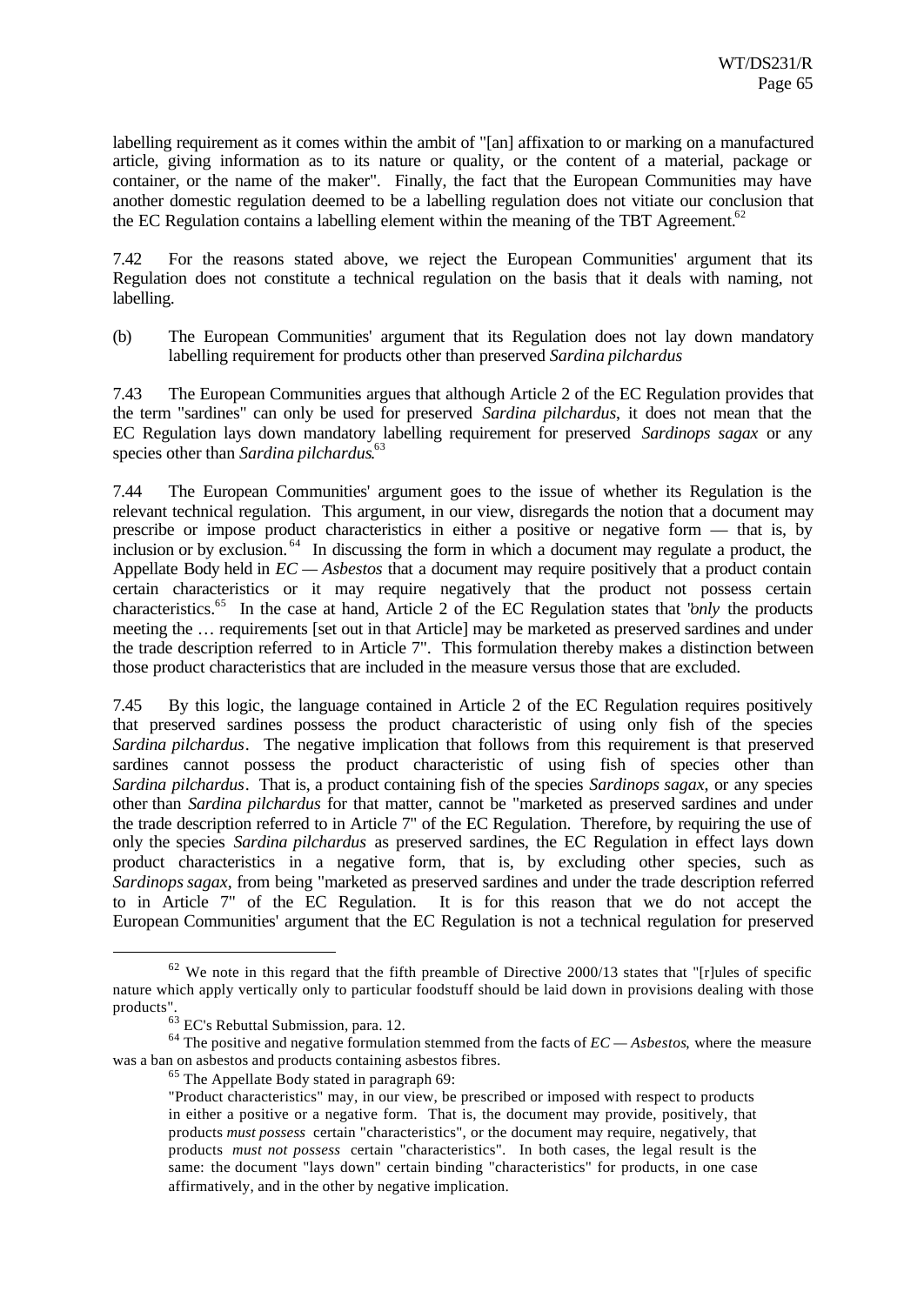labelling requirement as it comes within the ambit of "[an] affixation to or marking on a manufactured article, giving information as to its nature or quality, or the content of a material, package or container, or the name of the maker". Finally, the fact that the European Communities may have another domestic regulation deemed to be a labelling regulation does not vitiate our conclusion that the EC Regulation contains a labelling element within the meaning of the TBT Agreement.[62]

7.42 For the reasons stated above, we reject the European Communities' argument that its Regulation does not constitute a technical regulation on the basis that it deals with naming, not labelling.

(b) The European Communities' argument that its Regulation does not lay down mandatory labelling requirement for products other than preserved *Sardina pilchardus*

7.43 The European Communities argues that although Article 2 of the EC Regulation provides that the term "sardines" can only be used for preserved *Sardina pilchardus*, it does not mean that the EC Regulation lays down mandatory labelling requirement for preserved *Sardinops sagax* or any species other than *Sardina pilchardus*.[63]

7.44 The European Communities' argument goes to the issue of whether its Regulation is the relevant technical regulation. This argument, in our view, disregards the notion that a document may prescribe or impose product characteristics in either a positive or negative form — that is, by inclusion or by exclusion.[64] In discussing the form in which a document may regulate a product, the Appellate Body held in *EC — Asbestos* that a document may require positively that a product contain certain characteristics or it may require negatively that the product not possess certain characteristics.[65] In the case at hand, Article 2 of the EC Regulation states that "*only* the products meeting the … requirements [set out in that Article] may be marketed as preserved sardines and under the trade description referred to in Article 7". This formulation thereby makes a distinction between those product characteristics that are included in the measure versus those that are excluded.

7.45 By this logic, the language contained in Article 2 of the EC Regulation requires positively that preserved sardines possess the product characteristic of using only fish of the species *Sardina pilchardus*. The negative implication that follows from this requirement is that preserved sardines cannot possess the product characteristic of using fish of species other than *Sardina pilchardus*. That is, a product containing fish of the species *Sardinops sagax*, or any species other than *Sardina pilchardus* for that matter, cannot be "marketed as preserved sardines and under the trade description referred to in Article 7" of the EC Regulation. Therefore, by requiring the use of only the species *Sardina pilchardus* as preserved sardines, the EC Regulation in effect lays down product characteristics in a negative form, that is, by excluding other species, such as *Sardinops sagax*, from being "marketed as preserved sardines and under the trade description referred to in Article 7" of the EC Regulation. It is for this reason that we do not accept the European Communities' argument that the EC Regulation is not a technical regulation for preserved

---

[62] We note in this regard that the fifth preamble of Directive 2000/13 states that "[r]ules of specific nature which apply vertically only to particular foodstuff should be laid down in provisions dealing with those products".

[63] EC's Rebuttal Submission, para. 12.

[64] The positive and negative formulation stemmed from the facts of *EC — Asbestos*, where the measure was a ban on asbestos and products containing asbestos fibres.

[65] The Appellate Body stated in paragraph 69:

> "Product characteristics" may, in our view, be prescribed or imposed with respect to products in either a positive or a negative form. That is, the document may provide, positively, that products *must possess* certain "characteristics", or the document may require, negatively, that products *must not possess* certain "characteristics". In both cases, the legal result is the same: the document "lays down" certain binding "characteristics" for products, in one case affirmatively, and in the other by negative implication.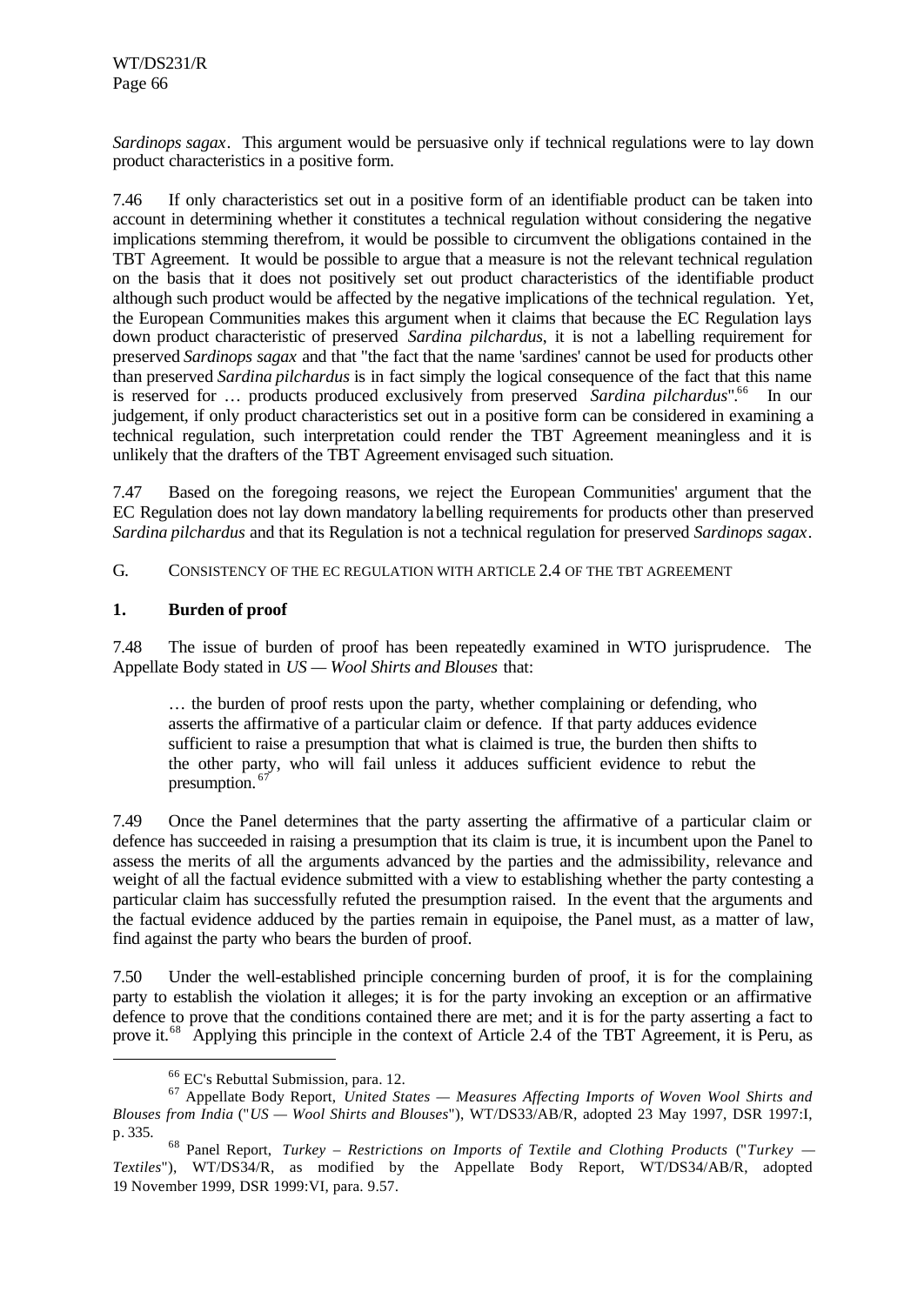*Sardinops sagax*. This argument would be persuasive only if technical regulations were to lay down product characteristics in a positive form.

7.46 If only characteristics set out in a positive form of an identifiable product can be taken into account in determining whether it constitutes a technical regulation without considering the negative implications stemming therefrom, it would be possible to circumvent the obligations contained in the TBT Agreement. It would be possible to argue that a measure is not the relevant technical regulation on the basis that it does not positively set out product characteristics of the identifiable product although such product would be affected by the negative implications of the technical regulation. Yet, the European Communities makes this argument when it claims that because the EC Regulation lays down product characteristic of preserved *Sardina pilchardus*, it is not a labelling requirement for preserved *Sardinops sagax* and that "the fact that the name 'sardines' cannot be used for products other than preserved *Sardina pilchardus* is in fact simply the logical consequence of the fact that this name is reserved for … products produced exclusively from preserved *Sardina pilchardus*".[66] In our judgement, if only product characteristics set out in a positive form can be considered in examining a technical regulation, such interpretation could render the TBT Agreement meaningless and it is unlikely that the drafters of the TBT Agreement envisaged such situation.

7.47 Based on the foregoing reasons, we reject the European Communities' argument that the EC Regulation does not lay down mandatory labelling requirements for products other than preserved *Sardina pilchardus* and that its Regulation is not a technical regulation for preserved *Sardinops sagax*.

## G. CONSISTENCY OF THE EC REGULATION WITH ARTICLE 2.4 OF THE TBT AGREEMENT

### 1. Burden of proof

7.48 The issue of burden of proof has been repeatedly examined in WTO jurisprudence. The Appellate Body stated in *US — Wool Shirts and Blouses* that:

> … the burden of proof rests upon the party, whether complaining or defending, who asserts the affirmative of a particular claim or defence. If that party adduces evidence sufficient to raise a presumption that what is claimed is true, the burden then shifts to the other party, who will fail unless it adduces sufficient evidence to rebut the presumption.[67]

7.49 Once the Panel determines that the party asserting the affirmative of a particular claim or defence has succeeded in raising a presumption that its claim is true, it is incumbent upon the Panel to assess the merits of all the arguments advanced by the parties and the admissibility, relevance and weight of all the factual evidence submitted with a view to establishing whether the party contesting a particular claim has successfully refuted the presumption raised. In the event that the arguments and the factual evidence adduced by the parties remain in equipoise, the Panel must, as a matter of law, find against the party who bears the burden of proof.

7.50 Under the well-established principle concerning burden of proof, it is for the complaining party to establish the violation it alleges; it is for the party invoking an exception or an affirmative defence to prove that the conditions contained there are met; and it is for the party asserting a fact to prove it.[68] Applying this principle in the context of Article 2.4 of the TBT Agreement, it is Peru, as

---

[66] EC's Rebuttal Submission, para. 12.

[67] Appellate Body Report, *United States — Measures Affecting Imports of Woven Wool Shirts and Blouses from India* ("*US — Wool Shirts and Blouses*"), WT/DS33/AB/R, adopted 23 May 1997, DSR 1997:I, p. 335.

[68] Panel Report, *Turkey – Restrictions on Imports of Textile and Clothing Products* ("*Turkey — Textiles*"), WT/DS34/R, as modified by the Appellate Body Report, WT/DS34/AB/R, adopted 19 November 1999, DSR 1999:VI, para. 9.57.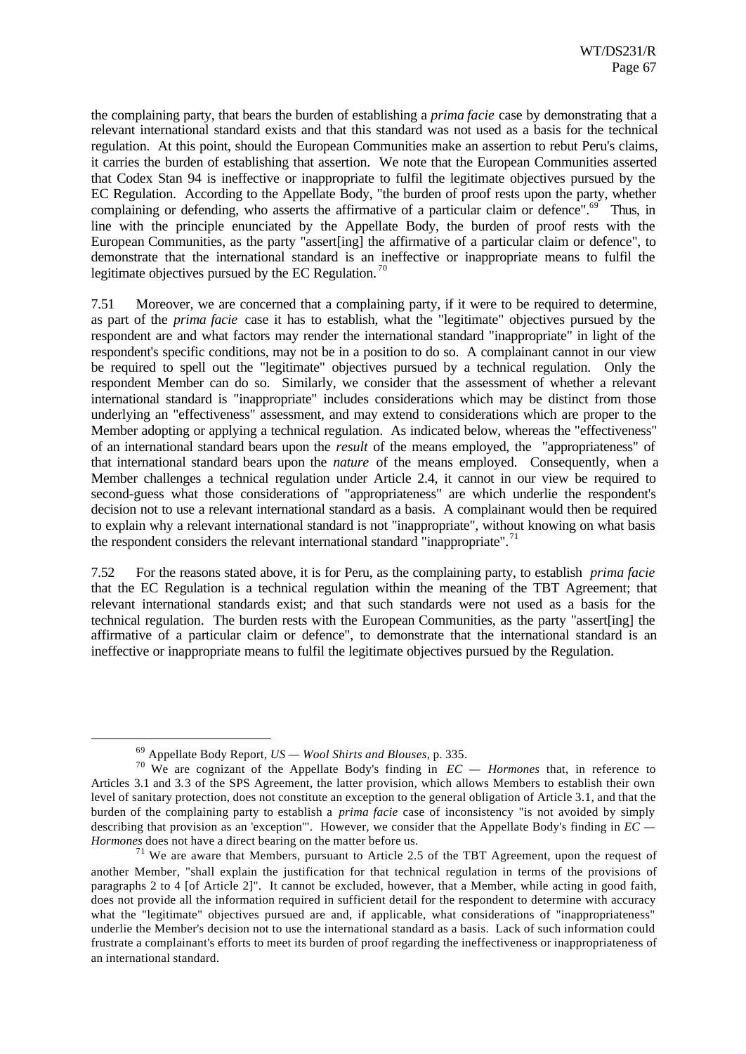the complaining party, that bears the burden of establishing a *prima facie* case by demonstrating that a relevant international standard exists and that this standard was not used as a basis for the technical regulation. At this point, should the European Communities make an assertion to rebut Peru's claims, it carries the burden of establishing that assertion. We note that the European Communities asserted that Codex Stan 94 is ineffective or inappropriate to fulfil the legitimate objectives pursued by the EC Regulation. According to the Appellate Body, "the burden of proof rests upon the party, whether complaining or defending, who asserts the affirmative of a particular claim or defence".[69] Thus, in line with the principle enunciated by the Appellate Body, the burden of proof rests with the European Communities, as the party "assert[ing] the affirmative of a particular claim or defence", to demonstrate that the international standard is an ineffective or inappropriate means to fulfil the legitimate objectives pursued by the EC Regulation.[70]

7.51 Moreover, we are concerned that a complaining party, if it were to be required to determine, as part of the *prima facie* case it has to establish, what the "legitimate" objectives pursued by the respondent are and what factors may render the international standard "inappropriate" in light of the respondent's specific conditions, may not be in a position to do so. A complainant cannot in our view be required to spell out the "legitimate" objectives pursued by a technical regulation. Only the respondent Member can do so. Similarly, we consider that the assessment of whether a relevant international standard is "inappropriate" includes considerations which may be distinct from those underlying an "effectiveness" assessment, and may extend to considerations which are proper to the Member adopting or applying a technical regulation. As indicated below, whereas the "effectiveness" of an international standard bears upon the *result* of the means employed, the "appropriateness" of that international standard bears upon the *nature* of the means employed. Consequently, when a Member challenges a technical regulation under Article 2.4, it cannot in our view be required to second-guess what those considerations of "appropriateness" are which underlie the respondent's decision not to use a relevant international standard as a basis. A complainant would then be required to explain why a relevant international standard is not "inappropriate", without knowing on what basis the respondent considers the relevant international standard "inappropriate".[71]

7.52 For the reasons stated above, it is for Peru, as the complaining party, to establish *prima facie* that the EC Regulation is a technical regulation within the meaning of the TBT Agreement; that relevant international standards exist; and that such standards were not used as a basis for the technical regulation. The burden rests with the European Communities, as the party "assert[ing] the affirmative of a particular claim or defence", to demonstrate that the international standard is an ineffective or inappropriate means to fulfil the legitimate objectives pursued by the Regulation.

---

[69] Appellate Body Report, *US — Wool Shirts and Blouses*, p. 335.

[70] We are cognizant of the Appellate Body's finding in *EC — Hormones* that, in reference to Articles 3.1 and 3.3 of the SPS Agreement, the latter provision, which allows Members to establish their own level of sanitary protection, does not constitute an exception to the general obligation of Article 3.1, and that the burden of the complaining party to establish a *prima facie* case of inconsistency "is not avoided by simply describing that provision as an 'exception'". However, we consider that the Appellate Body's finding in *EC — Hormones* does not have a direct bearing on the matter before us.

[71] We are aware that Members, pursuant to Article 2.5 of the TBT Agreement, upon the request of another Member, "shall explain the justification for that technical regulation in terms of the provisions of paragraphs 2 to 4 [of Article 2]". It cannot be excluded, however, that a Member, while acting in good faith, does not provide all the information required in sufficient detail for the respondent to determine with accuracy what the "legitimate" objectives pursued are and, if applicable, what considerations of "inappropriateness" underlie the Member's decision not to use the international standard as a basis. Lack of such information could frustrate a complainant's efforts to meet its burden of proof regarding the ineffectiveness or inappropriateness of an international standard.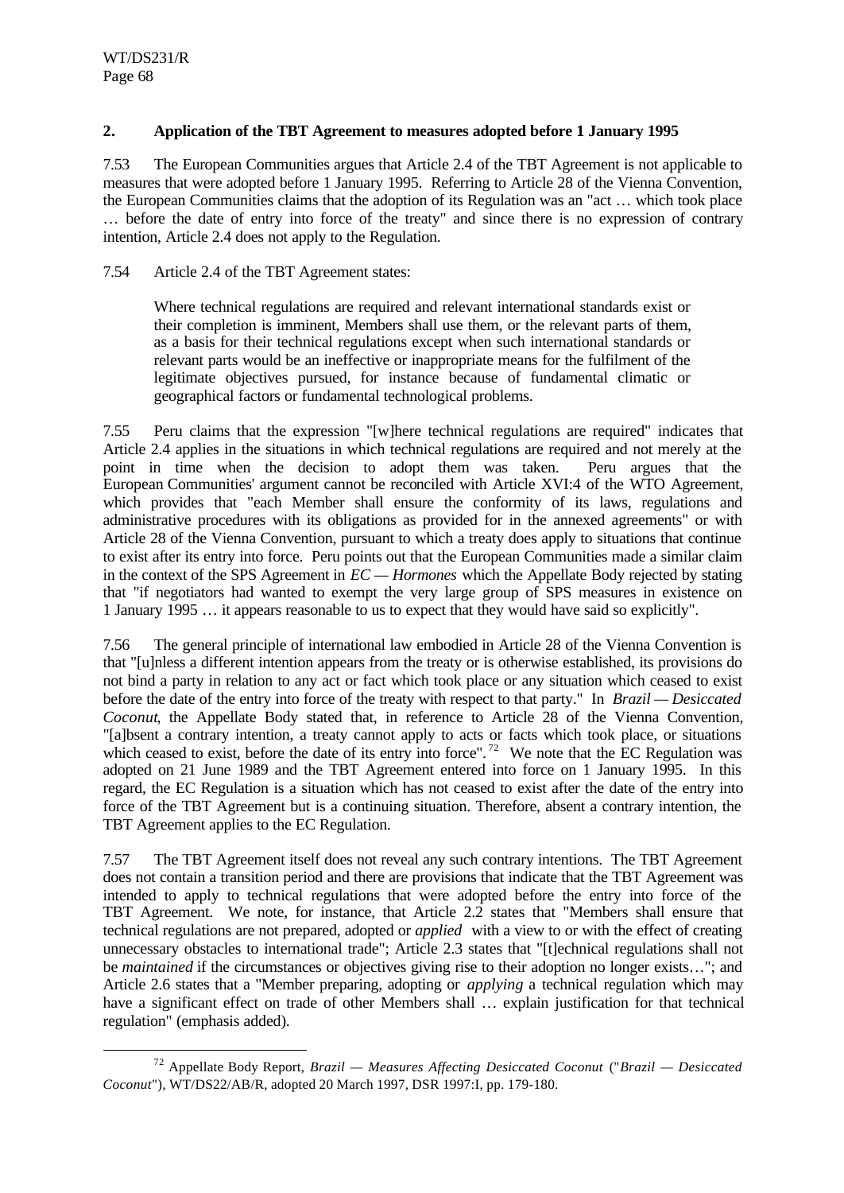### 2. Application of the TBT Agreement to measures adopted before 1 January 1995

7.53 The European Communities argues that Article 2.4 of the TBT Agreement is not applicable to measures that were adopted before 1 January 1995. Referring to Article 28 of the Vienna Convention, the European Communities claims that the adoption of its Regulation was an "act … which took place … before the date of entry into force of the treaty" and since there is no expression of contrary intention, Article 2.4 does not apply to the Regulation.

7.54 Article 2.4 of the TBT Agreement states:

> Where technical regulations are required and relevant international standards exist or their completion is imminent, Members shall use them, or the relevant parts of them, as a basis for their technical regulations except when such international standards or relevant parts would be an ineffective or inappropriate means for the fulfilment of the legitimate objectives pursued, for instance because of fundamental climatic or geographical factors or fundamental technological problems.

7.55 Peru claims that the expression "[w]here technical regulations are required" indicates that Article 2.4 applies in the situations in which technical regulations are required and not merely at the point in time when the decision to adopt them was taken. Peru argues that the European Communities' argument cannot be reconciled with Article XVI:4 of the WTO Agreement, which provides that "each Member shall ensure the conformity of its laws, regulations and administrative procedures with its obligations as provided for in the annexed agreements" or with Article 28 of the Vienna Convention, pursuant to which a treaty does apply to situations that continue to exist after its entry into force. Peru points out that the European Communities made a similar claim in the context of the SPS Agreement in *EC — Hormones* which the Appellate Body rejected by stating that "if negotiators had wanted to exempt the very large group of SPS measures in existence on 1 January 1995 … it appears reasonable to us to expect that they would have said so explicitly".

7.56 The general principle of international law embodied in Article 28 of the Vienna Convention is that "[u]nless a different intention appears from the treaty or is otherwise established, its provisions do not bind a party in relation to any act or fact which took place or any situation which ceased to exist before the date of the entry into force of the treaty with respect to that party." In *Brazil — Desiccated Coconut*, the Appellate Body stated that, in reference to Article 28 of the Vienna Convention, "[a]bsent a contrary intention, a treaty cannot apply to acts or facts which took place, or situations which ceased to exist, before the date of its entry into force".[72] We note that the EC Regulation was adopted on 21 June 1989 and the TBT Agreement entered into force on 1 January 1995. In this regard, the EC Regulation is a situation which has not ceased to exist after the date of the entry into force of the TBT Agreement but is a continuing situation. Therefore, absent a contrary intention, the TBT Agreement applies to the EC Regulation.

7.57 The TBT Agreement itself does not reveal any such contrary intentions. The TBT Agreement does not contain a transition period and there are provisions that indicate that the TBT Agreement was intended to apply to technical regulations that were adopted before the entry into force of the TBT Agreement. We note, for instance, that Article 2.2 states that "Members shall ensure that technical regulations are not prepared, adopted or *applied* with a view to or with the effect of creating unnecessary obstacles to international trade"; Article 2.3 states that "[t]echnical regulations shall not be *maintained* if the circumstances or objectives giving rise to their adoption no longer exists…"; and Article 2.6 states that a "Member preparing, adopting or *applying* a technical regulation which may have a significant effect on trade of other Members shall … explain justification for that technical regulation" (emphasis added).

---

[72] Appellate Body Report, *Brazil — Measures Affecting Desiccated Coconut* ("*Brazil — Desiccated Coconut*"), WT/DS22/AB/R, adopted 20 March 1997, DSR 1997:I, pp. 179-180.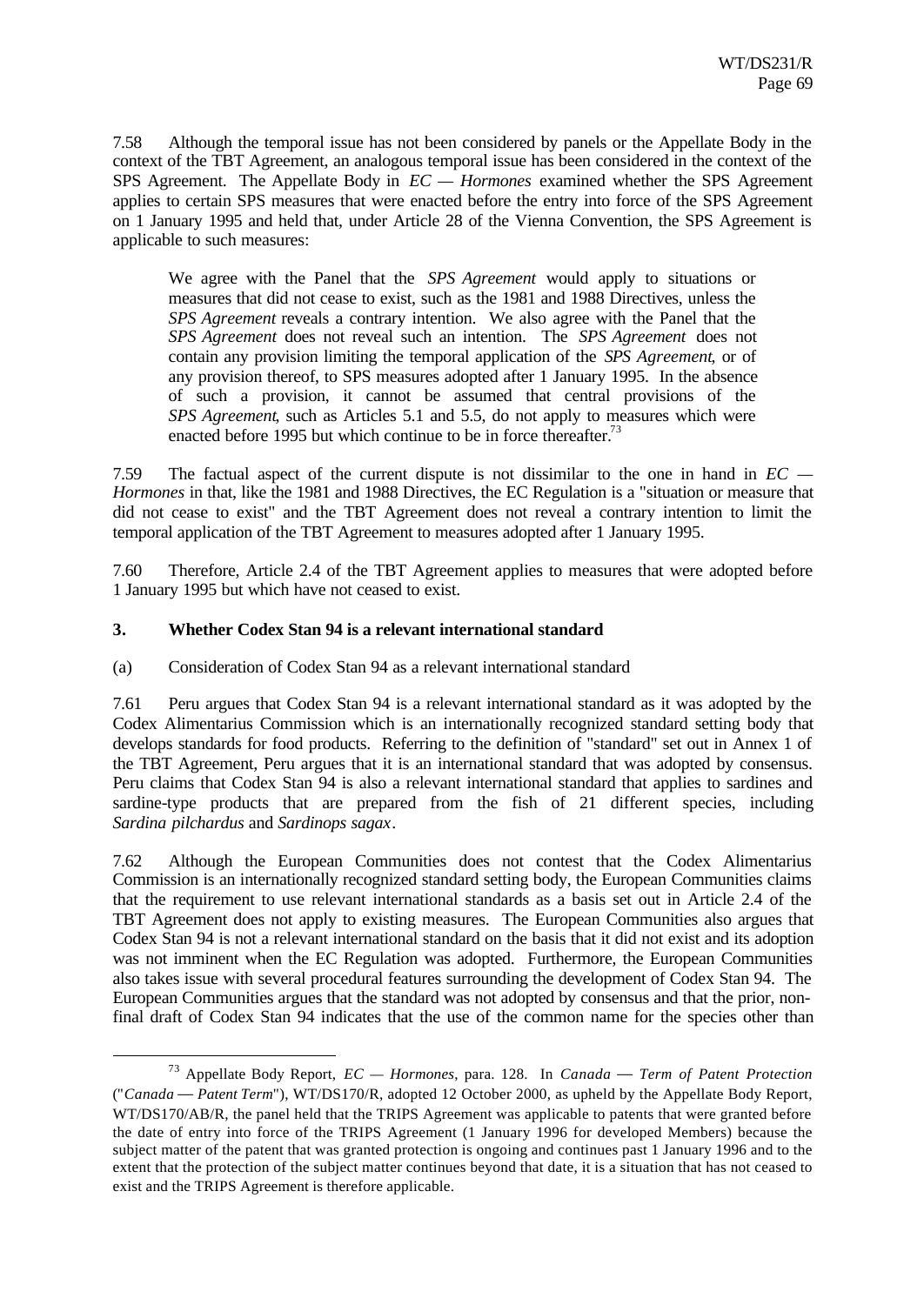7.58 Although the temporal issue has not been considered by panels or the Appellate Body in the context of the TBT Agreement, an analogous temporal issue has been considered in the context of the SPS Agreement. The Appellate Body in *EC — Hormones* examined whether the SPS Agreement applies to certain SPS measures that were enacted before the entry into force of the SPS Agreement on 1 January 1995 and held that, under Article 28 of the Vienna Convention, the SPS Agreement is applicable to such measures:

> We agree with the Panel that the *SPS Agreement* would apply to situations or measures that did not cease to exist, such as the 1981 and 1988 Directives, unless the *SPS Agreement* reveals a contrary intention. We also agree with the Panel that the *SPS Agreement* does not reveal such an intention. The *SPS Agreement* does not contain any provision limiting the temporal application of the *SPS Agreement*, or of any provision thereof, to SPS measures adopted after 1 January 1995. In the absence of such a provision, it cannot be assumed that central provisions of the *SPS Agreement*, such as Articles 5.1 and 5.5, do not apply to measures which were enacted before 1995 but which continue to be in force thereafter.[73]

7.59 The factual aspect of the current dispute is not dissimilar to the one in hand in *EC — Hormones* in that, like the 1981 and 1988 Directives, the EC Regulation is a "situation or measure that did not cease to exist" and the TBT Agreement does not reveal a contrary intention to limit the temporal application of the TBT Agreement to measures adopted after 1 January 1995.

7.60 Therefore, Article 2.4 of the TBT Agreement applies to measures that were adopted before 1 January 1995 but which have not ceased to exist.

### 3. Whether Codex Stan 94 is a relevant international standard

(a) Consideration of Codex Stan 94 as a relevant international standard

7.61 Peru argues that Codex Stan 94 is a relevant international standard as it was adopted by the Codex Alimentarius Commission which is an internationally recognized standard setting body that develops standards for food products. Referring to the definition of "standard" set out in Annex 1 of the TBT Agreement, Peru argues that it is an international standard that was adopted by consensus. Peru claims that Codex Stan 94 is also a relevant international standard that applies to sardines and sardine-type products that are prepared from the fish of 21 different species, including *Sardina pilchardus* and *Sardinops sagax*.

7.62 Although the European Communities does not contest that the Codex Alimentarius Commission is an internationally recognized standard setting body, the European Communities claims that the requirement to use relevant international standards as a basis set out in Article 2.4 of the TBT Agreement does not apply to existing measures. The European Communities also argues that Codex Stan 94 is not a relevant international standard on the basis that it did not exist and its adoption was not imminent when the EC Regulation was adopted. Furthermore, the European Communities also takes issue with several procedural features surrounding the development of Codex Stan 94. The European Communities argues that the standard was not adopted by consensus and that the prior, non-final draft of Codex Stan 94 indicates that the use of the common name for the species other than

---

[73] Appellate Body Report, *EC — Hormones*, para. 128. In *Canada — Term of Patent Protection* ("*Canada — Patent Term*"), WT/DS170/R, adopted 12 October 2000, as upheld by the Appellate Body Report, WT/DS170/AB/R, the panel held that the TRIPS Agreement was applicable to patents that were granted before the date of entry into force of the TRIPS Agreement (1 January 1996 for developed Members) because the subject matter of the patent that was granted protection is ongoing and continues past 1 January 1996 and to the extent that the protection of the subject matter continues beyond that date, it is a situation that has not ceased to exist and the TRIPS Agreement is therefore applicable.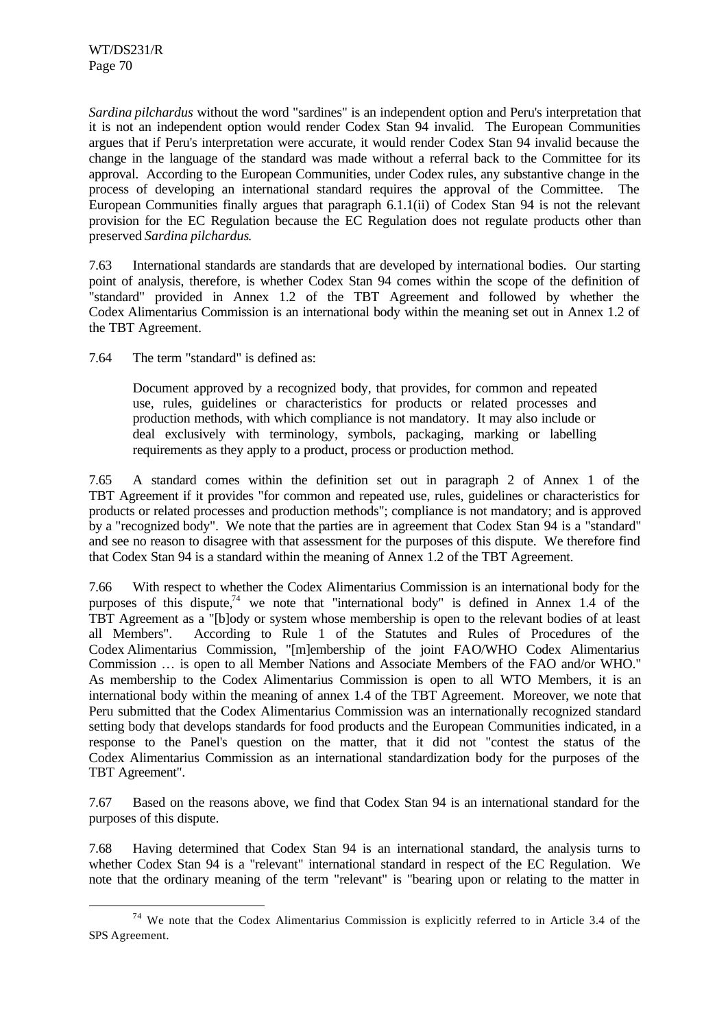*Sardina pilchardus* without the word "sardines" is an independent option and Peru's interpretation that it is not an independent option would render Codex Stan 94 invalid. The European Communities argues that if Peru's interpretation were accurate, it would render Codex Stan 94 invalid because the change in the language of the standard was made without a referral back to the Committee for its approval. According to the European Communities, under Codex rules, any substantive change in the process of developing an international standard requires the approval of the Committee. The European Communities finally argues that paragraph 6.1.1(ii) of Codex Stan 94 is not the relevant provision for the EC Regulation because the EC Regulation does not regulate products other than preserved *Sardina pilchardus*.

7.63 International standards are standards that are developed by international bodies. Our starting point of analysis, therefore, is whether Codex Stan 94 comes within the scope of the definition of "standard" provided in Annex 1.2 of the TBT Agreement and followed by whether the Codex Alimentarius Commission is an international body within the meaning set out in Annex 1.2 of the TBT Agreement.

7.64 The term "standard" is defined as:

> Document approved by a recognized body, that provides, for common and repeated use, rules, guidelines or characteristics for products or related processes and production methods, with which compliance is not mandatory. It may also include or deal exclusively with terminology, symbols, packaging, marking or labelling requirements as they apply to a product, process or production method.

7.65 A standard comes within the definition set out in paragraph 2 of Annex 1 of the TBT Agreement if it provides "for common and repeated use, rules, guidelines or characteristics for products or related processes and production methods"; compliance is not mandatory; and is approved by a "recognized body". We note that the parties are in agreement that Codex Stan 94 is a "standard" and see no reason to disagree with that assessment for the purposes of this dispute. We therefore find that Codex Stan 94 is a standard within the meaning of Annex 1.2 of the TBT Agreement.

7.66 With respect to whether the Codex Alimentarius Commission is an international body for the purposes of this dispute,[74] we note that "international body" is defined in Annex 1.4 of the TBT Agreement as a "[b]ody or system whose membership is open to the relevant bodies of at least all Members". According to Rule 1 of the Statutes and Rules of Procedures of the Codex Alimentarius Commission, "[m]embership of the joint FAO/WHO Codex Alimentarius Commission … is open to all Member Nations and Associate Members of the FAO and/or WHO." As membership to the Codex Alimentarius Commission is open to all WTO Members, it is an international body within the meaning of annex 1.4 of the TBT Agreement. Moreover, we note that Peru submitted that the Codex Alimentarius Commission was an internationally recognized standard setting body that develops standards for food products and the European Communities indicated, in a response to the Panel's question on the matter, that it did not "contest the status of the Codex Alimentarius Commission as an international standardization body for the purposes of the TBT Agreement".

7.67 Based on the reasons above, we find that Codex Stan 94 is an international standard for the purposes of this dispute.

7.68 Having determined that Codex Stan 94 is an international standard, the analysis turns to whether Codex Stan 94 is a "relevant" international standard in respect of the EC Regulation. We note that the ordinary meaning of the term "relevant" is "bearing upon or relating to the matter in

[74] We note that the Codex Alimentarius Commission is explicitly referred to in Article 3.4 of the SPS Agreement.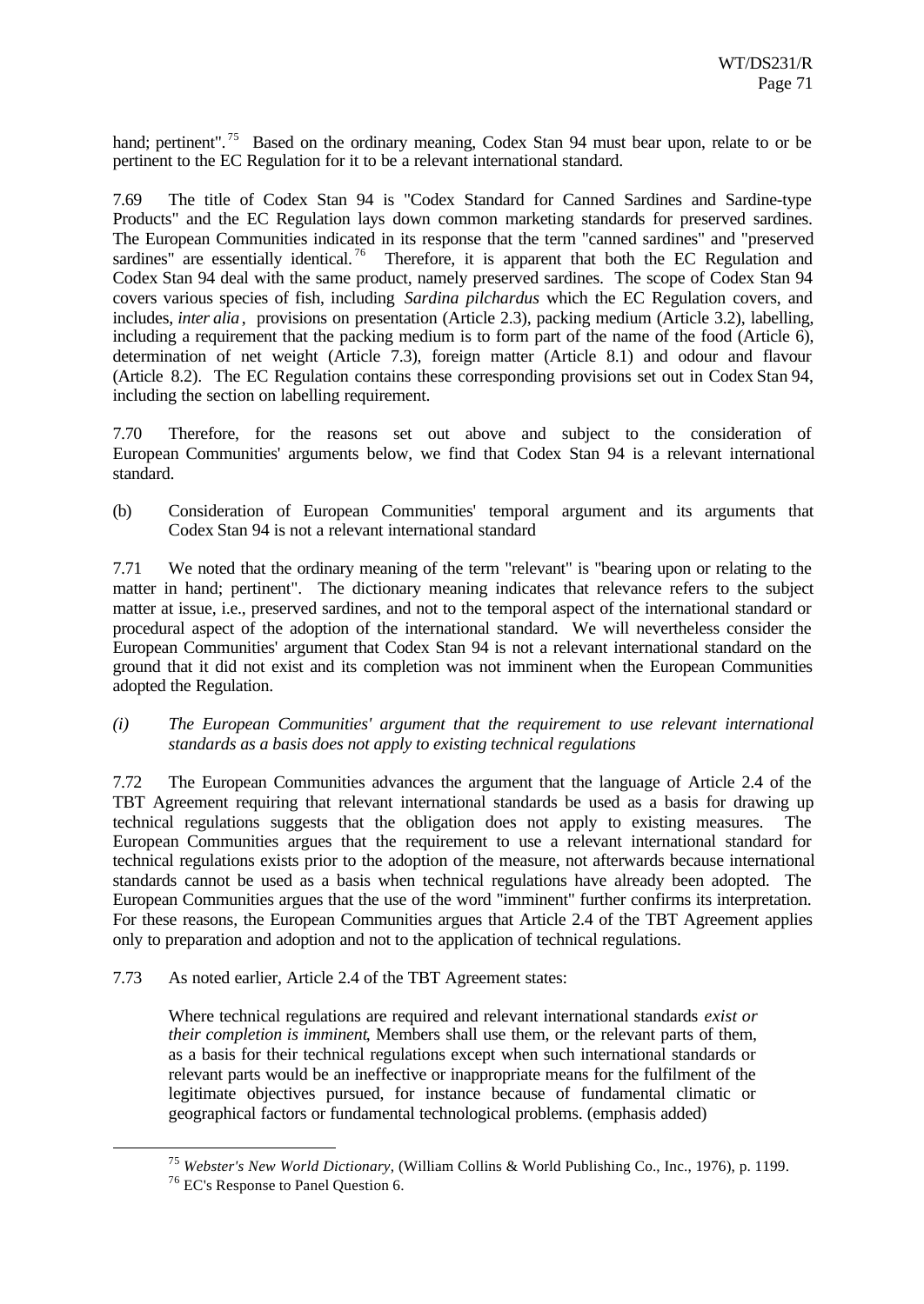hand; pertinent".[75] Based on the ordinary meaning, Codex Stan 94 must bear upon, relate to or be pertinent to the EC Regulation for it to be a relevant international standard.

7.69 The title of Codex Stan 94 is "Codex Standard for Canned Sardines and Sardine-type Products" and the EC Regulation lays down common marketing standards for preserved sardines. The European Communities indicated in its response that the term "canned sardines" and "preserved sardines" are essentially identical.[76] Therefore, it is apparent that both the EC Regulation and Codex Stan 94 deal with the same product, namely preserved sardines. The scope of Codex Stan 94 covers various species of fish, including *Sardina pilchardus* which the EC Regulation covers, and includes, *inter alia*, provisions on presentation (Article 2.3), packing medium (Article 3.2), labelling, including a requirement that the packing medium is to form part of the name of the food (Article 6), determination of net weight (Article 7.3), foreign matter (Article 8.1) and odour and flavour (Article 8.2). The EC Regulation contains these corresponding provisions set out in Codex Stan 94, including the section on labelling requirement.

7.70 Therefore, for the reasons set out above and subject to the consideration of European Communities' arguments below, we find that Codex Stan 94 is a relevant international standard.

(b) Consideration of European Communities' temporal argument and its arguments that Codex Stan 94 is not a relevant international standard

7.71 We noted that the ordinary meaning of the term "relevant" is "bearing upon or relating to the matter in hand; pertinent". The dictionary meaning indicates that relevance refers to the subject matter at issue, i.e., preserved sardines, and not to the temporal aspect of the international standard or procedural aspect of the adoption of the international standard. We will nevertheless consider the European Communities' argument that Codex Stan 94 is not a relevant international standard on the ground that it did not exist and its completion was not imminent when the European Communities adopted the Regulation.

*(i) The European Communities' argument that the requirement to use relevant international standards as a basis does not apply to existing technical regulations*

7.72 The European Communities advances the argument that the language of Article 2.4 of the TBT Agreement requiring that relevant international standards be used as a basis for drawing up technical regulations suggests that the obligation does not apply to existing measures. The European Communities argues that the requirement to use a relevant international standard for technical regulations exists prior to the adoption of the measure, not afterwards because international standards cannot be used as a basis when technical regulations have already been adopted. The European Communities argues that the use of the word "imminent" further confirms its interpretation. For these reasons, the European Communities argues that Article 2.4 of the TBT Agreement applies only to preparation and adoption and not to the application of technical regulations.

7.73 As noted earlier, Article 2.4 of the TBT Agreement states:

> Where technical regulations are required and relevant international standards *exist or their completion is imminent*, Members shall use them, or the relevant parts of them, as a basis for their technical regulations except when such international standards or relevant parts would be an ineffective or inappropriate means for the fulfilment of the legitimate objectives pursued, for instance because of fundamental climatic or geographical factors or fundamental technological problems. (emphasis added)

---

[75] *Webster's New World Dictionary*, (William Collins & World Publishing Co., Inc., 1976), p. 1199.

[76] EC's Response to Panel Question 6.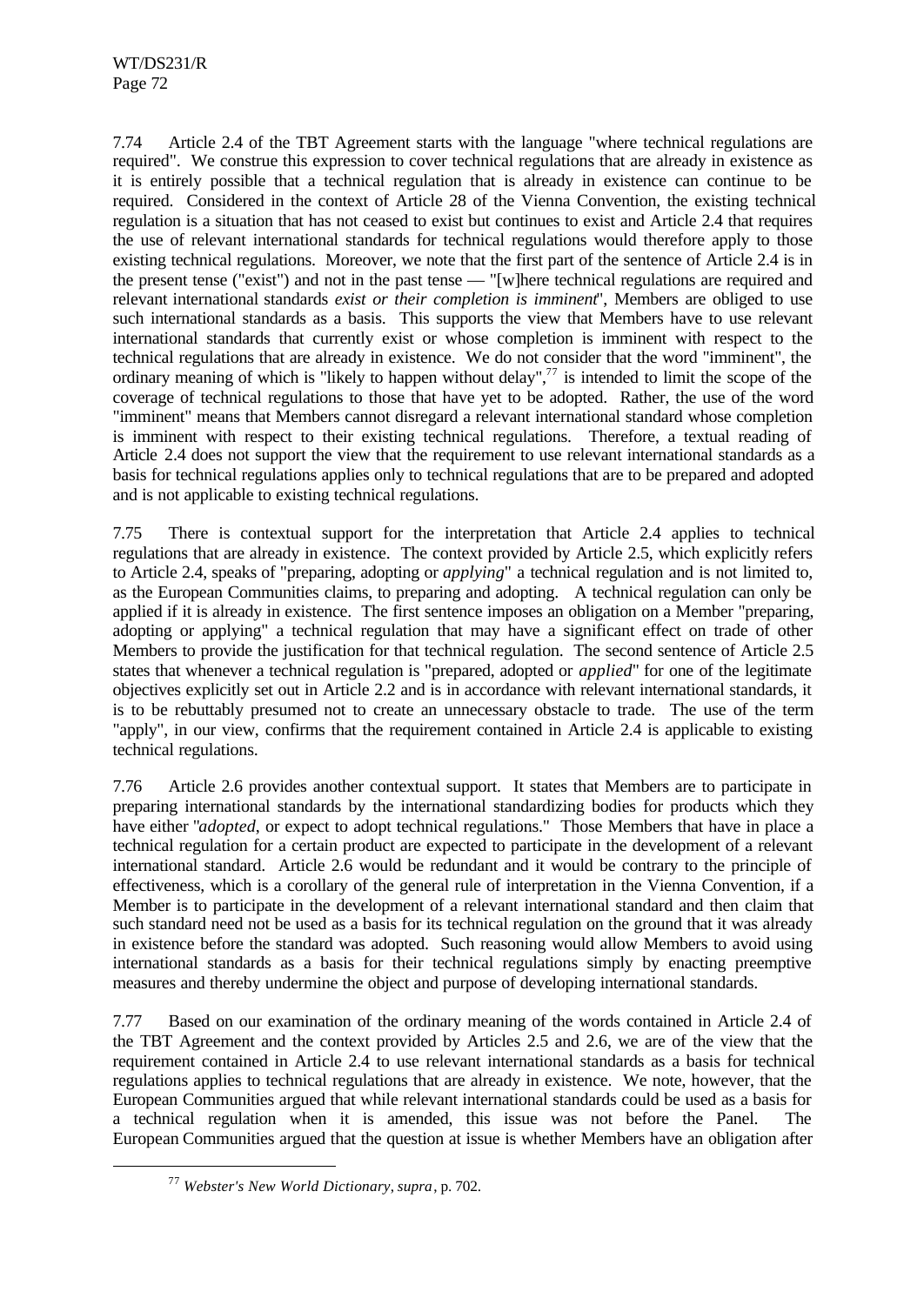7.74 Article 2.4 of the TBT Agreement starts with the language "where technical regulations are required". We construe this expression to cover technical regulations that are already in existence as it is entirely possible that a technical regulation that is already in existence can continue to be required. Considered in the context of Article 28 of the Vienna Convention, the existing technical regulation is a situation that has not ceased to exist but continues to exist and Article 2.4 that requires the use of relevant international standards for technical regulations would therefore apply to those existing technical regulations. Moreover, we note that the first part of the sentence of Article 2.4 is in the present tense ("exist") and not in the past tense — "[w]here technical regulations are required and relevant international standards *exist or their completion is imminent*", Members are obliged to use such international standards as a basis. This supports the view that Members have to use relevant international standards that currently exist or whose completion is imminent with respect to the technical regulations that are already in existence. We do not consider that the word "imminent", the ordinary meaning of which is "likely to happen without delay",[77] is intended to limit the scope of the coverage of technical regulations to those that have yet to be adopted. Rather, the use of the word "imminent" means that Members cannot disregard a relevant international standard whose completion is imminent with respect to their existing technical regulations. Therefore, a textual reading of Article 2.4 does not support the view that the requirement to use relevant international standards as a basis for technical regulations applies only to technical regulations that are to be prepared and adopted and is not applicable to existing technical regulations.

7.75 There is contextual support for the interpretation that Article 2.4 applies to technical regulations that are already in existence. The context provided by Article 2.5, which explicitly refers to Article 2.4, speaks of "preparing, adopting or *applying*" a technical regulation and is not limited to, as the European Communities claims, to preparing and adopting. A technical regulation can only be applied if it is already in existence. The first sentence imposes an obligation on a Member "preparing, adopting or applying" a technical regulation that may have a significant effect on trade of other Members to provide the justification for that technical regulation. The second sentence of Article 2.5 states that whenever a technical regulation is "prepared, adopted or *applied*" for one of the legitimate objectives explicitly set out in Article 2.2 and is in accordance with relevant international standards, it is to be rebuttably presumed not to create an unnecessary obstacle to trade. The use of the term "apply", in our view, confirms that the requirement contained in Article 2.4 is applicable to existing technical regulations.

7.76 Article 2.6 provides another contextual support. It states that Members are to participate in preparing international standards by the international standardizing bodies for products which they have either "*adopted*, or expect to adopt technical regulations." Those Members that have in place a technical regulation for a certain product are expected to participate in the development of a relevant international standard. Article 2.6 would be redundant and it would be contrary to the principle of effectiveness, which is a corollary of the general rule of interpretation in the Vienna Convention, if a Member is to participate in the development of a relevant international standard and then claim that such standard need not be used as a basis for its technical regulation on the ground that it was already in existence before the standard was adopted. Such reasoning would allow Members to avoid using international standards as a basis for their technical regulations simply by enacting preemptive measures and thereby undermine the object and purpose of developing international standards.

7.77 Based on our examination of the ordinary meaning of the words contained in Article 2.4 of the TBT Agreement and the context provided by Articles 2.5 and 2.6, we are of the view that the requirement contained in Article 2.4 to use relevant international standards as a basis for technical regulations applies to technical regulations that are already in existence. We note, however, that the European Communities argued that while relevant international standards could be used as a basis for a technical regulation when it is amended, this issue was not before the Panel. The European Communities argued that the question at issue is whether Members have an obligation after

[77] *Webster's New World Dictionary*, *supra*, p. 702.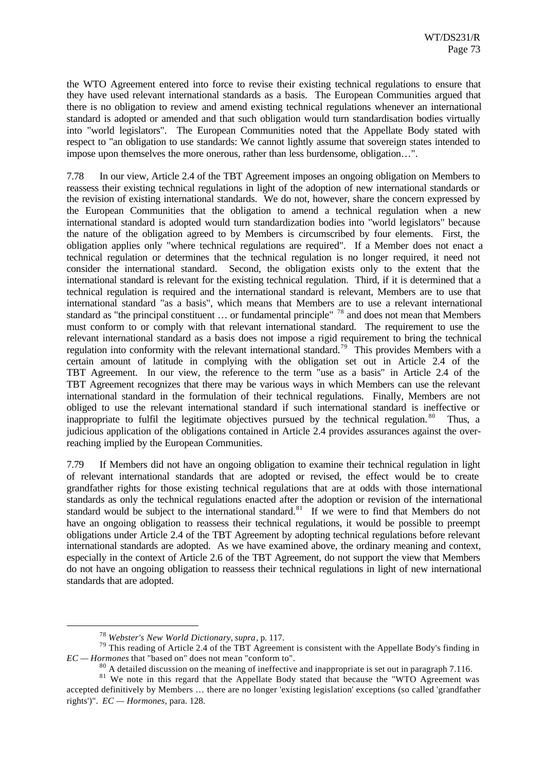the WTO Agreement entered into force to revise their existing technical regulations to ensure that they have used relevant international standards as a basis. The European Communities argued that there is no obligation to review and amend existing technical regulations whenever an international standard is adopted or amended and that such obligation would turn standardisation bodies virtually into "world legislators". The European Communities noted that the Appellate Body stated with respect to "an obligation to use standards: We cannot lightly assume that sovereign states intended to impose upon themselves the more onerous, rather than less burdensome, obligation…".

7.78 In our view, Article 2.4 of the TBT Agreement imposes an ongoing obligation on Members to reassess their existing technical regulations in light of the adoption of new international standards or the revision of existing international standards. We do not, however, share the concern expressed by the European Communities that the obligation to amend a technical regulation when a new international standard is adopted would turn standardization bodies into "world legislators" because the nature of the obligation agreed to by Members is circumscribed by four elements. First, the obligation applies only "where technical regulations are required". If a Member does not enact a technical regulation or determines that the technical regulation is no longer required, it need not consider the international standard. Second, the obligation exists only to the extent that the international standard is relevant for the existing technical regulation. Third, if it is determined that a technical regulation is required and the international standard is relevant, Members are to use that international standard "as a basis", which means that Members are to use a relevant international standard as "the principal constituent … or fundamental principle" [78] and does not mean that Members must conform to or comply with that relevant international standard. The requirement to use the relevant international standard as a basis does not impose a rigid requirement to bring the technical regulation into conformity with the relevant international standard.[79] This provides Members with a certain amount of latitude in complying with the obligation set out in Article 2.4 of the TBT Agreement. In our view, the reference to the term "use as a basis" in Article 2.4 of the TBT Agreement recognizes that there may be various ways in which Members can use the relevant international standard in the formulation of their technical regulations. Finally, Members are not obliged to use the relevant international standard if such international standard is ineffective or inappropriate to fulfil the legitimate objectives pursued by the technical regulation.[80] Thus, a judicious application of the obligations contained in Article 2.4 provides assurances against the over-reaching implied by the European Communities.

7.79 If Members did not have an ongoing obligation to examine their technical regulation in light of relevant international standards that are adopted or revised, the effect would be to create grandfather rights for those existing technical regulations that are at odds with those international standards as only the technical regulations enacted after the adoption or revision of the international standard would be subject to the international standard.[81] If we were to find that Members do not have an ongoing obligation to reassess their technical regulations, it would be possible to preempt obligations under Article 2.4 of the TBT Agreement by adopting technical regulations before relevant international standards are adopted. As we have examined above, the ordinary meaning and context, especially in the context of Article 2.6 of the TBT Agreement, do not support the view that Members do not have an ongoing obligation to reassess their technical regulations in light of new international standards that are adopted.

---

[78] *Webster's New World Dictionary*, *supra*, p. 117.

[79] This reading of Article 2.4 of the TBT Agreement is consistent with the Appellate Body's finding in *EC — Hormones* that "based on" does not mean "conform to".

[80] A detailed discussion on the meaning of ineffective and inappropriate is set out in paragraph 7.116.

[81] We note in this regard that the Appellate Body stated that because the "WTO Agreement was accepted definitively by Members … there are no longer 'existing legislation' exceptions (so called 'grandfather rights')". *EC — Hormones*, para. 128.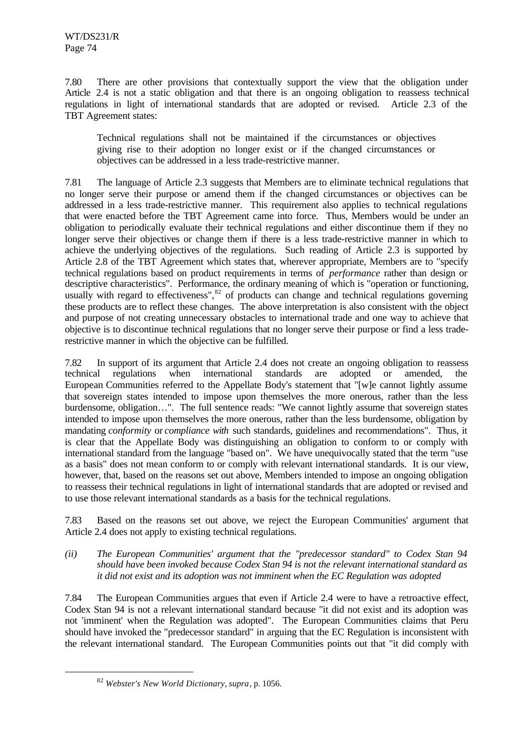7.80 There are other provisions that contextually support the view that the obligation under Article 2.4 is not a static obligation and that there is an ongoing obligation to reassess technical regulations in light of international standards that are adopted or revised. Article 2.3 of the TBT Agreement states:

> Technical regulations shall not be maintained if the circumstances or objectives giving rise to their adoption no longer exist or if the changed circumstances or objectives can be addressed in a less trade-restrictive manner.

7.81 The language of Article 2.3 suggests that Members are to eliminate technical regulations that no longer serve their purpose or amend them if the changed circumstances or objectives can be addressed in a less trade-restrictive manner. This requirement also applies to technical regulations that were enacted before the TBT Agreement came into force. Thus, Members would be under an obligation to periodically evaluate their technical regulations and either discontinue them if they no longer serve their objectives or change them if there is a less trade-restrictive manner in which to achieve the underlying objectives of the regulations. Such reading of Article 2.3 is supported by Article 2.8 of the TBT Agreement which states that, wherever appropriate, Members are to "specify technical regulations based on product requirements in terms of *performance* rather than design or descriptive characteristics". Performance, the ordinary meaning of which is "operation or functioning, usually with regard to effectiveness",[82] of products can change and technical regulations governing these products are to reflect these changes. The above interpretation is also consistent with the object and purpose of not creating unnecessary obstacles to international trade and one way to achieve that objective is to discontinue technical regulations that no longer serve their purpose or find a less trade-restrictive manner in which the objective can be fulfilled.

7.82 In support of its argument that Article 2.4 does not create an ongoing obligation to reassess technical regulations when international standards are adopted or amended, the European Communities referred to the Appellate Body's statement that "[w]e cannot lightly assume that sovereign states intended to impose upon themselves the more onerous, rather than the less burdensome, obligation…". The full sentence reads: "We cannot lightly assume that sovereign states intended to impose upon themselves the more onerous, rather than the less burdensome, obligation by mandating *conformity* or *compliance with* such standards, guidelines and recommendations". Thus, it is clear that the Appellate Body was distinguishing an obligation to conform to or comply with international standard from the language "based on". We have unequivocally stated that the term "use as a basis" does not mean conform to or comply with relevant international standards. It is our view, however, that, based on the reasons set out above, Members intended to impose an ongoing obligation to reassess their technical regulations in light of international standards that are adopted or revised and to use those relevant international standards as a basis for the technical regulations.

7.83 Based on the reasons set out above, we reject the European Communities' argument that Article 2.4 does not apply to existing technical regulations.

*(ii) The European Communities' argument that the "predecessor standard" to Codex Stan 94 should have been invoked because Codex Stan 94 is not the relevant international standard as it did not exist and its adoption was not imminent when the EC Regulation was adopted*

7.84 The European Communities argues that even if Article 2.4 were to have a retroactive effect, Codex Stan 94 is not a relevant international standard because "it did not exist and its adoption was not 'imminent' when the Regulation was adopted". The European Communities claims that Peru should have invoked the "predecessor standard" in arguing that the EC Regulation is inconsistent with the relevant international standard. The European Communities points out that "it did comply with

[82] *Webster's New World Dictionary*, *supra*, p. 1056.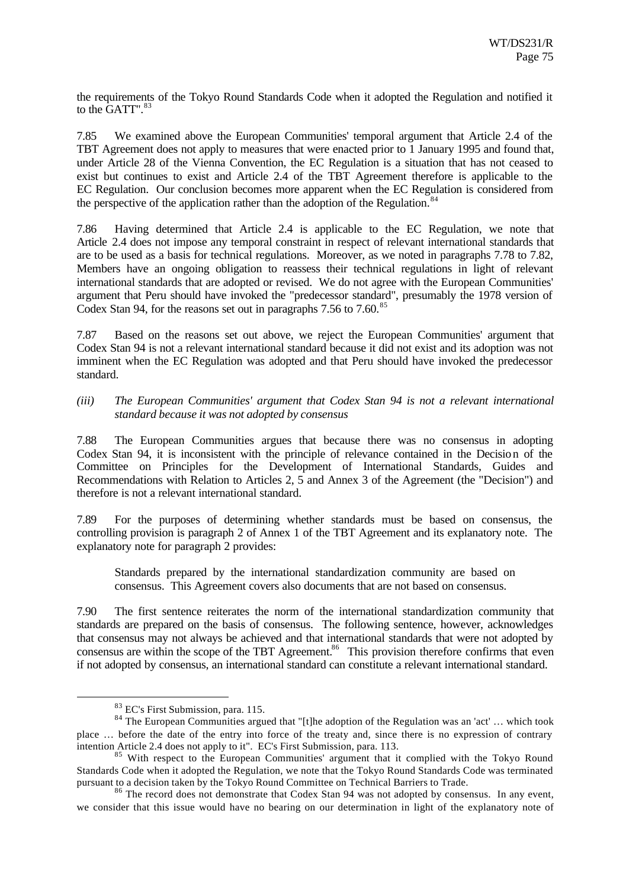the requirements of the Tokyo Round Standards Code when it adopted the Regulation and notified it to the GATT".[83]

7.85 We examined above the European Communities' temporal argument that Article 2.4 of the TBT Agreement does not apply to measures that were enacted prior to 1 January 1995 and found that, under Article 28 of the Vienna Convention, the EC Regulation is a situation that has not ceased to exist but continues to exist and Article 2.4 of the TBT Agreement therefore is applicable to the EC Regulation. Our conclusion becomes more apparent when the EC Regulation is considered from the perspective of the application rather than the adoption of the Regulation.[84]

7.86 Having determined that Article 2.4 is applicable to the EC Regulation, we note that Article 2.4 does not impose any temporal constraint in respect of relevant international standards that are to be used as a basis for technical regulations. Moreover, as we noted in paragraphs 7.78 to 7.82, Members have an ongoing obligation to reassess their technical regulations in light of relevant international standards that are adopted or revised. We do not agree with the European Communities' argument that Peru should have invoked the "predecessor standard", presumably the 1978 version of Codex Stan 94, for the reasons set out in paragraphs 7.56 to 7.60.[85]

7.87 Based on the reasons set out above, we reject the European Communities' argument that Codex Stan 94 is not a relevant international standard because it did not exist and its adoption was not imminent when the EC Regulation was adopted and that Peru should have invoked the predecessor standard.

*(iii) The European Communities' argument that Codex Stan 94 is not a relevant international standard because it was not adopted by consensus*

7.88 The European Communities argues that because there was no consensus in adopting Codex Stan 94, it is inconsistent with the principle of relevance contained in the Decision of the Committee on Principles for the Development of International Standards, Guides and Recommendations with Relation to Articles 2, 5 and Annex 3 of the Agreement (the "Decision") and therefore is not a relevant international standard.

7.89 For the purposes of determining whether standards must be based on consensus, the controlling provision is paragraph 2 of Annex 1 of the TBT Agreement and its explanatory note. The explanatory note for paragraph 2 provides:

> Standards prepared by the international standardization community are based on consensus. This Agreement covers also documents that are not based on consensus.

7.90 The first sentence reiterates the norm of the international standardization community that standards are prepared on the basis of consensus. The following sentence, however, acknowledges that consensus may not always be achieved and that international standards that were not adopted by consensus are within the scope of the TBT Agreement.[86] This provision therefore confirms that even if not adopted by consensus, an international standard can constitute a relevant international standard.

---

[83] EC's First Submission, para. 115.

[84] The European Communities argued that "[t]he adoption of the Regulation was an 'act' … which took place … before the date of the entry into force of the treaty and, since there is no expression of contrary intention Article 2.4 does not apply to it". EC's First Submission, para. 113.

[85] With respect to the European Communities' argument that it complied with the Tokyo Round Standards Code when it adopted the Regulation, we note that the Tokyo Round Standards Code was terminated pursuant to a decision taken by the Tokyo Round Committee on Technical Barriers to Trade.

[86] The record does not demonstrate that Codex Stan 94 was not adopted by consensus. In any event, we consider that this issue would have no bearing on our determination in light of the explanatory note of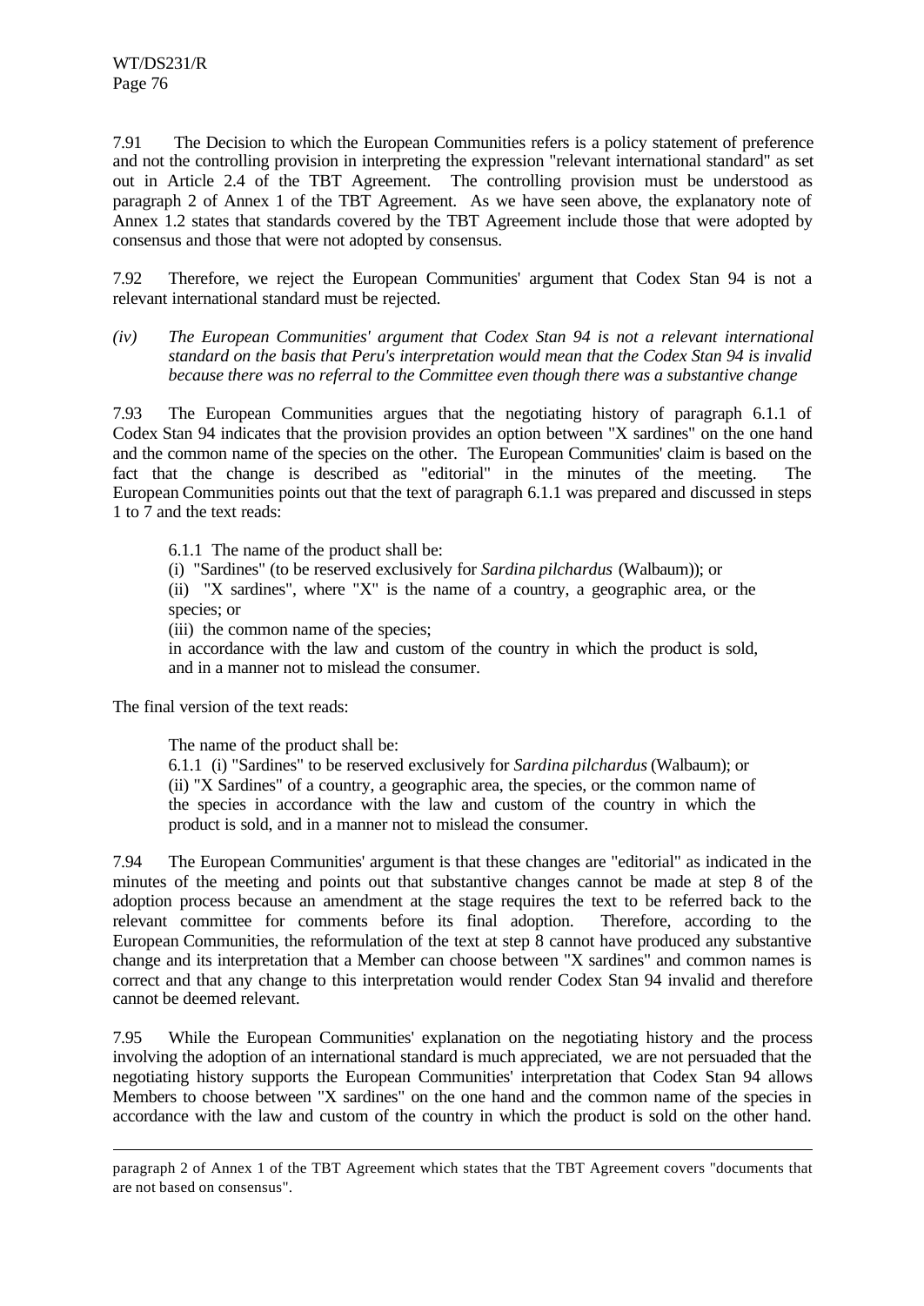7.91 The Decision to which the European Communities refers is a policy statement of preference and not the controlling provision in interpreting the expression "relevant international standard" as set out in Article 2.4 of the TBT Agreement. The controlling provision must be understood as paragraph 2 of Annex 1 of the TBT Agreement. As we have seen above, the explanatory note of Annex 1.2 states that standards covered by the TBT Agreement include those that were adopted by consensus and those that were not adopted by consensus.

7.92 Therefore, we reject the European Communities' argument that Codex Stan 94 is not a relevant international standard must be rejected.

*(iv) The European Communities' argument that Codex Stan 94 is not a relevant international standard on the basis that Peru's interpretation would mean that the Codex Stan 94 is invalid because there was no referral to the Committee even though there was a substantive change*

7.93 The European Communities argues that the negotiating history of paragraph 6.1.1 of Codex Stan 94 indicates that the provision provides an option between "X sardines" on the one hand and the common name of the species on the other. The European Communities' claim is based on the fact that the change is described as "editorial" in the minutes of the meeting. The European Communities points out that the text of paragraph 6.1.1 was prepared and discussed in steps 1 to 7 and the text reads:

> 6.1.1 The name of the product shall be:
>
> (i) "Sardines" (to be reserved exclusively for *Sardina pilchardus* (Walbaum)); or
>
> (ii) "X sardines", where "X" is the name of a country, a geographic area, or the species; or
>
> (iii) the common name of the species;
>
> in accordance with the law and custom of the country in which the product is sold, and in a manner not to mislead the consumer.

The final version of the text reads:

> The name of the product shall be:
>
> 6.1.1 (i) "Sardines" to be reserved exclusively for *Sardina pilchardus* (Walbaum); or
>
> (ii) "X Sardines" of a country, a geographic area, the species, or the common name of the species in accordance with the law and custom of the country in which the product is sold, and in a manner not to mislead the consumer.

7.94 The European Communities' argument is that these changes are "editorial" as indicated in the minutes of the meeting and points out that substantive changes cannot be made at step 8 of the adoption process because an amendment at the stage requires the text to be referred back to the relevant committee for comments before its final adoption. Therefore, according to the European Communities, the reformulation of the text at step 8 cannot have produced any substantive change and its interpretation that a Member can choose between "X sardines" and common names is correct and that any change to this interpretation would render Codex Stan 94 invalid and therefore cannot be deemed relevant.

7.95 While the European Communities' explanation on the negotiating history and the process involving the adoption of an international standard is much appreciated, we are not persuaded that the negotiating history supports the European Communities' interpretation that Codex Stan 94 allows Members to choose between "X sardines" on the one hand and the common name of the species in accordance with the law and custom of the country in which the product is sold on the other hand.

---

paragraph 2 of Annex 1 of the TBT Agreement which states that the TBT Agreement covers "documents that are not based on consensus".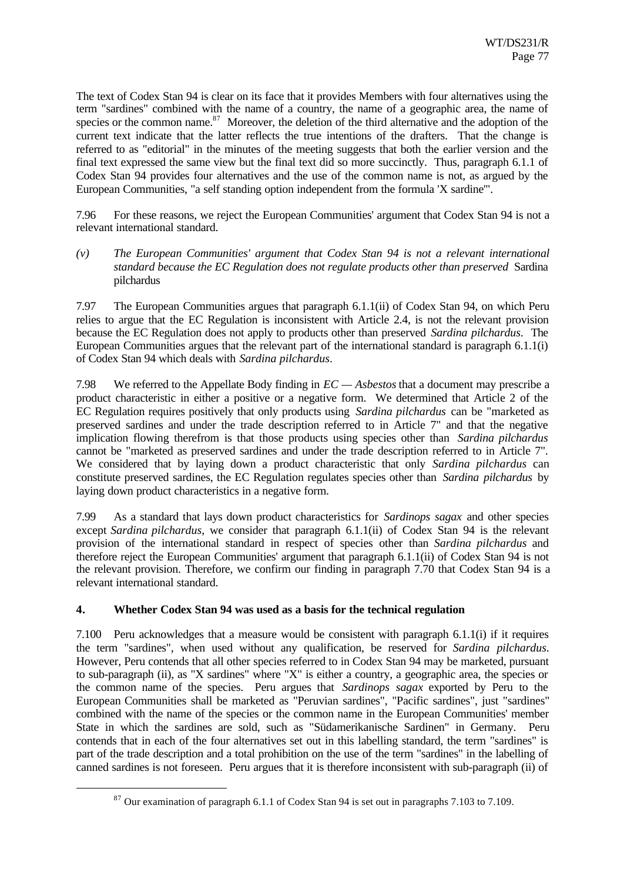The text of Codex Stan 94 is clear on its face that it provides Members with four alternatives using the term "sardines" combined with the name of a country, the name of a geographic area, the name of species or the common name.[87] Moreover, the deletion of the third alternative and the adoption of the current text indicate that the latter reflects the true intentions of the drafters. That the change is referred to as "editorial" in the minutes of the meeting suggests that both the earlier version and the final text expressed the same view but the final text did so more succinctly. Thus, paragraph 6.1.1 of Codex Stan 94 provides four alternatives and the use of the common name is not, as argued by the European Communities, "a self standing option independent from the formula 'X sardine'".

7.96 For these reasons, we reject the European Communities' argument that Codex Stan 94 is not a relevant international standard.

*(v) The European Communities' argument that Codex Stan 94 is not a relevant international standard because the EC Regulation does not regulate products other than preserved* Sardina pilchardus

7.97 The European Communities argues that paragraph 6.1.1(ii) of Codex Stan 94, on which Peru relies to argue that the EC Regulation is inconsistent with Article 2.4, is not the relevant provision because the EC Regulation does not apply to products other than preserved *Sardina pilchardus*. The European Communities argues that the relevant part of the international standard is paragraph 6.1.1(i) of Codex Stan 94 which deals with *Sardina pilchardus*.

7.98 We referred to the Appellate Body finding in *EC — Asbestos* that a document may prescribe a product characteristic in either a positive or a negative form. We determined that Article 2 of the EC Regulation requires positively that only products using *Sardina pilchardus* can be "marketed as preserved sardines and under the trade description referred to in Article 7" and that the negative implication flowing therefrom is that those products using species other than *Sardina pilchardus* cannot be "marketed as preserved sardines and under the trade description referred to in Article 7". We considered that by laying down a product characteristic that only *Sardina pilchardus* can constitute preserved sardines, the EC Regulation regulates species other than *Sardina pilchardus* by laying down product characteristics in a negative form.

7.99 As a standard that lays down product characteristics for *Sardinops sagax* and other species except *Sardina pilchardus*, we consider that paragraph 6.1.1(ii) of Codex Stan 94 is the relevant provision of the international standard in respect of species other than *Sardina pilchardus* and therefore reject the European Communities' argument that paragraph 6.1.1(ii) of Codex Stan 94 is not the relevant provision. Therefore, we confirm our finding in paragraph 7.70 that Codex Stan 94 is a relevant international standard.

#### 4. Whether Codex Stan 94 was used as a basis for the technical regulation

7.100 Peru acknowledges that a measure would be consistent with paragraph 6.1.1(i) if it requires the term "sardines", when used without any qualification, be reserved for *Sardina pilchardus*. However, Peru contends that all other species referred to in Codex Stan 94 may be marketed, pursuant to sub-paragraph (ii), as "X sardines" where "X" is either a country, a geographic area, the species or the common name of the species. Peru argues that *Sardinops sagax* exported by Peru to the European Communities shall be marketed as "Peruvian sardines", "Pacific sardines", just "sardines" combined with the name of the species or the common name in the European Communities' member State in which the sardines are sold, such as "Südamerikanische Sardinen" in Germany. Peru contends that in each of the four alternatives set out in this labelling standard, the term "sardines" is part of the trade description and a total prohibition on the use of the term "sardines" in the labelling of canned sardines is not foreseen. Peru argues that it is therefore inconsistent with sub-paragraph (ii) of

[87] Our examination of paragraph 6.1.1 of Codex Stan 94 is set out in paragraphs 7.103 to 7.109.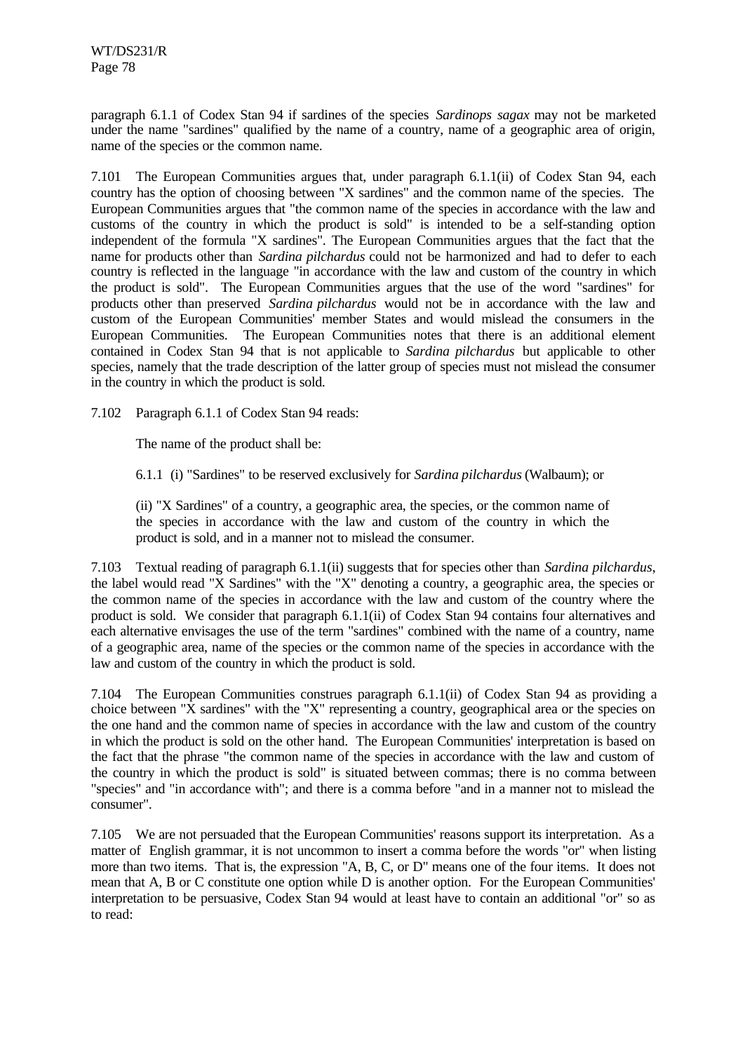paragraph 6.1.1 of Codex Stan 94 if sardines of the species *Sardinops sagax* may not be marketed under the name "sardines" qualified by the name of a country, name of a geographic area of origin, name of the species or the common name.

7.101 The European Communities argues that, under paragraph 6.1.1(ii) of Codex Stan 94, each country has the option of choosing between "X sardines" and the common name of the species. The European Communities argues that "the common name of the species in accordance with the law and customs of the country in which the product is sold" is intended to be a self-standing option independent of the formula "X sardines". The European Communities argues that the fact that the name for products other than *Sardina pilchardus* could not be harmonized and had to defer to each country is reflected in the language "in accordance with the law and custom of the country in which the product is sold". The European Communities argues that the use of the word "sardines" for products other than preserved *Sardina pilchardus* would not be in accordance with the law and custom of the European Communities' member States and would mislead the consumers in the European Communities. The European Communities notes that there is an additional element contained in Codex Stan 94 that is not applicable to *Sardina pilchardus* but applicable to other species, namely that the trade description of the latter group of species must not mislead the consumer in the country in which the product is sold.

7.102 Paragraph 6.1.1 of Codex Stan 94 reads:

> The name of the product shall be:
>
> 6.1.1 (i) "Sardines" to be reserved exclusively for *Sardina pilchardus* (Walbaum); or
>
> (ii) "X Sardines" of a country, a geographic area, the species, or the common name of the species in accordance with the law and custom of the country in which the product is sold, and in a manner not to mislead the consumer.

7.103 Textual reading of paragraph 6.1.1(ii) suggests that for species other than *Sardina pilchardus*, the label would read "X Sardines" with the "X" denoting a country, a geographic area, the species or the common name of the species in accordance with the law and custom of the country where the product is sold. We consider that paragraph 6.1.1(ii) of Codex Stan 94 contains four alternatives and each alternative envisages the use of the term "sardines" combined with the name of a country, name of a geographic area, name of the species or the common name of the species in accordance with the law and custom of the country in which the product is sold.

7.104 The European Communities construes paragraph 6.1.1(ii) of Codex Stan 94 as providing a choice between "X sardines" with the "X" representing a country, geographical area or the species on the one hand and the common name of species in accordance with the law and custom of the country in which the product is sold on the other hand. The European Communities' interpretation is based on the fact that the phrase "the common name of the species in accordance with the law and custom of the country in which the product is sold" is situated between commas; there is no comma between "species" and "in accordance with"; and there is a comma before "and in a manner not to mislead the consumer".

7.105 We are not persuaded that the European Communities' reasons support its interpretation. As a matter of English grammar, it is not uncommon to insert a comma before the words "or" when listing more than two items. That is, the expression "A, B, C, or D" means one of the four items. It does not mean that A, B or C constitute one option while D is another option. For the European Communities' interpretation to be persuasive, Codex Stan 94 would at least have to contain an additional "or" so as to read: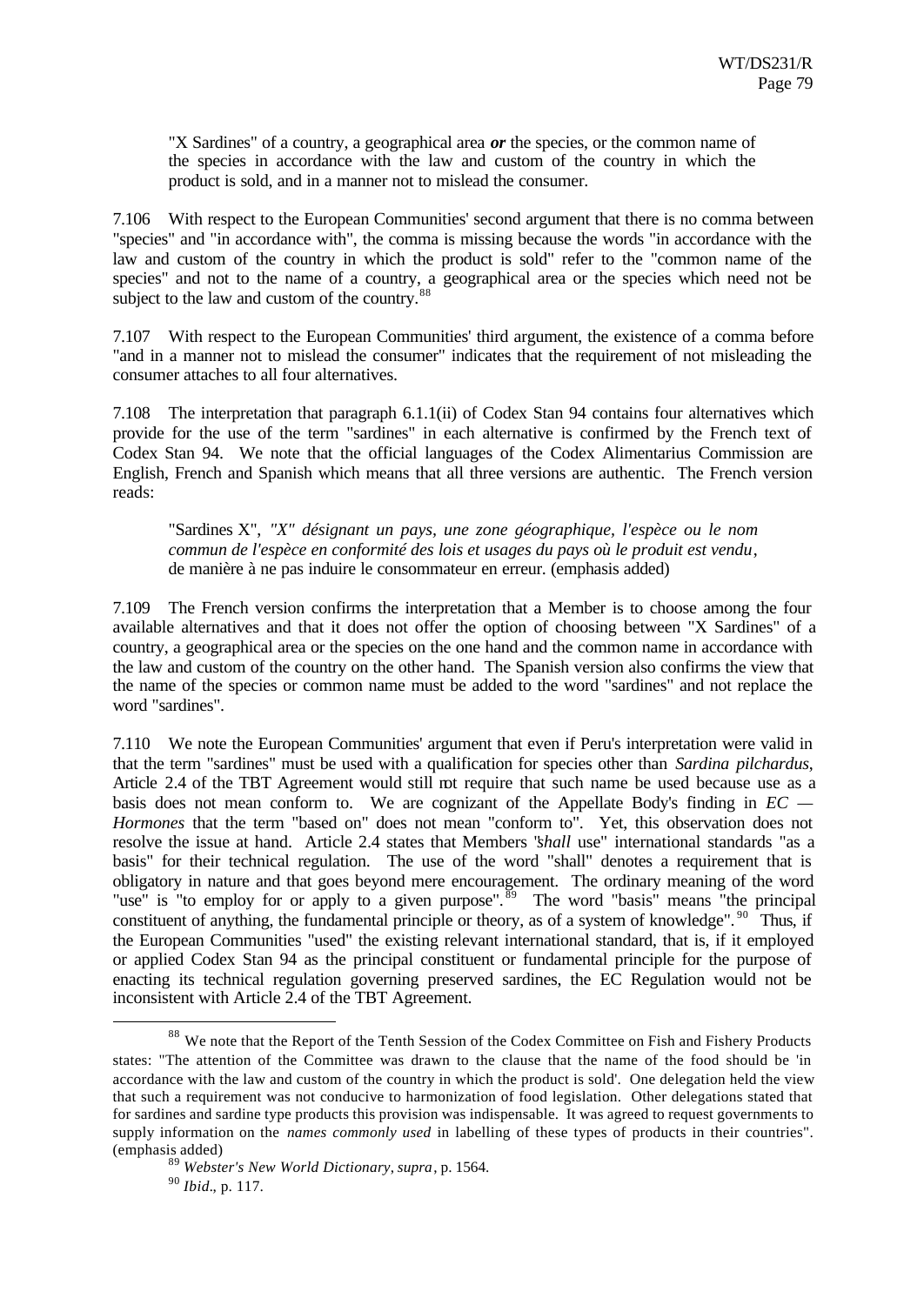"X Sardines" of a country, a geographical area ***or*** the species, or the common name of the species in accordance with the law and custom of the country in which the product is sold, and in a manner not to mislead the consumer.

7.106 With respect to the European Communities' second argument that there is no comma between "species" and "in accordance with", the comma is missing because the words "in accordance with the law and custom of the country in which the product is sold" refer to the "common name of the species" and not to the name of a country, a geographical area or the species which need not be subject to the law and custom of the country.[88]

7.107 With respect to the European Communities' third argument, the existence of a comma before "and in a manner not to mislead the consumer" indicates that the requirement of not misleading the consumer attaches to all four alternatives.

7.108 The interpretation that paragraph 6.1.1(ii) of Codex Stan 94 contains four alternatives which provide for the use of the term "sardines" in each alternative is confirmed by the French text of Codex Stan 94. We note that the official languages of the Codex Alimentarius Commission are English, French and Spanish which means that all three versions are authentic. The French version reads:

> "Sardines X", *"X" désignant un pays, une zone géographique, l'espèce ou le nom commun de l'espèce en conformité des lois et usages du pays où le produit est vendu*, de manière à ne pas induire le consommateur en erreur. (emphasis added)

7.109 The French version confirms the interpretation that a Member is to choose among the four available alternatives and that it does not offer the option of choosing between "X Sardines" of a country, a geographical area or the species on the one hand and the common name in accordance with the law and custom of the country on the other hand. The Spanish version also confirms the view that the name of the species or common name must be added to the word "sardines" and not replace the word "sardines".

7.110 We note the European Communities' argument that even if Peru's interpretation were valid in that the term "sardines" must be used with a qualification for species other than *Sardina pilchardus*, Article 2.4 of the TBT Agreement would still not require that such name be used because use as a basis does not mean conform to. We are cognizant of the Appellate Body's finding in *EC — Hormones* that the term "based on" does not mean "conform to". Yet, this observation does not resolve the issue at hand. Article 2.4 states that Members "*shall* use" international standards "as a basis" for their technical regulation. The use of the word "shall" denotes a requirement that is obligatory in nature and that goes beyond mere encouragement. The ordinary meaning of the word "use" is "to employ for or apply to a given purpose".[89] The word "basis" means "the principal constituent of anything, the fundamental principle or theory, as of a system of knowledge".[90] Thus, if the European Communities "used" the existing relevant international standard, that is, if it employed or applied Codex Stan 94 as the principal constituent or fundamental principle for the purpose of enacting its technical regulation governing preserved sardines, the EC Regulation would not be inconsistent with Article 2.4 of the TBT Agreement.

---

[88] We note that the Report of the Tenth Session of the Codex Committee on Fish and Fishery Products states: "The attention of the Committee was drawn to the clause that the name of the food should be 'in accordance with the law and custom of the country in which the product is sold'. One delegation held the view that such a requirement was not conducive to harmonization of food legislation. Other delegations stated that for sardines and sardine type products this provision was indispensable. It was agreed to request governments to supply information on the *names commonly used* in labelling of these types of products in their countries". (emphasis added)

[89] *Webster's New World Dictionary, supra*, p. 1564.

[90] *Ibid*., p. 117.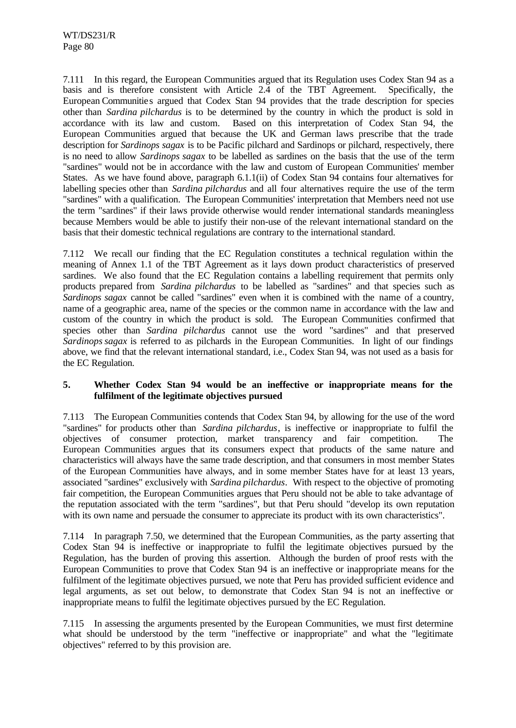7.111 In this regard, the European Communities argued that its Regulation uses Codex Stan 94 as a basis and is therefore consistent with Article 2.4 of the TBT Agreement. Specifically, the European Communities argued that Codex Stan 94 provides that the trade description for species other than *Sardina pilchardus* is to be determined by the country in which the product is sold in accordance with its law and custom. Based on this interpretation of Codex Stan 94, the European Communities argued that because the UK and German laws prescribe that the trade description for *Sardinops sagax* is to be Pacific pilchard and Sardinops or pilchard, respectively, there is no need to allow *Sardinops sagax* to be labelled as sardines on the basis that the use of the term "sardines" would not be in accordance with the law and custom of European Communities' member States. As we have found above, paragraph 6.1.1(ii) of Codex Stan 94 contains four alternatives for labelling species other than *Sardina pilchardus* and all four alternatives require the use of the term "sardines" with a qualification. The European Communities' interpretation that Members need not use the term "sardines" if their laws provide otherwise would render international standards meaningless because Members would be able to justify their non-use of the relevant international standard on the basis that their domestic technical regulations are contrary to the international standard.

7.112 We recall our finding that the EC Regulation constitutes a technical regulation within the meaning of Annex 1.1 of the TBT Agreement as it lays down product characteristics of preserved sardines. We also found that the EC Regulation contains a labelling requirement that permits only products prepared from *Sardina pilchardus* to be labelled as "sardines" and that species such as *Sardinops sagax* cannot be called "sardines" even when it is combined with the name of a country, name of a geographic area, name of the species or the common name in accordance with the law and custom of the country in which the product is sold. The European Communities confirmed that species other than *Sardina pilchardus* cannot use the word "sardines" and that preserved *Sardinops sagax* is referred to as pilchards in the European Communities. In light of our findings above, we find that the relevant international standard, i.e., Codex Stan 94, was not used as a basis for the EC Regulation.

### 5. Whether Codex Stan 94 would be an ineffective or inappropriate means for the fulfilment of the legitimate objectives pursued

7.113 The European Communities contends that Codex Stan 94, by allowing for the use of the word "sardines" for products other than *Sardina pilchardus*, is ineffective or inappropriate to fulfil the objectives of consumer protection, market transparency and fair competition. The European Communities argues that its consumers expect that products of the same nature and characteristics will always have the same trade description, and that consumers in most member States of the European Communities have always, and in some member States have for at least 13 years, associated "sardines" exclusively with *Sardina pilchardus*. With respect to the objective of promoting fair competition, the European Communities argues that Peru should not be able to take advantage of the reputation associated with the term "sardines", but that Peru should "develop its own reputation with its own name and persuade the consumer to appreciate its product with its own characteristics".

7.114 In paragraph 7.50, we determined that the European Communities, as the party asserting that Codex Stan 94 is ineffective or inappropriate to fulfil the legitimate objectives pursued by the Regulation, has the burden of proving this assertion. Although the burden of proof rests with the European Communities to prove that Codex Stan 94 is an ineffective or inappropriate means for the fulfilment of the legitimate objectives pursued, we note that Peru has provided sufficient evidence and legal arguments, as set out below, to demonstrate that Codex Stan 94 is not an ineffective or inappropriate means to fulfil the legitimate objectives pursued by the EC Regulation.

7.115 In assessing the arguments presented by the European Communities, we must first determine what should be understood by the term "ineffective or inappropriate" and what the "legitimate objectives" referred to by this provision are.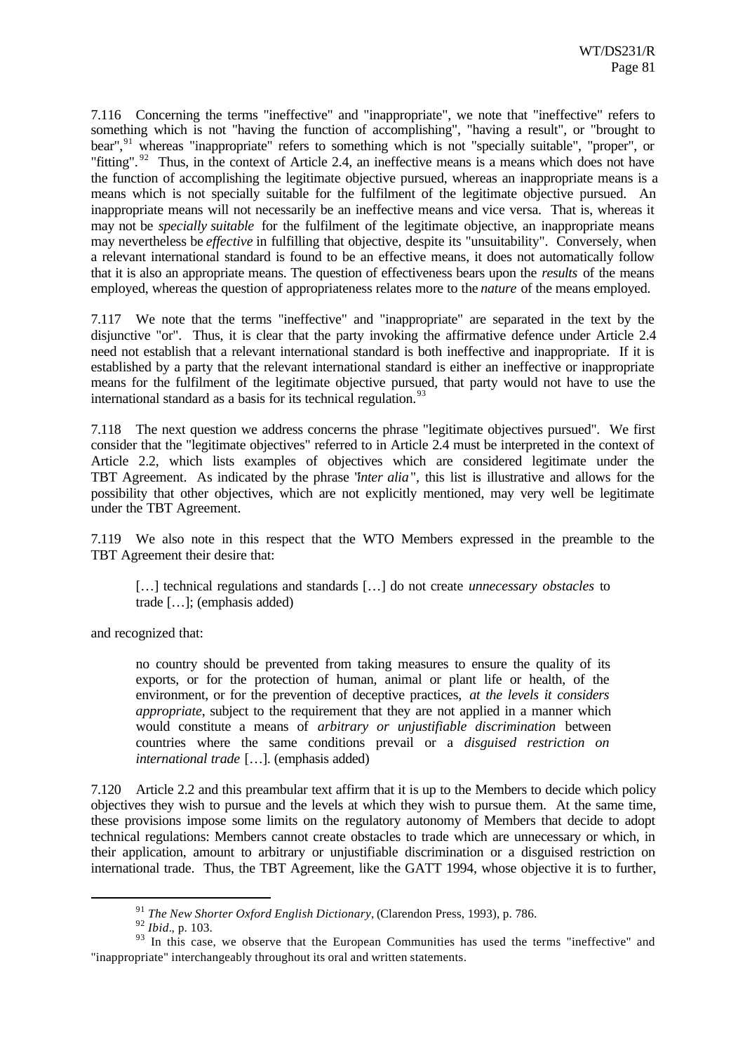7.116 Concerning the terms "ineffective" and "inappropriate", we note that "ineffective" refers to something which is not "having the function of accomplishing", "having a result", or "brought to bear",[91] whereas "inappropriate" refers to something which is not "specially suitable", "proper", or "fitting".[92] Thus, in the context of Article 2.4, an ineffective means is a means which does not have the function of accomplishing the legitimate objective pursued, whereas an inappropriate means is a means which is not specially suitable for the fulfilment of the legitimate objective pursued. An inappropriate means will not necessarily be an ineffective means and vice versa. That is, whereas it may not be *specially suitable* for the fulfilment of the legitimate objective, an inappropriate means may nevertheless be *effective* in fulfilling that objective, despite its "unsuitability". Conversely, when a relevant international standard is found to be an effective means, it does not automatically follow that it is also an appropriate means. The question of effectiveness bears upon the *results* of the means employed, whereas the question of appropriateness relates more to the *nature* of the means employed.

7.117 We note that the terms "ineffective" and "inappropriate" are separated in the text by the disjunctive "or". Thus, it is clear that the party invoking the affirmative defence under Article 2.4 need not establish that a relevant international standard is both ineffective and inappropriate. If it is established by a party that the relevant international standard is either an ineffective or inappropriate means for the fulfilment of the legitimate objective pursued, that party would not have to use the international standard as a basis for its technical regulation.[93]

7.118 The next question we address concerns the phrase "legitimate objectives pursued". We first consider that the "legitimate objectives" referred to in Article 2.4 must be interpreted in the context of Article 2.2, which lists examples of objectives which are considered legitimate under the TBT Agreement. As indicated by the phrase "*inter alia*", this list is illustrative and allows for the possibility that other objectives, which are not explicitly mentioned, may very well be legitimate under the TBT Agreement.

7.119 We also note in this respect that the WTO Members expressed in the preamble to the TBT Agreement their desire that:

> […] technical regulations and standards […] do not create *unnecessary obstacles* to trade […]; (emphasis added)

and recognized that:

> no country should be prevented from taking measures to ensure the quality of its exports, or for the protection of human, animal or plant life or health, of the environment, or for the prevention of deceptive practices, *at the levels it considers appropriate*, subject to the requirement that they are not applied in a manner which would constitute a means of *arbitrary or unjustifiable discrimination* between countries where the same conditions prevail or a *disguised restriction on international trade* […]. (emphasis added)

7.120 Article 2.2 and this preambular text affirm that it is up to the Members to decide which policy objectives they wish to pursue and the levels at which they wish to pursue them. At the same time, these provisions impose some limits on the regulatory autonomy of Members that decide to adopt technical regulations: Members cannot create obstacles to trade which are unnecessary or which, in their application, amount to arbitrary or unjustifiable discrimination or a disguised restriction on international trade. Thus, the TBT Agreement, like the GATT 1994, whose objective it is to further,

---

[91] *The New Shorter Oxford English Dictionary*, (Clarendon Press, 1993), p. 786.

[92] *Ibid*., p. 103.

[93] In this case, we observe that the European Communities has used the terms "ineffective" and "inappropriate" interchangeably throughout its oral and written statements.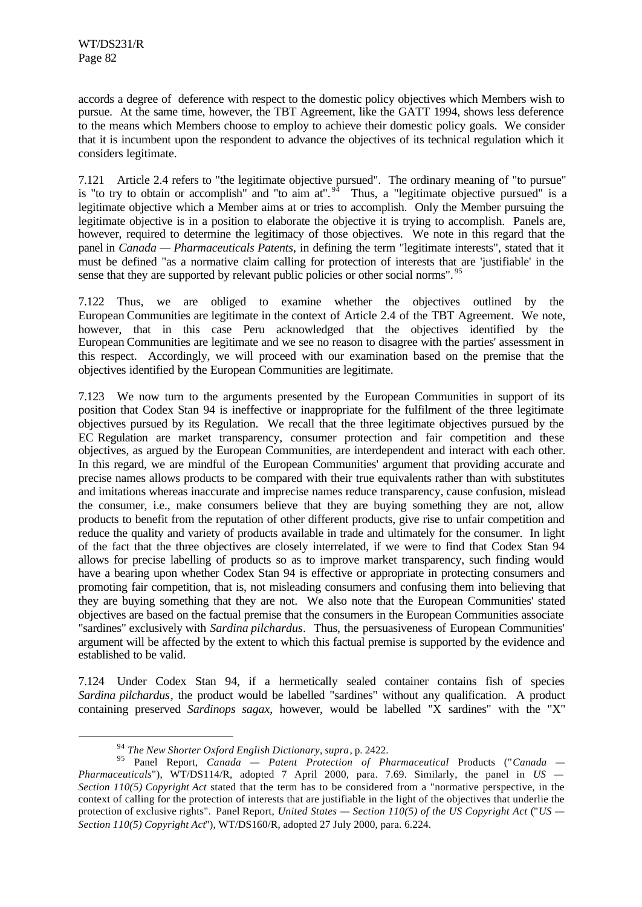accords a degree of deference with respect to the domestic policy objectives which Members wish to pursue. At the same time, however, the TBT Agreement, like the GATT 1994, shows less deference to the means which Members choose to employ to achieve their domestic policy goals. We consider that it is incumbent upon the respondent to advance the objectives of its technical regulation which it considers legitimate.

7.121 Article 2.4 refers to "the legitimate objective pursued". The ordinary meaning of "to pursue" is "to try to obtain or accomplish" and "to aim at".[94] Thus, a "legitimate objective pursued" is a legitimate objective which a Member aims at or tries to accomplish. Only the Member pursuing the legitimate objective is in a position to elaborate the objective it is trying to accomplish. Panels are, however, required to determine the legitimacy of those objectives. We note in this regard that the panel in *Canada — Pharmaceuticals Patents*, in defining the term "legitimate interests", stated that it must be defined "as a normative claim calling for protection of interests that are 'justifiable' in the sense that they are supported by relevant public policies or other social norms".[95]

7.122 Thus, we are obliged to examine whether the objectives outlined by the European Communities are legitimate in the context of Article 2.4 of the TBT Agreement. We note, however, that in this case Peru acknowledged that the objectives identified by the European Communities are legitimate and we see no reason to disagree with the parties' assessment in this respect. Accordingly, we will proceed with our examination based on the premise that the objectives identified by the European Communities are legitimate.

7.123 We now turn to the arguments presented by the European Communities in support of its position that Codex Stan 94 is ineffective or inappropriate for the fulfilment of the three legitimate objectives pursued by its Regulation. We recall that the three legitimate objectives pursued by the EC Regulation are market transparency, consumer protection and fair competition and these objectives, as argued by the European Communities, are interdependent and interact with each other. In this regard, we are mindful of the European Communities' argument that providing accurate and precise names allows products to be compared with their true equivalents rather than with substitutes and imitations whereas inaccurate and imprecise names reduce transparency, cause confusion, mislead the consumer, i.e., make consumers believe that they are buying something they are not, allow products to benefit from the reputation of other different products, give rise to unfair competition and reduce the quality and variety of products available in trade and ultimately for the consumer. In light of the fact that the three objectives are closely interrelated, if we were to find that Codex Stan 94 allows for precise labelling of products so as to improve market transparency, such finding would have a bearing upon whether Codex Stan 94 is effective or appropriate in protecting consumers and promoting fair competition, that is, not misleading consumers and confusing them into believing that they are buying something that they are not. We also note that the European Communities' stated objectives are based on the factual premise that the consumers in the European Communities associate "sardines" exclusively with *Sardina pilchardus*. Thus, the persuasiveness of European Communities' argument will be affected by the extent to which this factual premise is supported by the evidence and established to be valid.

7.124 Under Codex Stan 94, if a hermetically sealed container contains fish of species *Sardina pilchardus*, the product would be labelled "sardines" without any qualification. A product containing preserved *Sardinops sagax*, however, would be labelled "X sardines" with the "X"

---

[94] *The New Shorter Oxford English Dictionary*, *supra*, p. 2422.

[95] Panel Report, *Canada — Patent Protection of Pharmaceutical* Products ("*Canada — Pharmaceuticals*"), WT/DS114/R, adopted 7 April 2000, para. 7.69. Similarly, the panel in *US — Section 110(5) Copyright Act* stated that the term has to be considered from a "normative perspective, in the context of calling for the protection of interests that are justifiable in the light of the objectives that underlie the protection of exclusive rights". Panel Report, *United States — Section 110(5) of the US Copyright Act* ("*US — Section 110(5) Copyright Act*"), WT/DS160/R, adopted 27 July 2000, para. 6.224.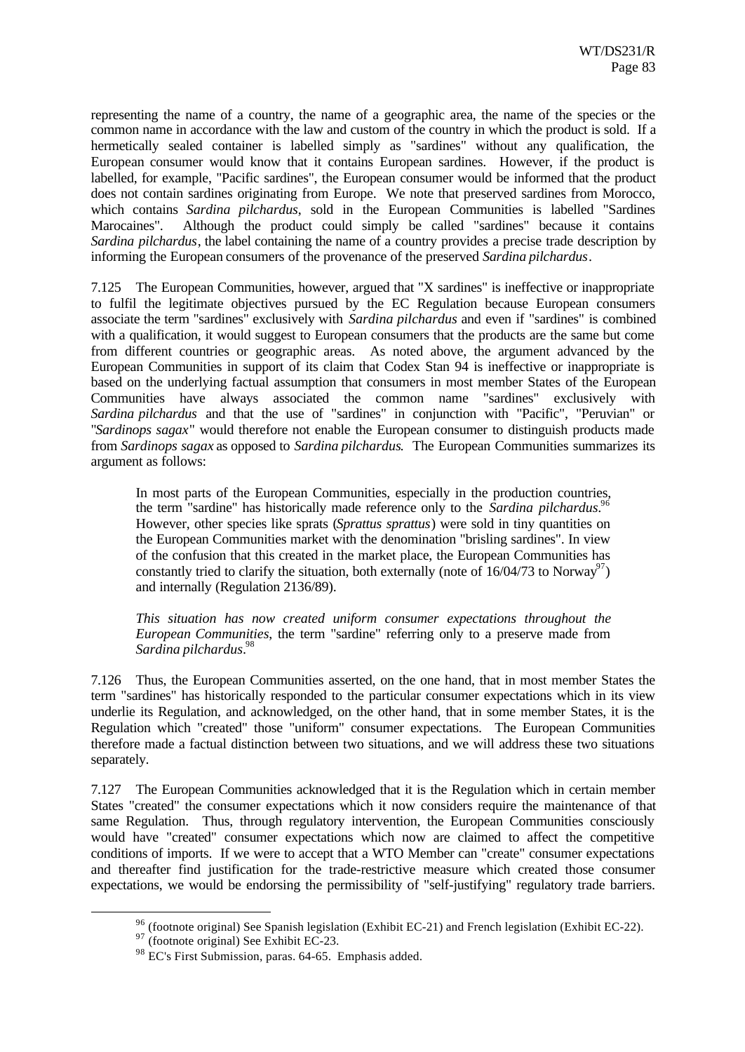representing the name of a country, the name of a geographic area, the name of the species or the common name in accordance with the law and custom of the country in which the product is sold. If a hermetically sealed container is labelled simply as "sardines" without any qualification, the European consumer would know that it contains European sardines. However, if the product is labelled, for example, "Pacific sardines", the European consumer would be informed that the product does not contain sardines originating from Europe. We note that preserved sardines from Morocco, which contains *Sardina pilchardus*, sold in the European Communities is labelled "Sardines Marocaines". Although the product could simply be called "sardines" because it contains *Sardina pilchardus*, the label containing the name of a country provides a precise trade description by informing the European consumers of the provenance of the preserved *Sardina pilchardus*.

7.125 The European Communities, however, argued that "X sardines" is ineffective or inappropriate to fulfil the legitimate objectives pursued by the EC Regulation because European consumers associate the term "sardines" exclusively with *Sardina pilchardus* and even if "sardines" is combined with a qualification, it would suggest to European consumers that the products are the same but come from different countries or geographic areas. As noted above, the argument advanced by the European Communities in support of its claim that Codex Stan 94 is ineffective or inappropriate is based on the underlying factual assumption that consumers in most member States of the European Communities have always associated the common name "sardines" exclusively with *Sardina pilchardus* and that the use of "sardines" in conjunction with "Pacific", "Peruvian" or "*Sardinops sagax*" would therefore not enable the European consumer to distinguish products made from *Sardinops sagax* as opposed to *Sardina pilchardus*. The European Communities summarizes its argument as follows:

> In most parts of the European Communities, especially in the production countries, the term "sardine" has historically made reference only to the *Sardina pilchardus*.[96] However, other species like sprats (*Sprattus sprattus*) were sold in tiny quantities on the European Communities market with the denomination "brisling sardines". In view of the confusion that this created in the market place, the European Communities has constantly tried to clarify the situation, both externally (note of 16/04/73 to Norway[97]) and internally (Regulation 2136/89).
>
> *This situation has now created uniform consumer expectations throughout the European Communities*, the term "sardine" referring only to a preserve made from *Sardina pilchardus*.[98]

7.126 Thus, the European Communities asserted, on the one hand, that in most member States the term "sardines" has historically responded to the particular consumer expectations which in its view underlie its Regulation, and acknowledged, on the other hand, that in some member States, it is the Regulation which "created" those "uniform" consumer expectations. The European Communities therefore made a factual distinction between two situations, and we will address these two situations separately.

7.127 The European Communities acknowledged that it is the Regulation which in certain member States "created" the consumer expectations which it now considers require the maintenance of that same Regulation. Thus, through regulatory intervention, the European Communities consciously would have "created" consumer expectations which now are claimed to affect the competitive conditions of imports. If we were to accept that a WTO Member can "create" consumer expectations and thereafter find justification for the trade-restrictive measure which created those consumer expectations, we would be endorsing the permissibility of "self-justifying" regulatory trade barriers.

[96] (footnote original) See Spanish legislation (Exhibit EC-21) and French legislation (Exhibit EC-22).

[97] (footnote original) See Exhibit EC-23.

[98] EC's First Submission, paras. 64-65. Emphasis added.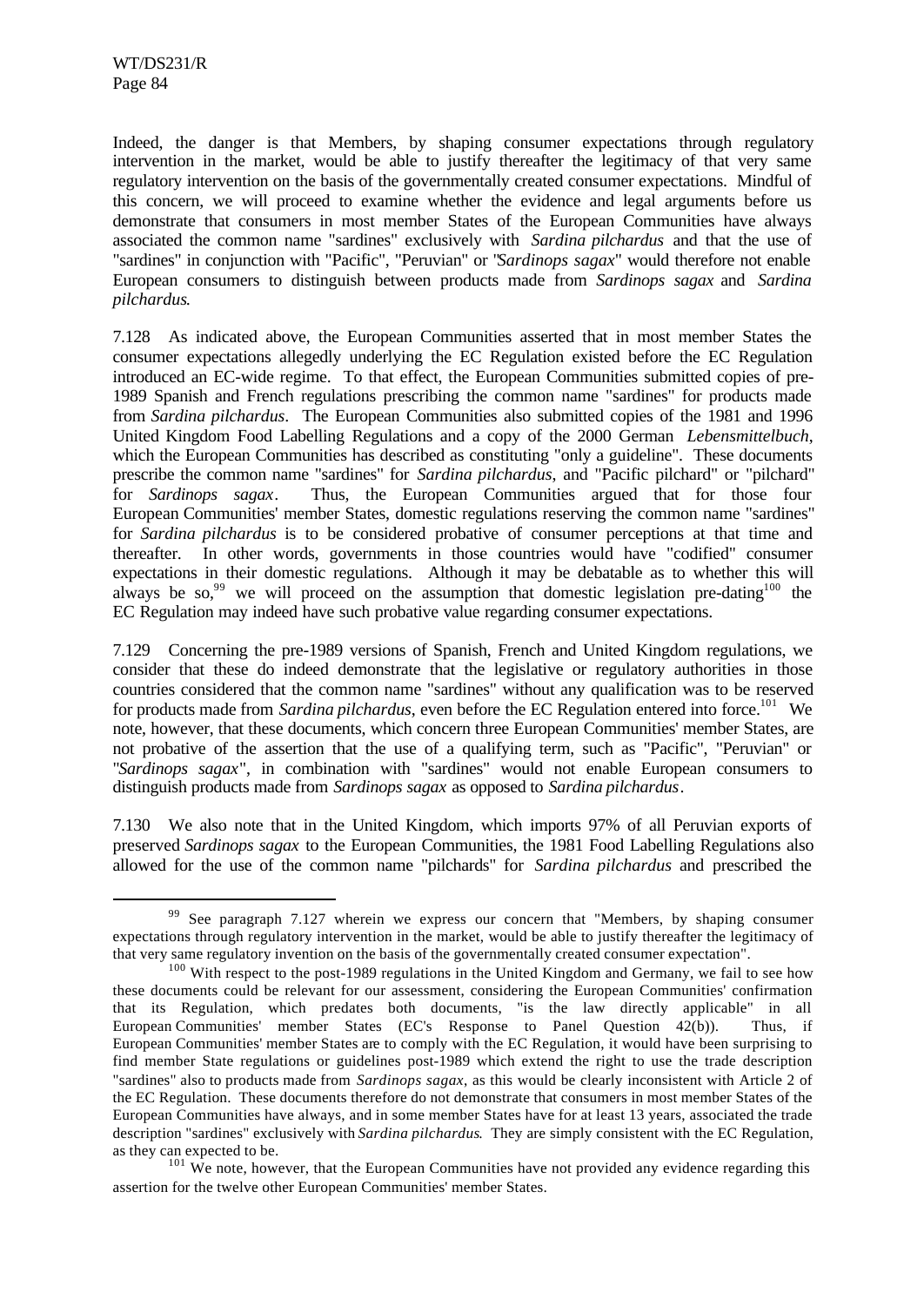Indeed, the danger is that Members, by shaping consumer expectations through regulatory intervention in the market, would be able to justify thereafter the legitimacy of that very same regulatory intervention on the basis of the governmentally created consumer expectations. Mindful of this concern, we will proceed to examine whether the evidence and legal arguments before us demonstrate that consumers in most member States of the European Communities have always associated the common name "sardines" exclusively with *Sardina pilchardus* and that the use of "sardines" in conjunction with "Pacific", "Peruvian" or "*Sardinops sagax*" would therefore not enable European consumers to distinguish between products made from *Sardinops sagax* and *Sardina pilchardus*.

7.128 As indicated above, the European Communities asserted that in most member States the consumer expectations allegedly underlying the EC Regulation existed before the EC Regulation introduced an EC-wide regime. To that effect, the European Communities submitted copies of pre-1989 Spanish and French regulations prescribing the common name "sardines" for products made from *Sardina pilchardus*. The European Communities also submitted copies of the 1981 and 1996 United Kingdom Food Labelling Regulations and a copy of the 2000 German *Lebensmittelbuch*, which the European Communities has described as constituting "only a guideline". These documents prescribe the common name "sardines" for *Sardina pilchardus*, and "Pacific pilchard" or "pilchard" for *Sardinops sagax*. Thus, the European Communities argued that for those four European Communities' member States, domestic regulations reserving the common name "sardines" for *Sardina pilchardus* is to be considered probative of consumer perceptions at that time and thereafter. In other words, governments in those countries would have "codified" consumer expectations in their domestic regulations. Although it may be debatable as to whether this will always be so,[99] we will proceed on the assumption that domestic legislation pre-dating[100] the EC Regulation may indeed have such probative value regarding consumer expectations.

7.129 Concerning the pre-1989 versions of Spanish, French and United Kingdom regulations, we consider that these do indeed demonstrate that the legislative or regulatory authorities in those countries considered that the common name "sardines" without any qualification was to be reserved for products made from *Sardina pilchardus*, even before the EC Regulation entered into force.[101] We note, however, that these documents, which concern three European Communities' member States, are not probative of the assertion that the use of a qualifying term, such as "Pacific", "Peruvian" or "*Sardinops sagax*", in combination with "sardines" would not enable European consumers to distinguish products made from *Sardinops sagax* as opposed to *Sardina pilchardus*.

7.130 We also note that in the United Kingdom, which imports 97% of all Peruvian exports of preserved *Sardinops sagax* to the European Communities, the 1981 Food Labelling Regulations also allowed for the use of the common name "pilchards" for *Sardina pilchardus* and prescribed the

---

[99] See paragraph 7.127 wherein we express our concern that "Members, by shaping consumer expectations through regulatory intervention in the market, would be able to justify thereafter the legitimacy of that very same regulatory invention on the basis of the governmentally created consumer expectation".

[100] With respect to the post-1989 regulations in the United Kingdom and Germany, we fail to see how these documents could be relevant for our assessment, considering the European Communities' confirmation that its Regulation, which predates both documents, "is the law directly applicable" in all European Communities' member States (EC's Response to Panel Question 42(b)). Thus, if European Communities' member States are to comply with the EC Regulation, it would have been surprising to find member State regulations or guidelines post-1989 which extend the right to use the trade description "sardines" also to products made from *Sardinops sagax*, as this would be clearly inconsistent with Article 2 of the EC Regulation. These documents therefore do not demonstrate that consumers in most member States of the European Communities have always, and in some member States have for at least 13 years, associated the trade description "sardines" exclusively with *Sardina pilchardus*. They are simply consistent with the EC Regulation, as they can expected to be.

[101] We note, however, that the European Communities have not provided any evidence regarding this assertion for the twelve other European Communities' member States.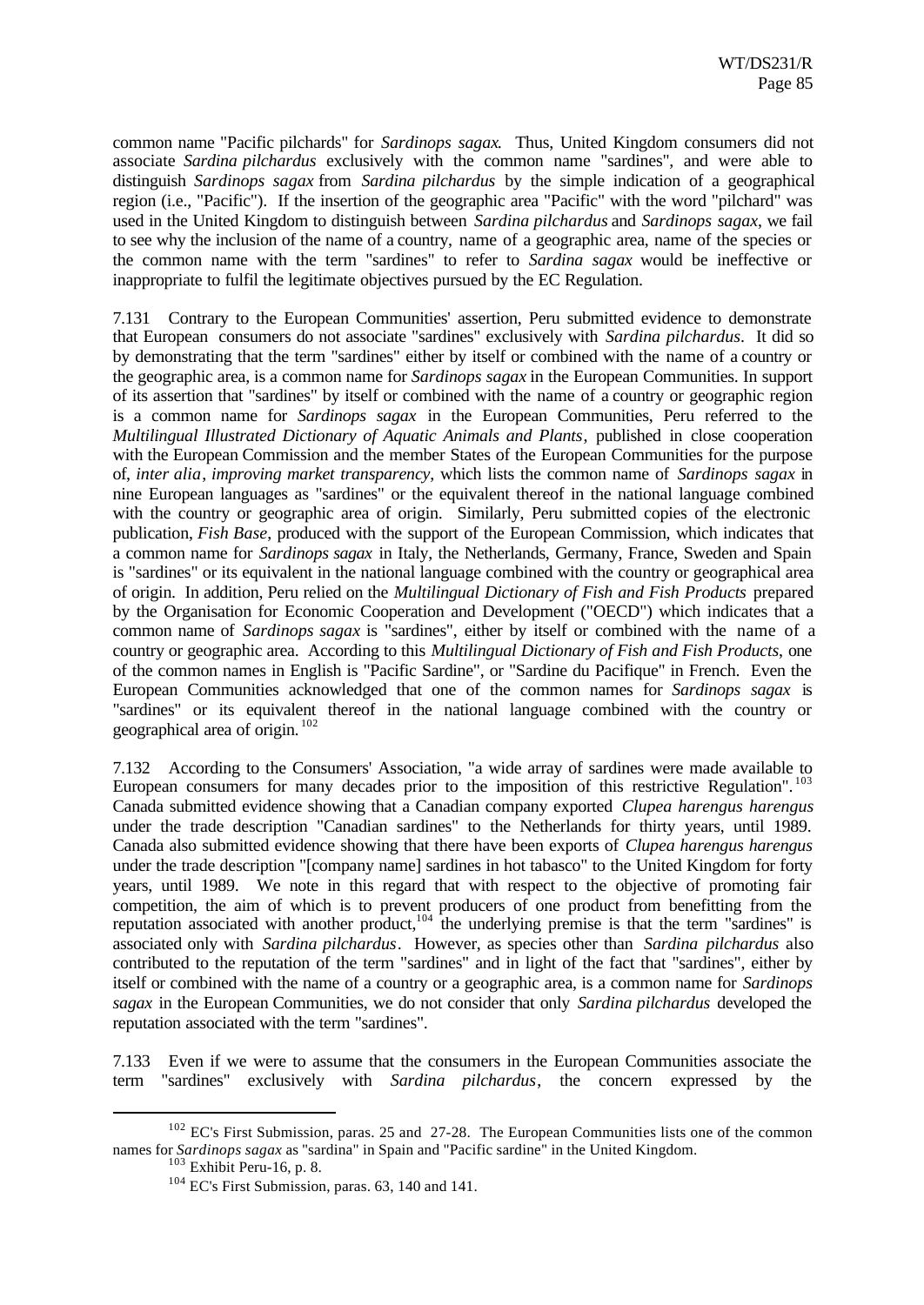common name "Pacific pilchards" for *Sardinops sagax*. Thus, United Kingdom consumers did not associate *Sardina pilchardus* exclusively with the common name "sardines", and were able to distinguish *Sardinops sagax* from *Sardina pilchardus* by the simple indication of a geographical region (i.e., "Pacific"). If the insertion of the geographic area "Pacific" with the word "pilchard" was used in the United Kingdom to distinguish between *Sardina pilchardus* and *Sardinops sagax*, we fail to see why the inclusion of the name of a country, name of a geographic area, name of the species or the common name with the term "sardines" to refer to *Sardina sagax* would be ineffective or inappropriate to fulfil the legitimate objectives pursued by the EC Regulation.

7.131 Contrary to the European Communities' assertion, Peru submitted evidence to demonstrate that European consumers do not associate "sardines" exclusively with *Sardina pilchardus*. It did so by demonstrating that the term "sardines" either by itself or combined with the name of a country or the geographic area, is a common name for *Sardinops sagax* in the European Communities. In support of its assertion that "sardines" by itself or combined with the name of a country or geographic region is a common name for *Sardinops sagax* in the European Communities, Peru referred to the *Multilingual Illustrated Dictionary of Aquatic Animals and Plants*, published in close cooperation with the European Commission and the member States of the European Communities for the purpose of, *inter alia*, *improving market transparency*, which lists the common name of *Sardinops sagax* in nine European languages as "sardines" or the equivalent thereof in the national language combined with the country or geographic area of origin. Similarly, Peru submitted copies of the electronic publication, *Fish Base*, produced with the support of the European Commission, which indicates that a common name for *Sardinops sagax* in Italy, the Netherlands, Germany, France, Sweden and Spain is "sardines" or its equivalent in the national language combined with the country or geographical area of origin. In addition, Peru relied on the *Multilingual Dictionary of Fish and Fish Products* prepared by the Organisation for Economic Cooperation and Development ("OECD") which indicates that a common name of *Sardinops sagax* is "sardines", either by itself or combined with the name of a country or geographic area. According to this *Multilingual Dictionary of Fish and Fish Products*, one of the common names in English is "Pacific Sardine", or "Sardine du Pacifique" in French. Even the European Communities acknowledged that one of the common names for *Sardinops sagax* is "sardines" or its equivalent thereof in the national language combined with the country or geographical area of origin.[102]

7.132 According to the Consumers' Association, "a wide array of sardines were made available to European consumers for many decades prior to the imposition of this restrictive Regulation".[103] Canada submitted evidence showing that a Canadian company exported *Clupea harengus harengus* under the trade description "Canadian sardines" to the Netherlands for thirty years, until 1989. Canada also submitted evidence showing that there have been exports of *Clupea harengus harengus* under the trade description "[company name] sardines in hot tabasco" to the United Kingdom for forty years, until 1989. We note in this regard that with respect to the objective of promoting fair competition, the aim of which is to prevent producers of one product from benefitting from the reputation associated with another product,[104] the underlying premise is that the term "sardines" is associated only with *Sardina pilchardus*. However, as species other than *Sardina pilchardus* also contributed to the reputation of the term "sardines" and in light of the fact that "sardines", either by itself or combined with the name of a country or a geographic area, is a common name for *Sardinops sagax* in the European Communities, we do not consider that only *Sardina pilchardus* developed the reputation associated with the term "sardines".

7.133 Even if we were to assume that the consumers in the European Communities associate the term "sardines" exclusively with *Sardina pilchardus*, the concern expressed by the

---

[102] EC's First Submission, paras. 25 and 27-28. The European Communities lists one of the common names for *Sardinops sagax* as "sardina" in Spain and "Pacific sardine" in the United Kingdom.

[103] Exhibit Peru-16, p. 8.

[104] EC's First Submission, paras. 63, 140 and 141.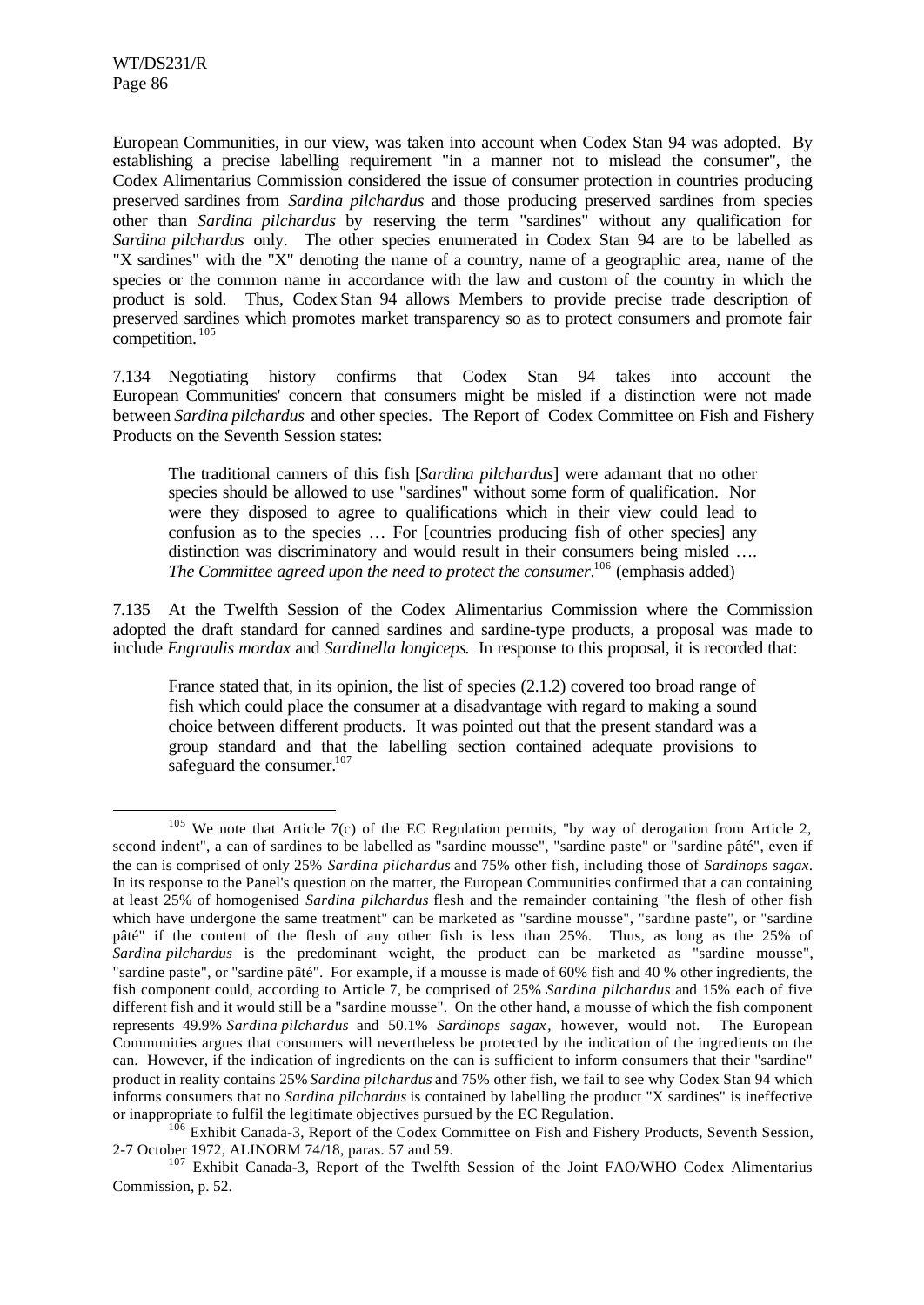European Communities, in our view, was taken into account when Codex Stan 94 was adopted. By establishing a precise labelling requirement "in a manner not to mislead the consumer", the Codex Alimentarius Commission considered the issue of consumer protection in countries producing preserved sardines from *Sardina pilchardus* and those producing preserved sardines from species other than *Sardina pilchardus* by reserving the term "sardines" without any qualification for *Sardina pilchardus* only. The other species enumerated in Codex Stan 94 are to be labelled as "X sardines" with the "X" denoting the name of a country, name of a geographic area, name of the species or the common name in accordance with the law and custom of the country in which the product is sold. Thus, Codex Stan 94 allows Members to provide precise trade description of preserved sardines which promotes market transparency so as to protect consumers and promote fair competition.[105]

7.134 Negotiating history confirms that Codex Stan 94 takes into account the European Communities' concern that consumers might be misled if a distinction were not made between *Sardina pilchardus* and other species. The Report of Codex Committee on Fish and Fishery Products on the Seventh Session states:

> The traditional canners of this fish [*Sardina pilchardus*] were adamant that no other species should be allowed to use "sardines" without some form of qualification. Nor were they disposed to agree to qualifications which in their view could lead to confusion as to the species … For [countries producing fish of other species] any distinction was discriminatory and would result in their consumers being misled …. *The Committee agreed upon the need to protect the consumer*.[106] (emphasis added)

7.135 At the Twelfth Session of the Codex Alimentarius Commission where the Commission adopted the draft standard for canned sardines and sardine-type products, a proposal was made to include *Engraulis mordax* and *Sardinella longiceps*. In response to this proposal, it is recorded that:

> France stated that, in its opinion, the list of species (2.1.2) covered too broad range of fish which could place the consumer at a disadvantage with regard to making a sound choice between different products. It was pointed out that the present standard was a group standard and that the labelling section contained adequate provisions to safeguard the consumer.[107]

---

[105] We note that Article 7(c) of the EC Regulation permits, "by way of derogation from Article 2, second indent", a can of sardines to be labelled as "sardine mousse", "sardine paste" or "sardine pâté", even if the can is comprised of only 25% *Sardina pilchardus* and 75% other fish, including those of *Sardinops sagax*. In its response to the Panel's question on the matter, the European Communities confirmed that a can containing at least 25% of homogenised *Sardina pilchardus* flesh and the remainder containing "the flesh of other fish which have undergone the same treatment" can be marketed as "sardine mousse", "sardine paste", or "sardine pâté" if the content of the flesh of any other fish is less than 25%. Thus, as long as the 25% of *Sardina pilchardus* is the predominant weight, the product can be marketed as "sardine mousse", "sardine paste", or "sardine pâté". For example, if a mousse is made of 60% fish and 40 % other ingredients, the fish component could, according to Article 7, be comprised of 25% *Sardina pilchardus* and 15% each of five different fish and it would still be a "sardine mousse". On the other hand, a mousse of which the fish component represents 49.9% *Sardina pilchardus* and 50.1% *Sardinops sagax*, however, would not. The European Communities argues that consumers will nevertheless be protected by the indication of the ingredients on the can. However, if the indication of ingredients on the can is sufficient to inform consumers that their "sardine" product in reality contains 25% *Sardina pilchardus* and 75% other fish, we fail to see why Codex Stan 94 which informs consumers that no *Sardina pilchardus* is contained by labelling the product "X sardines" is ineffective or inappropriate to fulfil the legitimate objectives pursued by the EC Regulation.

[106] Exhibit Canada-3, Report of the Codex Committee on Fish and Fishery Products, Seventh Session, 2-7 October 1972, ALINORM 74/18, paras. 57 and 59.

[107] Exhibit Canada-3, Report of the Twelfth Session of the Joint FAO/WHO Codex Alimentarius Commission, p. 52.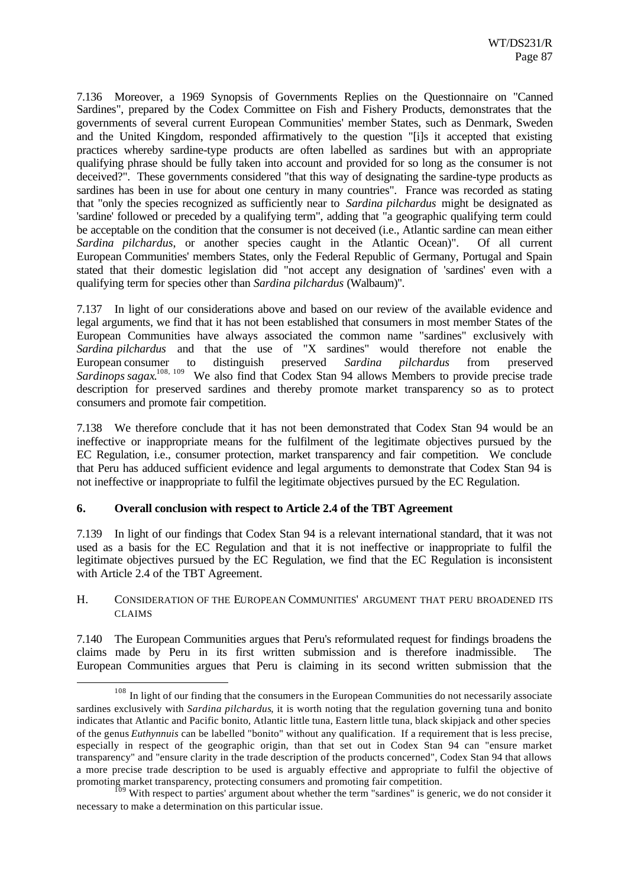7.136 Moreover, a 1969 Synopsis of Governments Replies on the Questionnaire on "Canned Sardines", prepared by the Codex Committee on Fish and Fishery Products, demonstrates that the governments of several current European Communities' member States, such as Denmark, Sweden and the United Kingdom, responded affirmatively to the question "[i]s it accepted that existing practices whereby sardine-type products are often labelled as sardines but with an appropriate qualifying phrase should be fully taken into account and provided for so long as the consumer is not deceived?". These governments considered "that this way of designating the sardine-type products as sardines has been in use for about one century in many countries". France was recorded as stating that "only the species recognized as sufficiently near to *Sardina pilchardus* might be designated as 'sardine' followed or preceded by a qualifying term", adding that "a geographic qualifying term could be acceptable on the condition that the consumer is not deceived (i.e., Atlantic sardine can mean either *Sardina pilchardus*, or another species caught in the Atlantic Ocean)". Of all current European Communities' members States, only the Federal Republic of Germany, Portugal and Spain stated that their domestic legislation did "not accept any designation of 'sardines' even with a qualifying term for species other than *Sardina pilchardus* (Walbaum)".

7.137 In light of our considerations above and based on our review of the available evidence and legal arguments, we find that it has not been established that consumers in most member States of the European Communities have always associated the common name "sardines" exclusively with *Sardina pilchardus* and that the use of "X sardines" would therefore not enable the European consumer to distinguish preserved *Sardina pilchardus* from preserved *Sardinops sagax*.[108, 109] We also find that Codex Stan 94 allows Members to provide precise trade description for preserved sardines and thereby promote market transparency so as to protect consumers and promote fair competition.

7.138 We therefore conclude that it has not been demonstrated that Codex Stan 94 would be an ineffective or inappropriate means for the fulfilment of the legitimate objectives pursued by the EC Regulation, i.e., consumer protection, market transparency and fair competition. We conclude that Peru has adduced sufficient evidence and legal arguments to demonstrate that Codex Stan 94 is not ineffective or inappropriate to fulfil the legitimate objectives pursued by the EC Regulation.

### 6. Overall conclusion with respect to Article 2.4 of the TBT Agreement

7.139 In light of our findings that Codex Stan 94 is a relevant international standard, that it was not used as a basis for the EC Regulation and that it is not ineffective or inappropriate to fulfil the legitimate objectives pursued by the EC Regulation, we find that the EC Regulation is inconsistent with Article 2.4 of the TBT Agreement.

## H. CONSIDERATION OF THE EUROPEAN COMMUNITIES' ARGUMENT THAT PERU BROADENED ITS CLAIMS

7.140 The European Communities argues that Peru's reformulated request for findings broadens the claims made by Peru in its first written submission and is therefore inadmissible. The European Communities argues that Peru is claiming in its second written submission that the

---

[108] In light of our finding that the consumers in the European Communities do not necessarily associate sardines exclusively with *Sardina pilchardus*, it is worth noting that the regulation governing tuna and bonito indicates that Atlantic and Pacific bonito, Atlantic little tuna, Eastern little tuna, black skipjack and other species of the genus *Euthynnuis* can be labelled "bonito" without any qualification. If a requirement that is less precise, especially in respect of the geographic origin, than that set out in Codex Stan 94 can "ensure market transparency" and "ensure clarity in the trade description of the products concerned", Codex Stan 94 that allows a more precise trade description to be used is arguably effective and appropriate to fulfil the objective of promoting market transparency, protecting consumers and promoting fair competition.

[109] With respect to parties' argument about whether the term "sardines" is generic, we do not consider it necessary to make a determination on this particular issue.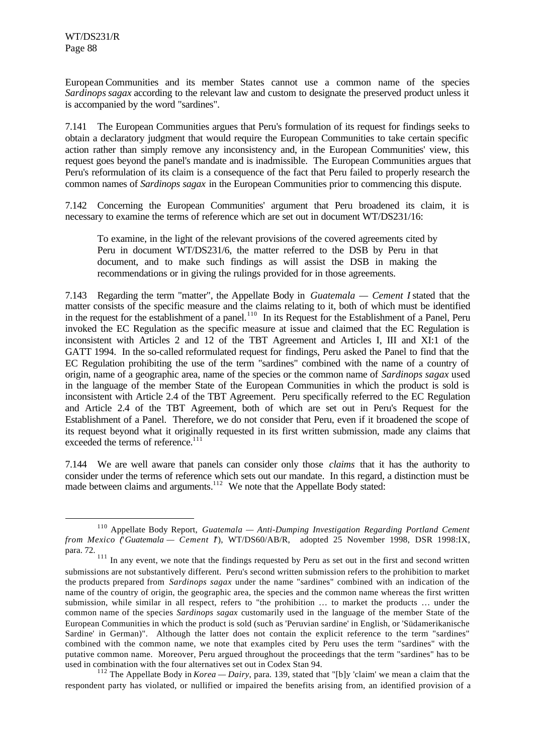European Communities and its member States cannot use a common name of the species *Sardinops sagax* according to the relevant law and custom to designate the preserved product unless it is accompanied by the word "sardines".

7.141 The European Communities argues that Peru's formulation of its request for findings seeks to obtain a declaratory judgment that would require the European Communities to take certain specific action rather than simply remove any inconsistency and, in the European Communities' view, this request goes beyond the panel's mandate and is inadmissible. The European Communities argues that Peru's reformulation of its claim is a consequence of the fact that Peru failed to properly research the common names of *Sardinops sagax* in the European Communities prior to commencing this dispute.

7.142 Concerning the European Communities' argument that Peru broadened its claim, it is necessary to examine the terms of reference which are set out in document WT/DS231/16:

> To examine, in the light of the relevant provisions of the covered agreements cited by Peru in document WT/DS231/6, the matter referred to the DSB by Peru in that document, and to make such findings as will assist the DSB in making the recommendations or in giving the rulings provided for in those agreements.

7.143 Regarding the term "matter", the Appellate Body in *Guatemala — Cement I* stated that the matter consists of the specific measure and the claims relating to it, both of which must be identified in the request for the establishment of a panel.[110] In its Request for the Establishment of a Panel, Peru invoked the EC Regulation as the specific measure at issue and claimed that the EC Regulation is inconsistent with Articles 2 and 12 of the TBT Agreement and Articles I, III and XI:1 of the GATT 1994. In the so-called reformulated request for findings, Peru asked the Panel to find that the EC Regulation prohibiting the use of the term "sardines" combined with the name of a country of origin, name of a geographic area, name of the species or the common name of *Sardinops sagax* used in the language of the member State of the European Communities in which the product is sold is inconsistent with Article 2.4 of the TBT Agreement. Peru specifically referred to the EC Regulation and Article 2.4 of the TBT Agreement, both of which are set out in Peru's Request for the Establishment of a Panel. Therefore, we do not consider that Peru, even if it broadened the scope of its request beyond what it originally requested in its first written submission, made any claims that exceeded the terms of reference.[111]

7.144 We are well aware that panels can consider only those *claims* that it has the authority to consider under the terms of reference which sets out our mandate. In this regard, a distinction must be made between claims and arguments.[112] We note that the Appellate Body stated:

---

[110] Appellate Body Report, *Guatemala — Anti-Dumping Investigation Regarding Portland Cement from Mexico* ("*Guatemala — Cement I*"), WT/DS60/AB/R, adopted 25 November 1998, DSR 1998:IX, para. 72.

[111] In any event, we note that the findings requested by Peru as set out in the first and second written submissions are not substantively different. Peru's second written submission refers to the prohibition to market the products prepared from *Sardinops sagax* under the name "sardines" combined with an indication of the name of the country of origin, the geographic area, the species and the common name whereas the first written submission, while similar in all respect, refers to "the prohibition … to market the products … under the common name of the species *Sardinops sagax* customarily used in the language of the member State of the European Communities in which the product is sold (such as 'Peruvian sardine' in English, or 'Südamerikanische Sardine' in German)". Although the latter does not contain the explicit reference to the term "sardines" combined with the common name, we note that examples cited by Peru uses the term "sardines" with the putative common name. Moreover, Peru argued throughout the proceedings that the term "sardines" has to be used in combination with the four alternatives set out in Codex Stan 94.

[112] The Appellate Body in *Korea — Dairy*, para. 139, stated that "[b]y 'claim' we mean a claim that the respondent party has violated, or nullified or impaired the benefits arising from, an identified provision of a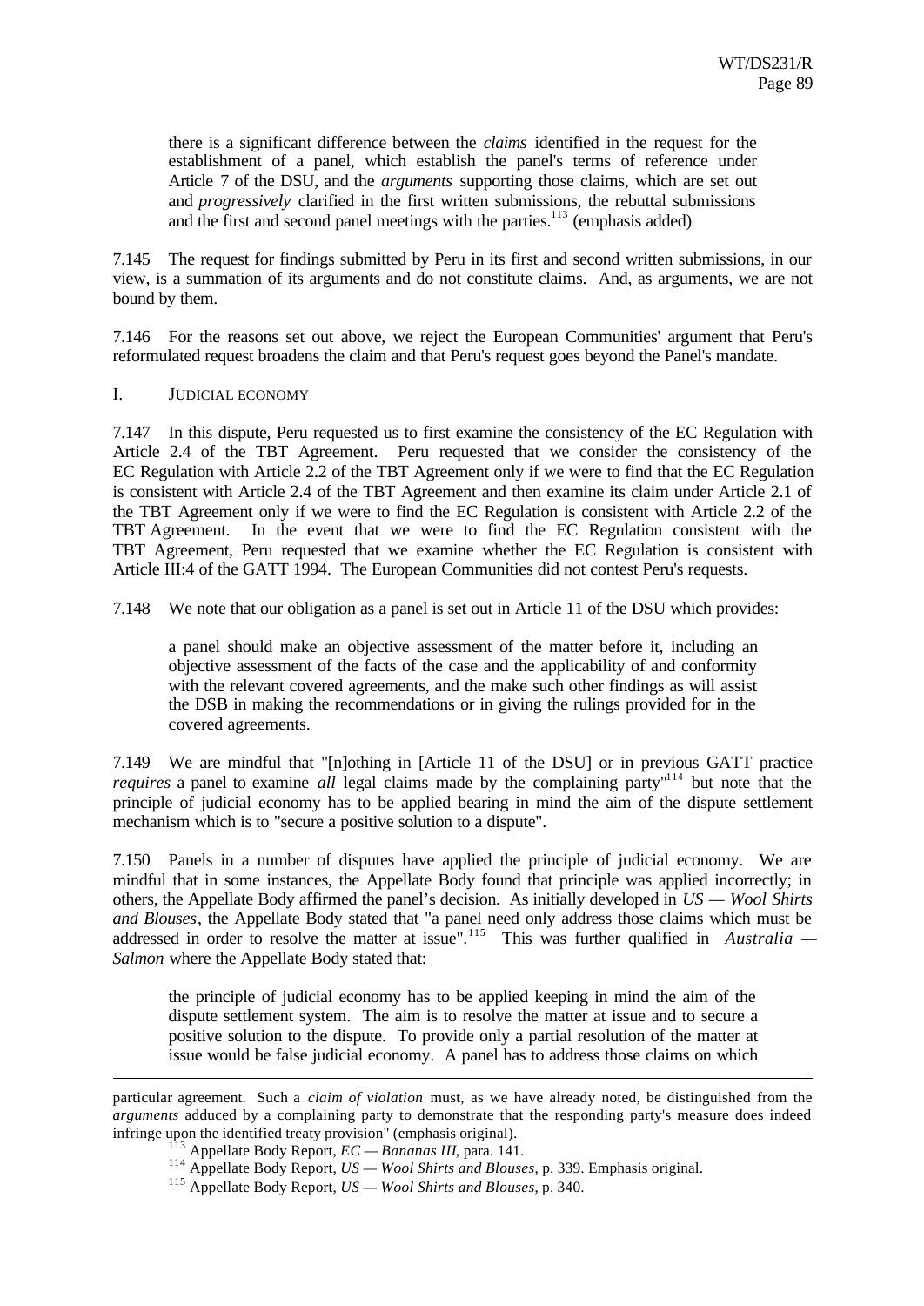there is a significant difference between the *claims* identified in the request for the establishment of a panel, which establish the panel's terms of reference under Article 7 of the DSU, and the *arguments* supporting those claims, which are set out and *progressively* clarified in the first written submissions, the rebuttal submissions and the first and second panel meetings with the parties.[113] (emphasis added)

7.145 The request for findings submitted by Peru in its first and second written submissions, in our view, is a summation of its arguments and do not constitute claims. And, as arguments, we are not bound by them.

7.146 For the reasons set out above, we reject the European Communities' argument that Peru's reformulated request broadens the claim and that Peru's request goes beyond the Panel's mandate.

## I. JUDICIAL ECONOMY

7.147 In this dispute, Peru requested us to first examine the consistency of the EC Regulation with Article 2.4 of the TBT Agreement. Peru requested that we consider the consistency of the EC Regulation with Article 2.2 of the TBT Agreement only if we were to find that the EC Regulation is consistent with Article 2.4 of the TBT Agreement and then examine its claim under Article 2.1 of the TBT Agreement only if we were to find the EC Regulation is consistent with Article 2.2 of the TBT Agreement. In the event that we were to find the EC Regulation consistent with the TBT Agreement, Peru requested that we examine whether the EC Regulation is consistent with Article III:4 of the GATT 1994. The European Communities did not contest Peru's requests.

7.148 We note that our obligation as a panel is set out in Article 11 of the DSU which provides:

> a panel should make an objective assessment of the matter before it, including an objective assessment of the facts of the case and the applicability of and conformity with the relevant covered agreements, and the make such other findings as will assist the DSB in making the recommendations or in giving the rulings provided for in the covered agreements.

7.149 We are mindful that "[n]othing in [Article 11 of the DSU] or in previous GATT practice *requires* a panel to examine *all* legal claims made by the complaining party"[114] but note that the principle of judicial economy has to be applied bearing in mind the aim of the dispute settlement mechanism which is to "secure a positive solution to a dispute".

7.150 Panels in a number of disputes have applied the principle of judicial economy. We are mindful that in some instances, the Appellate Body found that principle was applied incorrectly; in others, the Appellate Body affirmed the panel's decision. As initially developed in *US — Wool Shirts and Blouses*, the Appellate Body stated that "a panel need only address those claims which must be addressed in order to resolve the matter at issue".[115] This was further qualified in *Australia — Salmon* where the Appellate Body stated that:

> the principle of judicial economy has to be applied keeping in mind the aim of the dispute settlement system. The aim is to resolve the matter at issue and to secure a positive solution to the dispute. To provide only a partial resolution of the matter at issue would be false judicial economy. A panel has to address those claims on which

---

particular agreement. Such a *claim of violation* must, as we have already noted, be distinguished from the *arguments* adduced by a complaining party to demonstrate that the responding party's measure does indeed infringe upon the identified treaty provision" (emphasis original).

[113] Appellate Body Report, *EC — Bananas III*, para. 141.

[114] Appellate Body Report, *US — Wool Shirts and Blouses*, p. 339. Emphasis original.

[115] Appellate Body Report, *US — Wool Shirts and Blouses*, p. 340.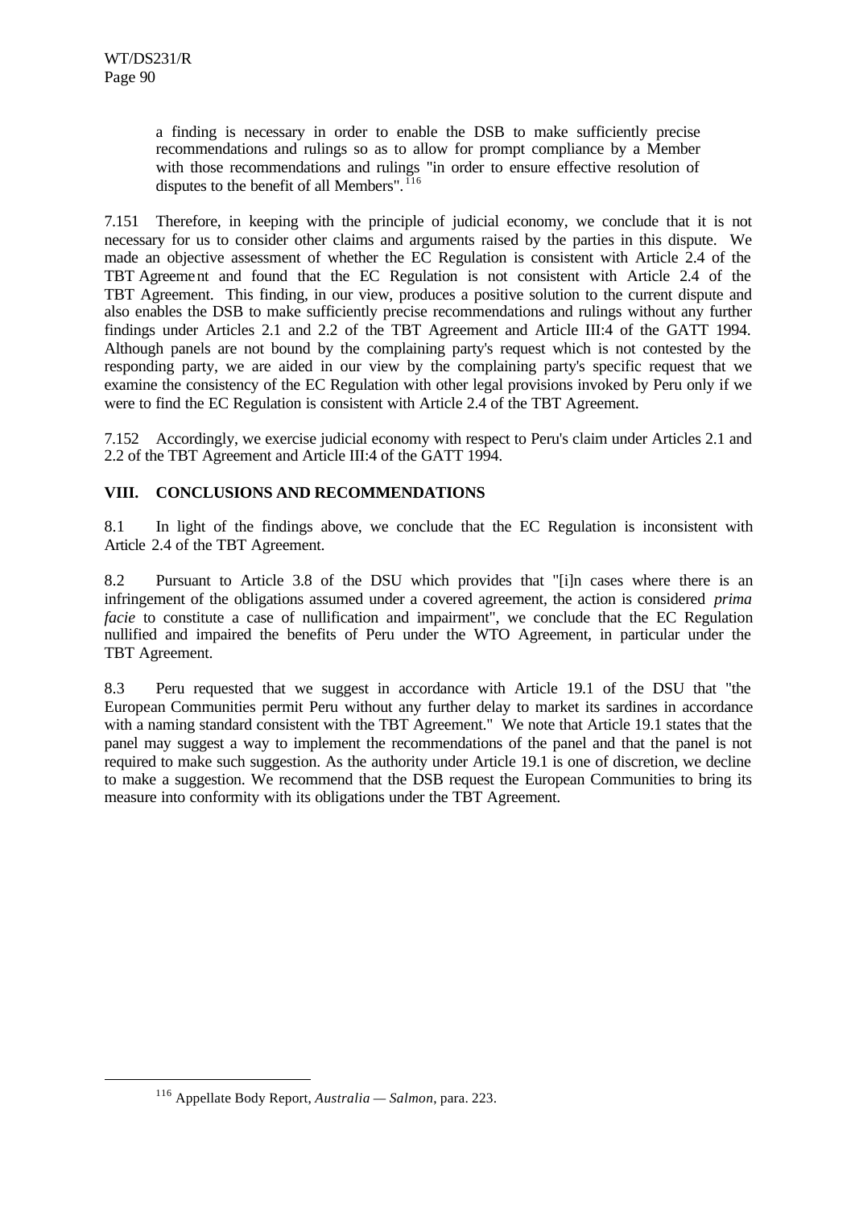a finding is necessary in order to enable the DSB to make sufficiently precise recommendations and rulings so as to allow for prompt compliance by a Member with those recommendations and rulings "in order to ensure effective resolution of disputes to the benefit of all Members".[116]

7.151 Therefore, in keeping with the principle of judicial economy, we conclude that it is not necessary for us to consider other claims and arguments raised by the parties in this dispute. We made an objective assessment of whether the EC Regulation is consistent with Article 2.4 of the TBT Agreement and found that the EC Regulation is not consistent with Article 2.4 of the TBT Agreement. This finding, in our view, produces a positive solution to the current dispute and also enables the DSB to make sufficiently precise recommendations and rulings without any further findings under Articles 2.1 and 2.2 of the TBT Agreement and Article III:4 of the GATT 1994. Although panels are not bound by the complaining party's request which is not contested by the responding party, we are aided in our view by the complaining party's specific request that we examine the consistency of the EC Regulation with other legal provisions invoked by Peru only if we were to find the EC Regulation is consistent with Article 2.4 of the TBT Agreement.

7.152 Accordingly, we exercise judicial economy with respect to Peru's claim under Articles 2.1 and 2.2 of the TBT Agreement and Article III:4 of the GATT 1994.

## VIII. CONCLUSIONS AND RECOMMENDATIONS

8.1 In light of the findings above, we conclude that the EC Regulation is inconsistent with Article 2.4 of the TBT Agreement.

8.2 Pursuant to Article 3.8 of the DSU which provides that "[i]n cases where there is an infringement of the obligations assumed under a covered agreement, the action is considered *prima facie* to constitute a case of nullification and impairment", we conclude that the EC Regulation nullified and impaired the benefits of Peru under the WTO Agreement, in particular under the TBT Agreement.

8.3 Peru requested that we suggest in accordance with Article 19.1 of the DSU that "the European Communities permit Peru without any further delay to market its sardines in accordance with a naming standard consistent with the TBT Agreement." We note that Article 19.1 states that the panel may suggest a way to implement the recommendations of the panel and that the panel is not required to make such suggestion. As the authority under Article 19.1 is one of discretion, we decline to make a suggestion. We recommend that the DSB request the European Communities to bring its measure into conformity with its obligations under the TBT Agreement.

---

[116] Appellate Body Report, *Australia — Salmon*, para. 223.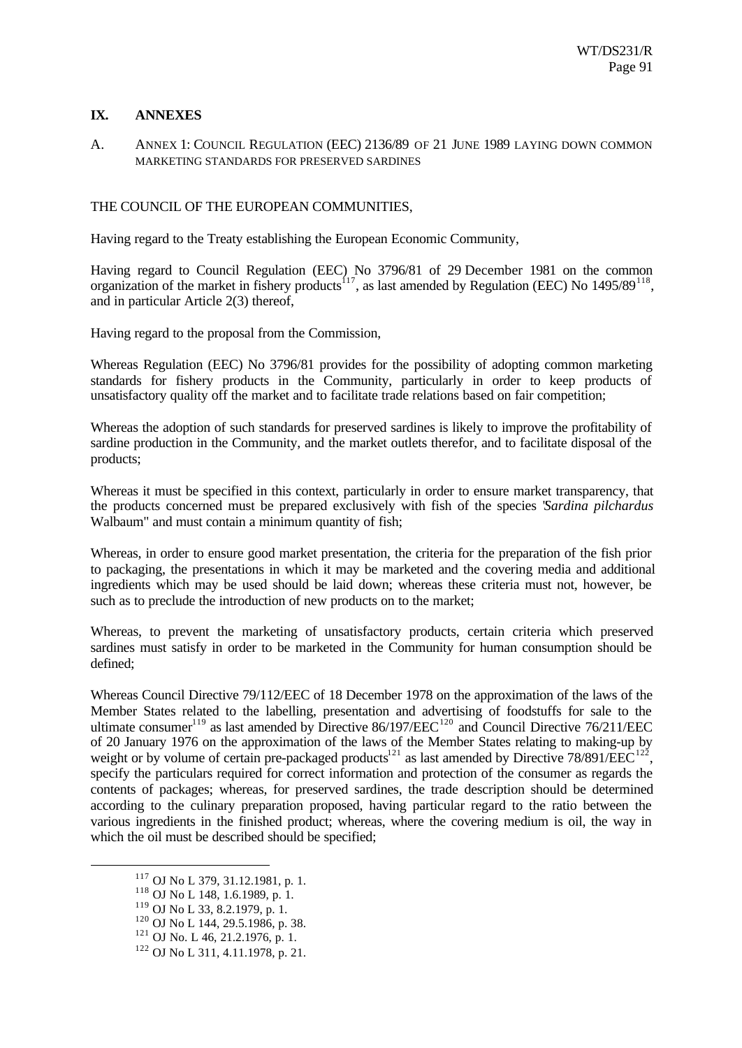## IX. ANNEXES

### A. ANNEX 1: COUNCIL REGULATION (EEC) 2136/89 OF 21 JUNE 1989 LAYING DOWN COMMON MARKETING STANDARDS FOR PRESERVED SARDINES

THE COUNCIL OF THE EUROPEAN COMMUNITIES,

Having regard to the Treaty establishing the European Economic Community,

Having regard to Council Regulation (EEC) No 3796/81 of 29 December 1981 on the common organization of the market in fishery products[117], as last amended by Regulation (EEC) No 1495/89[118], and in particular Article 2(3) thereof,

Having regard to the proposal from the Commission,

Whereas Regulation (EEC) No 3796/81 provides for the possibility of adopting common marketing standards for fishery products in the Community, particularly in order to keep products of unsatisfactory quality off the market and to facilitate trade relations based on fair competition;

Whereas the adoption of such standards for preserved sardines is likely to improve the profitability of sardine production in the Community, and the market outlets therefor, and to facilitate disposal of the products;

Whereas it must be specified in this context, particularly in order to ensure market transparency, that the products concerned must be prepared exclusively with fish of the species "*Sardina pilchardus* Walbaum" and must contain a minimum quantity of fish;

Whereas, in order to ensure good market presentation, the criteria for the preparation of the fish prior to packaging, the presentations in which it may be marketed and the covering media and additional ingredients which may be used should be laid down; whereas these criteria must not, however, be such as to preclude the introduction of new products on to the market;

Whereas, to prevent the marketing of unsatisfactory products, certain criteria which preserved sardines must satisfy in order to be marketed in the Community for human consumption should be defined;

Whereas Council Directive 79/112/EEC of 18 December 1978 on the approximation of the laws of the Member States related to the labelling, presentation and advertising of foodstuffs for sale to the ultimate consumer[119] as last amended by Directive 86/197/EEC[120] and Council Directive 76/211/EEC of 20 January 1976 on the approximation of the laws of the Member States relating to making-up by weight or by volume of certain pre-packaged products[121] as last amended by Directive 78/891/EEC[122], specify the particulars required for correct information and protection of the consumer as regards the contents of packages; whereas, for preserved sardines, the trade description should be determined according to the culinary preparation proposed, having particular regard to the ratio between the various ingredients in the finished product; whereas, where the covering medium is oil, the way in which the oil must be described should be specified;

---

[117] OJ No L 379, 31.12.1981, p. 1.

[118] OJ No L 148, 1.6.1989, p. 1.

[119] OJ No L 33, 8.2.1979, p. 1.

[120] OJ No L 144, 29.5.1986, p. 38.

[121] OJ No. L 46, 21.2.1976, p. 1.

[122] OJ No L 311, 4.11.1978, p. 21.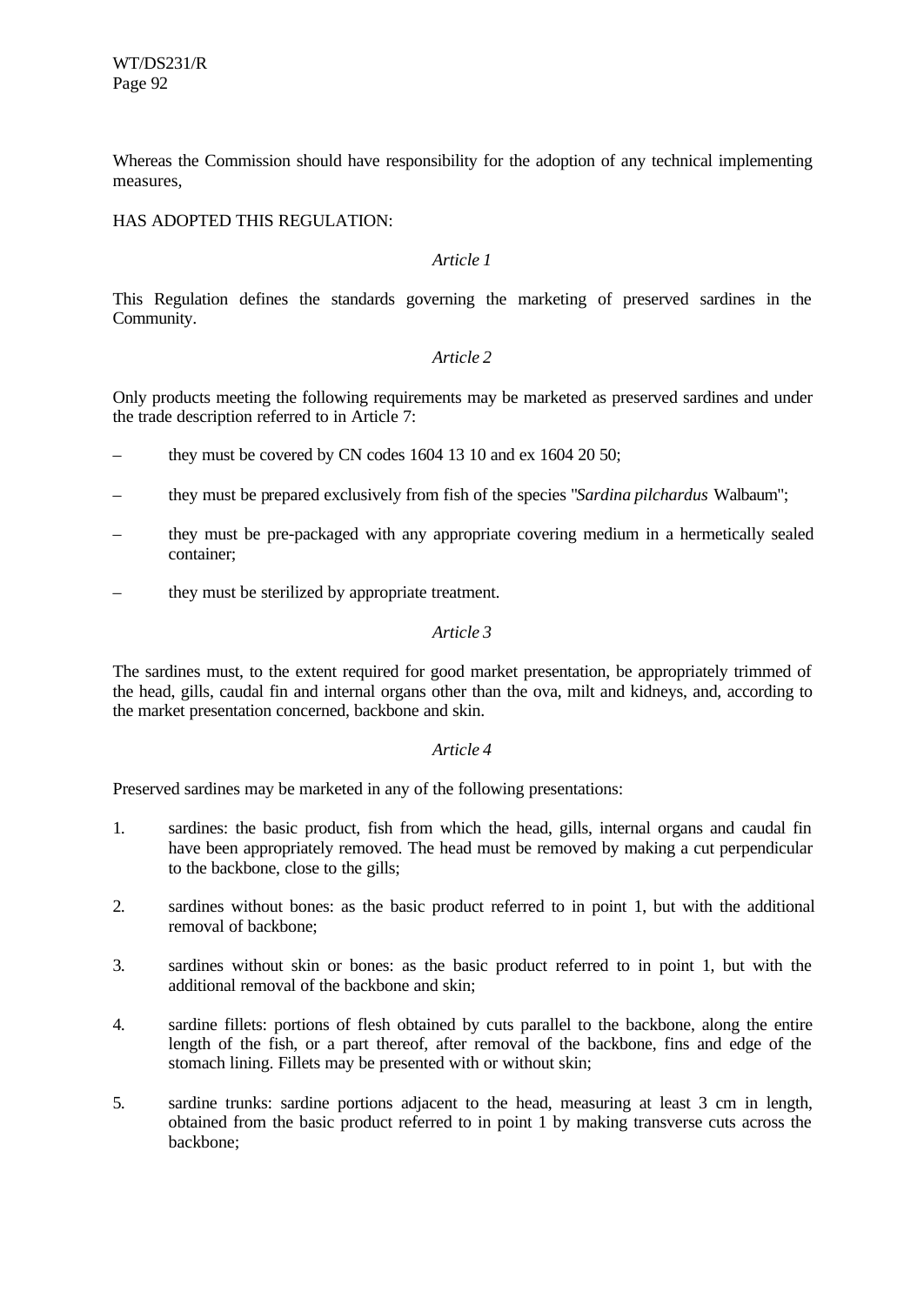Whereas the Commission should have responsibility for the adoption of any technical implementing measures,

HAS ADOPTED THIS REGULATION:

*Article 1*

This Regulation defines the standards governing the marketing of preserved sardines in the Community.

*Article 2*

Only products meeting the following requirements may be marketed as preserved sardines and under the trade description referred to in Article 7:

– they must be covered by CN codes 1604 13 10 and ex 1604 20 50;

– they must be prepared exclusively from fish of the species "*Sardina pilchardus* Walbaum";

– they must be pre-packaged with any appropriate covering medium in a hermetically sealed container;

– they must be sterilized by appropriate treatment.

*Article 3*

The sardines must, to the extent required for good market presentation, be appropriately trimmed of the head, gills, caudal fin and internal organs other than the ova, milt and kidneys, and, according to the market presentation concerned, backbone and skin.

*Article 4*

Preserved sardines may be marketed in any of the following presentations:

1. sardines: the basic product, fish from which the head, gills, internal organs and caudal fin have been appropriately removed. The head must be removed by making a cut perpendicular to the backbone, close to the gills;

2. sardines without bones: as the basic product referred to in point 1, but with the additional removal of backbone;

3. sardines without skin or bones: as the basic product referred to in point 1, but with the additional removal of the backbone and skin;

4. sardine fillets: portions of flesh obtained by cuts parallel to the backbone, along the entire length of the fish, or a part thereof, after removal of the backbone, fins and edge of the stomach lining. Fillets may be presented with or without skin;

5. sardine trunks: sardine portions adjacent to the head, measuring at least 3 cm in length, obtained from the basic product referred to in point 1 by making transverse cuts across the backbone;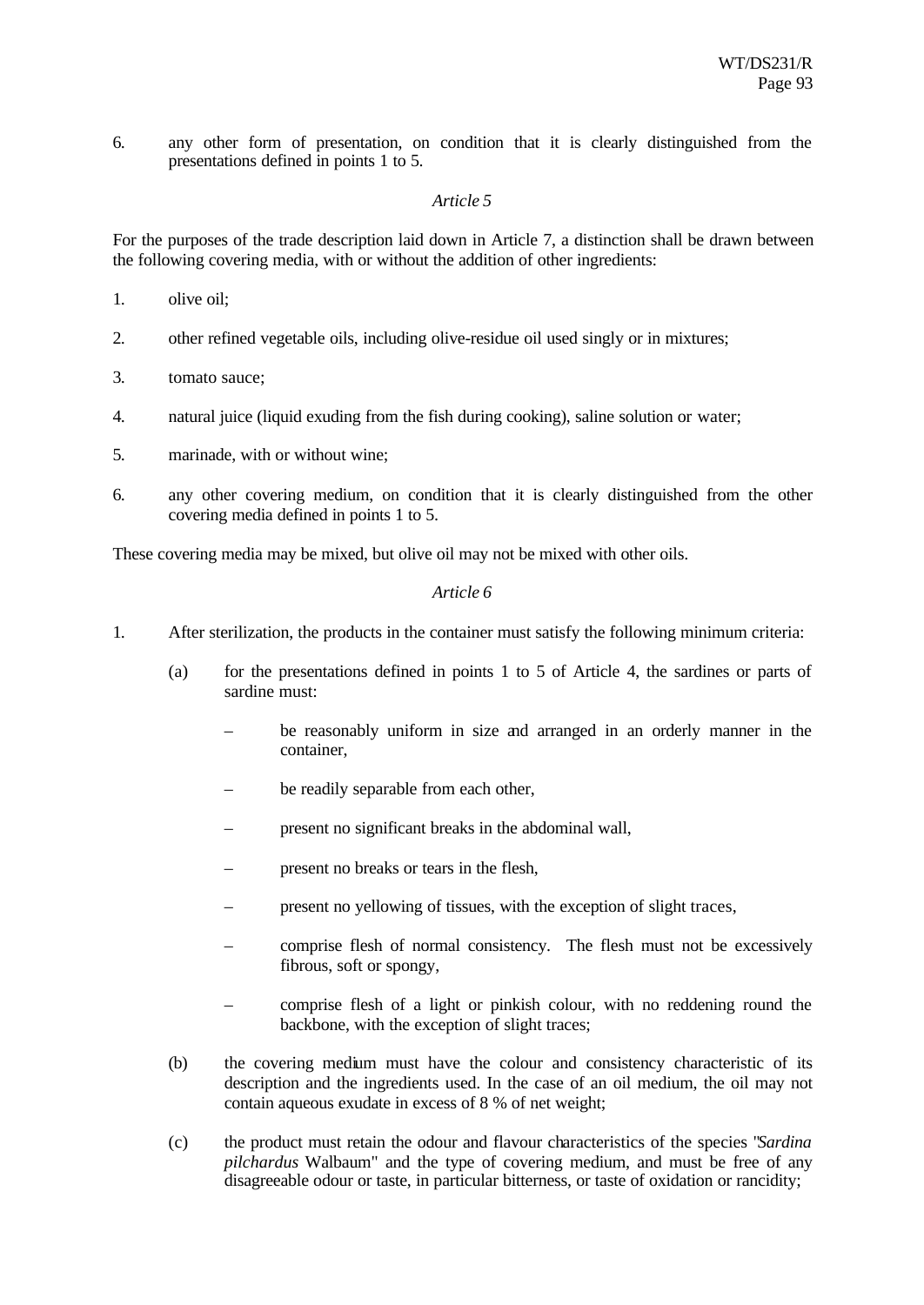6. any other form of presentation, on condition that it is clearly distinguished from the presentations defined in points 1 to 5.

*Article 5*

For the purposes of the trade description laid down in Article 7, a distinction shall be drawn between the following covering media, with or without the addition of other ingredients:

1. olive oil;

2. other refined vegetable oils, including olive-residue oil used singly or in mixtures;

3. tomato sauce;

4. natural juice (liquid exuding from the fish during cooking), saline solution or water;

5. marinade, with or without wine;

6. any other covering medium, on condition that it is clearly distinguished from the other covering media defined in points 1 to 5.

These covering media may be mixed, but olive oil may not be mixed with other oils.

*Article 6*

1. After sterilization, the products in the container must satisfy the following minimum criteria:

   (a) for the presentations defined in points 1 to 5 of Article 4, the sardines or parts of sardine must:

   – be reasonably uniform in size and arranged in an orderly manner in the container,

   – be readily separable from each other,

   – present no significant breaks in the abdominal wall,

   – present no breaks or tears in the flesh,

   – present no yellowing of tissues, with the exception of slight traces,

   – comprise flesh of normal consistency. The flesh must not be excessively fibrous, soft or spongy,

   – comprise flesh of a light or pinkish colour, with no reddening round the backbone, with the exception of slight traces;

   (b) the covering medium must have the colour and consistency characteristic of its description and the ingredients used. In the case of an oil medium, the oil may not contain aqueous exudate in excess of 8 % of net weight;

   (c) the product must retain the odour and flavour characteristics of the species "*Sardina pilchardus* Walbaum" and the type of covering medium, and must be free of any disagreeable odour or taste, in particular bitterness, or taste of oxidation or rancidity;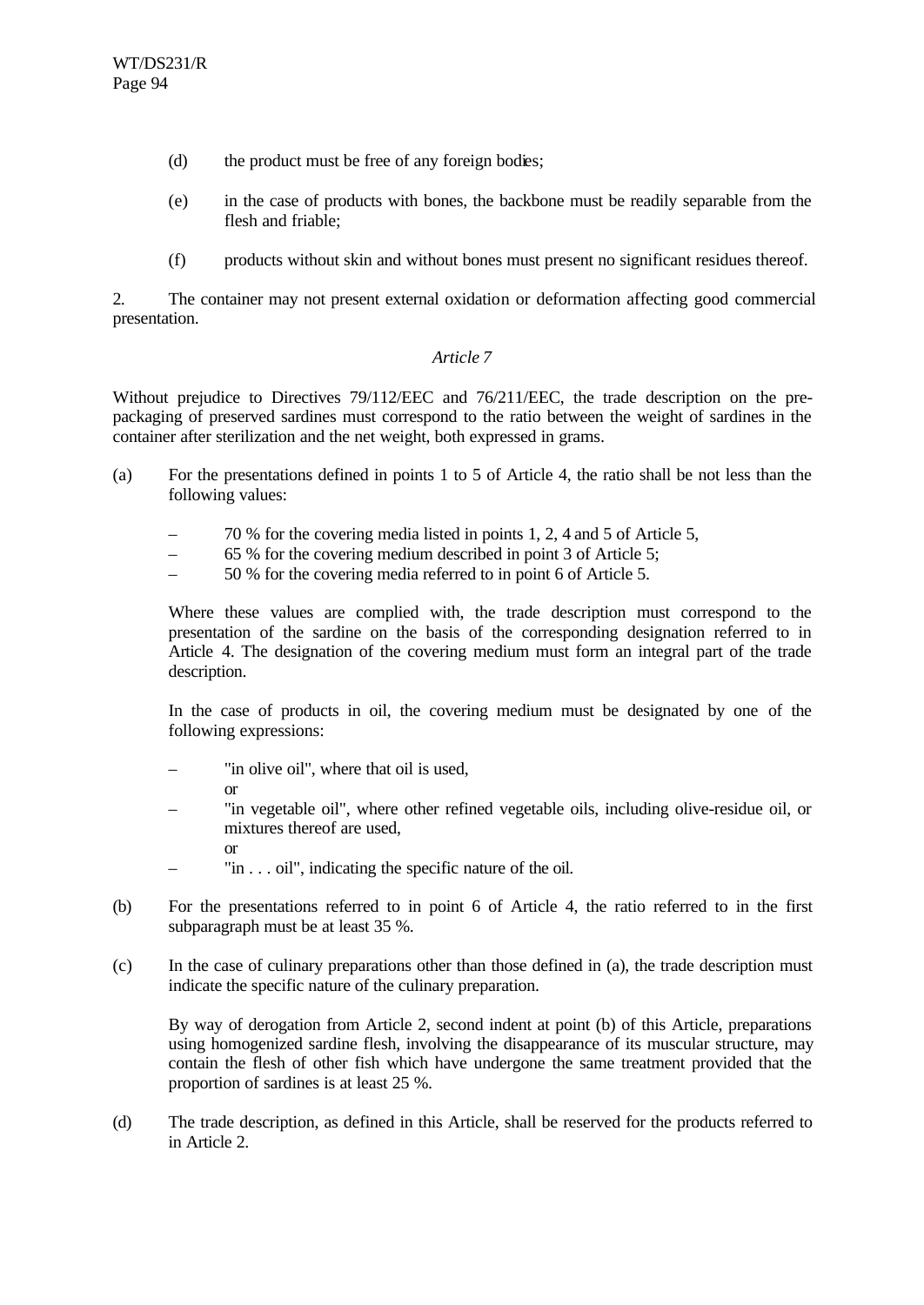(d) the product must be free of any foreign bodies;

(e) in the case of products with bones, the backbone must be readily separable from the flesh and friable;

(f) products without skin and without bones must present no significant residues thereof.

2. The container may not present external oxidation or deformation affecting good commercial presentation.

*Article 7*

Without prejudice to Directives 79/112/EEC and 76/211/EEC, the trade description on the pre-packaging of preserved sardines must correspond to the ratio between the weight of sardines in the container after sterilization and the net weight, both expressed in grams.

(a) For the presentations defined in points 1 to 5 of Article 4, the ratio shall be not less than the following values:

– 70 % for the covering media listed in points 1, 2, 4 and 5 of Article 5,
– 65 % for the covering medium described in point 3 of Article 5;
– 50 % for the covering media referred to in point 6 of Article 5.

Where these values are complied with, the trade description must correspond to the presentation of the sardine on the basis of the corresponding designation referred to in Article 4. The designation of the covering medium must form an integral part of the trade description.

In the case of products in oil, the covering medium must be designated by one of the following expressions:

– "in olive oil", where that oil is used,
  or
– "in vegetable oil", where other refined vegetable oils, including olive-residue oil, or mixtures thereof are used,
  or
– "in . . . oil", indicating the specific nature of the oil.

(b) For the presentations referred to in point 6 of Article 4, the ratio referred to in the first subparagraph must be at least 35 %.

(c) In the case of culinary preparations other than those defined in (a), the trade description must indicate the specific nature of the culinary preparation.

By way of derogation from Article 2, second indent at point (b) of this Article, preparations using homogenized sardine flesh, involving the disappearance of its muscular structure, may contain the flesh of other fish which have undergone the same treatment provided that the proportion of sardines is at least 25 %.

(d) The trade description, as defined in this Article, shall be reserved for the products referred to in Article 2.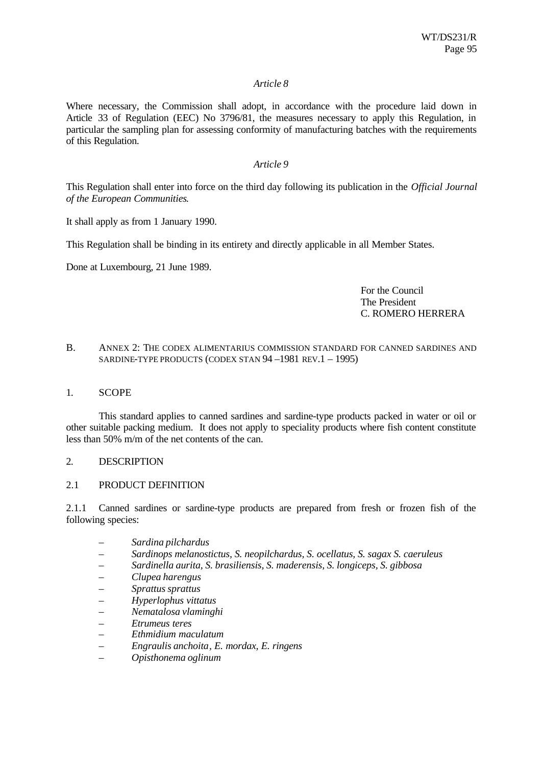*Article 8*

Where necessary, the Commission shall adopt, in accordance with the procedure laid down in Article 33 of Regulation (EEC) No 3796/81, the measures necessary to apply this Regulation, in particular the sampling plan for assessing conformity of manufacturing batches with the requirements of this Regulation.

*Article 9*

This Regulation shall enter into force on the third day following its publication in the *Official Journal of the European Communities*.

It shall apply as from 1 January 1990.

This Regulation shall be binding in its entirety and directly applicable in all Member States.

Done at Luxembourg, 21 June 1989.

For the Council
The President
C. ROMERO HERRERA

## B. ANNEX 2: THE CODEX ALIMENTARIUS COMMISSION STANDARD FOR CANNED SARDINES AND SARDINE-TYPE PRODUCTS (CODEX STAN 94 –1981 REV.1 – 1995)

### 1. SCOPE

This standard applies to canned sardines and sardine-type products packed in water or oil or other suitable packing medium. It does not apply to speciality products where fish content constitute less than 50% m/m of the net contents of the can.

### 2. DESCRIPTION

#### 2.1 PRODUCT DEFINITION

2.1.1 Canned sardines or sardine-type products are prepared from fresh or frozen fish of the following species:

– *Sardina pilchardus*
– *Sardinops melanostictus, S. neopilchardus, S. ocellatus, S. sagax S. caeruleus*
– *Sardinella aurita, S. brasiliensis, S. maderensis, S. longiceps, S. gibbosa*
– *Clupea harengus*
– *Sprattus sprattus*
– *Hyperlophus vittatus*
– *Nematalosa vlaminghi*
– *Etrumeus teres*
– *Ethmidium maculatum*
– *Engraulis anchoita, E. mordax, E. ringens*
– *Opisthonema oglinum*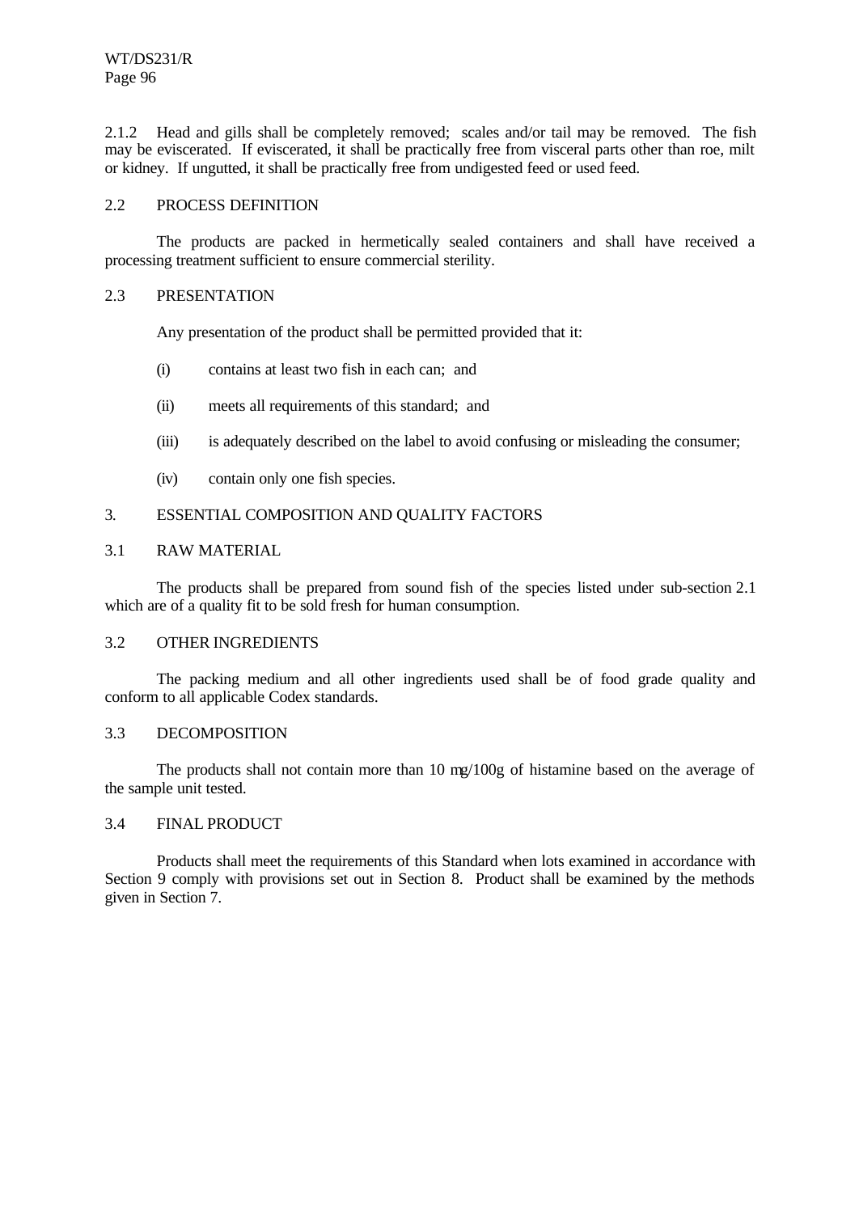2.1.2 Head and gills shall be completely removed; scales and/or tail may be removed. The fish may be eviscerated. If eviscerated, it shall be practically free from visceral parts other than roe, milt or kidney. If ungutted, it shall be practically free from undigested feed or used feed.

## 2.2 PROCESS DEFINITION

The products are packed in hermetically sealed containers and shall have received a processing treatment sufficient to ensure commercial sterility.

## 2.3 PRESENTATION

Any presentation of the product shall be permitted provided that it:

(i) contains at least two fish in each can; and

(ii) meets all requirements of this standard; and

(iii) is adequately described on the label to avoid confusing or misleading the consumer;

(iv) contain only one fish species.

# 3. ESSENTIAL COMPOSITION AND QUALITY FACTORS

## 3.1 RAW MATERIAL

The products shall be prepared from sound fish of the species listed under sub-section 2.1 which are of a quality fit to be sold fresh for human consumption.

## 3.2 OTHER INGREDIENTS

The packing medium and all other ingredients used shall be of food grade quality and conform to all applicable Codex standards.

## 3.3 DECOMPOSITION

The products shall not contain more than 10 mg/100g of histamine based on the average of the sample unit tested.

## 3.4 FINAL PRODUCT

Products shall meet the requirements of this Standard when lots examined in accordance with Section 9 comply with provisions set out in Section 8. Product shall be examined by the methods given in Section 7.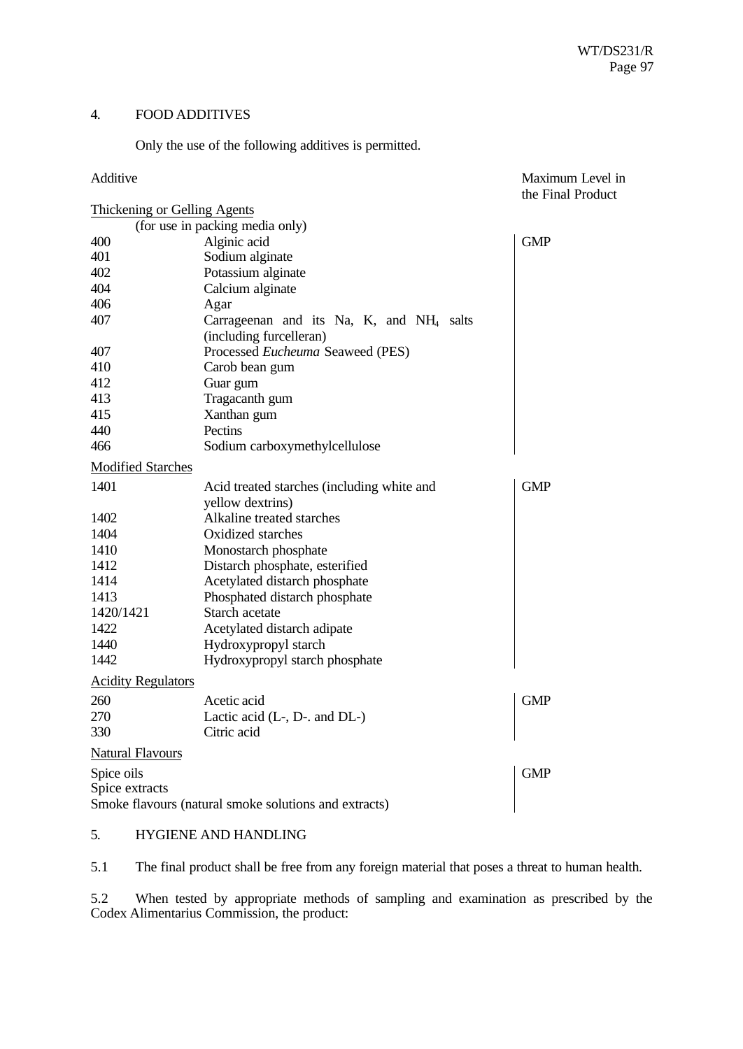## 4. FOOD ADDITIVES

Only the use of the following additives is permitted.

| Additive | | Maximum Level in the Final Product |
|---|---|---|
| Thickening or Gelling Agents (for use in packing media only) | | |
| 400 | Alginic acid | GMP |
| 401 | Sodium alginate | |
| 402 | Potassium alginate | |
| 404 | Calcium alginate | |
| 406 | Agar | |
| 407 | Carrageenan and its Na, K, and $NH_4$ salts (including furcelleran) | |
| 407 | Processed *Eucheuma* Seaweed (PES) | |
| 410 | Carob bean gum | |
| 412 | Guar gum | |
| 413 | Tragacanth gum | |
| 415 | Xanthan gum | |
| 440 | Pectins | |
| 466 | Sodium carboxymethylcellulose | |
| Modified Starches | | |
| 1401 | Acid treated starches (including white and yellow dextrins) | GMP |
| 1402 | Alkaline treated starches | |
| 1404 | Oxidized starches | |
| 1410 | Monostarch phosphate | |
| 1412 | Distarch phosphate, esterified | |
| 1414 | Acetylated distarch phosphate | |
| 1413 | Phosphated distarch phosphate | |
| 1420/1421 | Starch acetate | |
| 1422 | Acetylated distarch adipate | |
| 1440 | Hydroxypropyl starch | |
| 1442 | Hydroxypropyl starch phosphate | |
| Acidity Regulators | | |
| 260 | Acetic acid | GMP |
| 270 | Lactic acid (L-, D-. and DL-) | |
| 330 | Citric acid | |
| Natural Flavours | | |
| Spice oils | | GMP |
| Spice extracts | | |
| Smoke flavours (natural smoke solutions and extracts) | | |

## 5. HYGIENE AND HANDLING

5.1 The final product shall be free from any foreign material that poses a threat to human health.

5.2 When tested by appropriate methods of sampling and examination as prescribed by the Codex Alimentarius Commission, the product: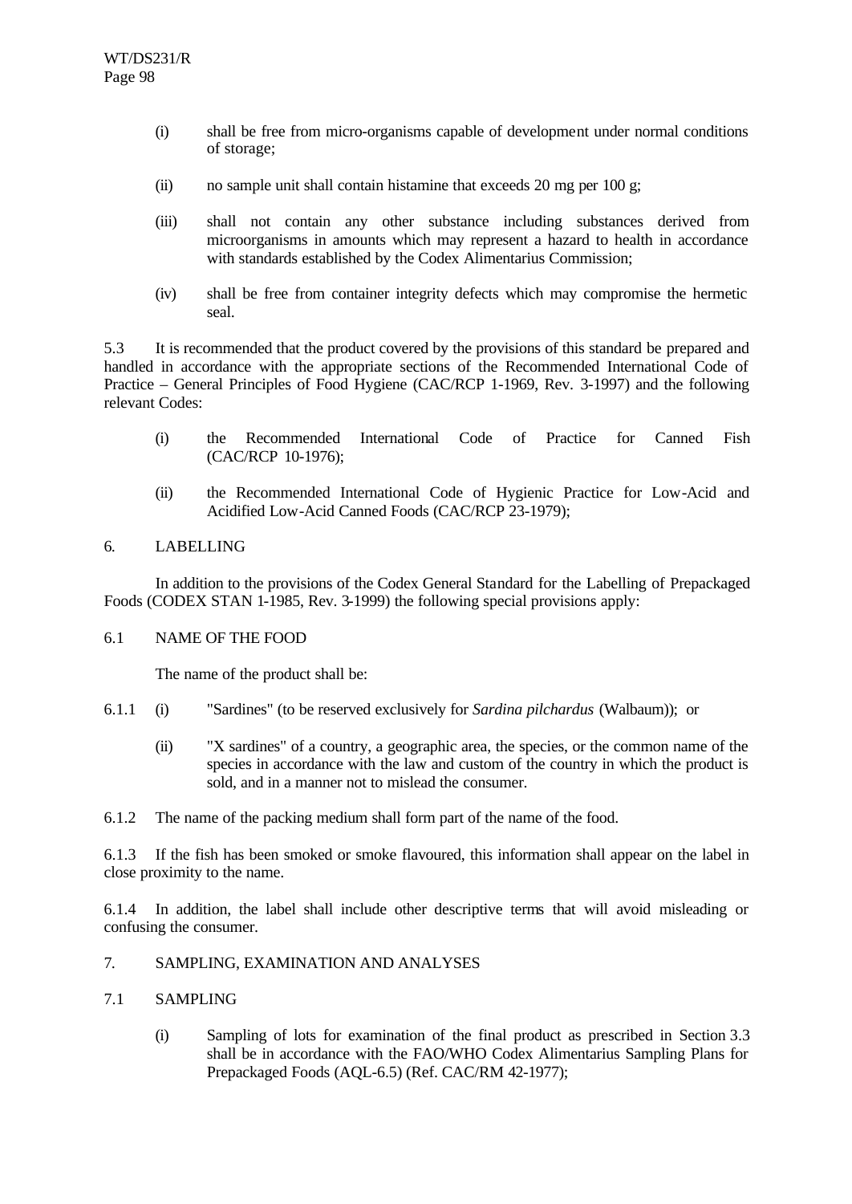(i) shall be free from micro-organisms capable of development under normal conditions of storage;

(ii) no sample unit shall contain histamine that exceeds 20 mg per 100 g;

(iii) shall not contain any other substance including substances derived from microorganisms in amounts which may represent a hazard to health in accordance with standards established by the Codex Alimentarius Commission;

(iv) shall be free from container integrity defects which may compromise the hermetic seal.

5.3 It is recommended that the product covered by the provisions of this standard be prepared and handled in accordance with the appropriate sections of the Recommended International Code of Practice – General Principles of Food Hygiene (CAC/RCP 1-1969, Rev. 3-1997) and the following relevant Codes:

(i) the Recommended International Code of Practice for Canned Fish (CAC/RCP 10-1976);

(ii) the Recommended International Code of Hygienic Practice for Low-Acid and Acidified Low-Acid Canned Foods (CAC/RCP 23-1979);

## 6. LABELLING

In addition to the provisions of the Codex General Standard for the Labelling of Prepackaged Foods (CODEX STAN 1-1985, Rev. 3-1999) the following special provisions apply:

### 6.1 NAME OF THE FOOD

The name of the product shall be:

6.1.1 (i) "Sardines" (to be reserved exclusively for *Sardina pilchardus* (Walbaum)); or

(ii) "X sardines" of a country, a geographic area, the species, or the common name of the species in accordance with the law and custom of the country in which the product is sold, and in a manner not to mislead the consumer.

6.1.2 The name of the packing medium shall form part of the name of the food.

6.1.3 If the fish has been smoked or smoke flavoured, this information shall appear on the label in close proximity to the name.

6.1.4 In addition, the label shall include other descriptive terms that will avoid misleading or confusing the consumer.

## 7. SAMPLING, EXAMINATION AND ANALYSES

### 7.1 SAMPLING

(i) Sampling of lots for examination of the final product as prescribed in Section 3.3 shall be in accordance with the FAO/WHO Codex Alimentarius Sampling Plans for Prepackaged Foods (AQL-6.5) (Ref. CAC/RM 42-1977);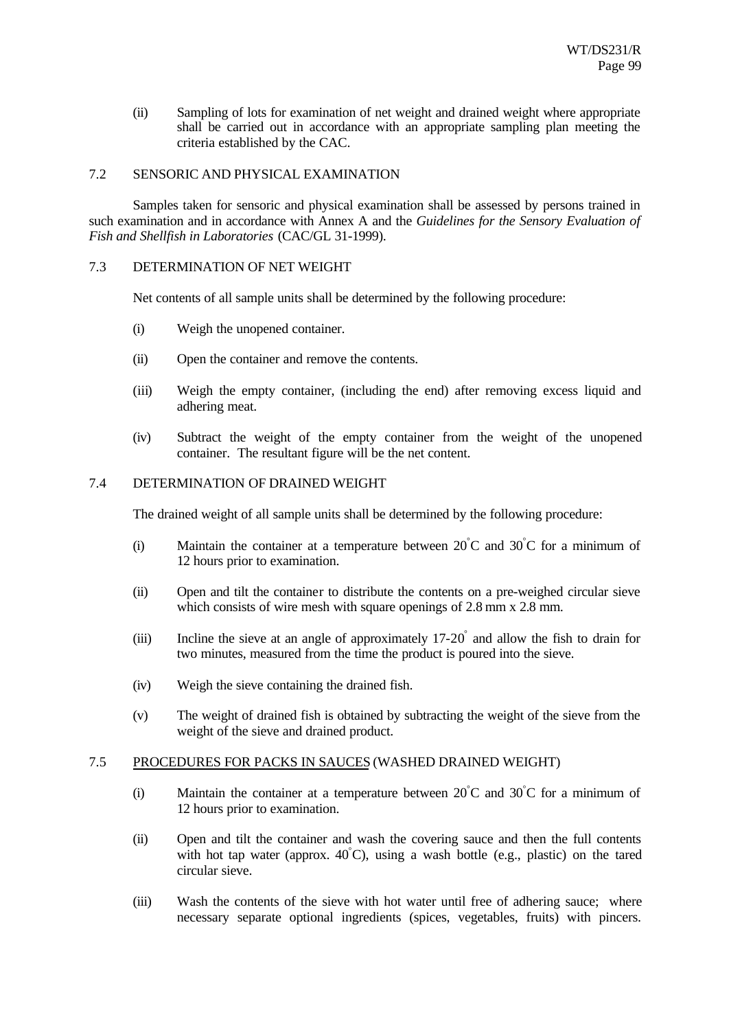(ii) Sampling of lots for examination of net weight and drained weight where appropriate shall be carried out in accordance with an appropriate sampling plan meeting the criteria established by the CAC.

7.2 SENSORIC AND PHYSICAL EXAMINATION

Samples taken for sensoric and physical examination shall be assessed by persons trained in such examination and in accordance with Annex A and the *Guidelines for the Sensory Evaluation of Fish and Shellfish in Laboratories* (CAC/GL 31-1999).

7.3 DETERMINATION OF NET WEIGHT

Net contents of all sample units shall be determined by the following procedure:

(i) Weigh the unopened container.

(ii) Open the container and remove the contents.

(iii) Weigh the empty container, (including the end) after removing excess liquid and adhering meat.

(iv) Subtract the weight of the empty container from the weight of the unopened container. The resultant figure will be the net content.

7.4 DETERMINATION OF DRAINED WEIGHT

The drained weight of all sample units shall be determined by the following procedure:

(i) Maintain the container at a temperature between 20°C and 30°C for a minimum of 12 hours prior to examination.

(ii) Open and tilt the container to distribute the contents on a pre-weighed circular sieve which consists of wire mesh with square openings of 2.8 mm x 2.8 mm.

(iii) Incline the sieve at an angle of approximately 17-20° and allow the fish to drain for two minutes, measured from the time the product is poured into the sieve.

(iv) Weigh the sieve containing the drained fish.

(v) The weight of drained fish is obtained by subtracting the weight of the sieve from the weight of the sieve and drained product.

7.5 PROCEDURES FOR PACKS IN SAUCES (WASHED DRAINED WEIGHT)

(i) Maintain the container at a temperature between 20°C and 30°C for a minimum of 12 hours prior to examination.

(ii) Open and tilt the container and wash the covering sauce and then the full contents with hot tap water (approx. 40°C), using a wash bottle (e.g., plastic) on the tared circular sieve.

(iii) Wash the contents of the sieve with hot water until free of adhering sauce; where necessary separate optional ingredients (spices, vegetables, fruits) with pincers.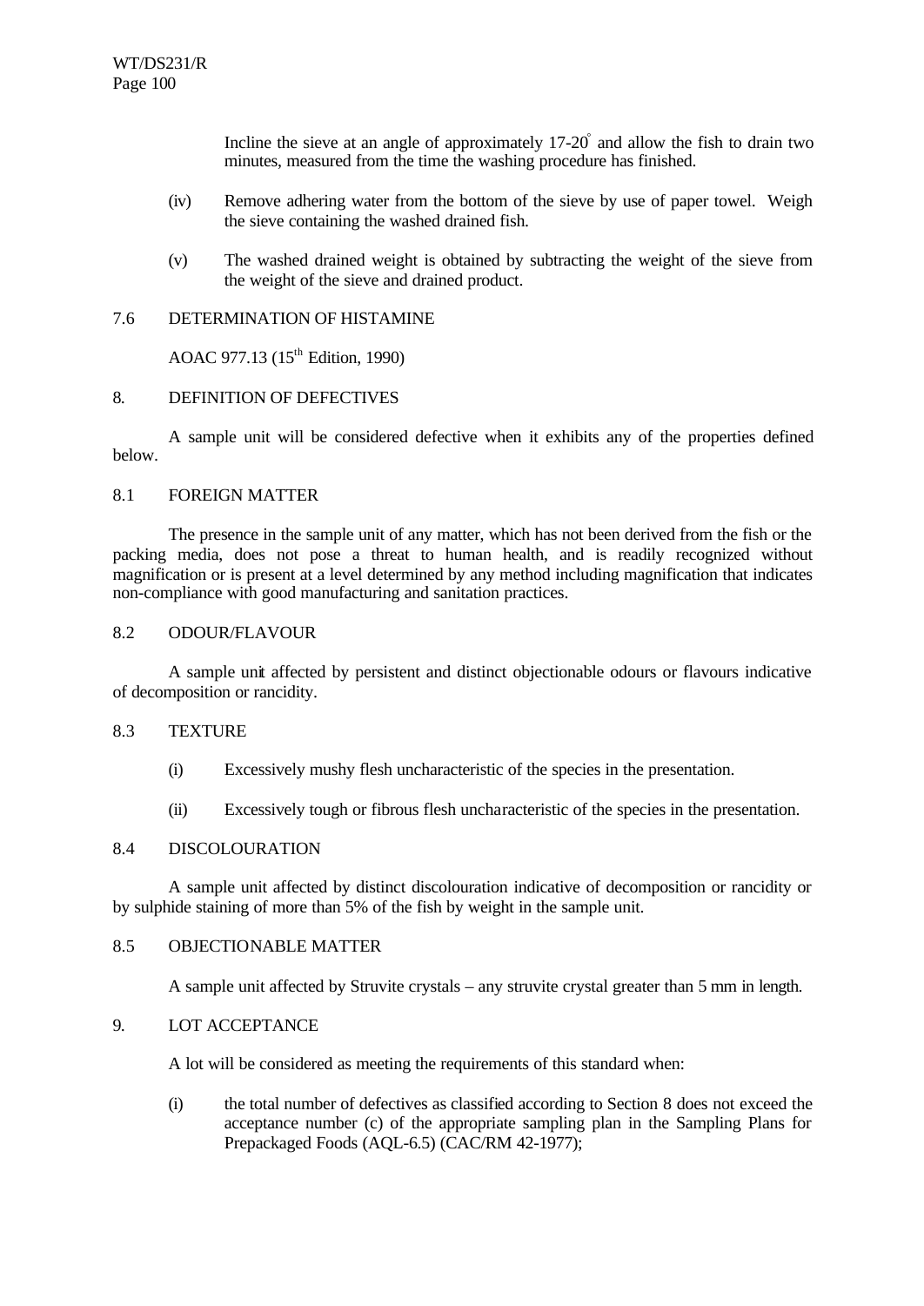Incline the sieve at an angle of approximately 17-20° and allow the fish to drain two minutes, measured from the time the washing procedure has finished.

(iv) Remove adhering water from the bottom of the sieve by use of paper towel. Weigh the sieve containing the washed drained fish.

(v) The washed drained weight is obtained by subtracting the weight of the sieve from the weight of the sieve and drained product.

### 7.6 DETERMINATION OF HISTAMINE

AOAC 977.13 (15th Edition, 1990)

## 8. DEFINITION OF DEFECTIVES

A sample unit will be considered defective when it exhibits any of the properties defined below.

### 8.1 FOREIGN MATTER

The presence in the sample unit of any matter, which has not been derived from the fish or the packing media, does not pose a threat to human health, and is readily recognized without magnification or is present at a level determined by any method including magnification that indicates non-compliance with good manufacturing and sanitation practices.

### 8.2 ODOUR/FLAVOUR

A sample unit affected by persistent and distinct objectionable odours or flavours indicative of decomposition or rancidity.

### 8.3 TEXTURE

(i) Excessively mushy flesh uncharacteristic of the species in the presentation.

(ii) Excessively tough or fibrous flesh uncharacteristic of the species in the presentation.

### 8.4 DISCOLOURATION

A sample unit affected by distinct discolouration indicative of decomposition or rancidity or by sulphide staining of more than 5% of the fish by weight in the sample unit.

### 8.5 OBJECTIONABLE MATTER

A sample unit affected by Struvite crystals – any struvite crystal greater than 5 mm in length.

## 9. LOT ACCEPTANCE

A lot will be considered as meeting the requirements of this standard when:

(i) the total number of defectives as classified according to Section 8 does not exceed the acceptance number (c) of the appropriate sampling plan in the Sampling Plans for Prepackaged Foods (AQL-6.5) (CAC/RM 42-1977);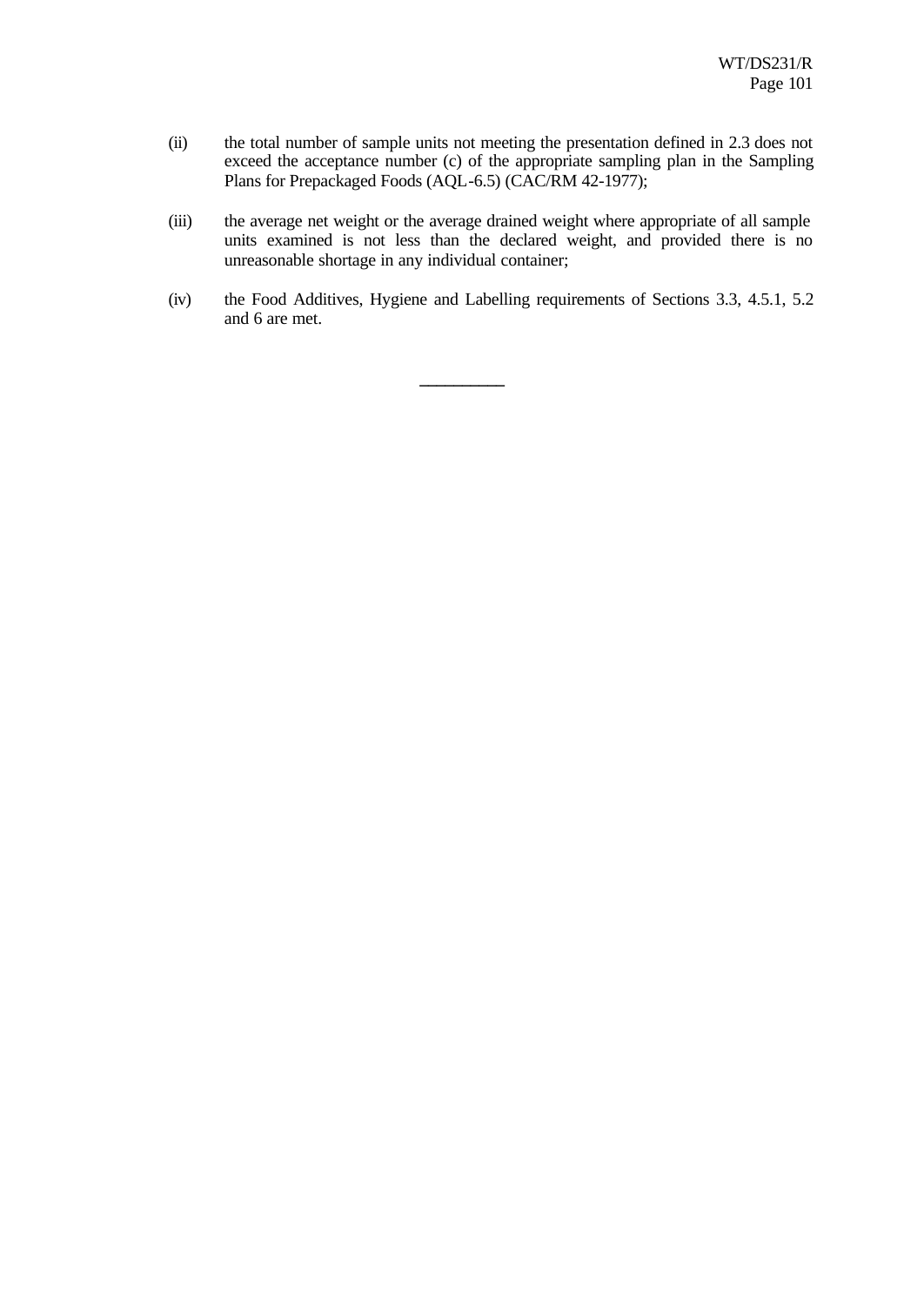(ii) the total number of sample units not meeting the presentation defined in 2.3 does not exceed the acceptance number (c) of the appropriate sampling plan in the Sampling Plans for Prepackaged Foods (AQL-6.5) (CAC/RM 42-1977);

(iii) the average net weight or the average drained weight where appropriate of all sample units examined is not less than the declared weight, and provided there is no unreasonable shortage in any individual container;

(iv) the Food Additives, Hygiene and Labelling requirements of Sections 3.3, 4.5.1, 5.2 and 6 are met.

__________